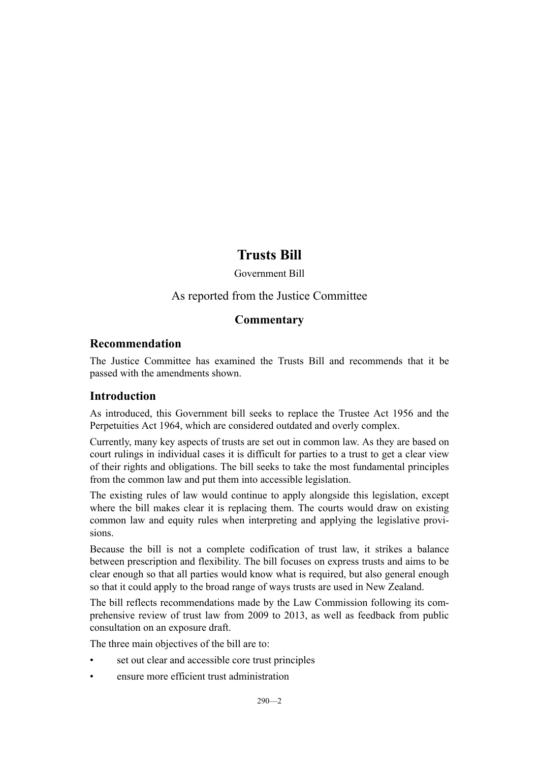# Trusts Bill

Government Bill

As reported from the Justice Committee

## Commentary

### Recommendation

The Justice Committee has examined the Trusts Bill and recommends that it be passed with the amendments shown.

### Introduction

As introduced, this Government bill seeks to replace the Trustee Act 1956 and the Perpetuities Act 1964, which are considered outdated and overly complex.

Currently, many key aspects of trusts are set out in common law. As they are based on court rulings in individual cases it is difficult for parties to a trust to get a clear view of their rights and obligations. The bill seeks to take the most fundamental principles from the common law and put them into accessible legislation.

The existing rules of law would continue to apply alongside this legislation, except where the bill makes clear it is replacing them. The courts would draw on existing common law and equity rules when interpreting and applying the legislative provisions.

Because the bill is not a complete codification of trust law, it strikes a balance between prescription and flexibility. The bill focuses on express trusts and aims to be clear enough so that all parties would know what is required, but also general enough so that it could apply to the broad range of ways trusts are used in New Zealand.

The bill reflects recommendations made by the Law Commission following its comprehensive review of trust law from 2009 to 2013, as well as feedback from public consultation on an exposure draft.

The three main objectives of the bill are to:

- set out clear and accessible core trust principles
- ensure more efficient trust administration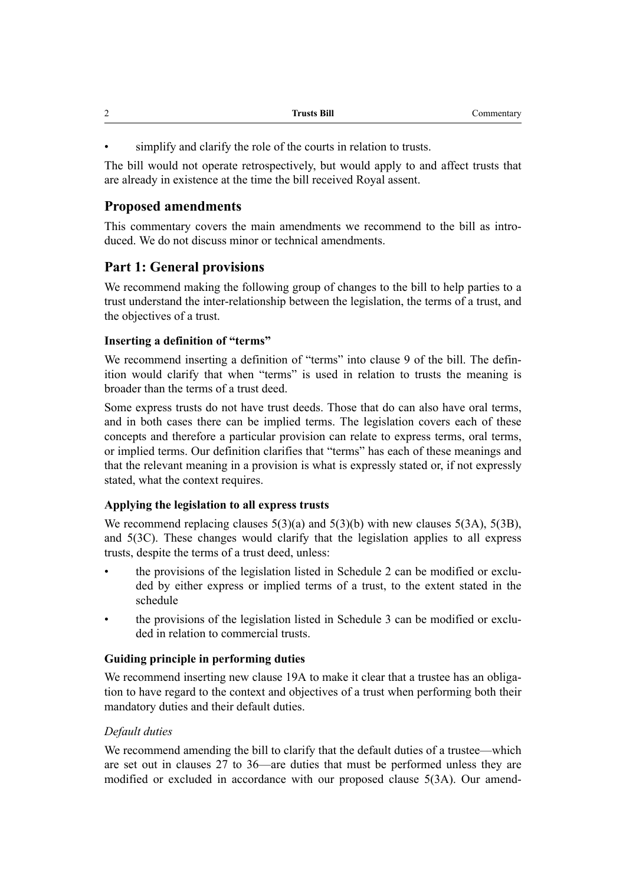- simplify and clarify the role of the courts in relation to trusts.

The bill would not operate retrospectively, but would apply to and affect trusts that are already in existence at the time the bill received Royal assent.

## Proposed amendments

This commentary covers the main amendments we recommend to the bill as introduced. We do not discuss minor or technical amendments.

## Part 1: General provisions

We recommend making the following group of changes to the bill to help parties to a trust understand the inter-relationship between the legislation, the terms of a trust, and the objectives of a trust.

### Inserting a definition of "terms"

We recommend inserting a definition of "terms" into clause 9 of the bill. The definition would clarify that when "terms" is used in relation to trusts the meaning is broader than the terms of a trust deed.

Some express trusts do not have trust deeds. Those that do can also have oral terms, and in both cases there can be implied terms. The legislation covers each of these concepts and therefore a particular provision can relate to express terms, oral terms, or implied terms. Our definition clarifies that "terms" has each of these meanings and that the relevant meaning in a provision is what is expressly stated or, if not expressly stated, what the context requires.

### Applying the legislation to all express trusts

We recommend replacing clauses 5(3)(a) and 5(3)(b) with new clauses 5(3A), 5(3B), and 5(3C). These changes would clarify that the legislation applies to all express trusts, despite the terms of a trust deed, unless:

- the provisions of the legislation listed in Schedule 2 can be modified or excluded by either express or implied terms of a trust, to the extent stated in the schedule
- the provisions of the legislation listed in Schedule 3 can be modified or excluded in relation to commercial trusts.

### Guiding principle in performing duties

We recommend inserting new clause 19A to make it clear that a trustee has an obligation to have regard to the context and objectives of a trust when performing both their mandatory duties and their default duties.

*Default duties*

We recommend amending the bill to clarify that the default duties of a trustee—which are set out in clauses 27 to 36—are duties that must be performed unless they are modified or excluded in accordance with our proposed clause 5(3A). Our amend-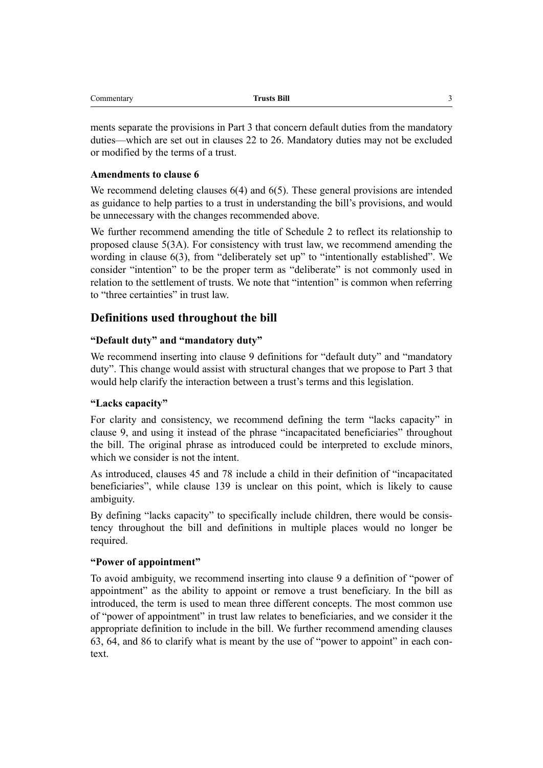ments separate the provisions in Part 3 that concern default duties from the mandatory duties—which are set out in clauses 22 to 26. Mandatory duties may not be excluded or modified by the terms of a trust.

#### Amendments to clause 6

We recommend deleting clauses 6(4) and 6(5). These general provisions are intended as guidance to help parties to a trust in understanding the bill's provisions, and would be unnecessary with the changes recommended above.

We further recommend amending the title of Schedule 2 to reflect its relationship to proposed clause 5(3A). For consistency with trust law, we recommend amending the wording in clause 6(3), from "deliberately set up" to "intentionally established". We consider "intention" to be the proper term as "deliberate" is not commonly used in relation to the settlement of trusts. We note that "intention" is common when referring to "three certainties" in trust law.

### Definitions used throughout the bill

#### "Default duty" and "mandatory duty"

We recommend inserting into clause 9 definitions for "default duty" and "mandatory duty". This change would assist with structural changes that we propose to Part 3 that would help clarify the interaction between a trust's terms and this legislation.

#### "Lacks capacity"

For clarity and consistency, we recommend defining the term "lacks capacity" in clause 9, and using it instead of the phrase "incapacitated beneficiaries" throughout the bill. The original phrase as introduced could be interpreted to exclude minors, which we consider is not the intent.

As introduced, clauses 45 and 78 include a child in their definition of "incapacitated beneficiaries", while clause 139 is unclear on this point, which is likely to cause ambiguity.

By defining "lacks capacity" to specifically include children, there would be consistency throughout the bill and definitions in multiple places would no longer be required.

#### "Power of appointment"

To avoid ambiguity, we recommend inserting into clause 9 a definition of "power of appointment" as the ability to appoint or remove a trust beneficiary. In the bill as introduced, the term is used to mean three different concepts. The most common use of "power of appointment" in trust law relates to beneficiaries, and we consider it the appropriate definition to include in the bill. We further recommend amending clauses 63, 64, and 86 to clarify what is meant by the use of "power to appoint" in each context.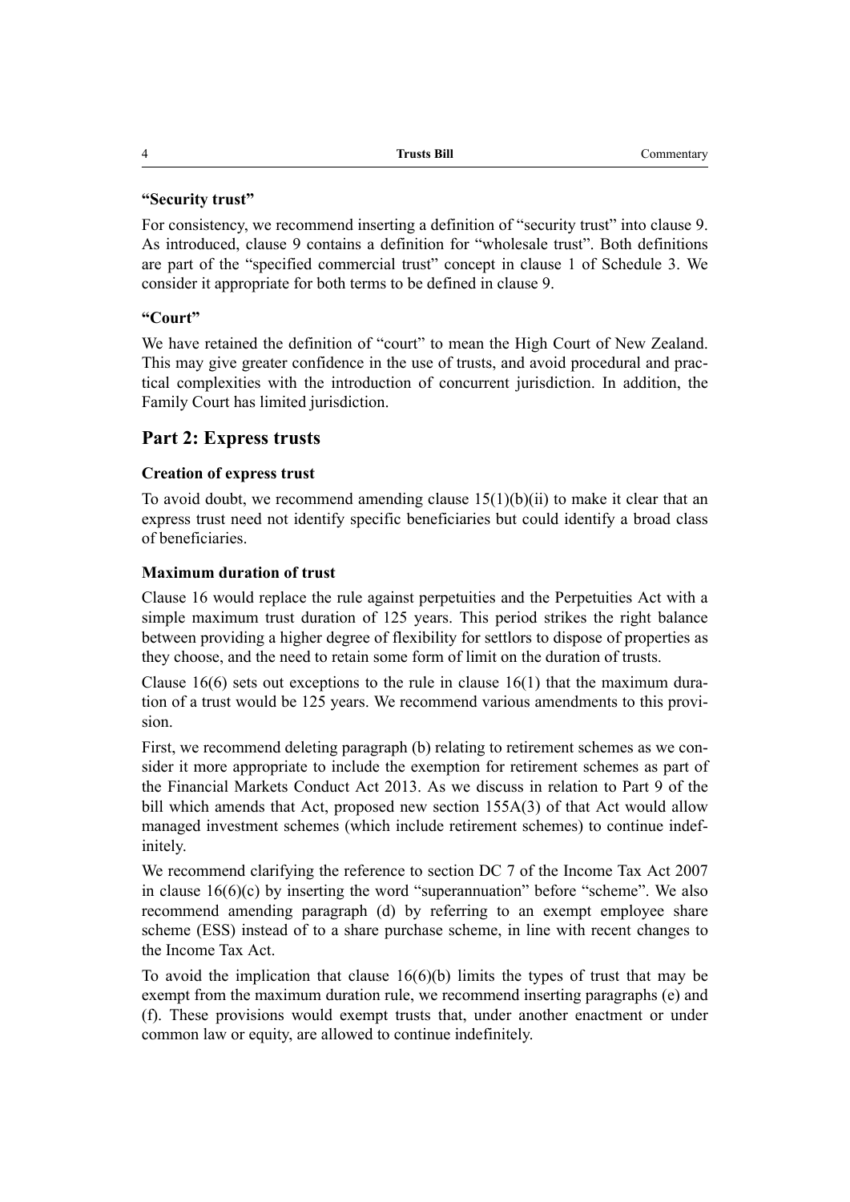### "Security trust"

For consistency, we recommend inserting a definition of "security trust" into clause 9. As introduced, clause 9 contains a definition for "wholesale trust". Both definitions are part of the "specified commercial trust" concept in clause 1 of Schedule 3. We consider it appropriate for both terms to be defined in clause 9.

### "Court"

We have retained the definition of "court" to mean the High Court of New Zealand. This may give greater confidence in the use of trusts, and avoid procedural and practical complexities with the introduction of concurrent jurisdiction. In addition, the Family Court has limited jurisdiction.

## Part 2: Express trusts

### Creation of express trust

To avoid doubt, we recommend amending clause 15(1)(b)(ii) to make it clear that an express trust need not identify specific beneficiaries but could identify a broad class of beneficiaries.

### Maximum duration of trust

Clause 16 would replace the rule against perpetuities and the Perpetuities Act with a simple maximum trust duration of 125 years. This period strikes the right balance between providing a higher degree of flexibility for settlors to dispose of properties as they choose, and the need to retain some form of limit on the duration of trusts.

Clause 16(6) sets out exceptions to the rule in clause 16(1) that the maximum duration of a trust would be 125 years. We recommend various amendments to this provision.

First, we recommend deleting paragraph (b) relating to retirement schemes as we consider it more appropriate to include the exemption for retirement schemes as part of the Financial Markets Conduct Act 2013. As we discuss in relation to Part 9 of the bill which amends that Act, proposed new section 155A(3) of that Act would allow managed investment schemes (which include retirement schemes) to continue indefinitely.

We recommend clarifying the reference to section DC 7 of the Income Tax Act 2007 in clause 16(6)(c) by inserting the word "superannuation" before "scheme". We also recommend amending paragraph (d) by referring to an exempt employee share scheme (ESS) instead of to a share purchase scheme, in line with recent changes to the Income Tax Act.

To avoid the implication that clause 16(6)(b) limits the types of trust that may be exempt from the maximum duration rule, we recommend inserting paragraphs (e) and (f). These provisions would exempt trusts that, under another enactment or under common law or equity, are allowed to continue indefinitely.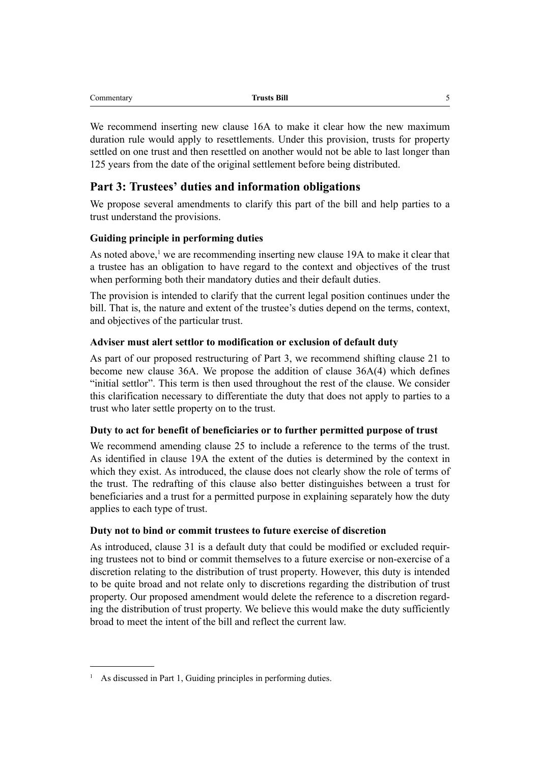We recommend inserting new clause 16A to make it clear how the new maximum duration rule would apply to resettlements. Under this provision, trusts for property settled on one trust and then resettled on another would not be able to last longer than 125 years from the date of the original settlement before being distributed.

## Part 3: Trustees' duties and information obligations

We propose several amendments to clarify this part of the bill and help parties to a trust understand the provisions.

### Guiding principle in performing duties

As noted above,[1] we are recommending inserting new clause 19A to make it clear that a trustee has an obligation to have regard to the context and objectives of the trust when performing both their mandatory duties and their default duties.

The provision is intended to clarify that the current legal position continues under the bill. That is, the nature and extent of the trustee's duties depend on the terms, context, and objectives of the particular trust.

### Adviser must alert settlor to modification or exclusion of default duty

As part of our proposed restructuring of Part 3, we recommend shifting clause 21 to become new clause 36A. We propose the addition of clause 36A(4) which defines "initial settlor". This term is then used throughout the rest of the clause. We consider this clarification necessary to differentiate the duty that does not apply to parties to a trust who later settle property on to the trust.

### Duty to act for benefit of beneficiaries or to further permitted purpose of trust

We recommend amending clause 25 to include a reference to the terms of the trust. As identified in clause 19A the extent of the duties is determined by the context in which they exist. As introduced, the clause does not clearly show the role of terms of the trust. The redrafting of this clause also better distinguishes between a trust for beneficiaries and a trust for a permitted purpose in explaining separately how the duty applies to each type of trust.

### Duty not to bind or commit trustees to future exercise of discretion

As introduced, clause 31 is a default duty that could be modified or excluded requiring trustees not to bind or commit themselves to a future exercise or non-exercise of a discretion relating to the distribution of trust property. However, this duty is intended to be quite broad and not relate only to discretions regarding the distribution of trust property. Our proposed amendment would delete the reference to a discretion regarding the distribution of trust property. We believe this would make the duty sufficiently broad to meet the intent of the bill and reflect the current law.

---

[1] As discussed in Part 1, Guiding principles in performing duties.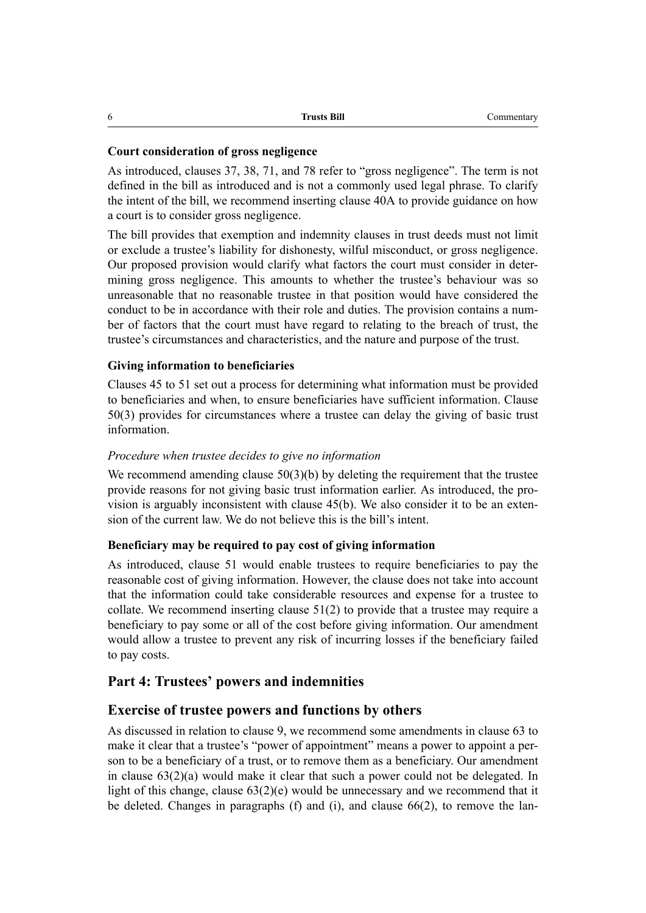### Court consideration of gross negligence

As introduced, clauses 37, 38, 71, and 78 refer to "gross negligence". The term is not defined in the bill as introduced and is not a commonly used legal phrase. To clarify the intent of the bill, we recommend inserting clause 40A to provide guidance on how a court is to consider gross negligence.

The bill provides that exemption and indemnity clauses in trust deeds must not limit or exclude a trustee's liability for dishonesty, wilful misconduct, or gross negligence. Our proposed provision would clarify what factors the court must consider in determining gross negligence. This amounts to whether the trustee's behaviour was so unreasonable that no reasonable trustee in that position would have considered the conduct to be in accordance with their role and duties. The provision contains a number of factors that the court must have regard to relating to the breach of trust, the trustee's circumstances and characteristics, and the nature and purpose of the trust.

### Giving information to beneficiaries

Clauses 45 to 51 set out a process for determining what information must be provided to beneficiaries and when, to ensure beneficiaries have sufficient information. Clause 50(3) provides for circumstances where a trustee can delay the giving of basic trust information.

#### *Procedure when trustee decides to give no information*

We recommend amending clause 50(3)(b) by deleting the requirement that the trustee provide reasons for not giving basic trust information earlier. As introduced, the provision is arguably inconsistent with clause 45(b). We also consider it to be an extension of the current law. We do not believe this is the bill's intent.

### Beneficiary may be required to pay cost of giving information

As introduced, clause 51 would enable trustees to require beneficiaries to pay the reasonable cost of giving information. However, the clause does not take into account that the information could take considerable resources and expense for a trustee to collate. We recommend inserting clause 51(2) to provide that a trustee may require a beneficiary to pay some or all of the cost before giving information. Our amendment would allow a trustee to prevent any risk of incurring losses if the beneficiary failed to pay costs.

## Part 4: Trustees' powers and indemnities

## Exercise of trustee powers and functions by others

As discussed in relation to clause 9, we recommend some amendments in clause 63 to make it clear that a trustee's "power of appointment" means a power to appoint a person to be a beneficiary of a trust, or to remove them as a beneficiary. Our amendment in clause 63(2)(a) would make it clear that such a power could not be delegated. In light of this change, clause 63(2)(e) would be unnecessary and we recommend that it be deleted. Changes in paragraphs (f) and (i), and clause 66(2), to remove the lan-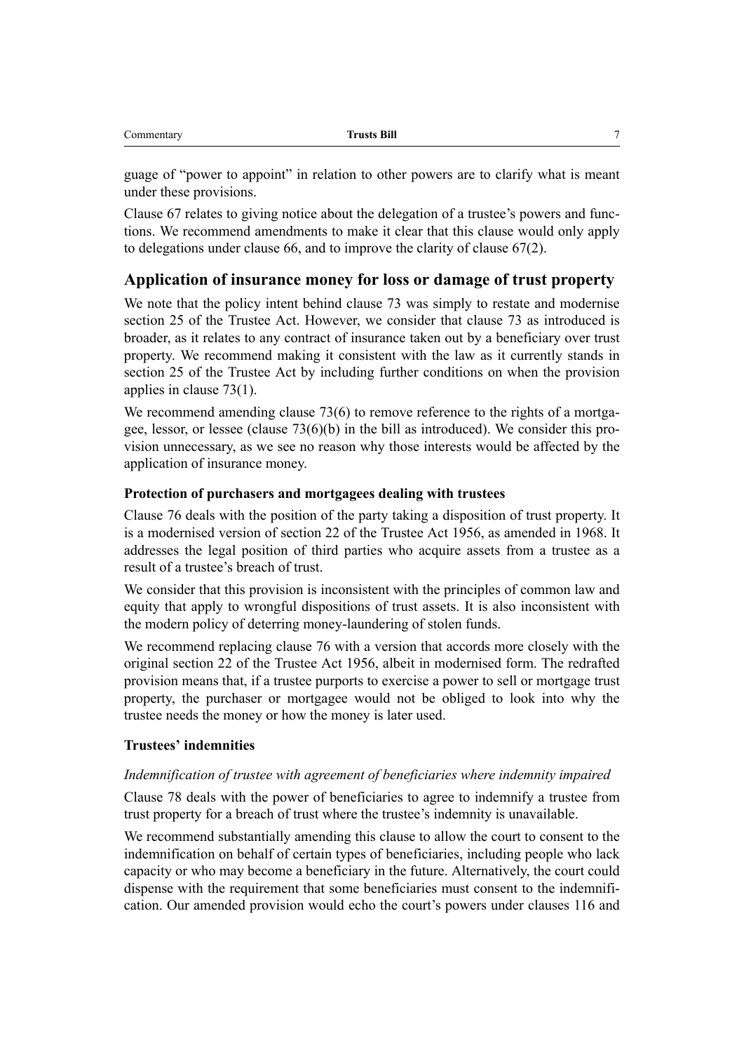guage of "power to appoint" in relation to other powers are to clarify what is meant under these provisions.

Clause 67 relates to giving notice about the delegation of a trustee's powers and functions. We recommend amendments to make it clear that this clause would only apply to delegations under clause 66, and to improve the clarity of clause 67(2).

## Application of insurance money for loss or damage of trust property

We note that the policy intent behind clause 73 was simply to restate and modernise section 25 of the Trustee Act. However, we consider that clause 73 as introduced is broader, as it relates to any contract of insurance taken out by a beneficiary over trust property. We recommend making it consistent with the law as it currently stands in section 25 of the Trustee Act by including further conditions on when the provision applies in clause 73(1).

We recommend amending clause 73(6) to remove reference to the rights of a mortgagee, lessor, or lessee (clause 73(6)(b) in the bill as introduced). We consider this provision unnecessary, as we see no reason why those interests would be affected by the application of insurance money.

### Protection of purchasers and mortgagees dealing with trustees

Clause 76 deals with the position of the party taking a disposition of trust property. It is a modernised version of section 22 of the Trustee Act 1956, as amended in 1968. It addresses the legal position of third parties who acquire assets from a trustee as a result of a trustee's breach of trust.

We consider that this provision is inconsistent with the principles of common law and equity that apply to wrongful dispositions of trust assets. It is also inconsistent with the modern policy of deterring money-laundering of stolen funds.

We recommend replacing clause 76 with a version that accords more closely with the original section 22 of the Trustee Act 1956, albeit in modernised form. The redrafted provision means that, if a trustee purports to exercise a power to sell or mortgage trust property, the purchaser or mortgagee would not be obliged to look into why the trustee needs the money or how the money is later used.

### Trustees' indemnities

*Indemnification of trustee with agreement of beneficiaries where indemnity impaired*

Clause 78 deals with the power of beneficiaries to agree to indemnify a trustee from trust property for a breach of trust where the trustee's indemnity is unavailable.

We recommend substantially amending this clause to allow the court to consent to the indemnification on behalf of certain types of beneficiaries, including people who lack capacity or who may become a beneficiary in the future. Alternatively, the court could dispense with the requirement that some beneficiaries must consent to the indemnification. Our amended provision would echo the court's powers under clauses 116 and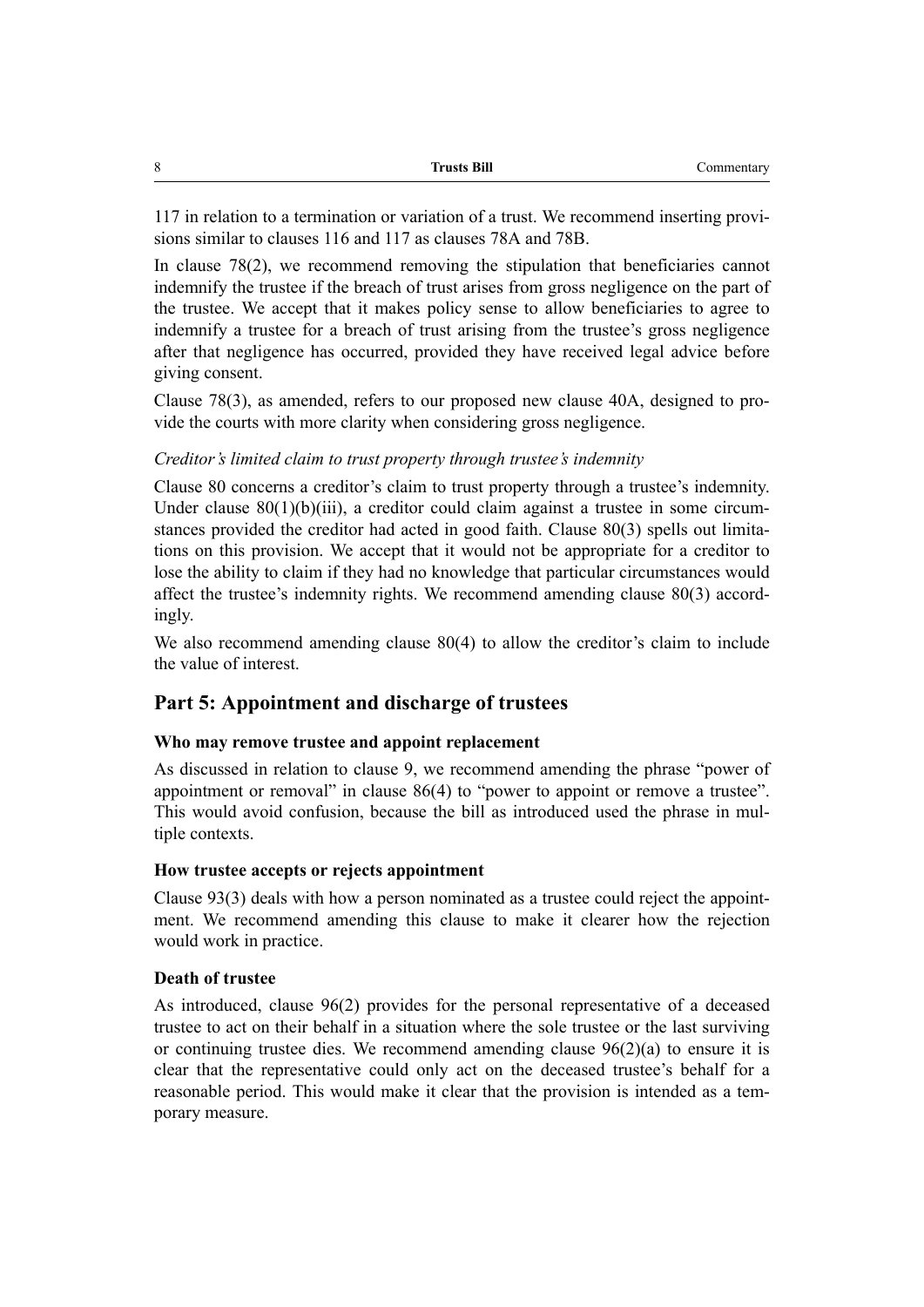117 in relation to a termination or variation of a trust. We recommend inserting provisions similar to clauses 116 and 117 as clauses 78A and 78B.

In clause 78(2), we recommend removing the stipulation that beneficiaries cannot indemnify the trustee if the breach of trust arises from gross negligence on the part of the trustee. We accept that it makes policy sense to allow beneficiaries to agree to indemnify a trustee for a breach of trust arising from the trustee's gross negligence after that negligence has occurred, provided they have received legal advice before giving consent.

Clause 78(3), as amended, refers to our proposed new clause 40A, designed to provide the courts with more clarity when considering gross negligence.

*Creditor's limited claim to trust property through trustee's indemnity*

Clause 80 concerns a creditor's claim to trust property through a trustee's indemnity. Under clause 80(1)(b)(iii), a creditor could claim against a trustee in some circumstances provided the creditor had acted in good faith. Clause 80(3) spells out limitations on this provision. We accept that it would not be appropriate for a creditor to lose the ability to claim if they had no knowledge that particular circumstances would affect the trustee's indemnity rights. We recommend amending clause 80(3) accordingly.

We also recommend amending clause 80(4) to allow the creditor's claim to include the value of interest.

## Part 5: Appointment and discharge of trustees

### Who may remove trustee and appoint replacement

As discussed in relation to clause 9, we recommend amending the phrase "power of appointment or removal" in clause 86(4) to "power to appoint or remove a trustee". This would avoid confusion, because the bill as introduced used the phrase in multiple contexts.

### How trustee accepts or rejects appointment

Clause 93(3) deals with how a person nominated as a trustee could reject the appointment. We recommend amending this clause to make it clearer how the rejection would work in practice.

### Death of trustee

As introduced, clause 96(2) provides for the personal representative of a deceased trustee to act on their behalf in a situation where the sole trustee or the last surviving or continuing trustee dies. We recommend amending clause 96(2)(a) to ensure it is clear that the representative could only act on the deceased trustee's behalf for a reasonable period. This would make it clear that the provision is intended as a temporary measure.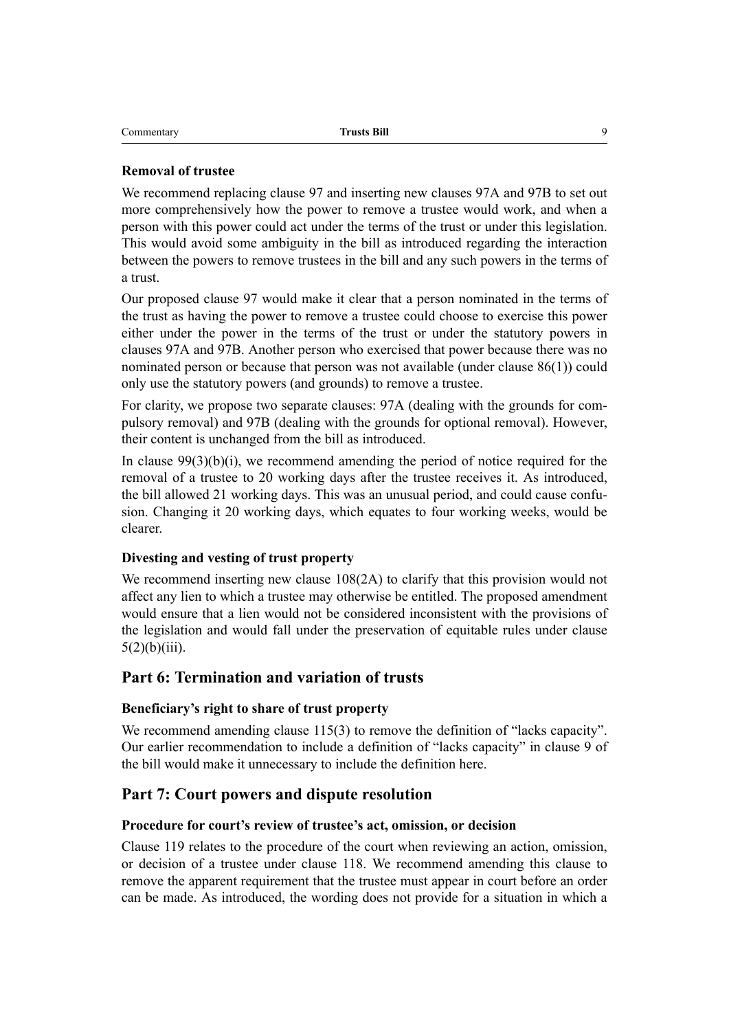### Removal of trustee

We recommend replacing clause 97 and inserting new clauses 97A and 97B to set out more comprehensively how the power to remove a trustee would work, and when a person with this power could act under the terms of the trust or under this legislation. This would avoid some ambiguity in the bill as introduced regarding the interaction between the powers to remove trustees in the bill and any such powers in the terms of a trust.

Our proposed clause 97 would make it clear that a person nominated in the terms of the trust as having the power to remove a trustee could choose to exercise this power either under the power in the terms of the trust or under the statutory powers in clauses 97A and 97B. Another person who exercised that power because there was no nominated person or because that person was not available (under clause 86(1)) could only use the statutory powers (and grounds) to remove a trustee.

For clarity, we propose two separate clauses: 97A (dealing with the grounds for compulsory removal) and 97B (dealing with the grounds for optional removal). However, their content is unchanged from the bill as introduced.

In clause 99(3)(b)(i), we recommend amending the period of notice required for the removal of a trustee to 20 working days after the trustee receives it. As introduced, the bill allowed 21 working days. This was an unusual period, and could cause confusion. Changing it 20 working days, which equates to four working weeks, would be clearer.

### Divesting and vesting of trust property

We recommend inserting new clause 108(2A) to clarify that this provision would not affect any lien to which a trustee may otherwise be entitled. The proposed amendment would ensure that a lien would not be considered inconsistent with the provisions of the legislation and would fall under the preservation of equitable rules under clause 5(2)(b)(iii).

## Part 6: Termination and variation of trusts

### Beneficiary's right to share of trust property

We recommend amending clause 115(3) to remove the definition of "lacks capacity". Our earlier recommendation to include a definition of "lacks capacity" in clause 9 of the bill would make it unnecessary to include the definition here.

## Part 7: Court powers and dispute resolution

### Procedure for court's review of trustee's act, omission, or decision

Clause 119 relates to the procedure of the court when reviewing an action, omission, or decision of a trustee under clause 118. We recommend amending this clause to remove the apparent requirement that the trustee must appear in court before an order can be made. As introduced, the wording does not provide for a situation in which a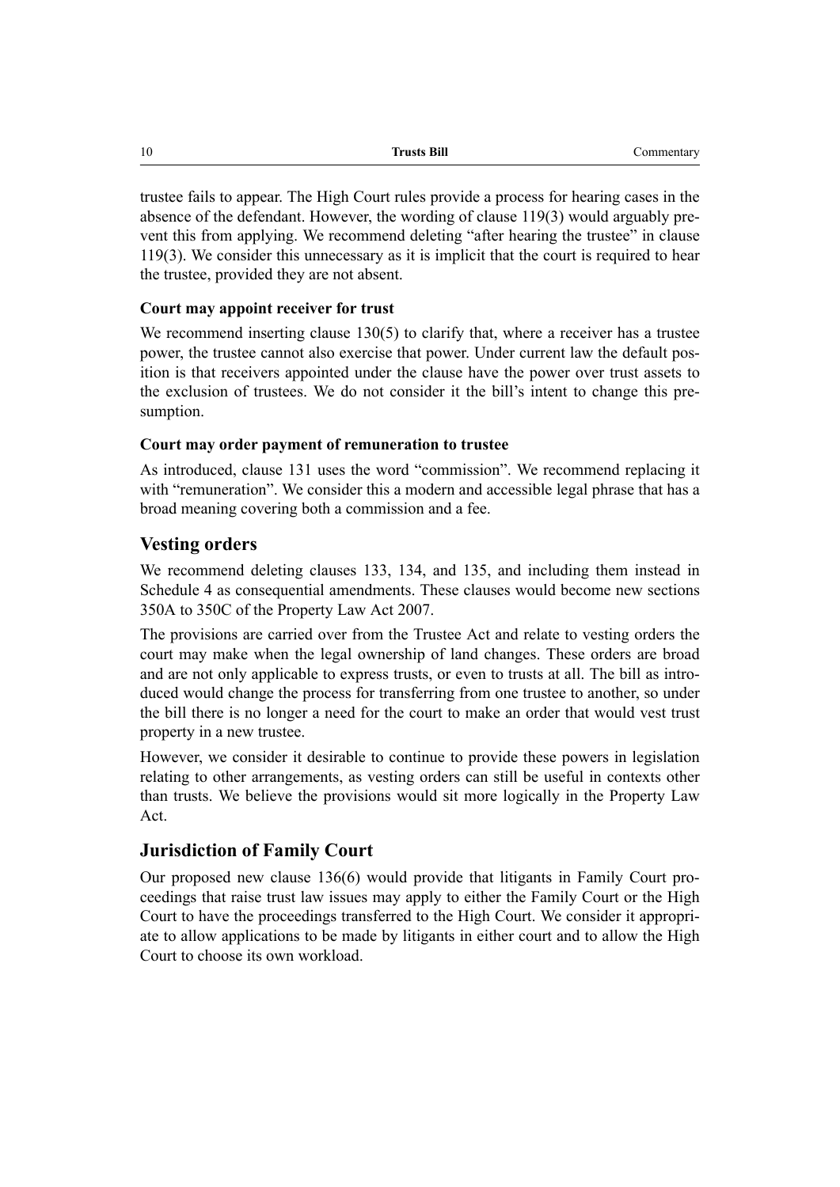trustee fails to appear. The High Court rules provide a process for hearing cases in the absence of the defendant. However, the wording of clause 119(3) would arguably prevent this from applying. We recommend deleting "after hearing the trustee" in clause 119(3). We consider this unnecessary as it is implicit that the court is required to hear the trustee, provided they are not absent.

#### Court may appoint receiver for trust

We recommend inserting clause 130(5) to clarify that, where a receiver has a trustee power, the trustee cannot also exercise that power. Under current law the default position is that receivers appointed under the clause have the power over trust assets to the exclusion of trustees. We do not consider it the bill's intent to change this presumption.

#### Court may order payment of remuneration to trustee

As introduced, clause 131 uses the word "commission". We recommend replacing it with "remuneration". We consider this a modern and accessible legal phrase that has a broad meaning covering both a commission and a fee.

### Vesting orders

We recommend deleting clauses 133, 134, and 135, and including them instead in Schedule 4 as consequential amendments. These clauses would become new sections 350A to 350C of the Property Law Act 2007.

The provisions are carried over from the Trustee Act and relate to vesting orders the court may make when the legal ownership of land changes. These orders are broad and are not only applicable to express trusts, or even to trusts at all. The bill as introduced would change the process for transferring from one trustee to another, so under the bill there is no longer a need for the court to make an order that would vest trust property in a new trustee.

However, we consider it desirable to continue to provide these powers in legislation relating to other arrangements, as vesting orders can still be useful in contexts other than trusts. We believe the provisions would sit more logically in the Property Law Act.

### Jurisdiction of Family Court

Our proposed new clause 136(6) would provide that litigants in Family Court proceedings that raise trust law issues may apply to either the Family Court or the High Court to have the proceedings transferred to the High Court. We consider it appropriate to allow applications to be made by litigants in either court and to allow the High Court to choose its own workload.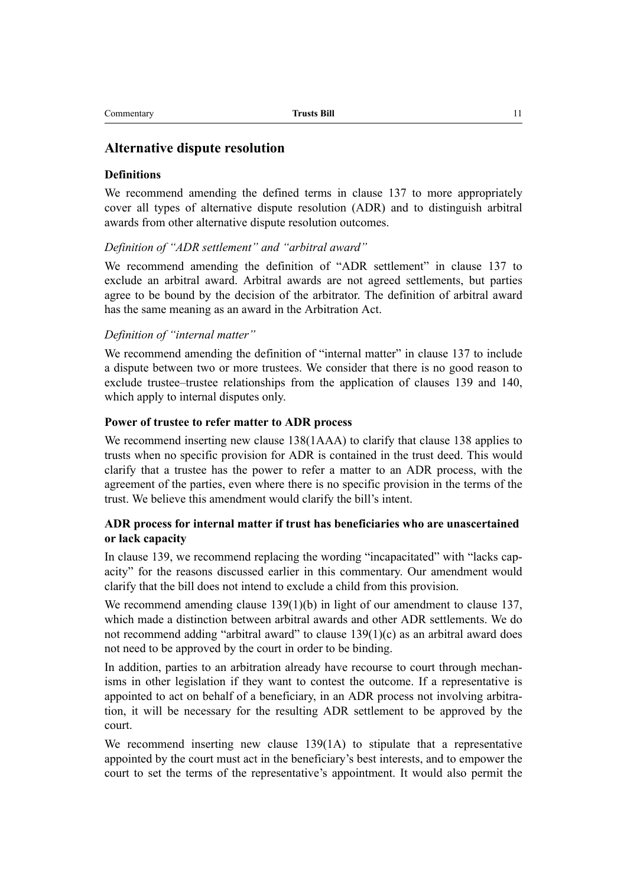## Alternative dispute resolution

### Definitions

We recommend amending the defined terms in clause 137 to more appropriately cover all types of alternative dispute resolution (ADR) and to distinguish arbitral awards from other alternative dispute resolution outcomes.

#### *Definition of "ADR settlement" and "arbitral award"*

We recommend amending the definition of "ADR settlement" in clause 137 to exclude an arbitral award. Arbitral awards are not agreed settlements, but parties agree to be bound by the decision of the arbitrator. The definition of arbitral award has the same meaning as an award in the Arbitration Act.

#### *Definition of "internal matter"*

We recommend amending the definition of "internal matter" in clause 137 to include a dispute between two or more trustees. We consider that there is no good reason to exclude trustee–trustee relationships from the application of clauses 139 and 140, which apply to internal disputes only.

### Power of trustee to refer matter to ADR process

We recommend inserting new clause 138(1AAA) to clarify that clause 138 applies to trusts when no specific provision for ADR is contained in the trust deed. This would clarify that a trustee has the power to refer a matter to an ADR process, with the agreement of the parties, even where there is no specific provision in the terms of the trust. We believe this amendment would clarify the bill's intent.

### ADR process for internal matter if trust has beneficiaries who are unascertained or lack capacity

In clause 139, we recommend replacing the wording "incapacitated" with "lacks capacity" for the reasons discussed earlier in this commentary. Our amendment would clarify that the bill does not intend to exclude a child from this provision.

We recommend amending clause 139(1)(b) in light of our amendment to clause 137, which made a distinction between arbitral awards and other ADR settlements. We do not recommend adding "arbitral award" to clause 139(1)(c) as an arbitral award does not need to be approved by the court in order to be binding.

In addition, parties to an arbitration already have recourse to court through mechanisms in other legislation if they want to contest the outcome. If a representative is appointed to act on behalf of a beneficiary, in an ADR process not involving arbitration, it will be necessary for the resulting ADR settlement to be approved by the court.

We recommend inserting new clause 139(1A) to stipulate that a representative appointed by the court must act in the beneficiary's best interests, and to empower the court to set the terms of the representative's appointment. It would also permit the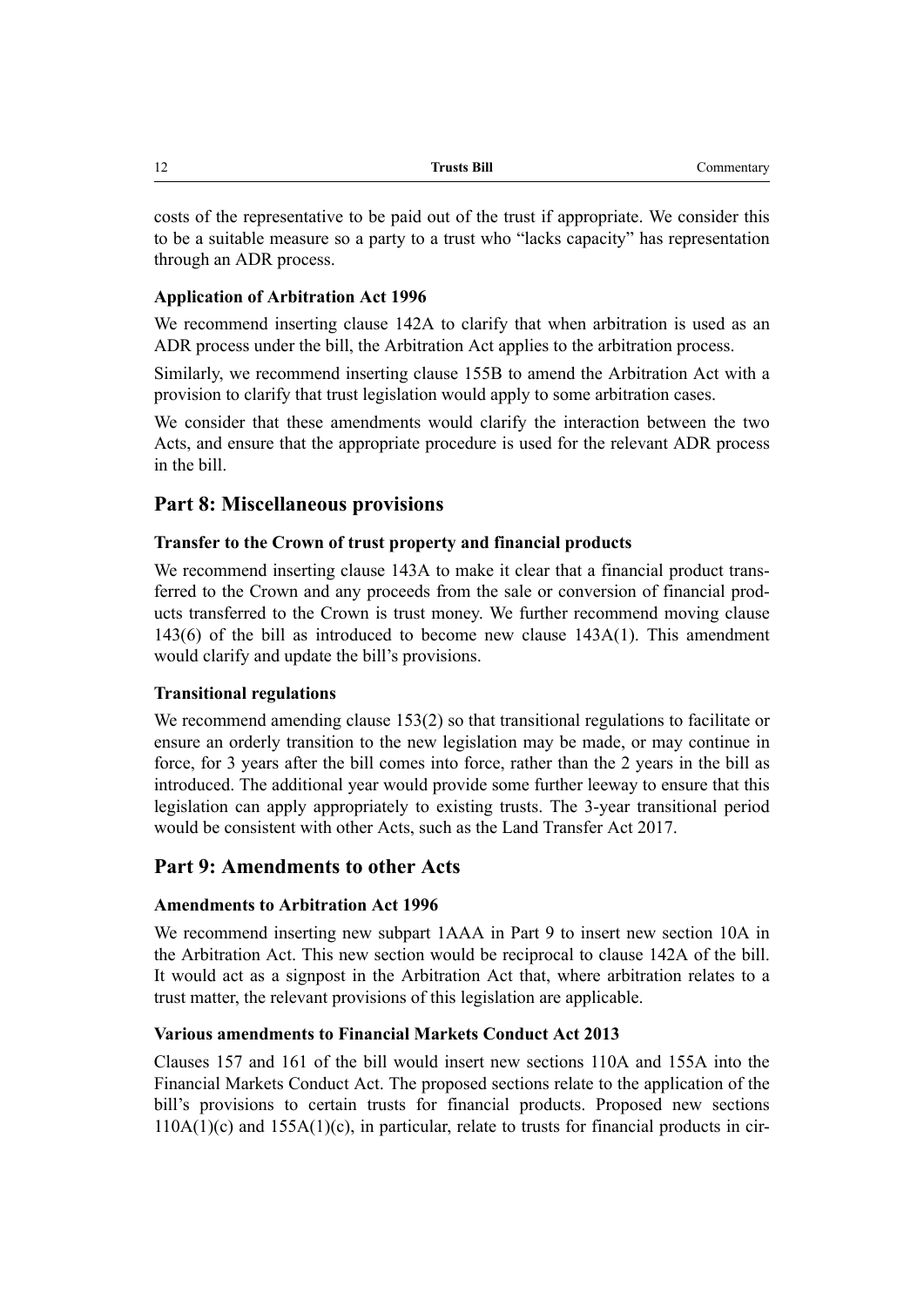costs of the representative to be paid out of the trust if appropriate. We consider this to be a suitable measure so a party to a trust who "lacks capacity" has representation through an ADR process.

### Application of Arbitration Act 1996

We recommend inserting clause 142A to clarify that when arbitration is used as an ADR process under the bill, the Arbitration Act applies to the arbitration process.

Similarly, we recommend inserting clause 155B to amend the Arbitration Act with a provision to clarify that trust legislation would apply to some arbitration cases.

We consider that these amendments would clarify the interaction between the two Acts, and ensure that the appropriate procedure is used for the relevant ADR process in the bill.

## Part 8: Miscellaneous provisions

### Transfer to the Crown of trust property and financial products

We recommend inserting clause 143A to make it clear that a financial product transferred to the Crown and any proceeds from the sale or conversion of financial products transferred to the Crown is trust money. We further recommend moving clause 143(6) of the bill as introduced to become new clause 143A(1). This amendment would clarify and update the bill's provisions.

### Transitional regulations

We recommend amending clause 153(2) so that transitional regulations to facilitate or ensure an orderly transition to the new legislation may be made, or may continue in force, for 3 years after the bill comes into force, rather than the 2 years in the bill as introduced. The additional year would provide some further leeway to ensure that this legislation can apply appropriately to existing trusts. The 3-year transitional period would be consistent with other Acts, such as the Land Transfer Act 2017.

## Part 9: Amendments to other Acts

### Amendments to Arbitration Act 1996

We recommend inserting new subpart 1AAA in Part 9 to insert new section 10A in the Arbitration Act. This new section would be reciprocal to clause 142A of the bill. It would act as a signpost in the Arbitration Act that, where arbitration relates to a trust matter, the relevant provisions of this legislation are applicable.

### Various amendments to Financial Markets Conduct Act 2013

Clauses 157 and 161 of the bill would insert new sections 110A and 155A into the Financial Markets Conduct Act. The proposed sections relate to the application of the bill's provisions to certain trusts for financial products. Proposed new sections 110A(1)(c) and 155A(1)(c), in particular, relate to trusts for financial products in cir-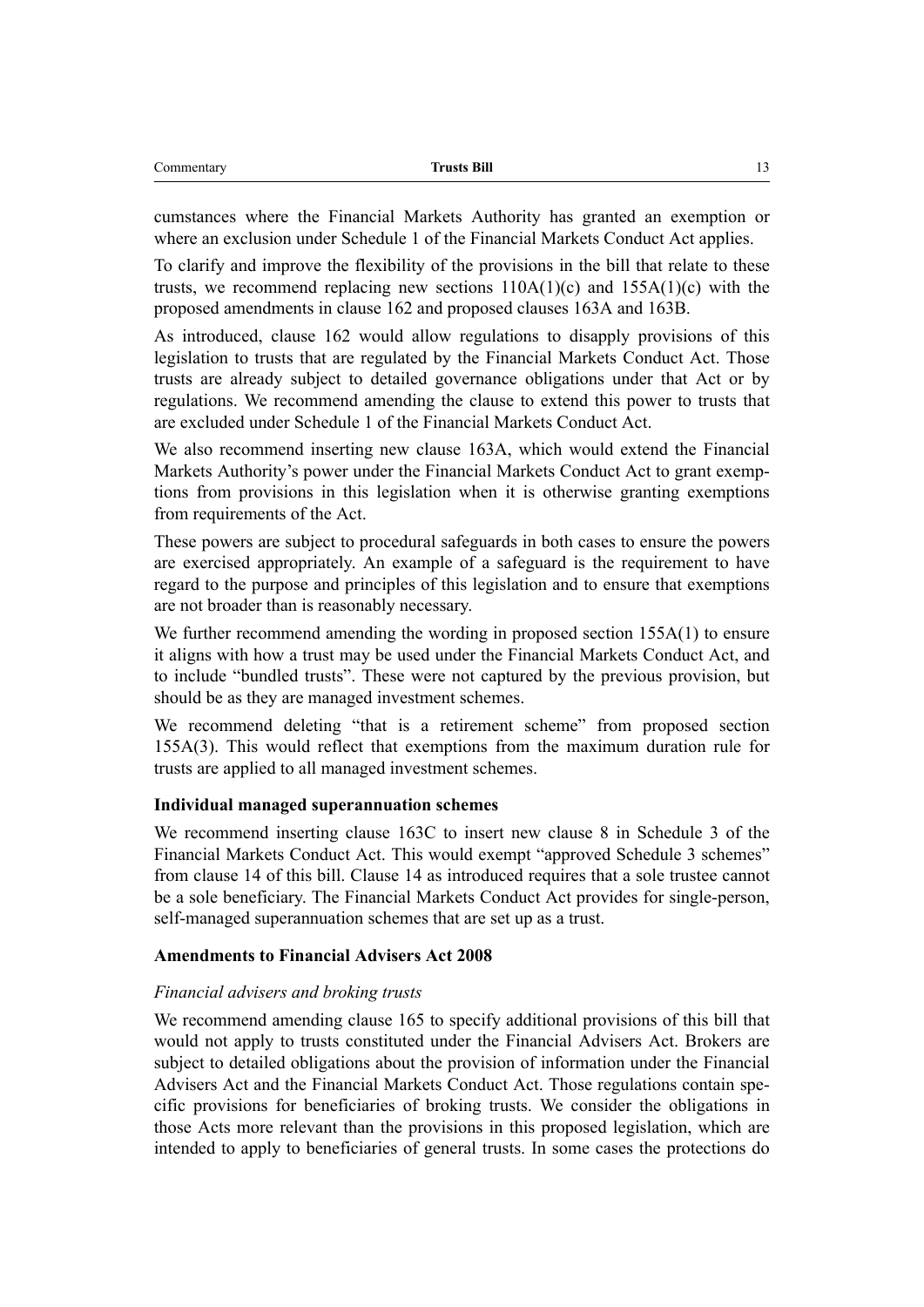cumstances where the Financial Markets Authority has granted an exemption or where an exclusion under Schedule 1 of the Financial Markets Conduct Act applies.

To clarify and improve the flexibility of the provisions in the bill that relate to these trusts, we recommend replacing new sections 110A(1)(c) and 155A(1)(c) with the proposed amendments in clause 162 and proposed clauses 163A and 163B.

As introduced, clause 162 would allow regulations to disapply provisions of this legislation to trusts that are regulated by the Financial Markets Conduct Act. Those trusts are already subject to detailed governance obligations under that Act or by regulations. We recommend amending the clause to extend this power to trusts that are excluded under Schedule 1 of the Financial Markets Conduct Act.

We also recommend inserting new clause 163A, which would extend the Financial Markets Authority's power under the Financial Markets Conduct Act to grant exemptions from provisions in this legislation when it is otherwise granting exemptions from requirements of the Act.

These powers are subject to procedural safeguards in both cases to ensure the powers are exercised appropriately. An example of a safeguard is the requirement to have regard to the purpose and principles of this legislation and to ensure that exemptions are not broader than is reasonably necessary.

We further recommend amending the wording in proposed section 155A(1) to ensure it aligns with how a trust may be used under the Financial Markets Conduct Act, and to include "bundled trusts". These were not captured by the previous provision, but should be as they are managed investment schemes.

We recommend deleting "that is a retirement scheme" from proposed section 155A(3). This would reflect that exemptions from the maximum duration rule for trusts are applied to all managed investment schemes.

### Individual managed superannuation schemes

We recommend inserting clause 163C to insert new clause 8 in Schedule 3 of the Financial Markets Conduct Act. This would exempt "approved Schedule 3 schemes" from clause 14 of this bill. Clause 14 as introduced requires that a sole trustee cannot be a sole beneficiary. The Financial Markets Conduct Act provides for single-person, self-managed superannuation schemes that are set up as a trust.

### Amendments to Financial Advisers Act 2008

#### *Financial advisers and broking trusts*

We recommend amending clause 165 to specify additional provisions of this bill that would not apply to trusts constituted under the Financial Advisers Act. Brokers are subject to detailed obligations about the provision of information under the Financial Advisers Act and the Financial Markets Conduct Act. Those regulations contain specific provisions for beneficiaries of broking trusts. We consider the obligations in those Acts more relevant than the provisions in this proposed legislation, which are intended to apply to beneficiaries of general trusts. In some cases the protections do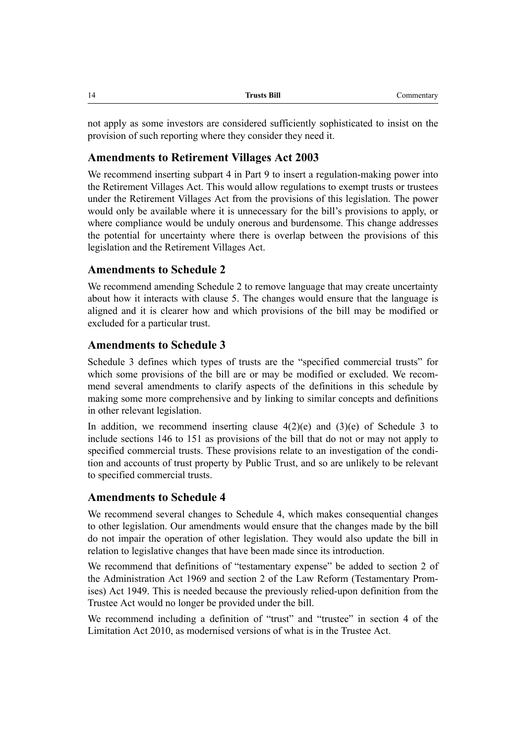not apply as some investors are considered sufficiently sophisticated to insist on the provision of such reporting where they consider they need it.

## Amendments to Retirement Villages Act 2003

We recommend inserting subpart 4 in Part 9 to insert a regulation-making power into the Retirement Villages Act. This would allow regulations to exempt trusts or trustees under the Retirement Villages Act from the provisions of this legislation. The power would only be available where it is unnecessary for the bill's provisions to apply, or where compliance would be unduly onerous and burdensome. This change addresses the potential for uncertainty where there is overlap between the provisions of this legislation and the Retirement Villages Act.

## Amendments to Schedule 2

We recommend amending Schedule 2 to remove language that may create uncertainty about how it interacts with clause 5. The changes would ensure that the language is aligned and it is clearer how and which provisions of the bill may be modified or excluded for a particular trust.

## Amendments to Schedule 3

Schedule 3 defines which types of trusts are the "specified commercial trusts" for which some provisions of the bill are or may be modified or excluded. We recommend several amendments to clarify aspects of the definitions in this schedule by making some more comprehensive and by linking to similar concepts and definitions in other relevant legislation.

In addition, we recommend inserting clause 4(2)(e) and (3)(e) of Schedule 3 to include sections 146 to 151 as provisions of the bill that do not or may not apply to specified commercial trusts. These provisions relate to an investigation of the condition and accounts of trust property by Public Trust, and so are unlikely to be relevant to specified commercial trusts.

## Amendments to Schedule 4

We recommend several changes to Schedule 4, which makes consequential changes to other legislation. Our amendments would ensure that the changes made by the bill do not impair the operation of other legislation. They would also update the bill in relation to legislative changes that have been made since its introduction.

We recommend that definitions of "testamentary expense" be added to section 2 of the Administration Act 1969 and section 2 of the Law Reform (Testamentary Promises) Act 1949. This is needed because the previously relied-upon definition from the Trustee Act would no longer be provided under the bill.

We recommend including a definition of "trust" and "trustee" in section 4 of the Limitation Act 2010, as modernised versions of what is in the Trustee Act.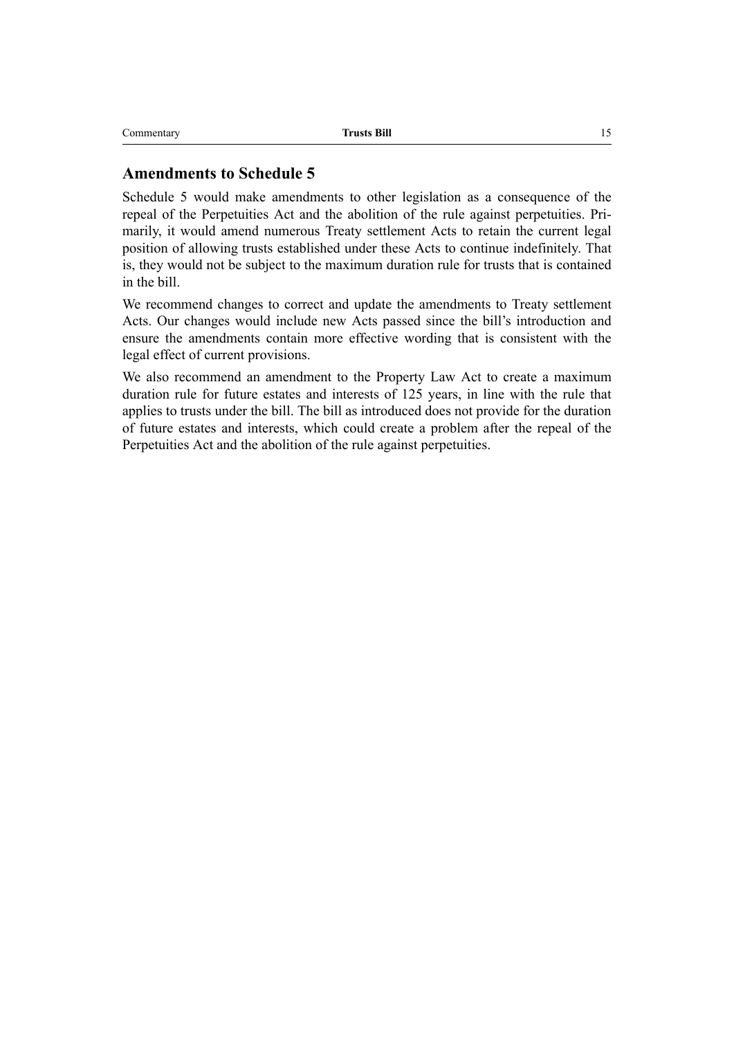## Amendments to Schedule 5

Schedule 5 would make amendments to other legislation as a consequence of the repeal of the Perpetuities Act and the abolition of the rule against perpetuities. Primarily, it would amend numerous Treaty settlement Acts to retain the current legal position of allowing trusts established under these Acts to continue indefinitely. That is, they would not be subject to the maximum duration rule for trusts that is contained in the bill.

We recommend changes to correct and update the amendments to Treaty settlement Acts. Our changes would include new Acts passed since the bill's introduction and ensure the amendments contain more effective wording that is consistent with the legal effect of current provisions.

We also recommend an amendment to the Property Law Act to create a maximum duration rule for future estates and interests of 125 years, in line with the rule that applies to trusts under the bill. The bill as introduced does not provide for the duration of future estates and interests, which could create a problem after the repeal of the Perpetuities Act and the abolition of the rule against perpetuities.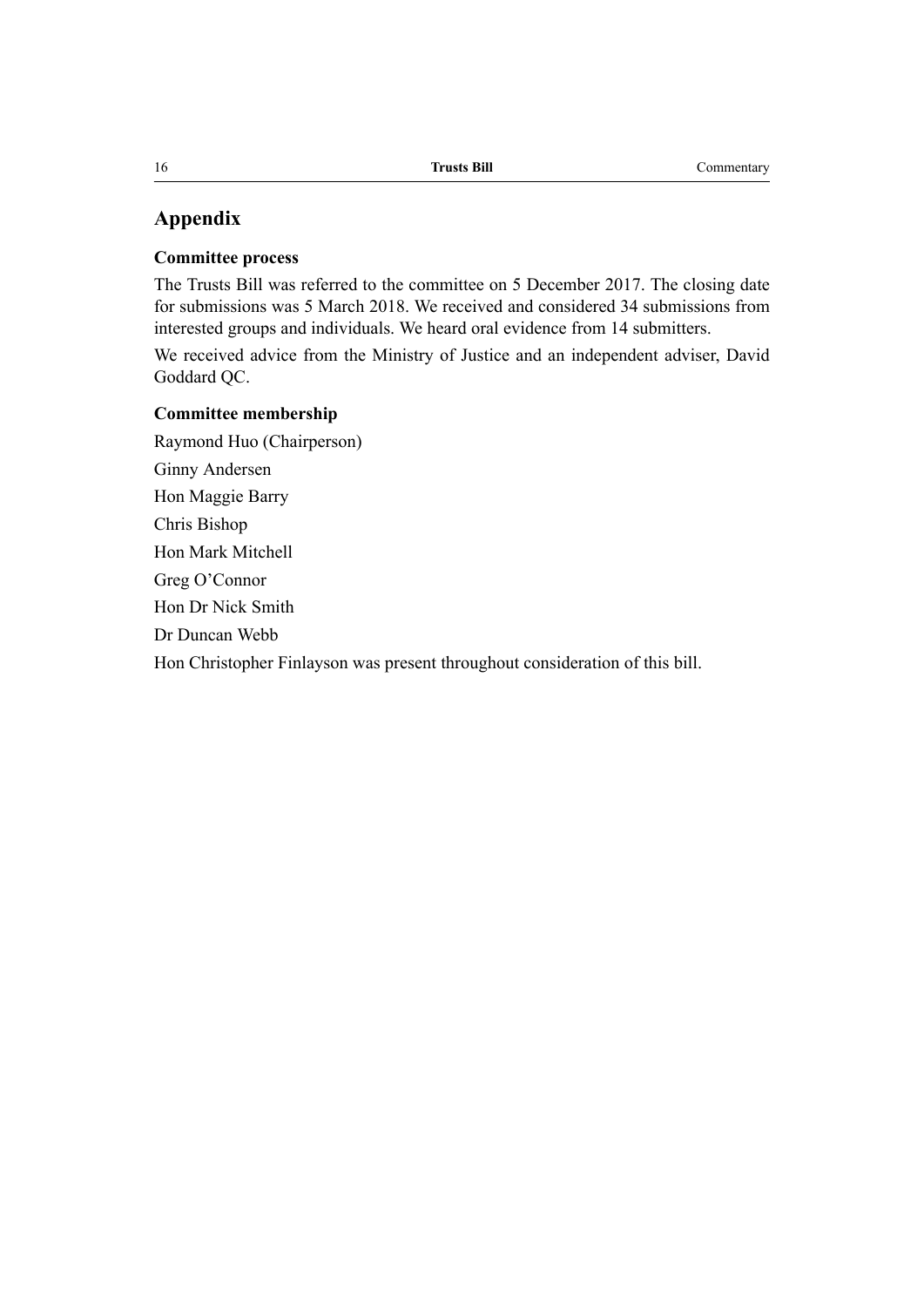## Appendix

### Committee process

The Trusts Bill was referred to the committee on 5 December 2017. The closing date for submissions was 5 March 2018. We received and considered 34 submissions from interested groups and individuals. We heard oral evidence from 14 submitters.

We received advice from the Ministry of Justice and an independent adviser, David Goddard QC.

### Committee membership

Raymond Huo (Chairperson)

Ginny Andersen

Hon Maggie Barry

Chris Bishop

Hon Mark Mitchell

Greg O'Connor

Hon Dr Nick Smith

Dr Duncan Webb

Hon Christopher Finlayson was present throughout consideration of this bill.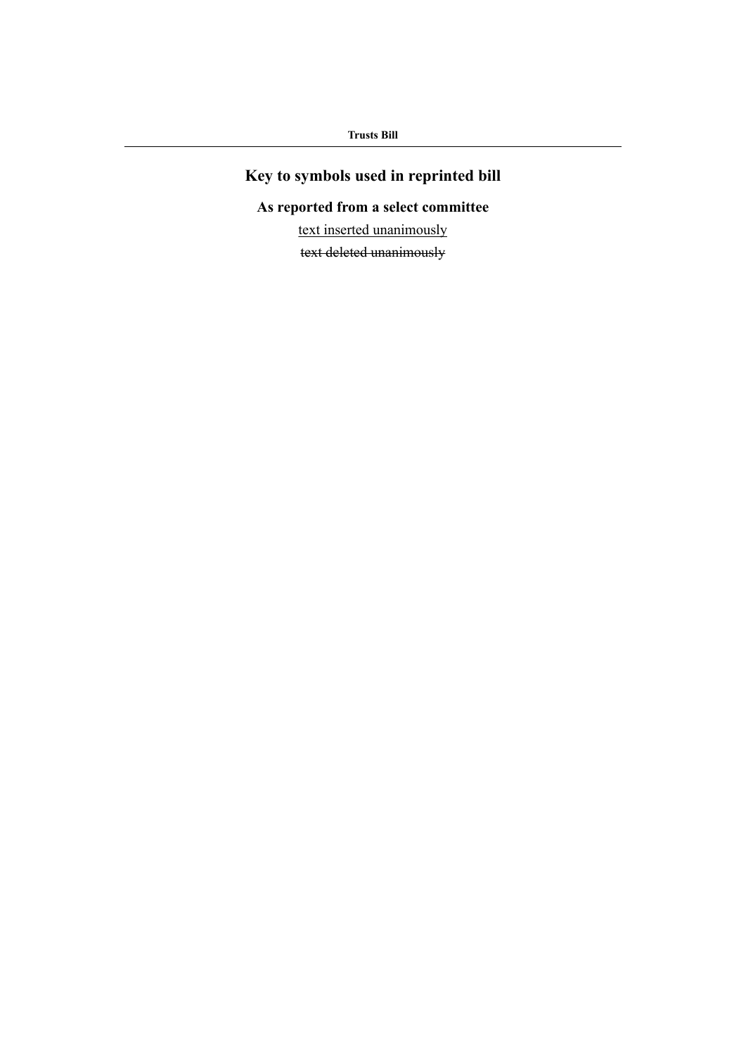## Key to symbols used in reprinted bill

### As reported from a select committee

<u>text inserted unanimously</u>

~~text deleted unanimously~~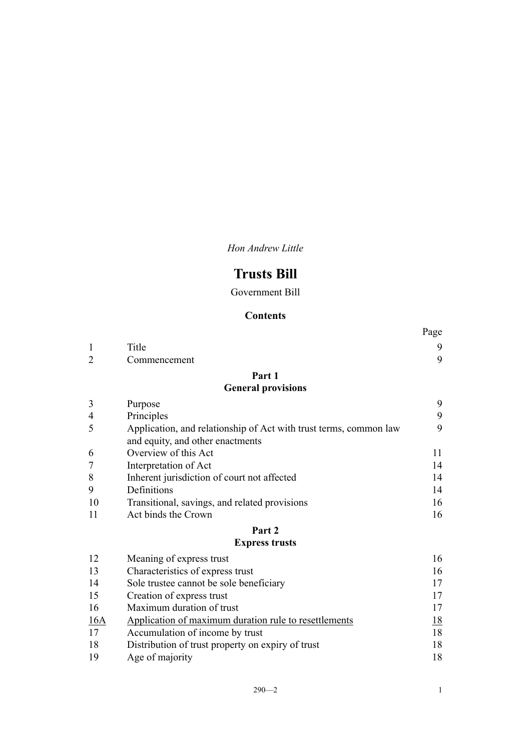*Hon Andrew Little*

# Trusts Bill

Government Bill

## Contents

| | | Page |
|---|---|---|
| 1 | Title | 9 |
| 2 | Commencement | 9 |
| | **Part 1** **General provisions** | |
| 3 | Purpose | 9 |
| 4 | Principles | 9 |
| 5 | Application, and relationship of Act with trust terms, common law and equity, and other enactments | 9 |
| 6 | Overview of this Act | 11 |
| 7 | Interpretation of Act | 14 |
| 8 | Inherent jurisdiction of court not affected | 14 |
| 9 | Definitions | 14 |
| 10 | Transitional, savings, and related provisions | 16 |
| 11 | Act binds the Crown | 16 |
| | **Part 2** **Express trusts** | |
| 12 | Meaning of express trust | 16 |
| 13 | Characteristics of express trust | 16 |
| 14 | Sole trustee cannot be sole beneficiary | 17 |
| 15 | Creation of express trust | 17 |
| 16 | Maximum duration of trust | 17 |
| 16A | Application of maximum duration rule to resettlements | 18 |
| 17 | Accumulation of income by trust | 18 |
| 18 | Distribution of trust property on expiry of trust | 18 |
| 19 | Age of majority | 18 |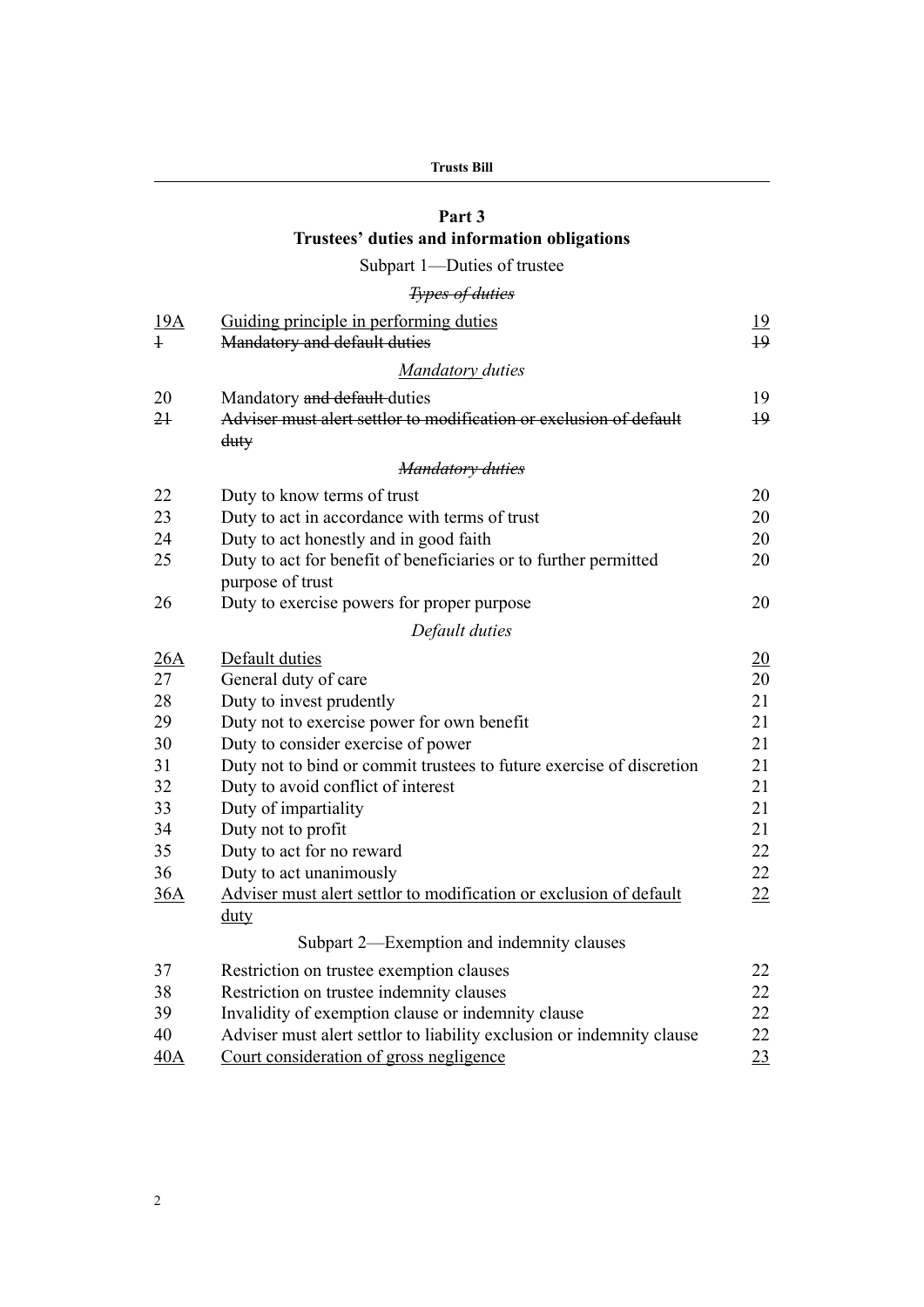## Part 3
## Trustees' duties and information obligations

### Subpart 1—Duties of trustee

~~*Types of duties*~~

| | | |
|---|---|---|
| <u>19A</u> | <u>Guiding principle in performing duties</u> | <u>19</u> |
| ~~1~~ | ~~Mandatory and default duties~~ | ~~19~~ |

*<u>Mandatory</u> duties*

| | | |
|---|---|---|
| 20 | Mandatory ~~and default~~ duties | 19 |
| ~~21~~ | ~~Adviser must alert settlor to modification or exclusion of default duty~~ | ~~19~~ |

~~*Mandatory duties*~~

| | | |
|---|---|---|
| 22 | Duty to know terms of trust | 20 |
| 23 | Duty to act in accordance with terms of trust | 20 |
| 24 | Duty to act honestly and in good faith | 20 |
| 25 | Duty to act for benefit of beneficiaries or to further permitted purpose of trust | 20 |
| 26 | Duty to exercise powers for proper purpose | 20 |

*Default duties*

| | | |
|---|---|---|
| <u>26A</u> | <u>Default duties</u> | <u>20</u> |
| 27 | General duty of care | 20 |
| 28 | Duty to invest prudently | 21 |
| 29 | Duty not to exercise power for own benefit | 21 |
| 30 | Duty to consider exercise of power | 21 |
| 31 | Duty not to bind or commit trustees to future exercise of discretion | 21 |
| 32 | Duty to avoid conflict of interest | 21 |
| 33 | Duty of impartiality | 21 |
| 34 | Duty not to profit | 21 |
| 35 | Duty to act for no reward | 22 |
| 36 | Duty to act unanimously | 22 |
| <u>36A</u> | <u>Adviser must alert settlor to modification or exclusion of default duty</u> | <u>22</u> |

### Subpart 2—Exemption and indemnity clauses

| | | |
|---|---|---|
| 37 | Restriction on trustee exemption clauses | 22 |
| 38 | Restriction on trustee indemnity clauses | 22 |
| 39 | Invalidity of exemption clause or indemnity clause | 22 |
| 40 | Adviser must alert settlor to liability exclusion or indemnity clause | 22 |
| <u>40A</u> | <u>Court consideration of gross negligence</u> | <u>23</u> |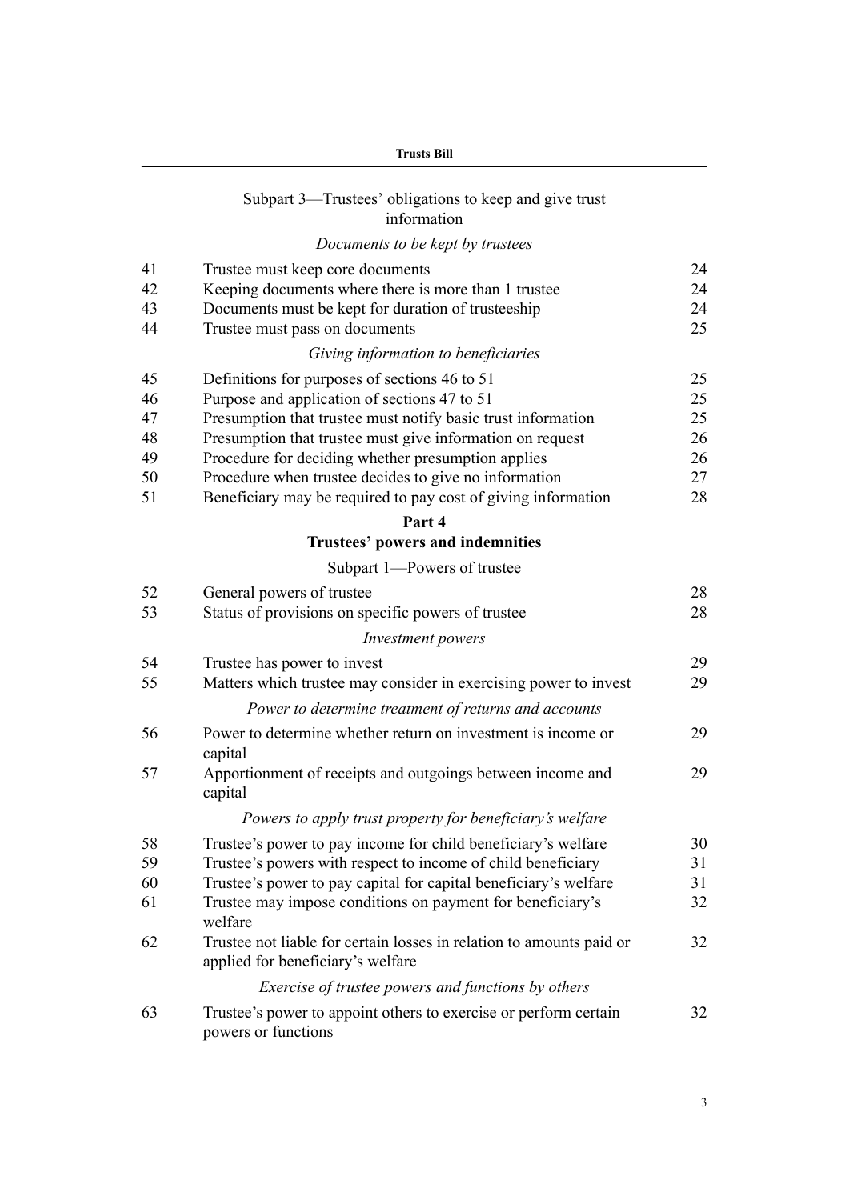## Subpart 3—Trustees' obligations to keep and give trust information

*Documents to be kept by trustees*

| | | |
|---|---|---|
| 41 | Trustee must keep core documents | 24 |
| 42 | Keeping documents where there is more than 1 trustee | 24 |
| 43 | Documents must be kept for duration of trusteeship | 24 |
| 44 | Trustee must pass on documents | 25 |

*Giving information to beneficiaries*

| | | |
|---|---|---|
| 45 | Definitions for purposes of sections 46 to 51 | 25 |
| 46 | Purpose and application of sections 47 to 51 | 25 |
| 47 | Presumption that trustee must notify basic trust information | 25 |
| 48 | Presumption that trustee must give information on request | 26 |
| 49 | Procedure for deciding whether presumption applies | 26 |
| 50 | Procedure when trustee decides to give no information | 27 |
| 51 | Beneficiary may be required to pay cost of giving information | 28 |

# Part 4
# Trustees' powers and indemnities

## Subpart 1—Powers of trustee

| | | |
|---|---|---|
| 52 | General powers of trustee | 28 |
| 53 | Status of provisions on specific powers of trustee | 28 |

*Investment powers*

| | | |
|---|---|---|
| 54 | Trustee has power to invest | 29 |
| 55 | Matters which trustee may consider in exercising power to invest | 29 |

*Power to determine treatment of returns and accounts*

| | | |
|---|---|---|
| 56 | Power to determine whether return on investment is income or capital | 29 |
| 57 | Apportionment of receipts and outgoings between income and capital | 29 |

*Powers to apply trust property for beneficiary's welfare*

| | | |
|---|---|---|
| 58 | Trustee's power to pay income for child beneficiary's welfare | 30 |
| 59 | Trustee's powers with respect to income of child beneficiary | 31 |
| 60 | Trustee's power to pay capital for capital beneficiary's welfare | 31 |
| 61 | Trustee may impose conditions on payment for beneficiary's welfare | 32 |
| 62 | Trustee not liable for certain losses in relation to amounts paid or applied for beneficiary's welfare | 32 |

*Exercise of trustee powers and functions by others*

| | | |
|---|---|---|
| 63 | Trustee's power to appoint others to exercise or perform certain powers or functions | 32 |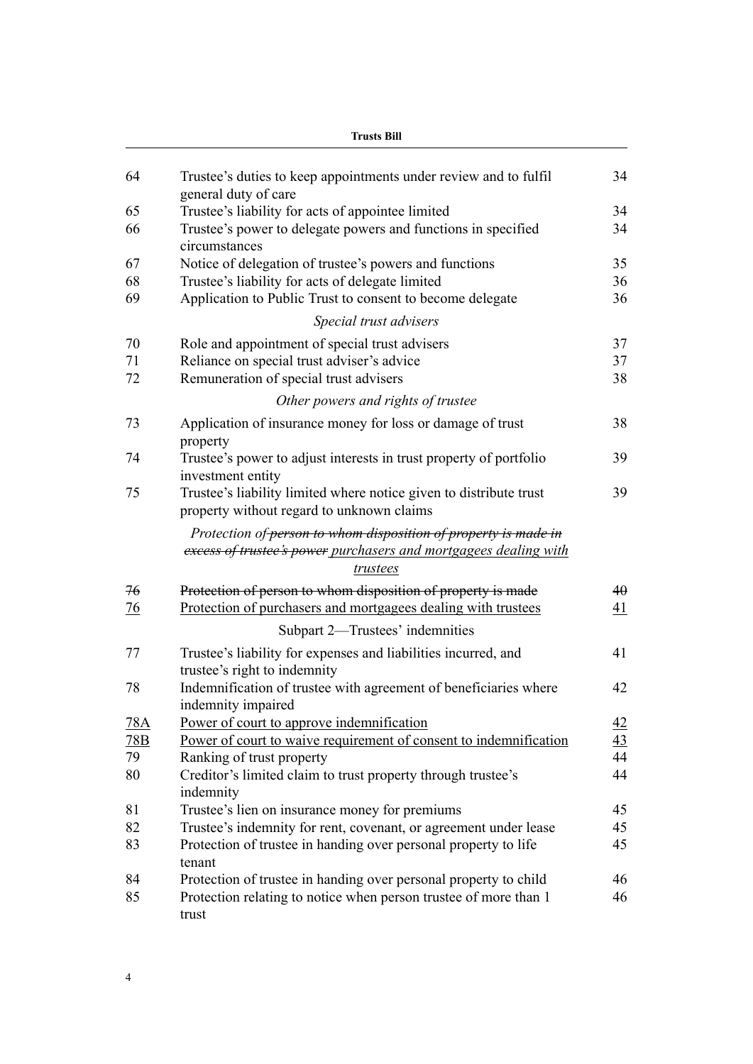| | | |
|---|---|---|
| 64 | Trustee's duties to keep appointments under review and to fulfil general duty of care | 34 |
| 65 | Trustee's liability for acts of appointee limited | 34 |
| 66 | Trustee's power to delegate powers and functions in specified circumstances | 34 |
| 67 | Notice of delegation of trustee's powers and functions | 35 |
| 68 | Trustee's liability for acts of delegate limited | 36 |
| 69 | Application to Public Trust to consent to become delegate | 36 |
| | *Special trust advisers* | |
| 70 | Role and appointment of special trust advisers | 37 |
| 71 | Reliance on special trust adviser's advice | 37 |
| 72 | Remuneration of special trust advisers | 38 |
| | *Other powers and rights of trustee* | |
| 73 | Application of insurance money for loss or damage of trust property | 38 |
| 74 | Trustee's power to adjust interests in trust property of portfolio investment entity | 39 |
| 75 | Trustee's liability limited where notice given to distribute trust property without regard to unknown claims | 39 |
| | *Protection of ~~person to whom disposition of property is made in excess of trustee's power~~ purchasers and mortgagees dealing with trustees* | |
| ~~76~~ | ~~Protection of person to whom disposition of property is made~~ | ~~40~~ |
| 76 | Protection of purchasers and mortgagees dealing with trustees | 41 |
| | Subpart 2—Trustees' indemnities | |
| 77 | Trustee's liability for expenses and liabilities incurred, and trustee's right to indemnity | 41 |
| 78 | Indemnification of trustee with agreement of beneficiaries where indemnity impaired | 42 |
| 78A | Power of court to approve indemnification | 42 |
| 78B | Power of court to waive requirement of consent to indemnification | 43 |
| 79 | Ranking of trust property | 44 |
| 80 | Creditor's limited claim to trust property through trustee's indemnity | 44 |
| 81 | Trustee's lien on insurance money for premiums | 45 |
| 82 | Trustee's indemnity for rent, covenant, or agreement under lease | 45 |
| 83 | Protection of trustee in handing over personal property to life tenant | 45 |
| 84 | Protection of trustee in handing over personal property to child | 46 |
| 85 | Protection relating to notice when person trustee of more than 1 trust | 46 |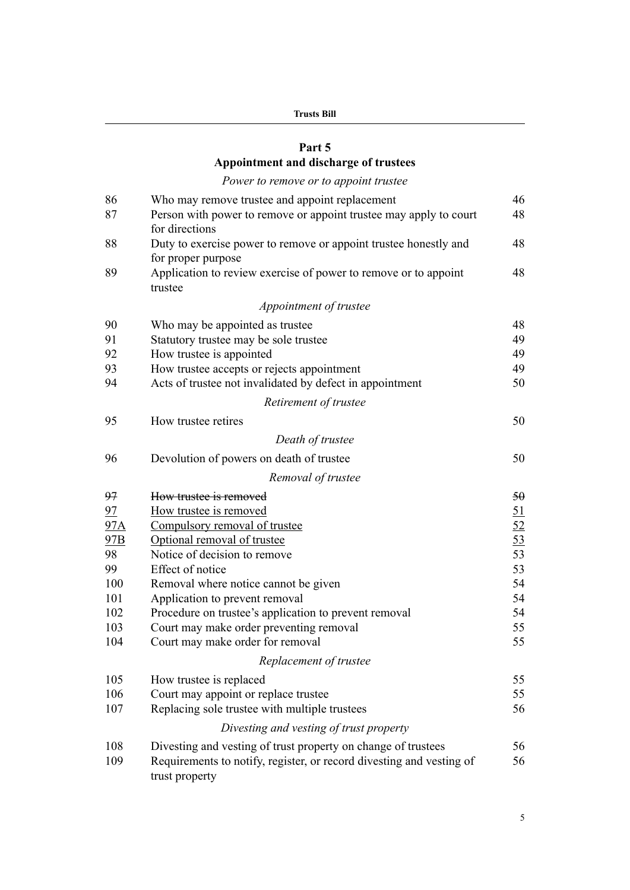## Part 5
## Appointment and discharge of trustees

*Power to remove or to appoint trustee*

| | | |
|---|---|---|
| 86 | Who may remove trustee and appoint replacement | 46 |
| 87 | Person with power to remove or appoint trustee may apply to court for directions | 48 |
| 88 | Duty to exercise power to remove or appoint trustee honestly and for proper purpose | 48 |
| 89 | Application to review exercise of power to remove or to appoint trustee | 48 |

*Appointment of trustee*

| | | |
|---|---|---|
| 90 | Who may be appointed as trustee | 48 |
| 91 | Statutory trustee may be sole trustee | 49 |
| 92 | How trustee is appointed | 49 |
| 93 | How trustee accepts or rejects appointment | 49 |
| 94 | Acts of trustee not invalidated by defect in appointment | 50 |

*Retirement of trustee*

| | | |
|---|---|---|
| 95 | How trustee retires | 50 |

*Death of trustee*

| | | |
|---|---|---|
| 96 | Devolution of powers on death of trustee | 50 |

*Removal of trustee*

| | | |
|---|---|---|
| ~~97~~ | ~~How trustee is removed~~ | ~~50~~ |
| <u>97</u> | <u>How trustee is removed</u> | <u>51</u> |
| <u>97A</u> | <u>Compulsory removal of trustee</u> | <u>52</u> |
| <u>97B</u> | <u>Optional removal of trustee</u> | <u>53</u> |
| 98 | Notice of decision to remove | 53 |
| 99 | Effect of notice | 53 |
| 100 | Removal where notice cannot be given | 54 |
| 101 | Application to prevent removal | 54 |
| 102 | Procedure on trustee's application to prevent removal | 54 |
| 103 | Court may make order preventing removal | 55 |
| 104 | Court may make order for removal | 55 |

*Replacement of trustee*

| | | |
|---|---|---|
| 105 | How trustee is replaced | 55 |
| 106 | Court may appoint or replace trustee | 55 |
| 107 | Replacing sole trustee with multiple trustees | 56 |

*Divesting and vesting of trust property*

| | | |
|---|---|---|
| 108 | Divesting and vesting of trust property on change of trustees | 56 |
| 109 | Requirements to notify, register, or record divesting and vesting of trust property | 56 |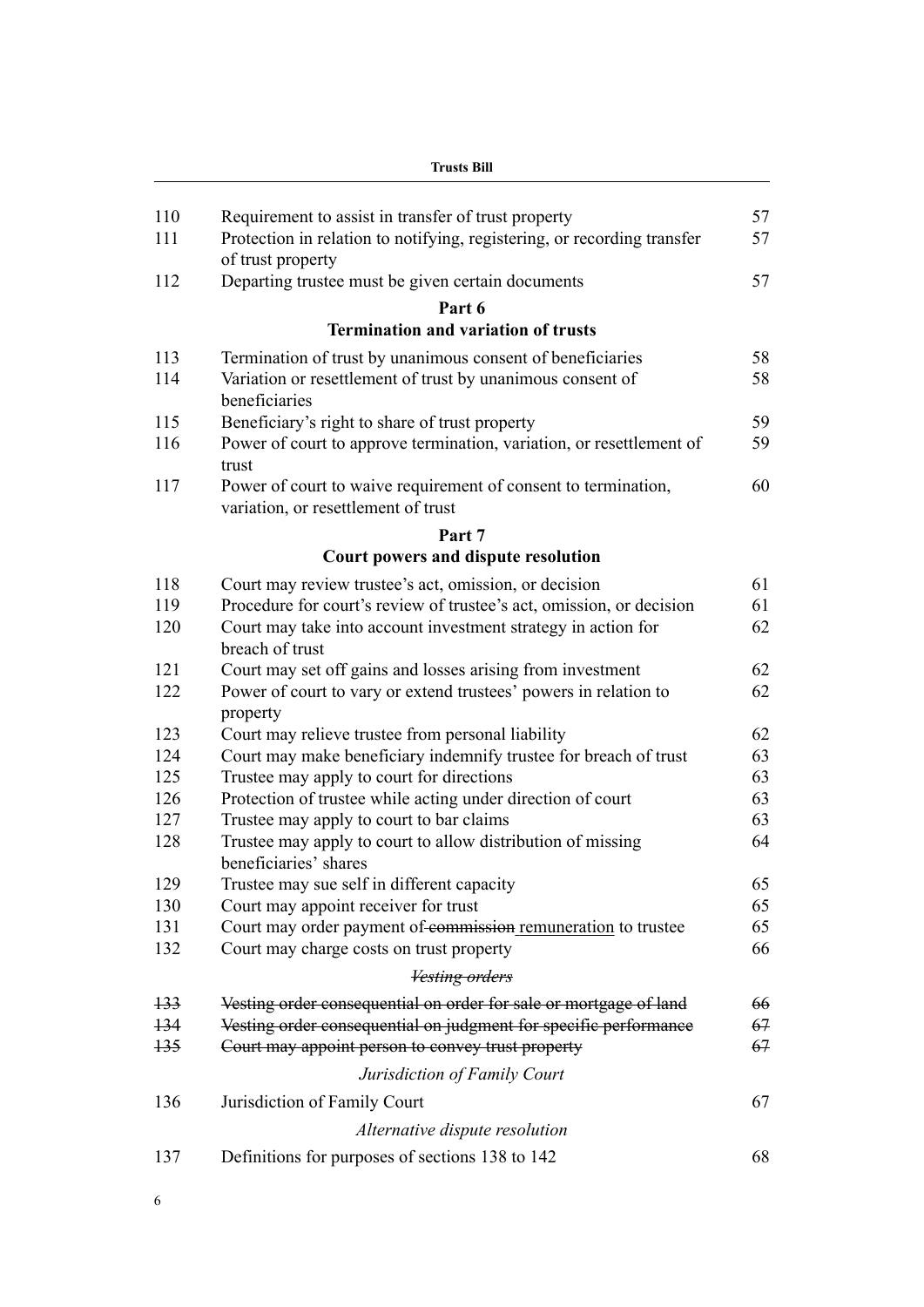| | | |
|---|---|---|
| 110 | Requirement to assist in transfer of trust property | 57 |
| 111 | Protection in relation to notifying, registering, or recording transfer of trust property | 57 |
| 112 | Departing trustee must be given certain documents | 57 |

**Part 6**
**Termination and variation of trusts**

| | | |
|---|---|---|
| 113 | Termination of trust by unanimous consent of beneficiaries | 58 |
| 114 | Variation or resettlement of trust by unanimous consent of beneficiaries | 58 |
| 115 | Beneficiary's right to share of trust property | 59 |
| 116 | Power of court to approve termination, variation, or resettlement of trust | 59 |
| 117 | Power of court to waive requirement of consent to termination, variation, or resettlement of trust | 60 |

**Part 7**
**Court powers and dispute resolution**

| | | |
|---|---|---|
| 118 | Court may review trustee's act, omission, or decision | 61 |
| 119 | Procedure for court's review of trustee's act, omission, or decision | 61 |
| 120 | Court may take into account investment strategy in action for breach of trust | 62 |
| 121 | Court may set off gains and losses arising from investment | 62 |
| 122 | Power of court to vary or extend trustees' powers in relation to property | 62 |
| 123 | Court may relieve trustee from personal liability | 62 |
| 124 | Court may make beneficiary indemnify trustee for breach of trust | 63 |
| 125 | Trustee may apply to court for directions | 63 |
| 126 | Protection of trustee while acting under direction of court | 63 |
| 127 | Trustee may apply to court to bar claims | 63 |
| 128 | Trustee may apply to court to allow distribution of missing beneficiaries' shares | 64 |
| 129 | Trustee may sue self in different capacity | 65 |
| 130 | Court may appoint receiver for trust | 65 |
| 131 | Court may order payment of ~~commission~~ remuneration to trustee | 65 |
| 132 | Court may charge costs on trust property | 66 |

*~~Vesting orders~~*

| | | |
|---|---|---|
| ~~133~~ | ~~Vesting order consequential on order for sale or mortgage of land~~ | ~~66~~ |
| ~~134~~ | ~~Vesting order consequential on judgment for specific performance~~ | ~~67~~ |
| ~~135~~ | ~~Court may appoint person to convey trust property~~ | ~~67~~ |

*Jurisdiction of Family Court*

| | | |
|---|---|---|
| 136 | Jurisdiction of Family Court | 67 |

*Alternative dispute resolution*

| | | |
|---|---|---|
| 137 | Definitions for purposes of sections 138 to 142 | 68 |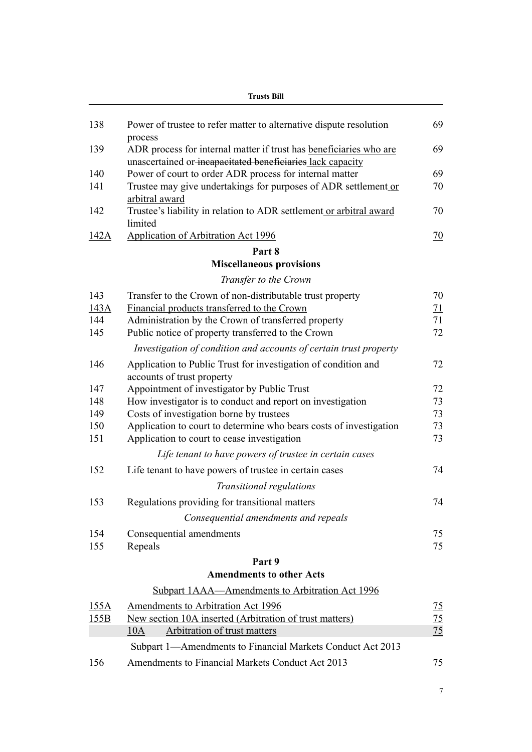| | | |
|---|---|---|
| 138 | Power of trustee to refer matter to alternative dispute resolution process | 69 |
| 139 | ADR process for internal matter if trust has beneficiaries who are unascertained or ~~incapacitated beneficiaries~~ lack capacity | 69 |
| 140 | Power of court to order ADR process for internal matter | 69 |
| 141 | Trustee may give undertakings for purposes of ADR settlement or arbitral award | 70 |
| 142 | Trustee's liability in relation to ADR settlement or arbitral award limited | 70 |
| 142A | Application of Arbitration Act 1996 | 70 |

## Part 8
## Miscellaneous provisions

*Transfer to the Crown*

| | | |
|---|---|---|
| 143 | Transfer to the Crown of non-distributable trust property | 70 |
| 143A | Financial products transferred to the Crown | 71 |
| 144 | Administration by the Crown of transferred property | 71 |
| 145 | Public notice of property transferred to the Crown | 72 |

*Investigation of condition and accounts of certain trust property*

| | | |
|---|---|---|
| 146 | Application to Public Trust for investigation of condition and accounts of trust property | 72 |
| 147 | Appointment of investigator by Public Trust | 72 |
| 148 | How investigator is to conduct and report on investigation | 73 |
| 149 | Costs of investigation borne by trustees | 73 |
| 150 | Application to court to determine who bears costs of investigation | 73 |
| 151 | Application to court to cease investigation | 73 |

*Life tenant to have powers of trustee in certain cases*

| | | |
|---|---|---|
| 152 | Life tenant to have powers of trustee in certain cases | 74 |

*Transitional regulations*

| | | |
|---|---|---|
| 153 | Regulations providing for transitional matters | 74 |

*Consequential amendments and repeals*

| | | |
|---|---|---|
| 154 | Consequential amendments | 75 |
| 155 | Repeals | 75 |

## Part 9
## Amendments to other Acts

Subpart 1AAA—Amendments to Arbitration Act 1996

| | | |
|---|---|---|
| 155A | Amendments to Arbitration Act 1996 | 75 |
| 155B | New section 10A inserted (Arbitration of trust matters) | 75 |
| | 10A Arbitration of trust matters | 75 |

Subpart 1—Amendments to Financial Markets Conduct Act 2013

| | | |
|---|---|---|
| 156 | Amendments to Financial Markets Conduct Act 2013 | 75 |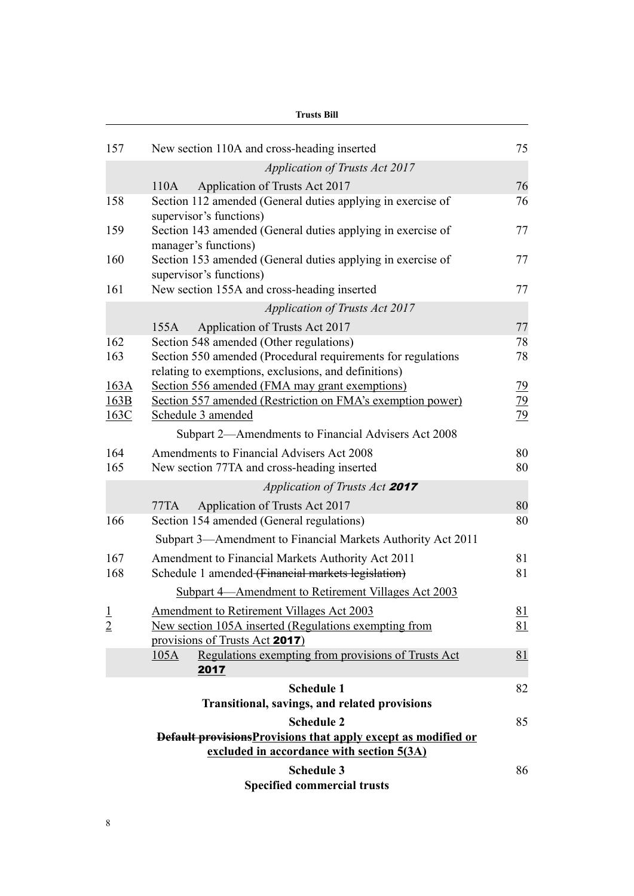| | | |
|---|---|---|
| 157 | New section 110A and cross-heading inserted | 75 |
| | *Application of Trusts Act 2017* | |
| | 110A Application of Trusts Act 2017 | 76 |
| 158 | Section 112 amended (General duties applying in exercise of supervisor's functions) | 76 |
| 159 | Section 143 amended (General duties applying in exercise of manager's functions) | 77 |
| 160 | Section 153 amended (General duties applying in exercise of supervisor's functions) | 77 |
| 161 | New section 155A and cross-heading inserted | 77 |
| | *Application of Trusts Act 2017* | |
| | 155A Application of Trusts Act 2017 | 77 |
| 162 | Section 548 amended (Other regulations) | 78 |
| 163 | Section 550 amended (Procedural requirements for regulations relating to exemptions, exclusions, and definitions) | 78 |
| 163A | Section 556 amended (FMA may grant exemptions) | 79 |
| 163B | Section 557 amended (Restriction on FMA's exemption power) | 79 |
| 163C | Schedule 3 amended | 79 |
| | Subpart 2—Amendments to Financial Advisers Act 2008 | |
| 164 | Amendments to Financial Advisers Act 2008 | 80 |
| 165 | New section 77TA and cross-heading inserted | 80 |
| | *Application of Trusts Act **2017*** | |
| | 77TA Application of Trusts Act 2017 | 80 |
| 166 | Section 154 amended (General regulations) | 80 |
| | Subpart 3—Amendment to Financial Markets Authority Act 2011 | |
| 167 | Amendment to Financial Markets Authority Act 2011 | 81 |
| 168 | Schedule 1 amended ~~(Financial markets legislation)~~ | 81 |
| | Subpart 4—Amendment to Retirement Villages Act 2003 | |
| 1 | Amendment to Retirement Villages Act 2003 | 81 |
| 2 | New section 105A inserted (Regulations exempting from provisions of Trusts Act **2017**) | 81 |
| | 105A Regulations exempting from provisions of Trusts Act **2017** | 81 |

**Schedule 1**
**Transitional, savings, and related provisions** 82

**Schedule 2**
**~~Default provisions~~Provisions that apply except as modified or excluded in accordance with section 5(3A)** 85

**Schedule 3**
**Specified commercial trusts** 86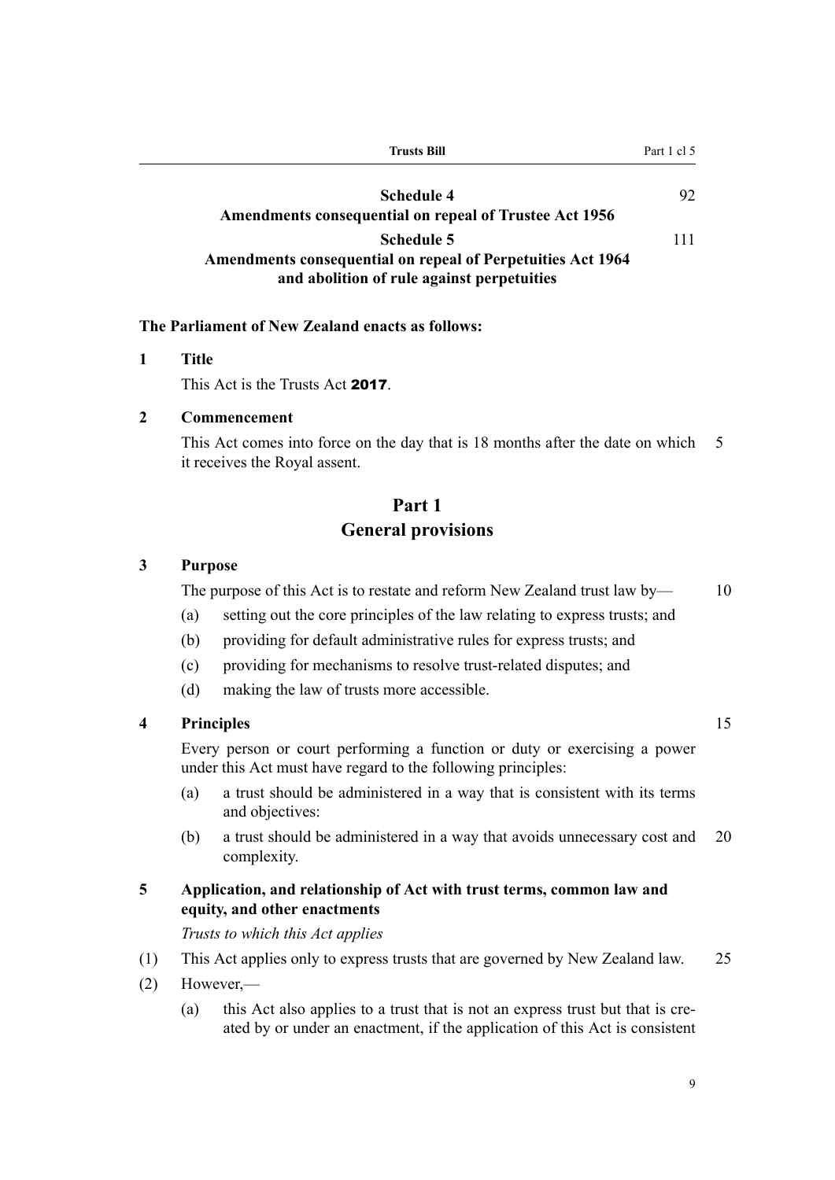**Schedule 4**
**Amendments consequential on repeal of Trustee Act 1956** 92

**Schedule 5**
**Amendments consequential on repeal of Perpetuities Act 1964 and abolition of rule against perpetuities** 111

**The Parliament of New Zealand enacts as follows:**

### 1 Title

This Act is the Trusts Act **2017**.

### 2 Commencement

This Act comes into force on the day that is 18 months after the date on which it receives the Royal assent.

## Part 1
## General provisions

### 3 Purpose

The purpose of this Act is to restate and reform New Zealand trust law by—

(a) setting out the core principles of the law relating to express trusts; and

(b) providing for default administrative rules for express trusts; and

(c) providing for mechanisms to resolve trust-related disputes; and

(d) making the law of trusts more accessible.

### 4 Principles

Every person or court performing a function or duty or exercising a power under this Act must have regard to the following principles:

(a) a trust should be administered in a way that is consistent with its terms and objectives:

(b) a trust should be administered in a way that avoids unnecessary cost and complexity.

### 5 Application, and relationship of Act with trust terms, common law and equity, and other enactments

*Trusts to which this Act applies*

(1) This Act applies only to express trusts that are governed by New Zealand law.

(2) However,—

(a) this Act also applies to a trust that is not an express trust but that is created by or under an enactment, if the application of this Act is consistent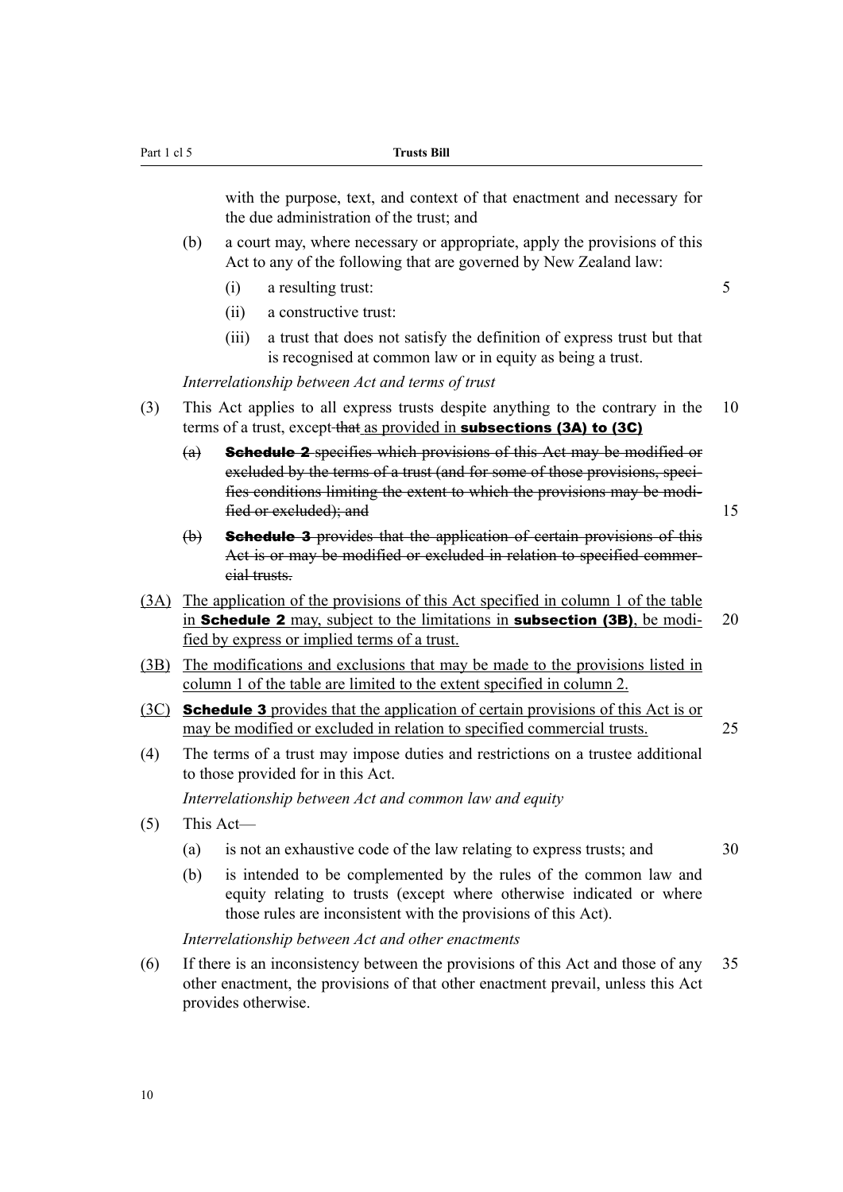with the purpose, text, and context of that enactment and necessary for the due administration of the trust; and

(b) a court may, where necessary or appropriate, apply the provisions of this Act to any of the following that are governed by New Zealand law:

  (i) a resulting trust:

  (ii) a constructive trust:

  (iii) a trust that does not satisfy the definition of express trust but that is recognised at common law or in equity as being a trust.

*Interrelationship between Act and terms of trust*

(3) This Act applies to all express trusts despite anything to the contrary in the terms of a trust, except ~~that~~ as provided in **subsections (3A) to (3C)**

  ~~(a) **Schedule 2** specifies which provisions of this Act may be modified or excluded by the terms of a trust (and for some of those provisions, specifies conditions limiting the extent to which the provisions may be modified or excluded); and~~

  ~~(b) **Schedule 3** provides that the application of certain provisions of this Act is or may be modified or excluded in relation to specified commercial trusts.~~

(3A) The application of the provisions of this Act specified in column 1 of the table in **Schedule 2** may, subject to the limitations in **subsection (3B)**, be modified by express or implied terms of a trust.

(3B) The modifications and exclusions that may be made to the provisions listed in column 1 of the table are limited to the extent specified in column 2.

(3C) **Schedule 3** provides that the application of certain provisions of this Act is or may be modified or excluded in relation to specified commercial trusts.

(4) The terms of a trust may impose duties and restrictions on a trustee additional to those provided for in this Act.

*Interrelationship between Act and common law and equity*

(5) This Act—

  (a) is not an exhaustive code of the law relating to express trusts; and

  (b) is intended to be complemented by the rules of the common law and equity relating to trusts (except where otherwise indicated or where those rules are inconsistent with the provisions of this Act).

*Interrelationship between Act and other enactments*

(6) If there is an inconsistency between the provisions of this Act and those of any other enactment, the provisions of that other enactment prevail, unless this Act provides otherwise.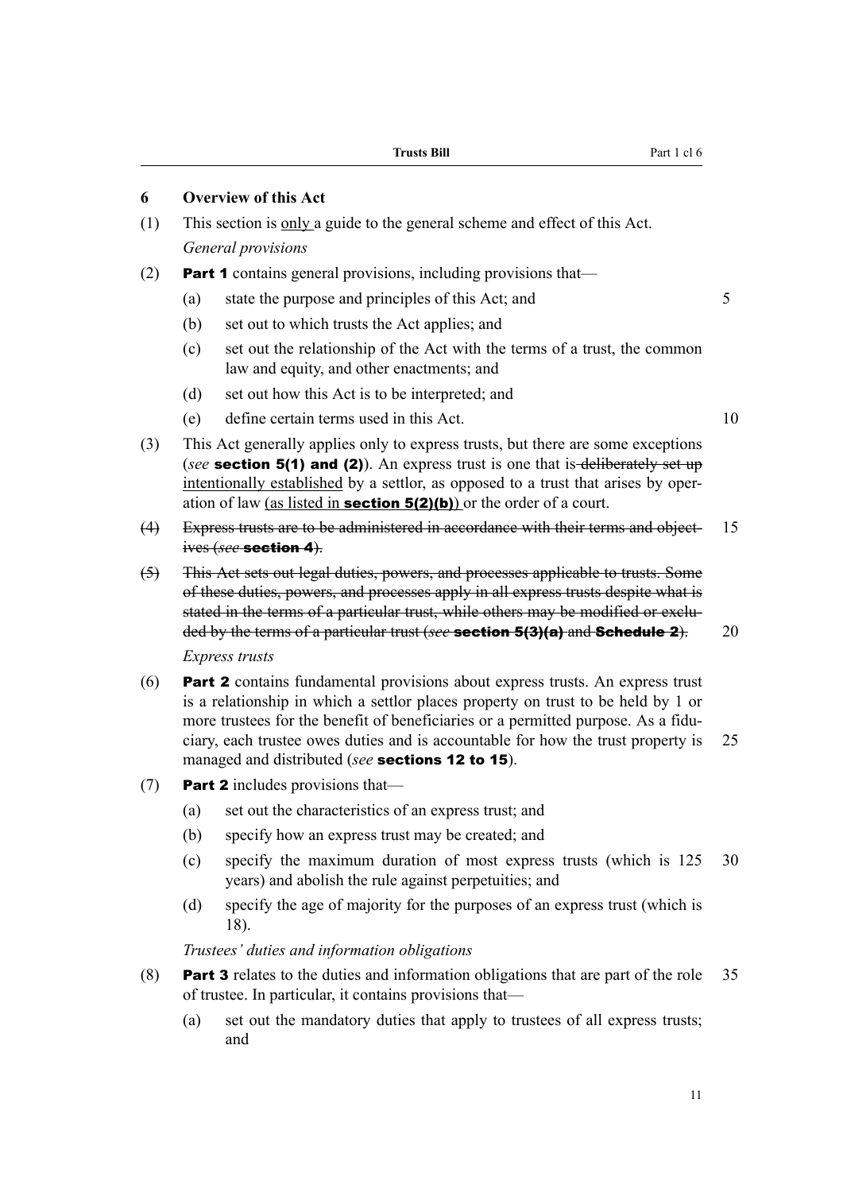## 6 Overview of this Act

(1) This section is <u>only</u> a guide to the general scheme and effect of this Act.

*General provisions*

(2) **Part 1** contains general provisions, including provisions that—

- (a) state the purpose and principles of this Act; and
- (b) set out to which trusts the Act applies; and
- (c) set out the relationship of the Act with the terms of a trust, the common law and equity, and other enactments; and
- (d) set out how this Act is to be interpreted; and
- (e) define certain terms used in this Act.

(3) This Act generally applies only to express trusts, but there are some exceptions (*see* **section 5(1) and (2)**). An express trust is one that is ~~deliberately set up~~ <u>intentionally established</u> by a settlor, as opposed to a trust that arises by operation of law <u>(as listed in **section 5(2)(b)**)</u> or the order of a court.

~~(4) Express trusts are to be administered in accordance with their terms and objectives (*see* **section 4**).~~

~~(5) This Act sets out legal duties, powers, and processes applicable to trusts. Some of these duties, powers, and processes apply in all express trusts despite what is stated in the terms of a particular trust, while others may be modified or excluded by the terms of a particular trust (*see* **section 5(3)(a)** and **Schedule 2**).~~

*Express trusts*

(6) **Part 2** contains fundamental provisions about express trusts. An express trust is a relationship in which a settlor places property on trust to be held by 1 or more trustees for the benefit of beneficiaries or a permitted purpose. As a fiduciary, each trustee owes duties and is accountable for how the trust property is managed and distributed (*see* **sections 12 to 15**).

(7) **Part 2** includes provisions that—

- (a) set out the characteristics of an express trust; and
- (b) specify how an express trust may be created; and
- (c) specify the maximum duration of most express trusts (which is 125 years) and abolish the rule against perpetuities; and
- (d) specify the age of majority for the purposes of an express trust (which is 18).

*Trustees' duties and information obligations*

(8) **Part 3** relates to the duties and information obligations that are part of the role of trustee. In particular, it contains provisions that—

- (a) set out the mandatory duties that apply to trustees of all express trusts; and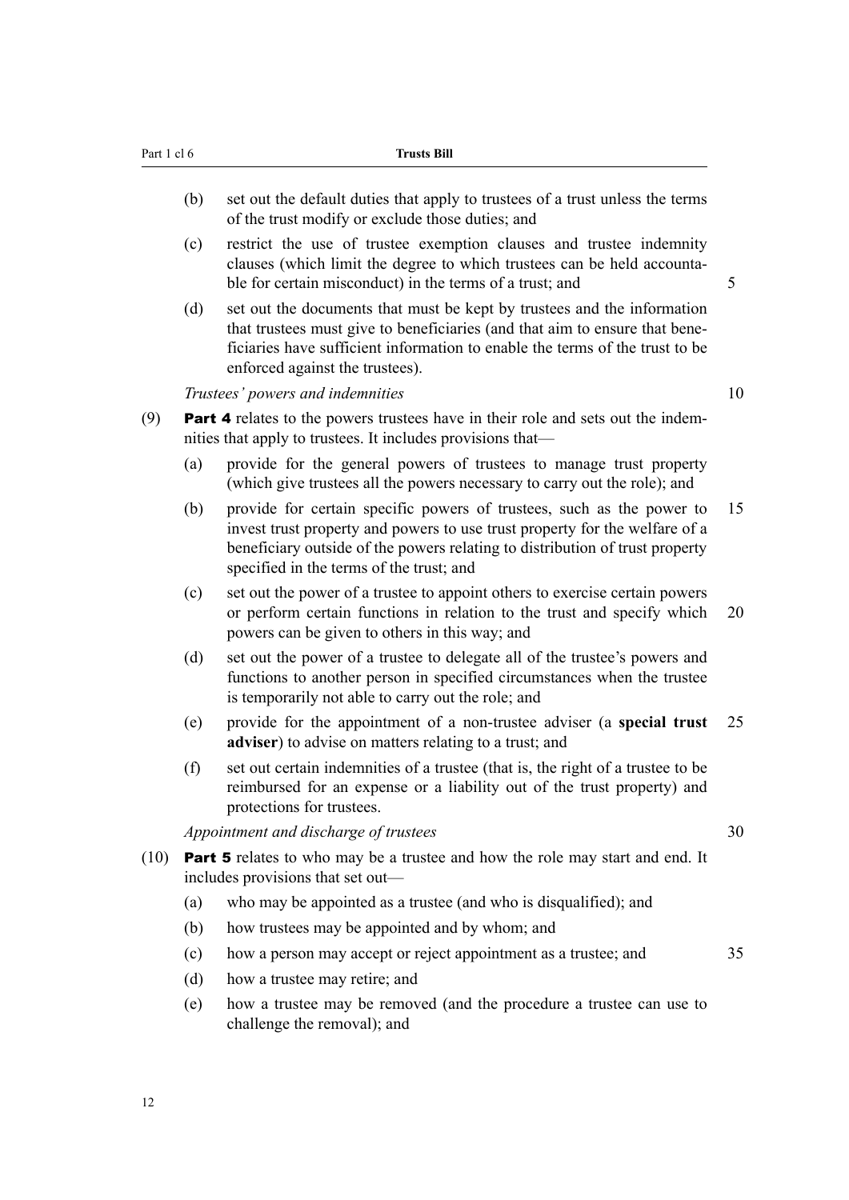(b) set out the default duties that apply to trustees of a trust unless the terms of the trust modify or exclude those duties; and

(c) restrict the use of trustee exemption clauses and trustee indemnity clauses (which limit the degree to which trustees can be held accountable for certain misconduct) in the terms of a trust; and

(d) set out the documents that must be kept by trustees and the information that trustees must give to beneficiaries (and that aim to ensure that beneficiaries have sufficient information to enable the terms of the trust to be enforced against the trustees).

*Trustees' powers and indemnities*

(9) **Part 4** relates to the powers trustees have in their role and sets out the indemnities that apply to trustees. It includes provisions that—

(a) provide for the general powers of trustees to manage trust property (which give trustees all the powers necessary to carry out the role); and

(b) provide for certain specific powers of trustees, such as the power to invest trust property and powers to use trust property for the welfare of a beneficiary outside of the powers relating to distribution of trust property specified in the terms of the trust; and

(c) set out the power of a trustee to appoint others to exercise certain powers or perform certain functions in relation to the trust and specify which powers can be given to others in this way; and

(d) set out the power of a trustee to delegate all of the trustee's powers and functions to another person in specified circumstances when the trustee is temporarily not able to carry out the role; and

(e) provide for the appointment of a non-trustee adviser (a **special trust adviser**) to advise on matters relating to a trust; and

(f) set out certain indemnities of a trustee (that is, the right of a trustee to be reimbursed for an expense or a liability out of the trust property) and protections for trustees.

*Appointment and discharge of trustees*

(10) **Part 5** relates to who may be a trustee and how the role may start and end. It includes provisions that set out—

(a) who may be appointed as a trustee (and who is disqualified); and

(b) how trustees may be appointed and by whom; and

(c) how a person may accept or reject appointment as a trustee; and

(d) how a trustee may retire; and

(e) how a trustee may be removed (and the procedure a trustee can use to challenge the removal); and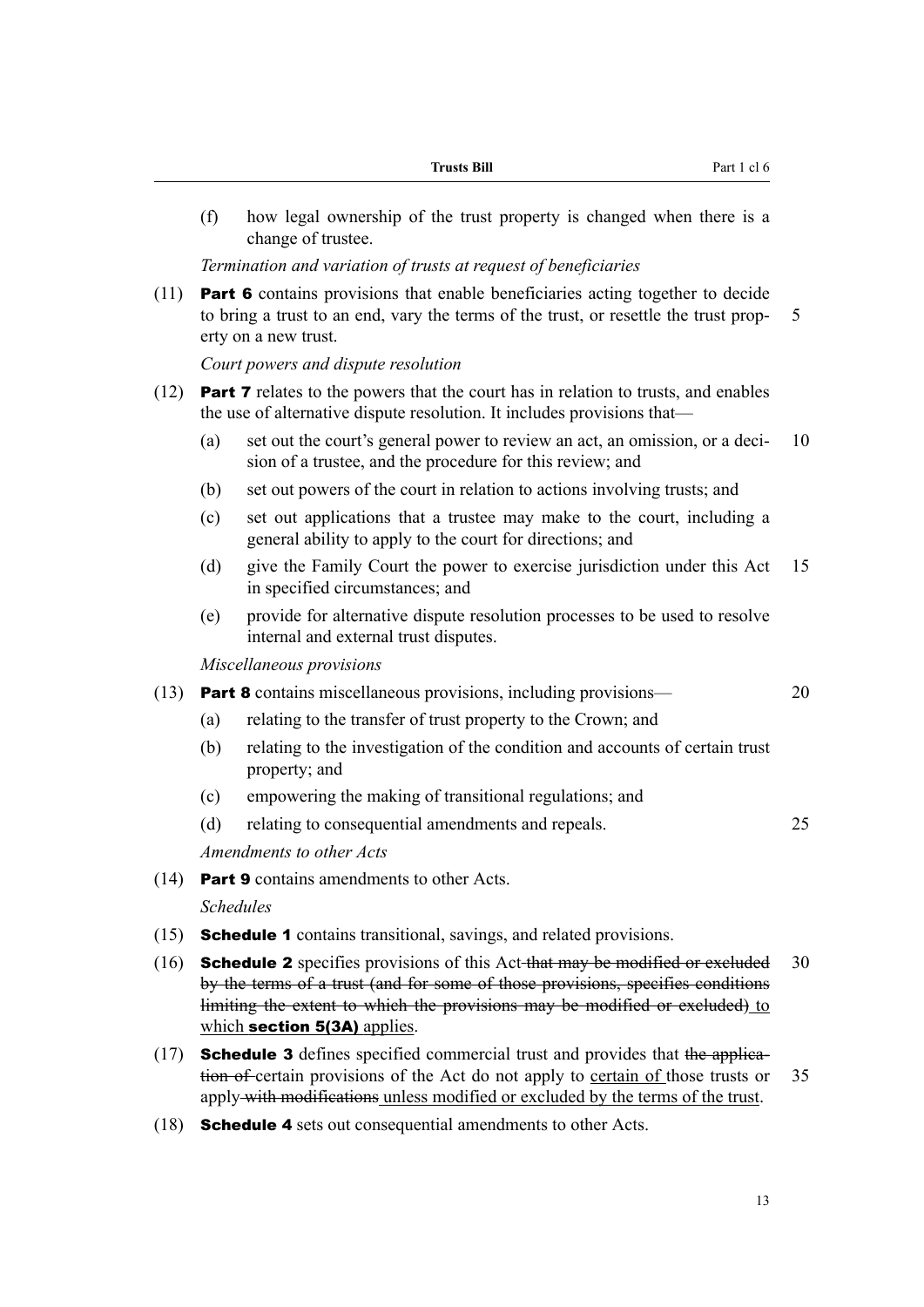(f) how legal ownership of the trust property is changed when there is a change of trustee.

*Termination and variation of trusts at request of beneficiaries*

(11) **Part 6** contains provisions that enable beneficiaries acting together to decide to bring a trust to an end, vary the terms of the trust, or resettle the trust property on a new trust.

*Court powers and dispute resolution*

(12) **Part 7** relates to the powers that the court has in relation to trusts, and enables the use of alternative dispute resolution. It includes provisions that—

- (a) set out the court's general power to review an act, an omission, or a decision of a trustee, and the procedure for this review; and
- (b) set out powers of the court in relation to actions involving trusts; and
- (c) set out applications that a trustee may make to the court, including a general ability to apply to the court for directions; and
- (d) give the Family Court the power to exercise jurisdiction under this Act in specified circumstances; and
- (e) provide for alternative dispute resolution processes to be used to resolve internal and external trust disputes.

*Miscellaneous provisions*

(13) **Part 8** contains miscellaneous provisions, including provisions—

- (a) relating to the transfer of trust property to the Crown; and
- (b) relating to the investigation of the condition and accounts of certain trust property; and
- (c) empowering the making of transitional regulations; and
- (d) relating to consequential amendments and repeals.

*Amendments to other Acts*

(14) **Part 9** contains amendments to other Acts.

*Schedules*

(15) **Schedule 1** contains transitional, savings, and related provisions.

(16) **Schedule 2** specifies provisions of this Act ~~that may be modified or excluded by the terms of a trust (and for some of those provisions, specifies conditions limiting the extent to which the provisions may be modified or excluded)~~ to which **section 5(3A)** applies.

(17) **Schedule 3** defines specified commercial trust and provides that ~~the application of~~ certain provisions of the Act do not apply to certain of those trusts or apply ~~with modifications~~ unless modified or excluded by the terms of the trust.

(18) **Schedule 4** sets out consequential amendments to other Acts.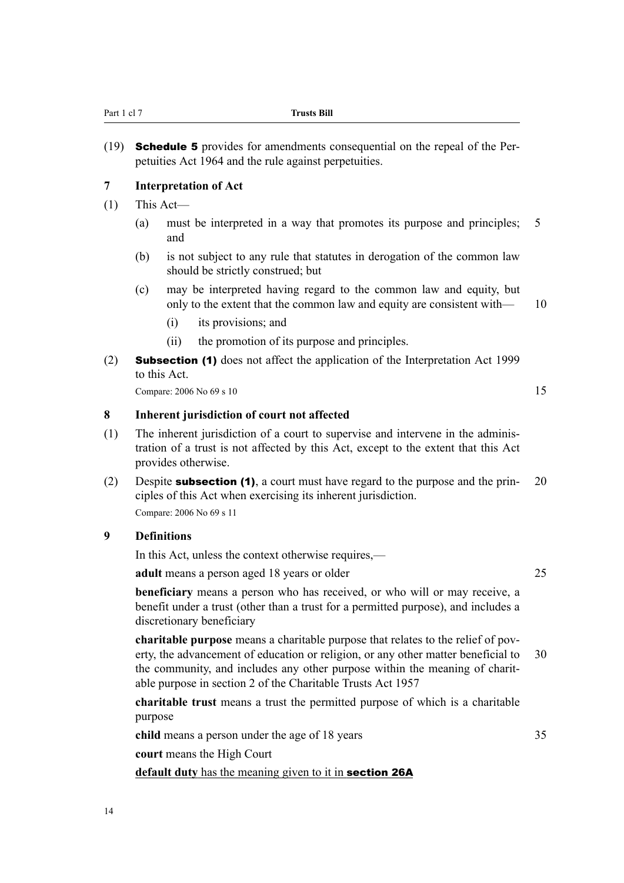(19) **Schedule 5** provides for amendments consequential on the repeal of the Perpetuities Act 1964 and the rule against perpetuities.

### 7 Interpretation of Act

(1) This Act—

(a) must be interpreted in a way that promotes its purpose and principles; and

(b) is not subject to any rule that statutes in derogation of the common law should be strictly construed; but

(c) may be interpreted having regard to the common law and equity, but only to the extent that the common law and equity are consistent with—

(i) its provisions; and

(ii) the promotion of its purpose and principles.

(2) **Subsection (1)** does not affect the application of the Interpretation Act 1999 to this Act.

Compare: 2006 No 69 s 10

### 8 Inherent jurisdiction of court not affected

(1) The inherent jurisdiction of a court to supervise and intervene in the administration of a trust is not affected by this Act, except to the extent that this Act provides otherwise.

(2) Despite **subsection (1)**, a court must have regard to the purpose and the principles of this Act when exercising its inherent jurisdiction.

Compare: 2006 No 69 s 11

### 9 Definitions

In this Act, unless the context otherwise requires,—

**adult** means a person aged 18 years or older

**beneficiary** means a person who has received, or who will or may receive, a benefit under a trust (other than a trust for a permitted purpose), and includes a discretionary beneficiary

**charitable purpose** means a charitable purpose that relates to the relief of poverty, the advancement of education or religion, or any other matter beneficial to the community, and includes any other purpose within the meaning of charitable purpose in section 2 of the Charitable Trusts Act 1957

**charitable trust** means a trust the permitted purpose of which is a charitable purpose

**child** means a person under the age of 18 years

**court** means the High Court

<u>**default duty** has the meaning given to it in **section 26A**</u>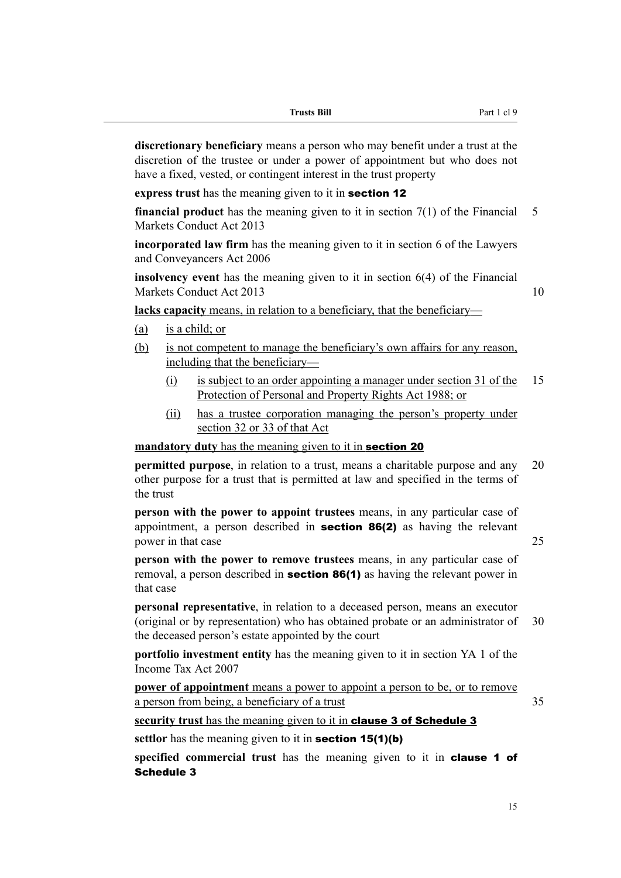**discretionary beneficiary** means a person who may benefit under a trust at the discretion of the trustee or under a power of appointment but who does not have a fixed, vested, or contingent interest in the trust property

**express trust** has the meaning given to it in **section 12**

**financial product** has the meaning given to it in section 7(1) of the Financial Markets Conduct Act 2013

**incorporated law firm** has the meaning given to it in section 6 of the Lawyers and Conveyancers Act 2006

**insolvency event** has the meaning given to it in section 6(4) of the Financial Markets Conduct Act 2013

**lacks capacity** means, in relation to a beneficiary, that the beneficiary—

(a) is a child; or

(b) is not competent to manage the beneficiary's own affairs for any reason, including that the beneficiary—

  (i) is subject to an order appointing a manager under section 31 of the Protection of Personal and Property Rights Act 1988; or

  (ii) has a trustee corporation managing the person's property under section 32 or 33 of that Act

**mandatory duty** has the meaning given to it in **section 20**

**permitted purpose**, in relation to a trust, means a charitable purpose and any other purpose for a trust that is permitted at law and specified in the terms of the trust

**person with the power to appoint trustees** means, in any particular case of appointment, a person described in **section 86(2)** as having the relevant power in that case

**person with the power to remove trustees** means, in any particular case of removal, a person described in **section 86(1)** as having the relevant power in that case

**personal representative**, in relation to a deceased person, means an executor (original or by representation) who has obtained probate or an administrator of the deceased person's estate appointed by the court

**portfolio investment entity** has the meaning given to it in section YA 1 of the Income Tax Act 2007

**power of appointment** means a power to appoint a person to be, or to remove a person from being, a beneficiary of a trust

**security trust** has the meaning given to it in **clause 3 of Schedule 3**

**settlor** has the meaning given to it in **section 15(1)(b)**

**specified commercial trust** has the meaning given to it in **clause 1 of Schedule 3**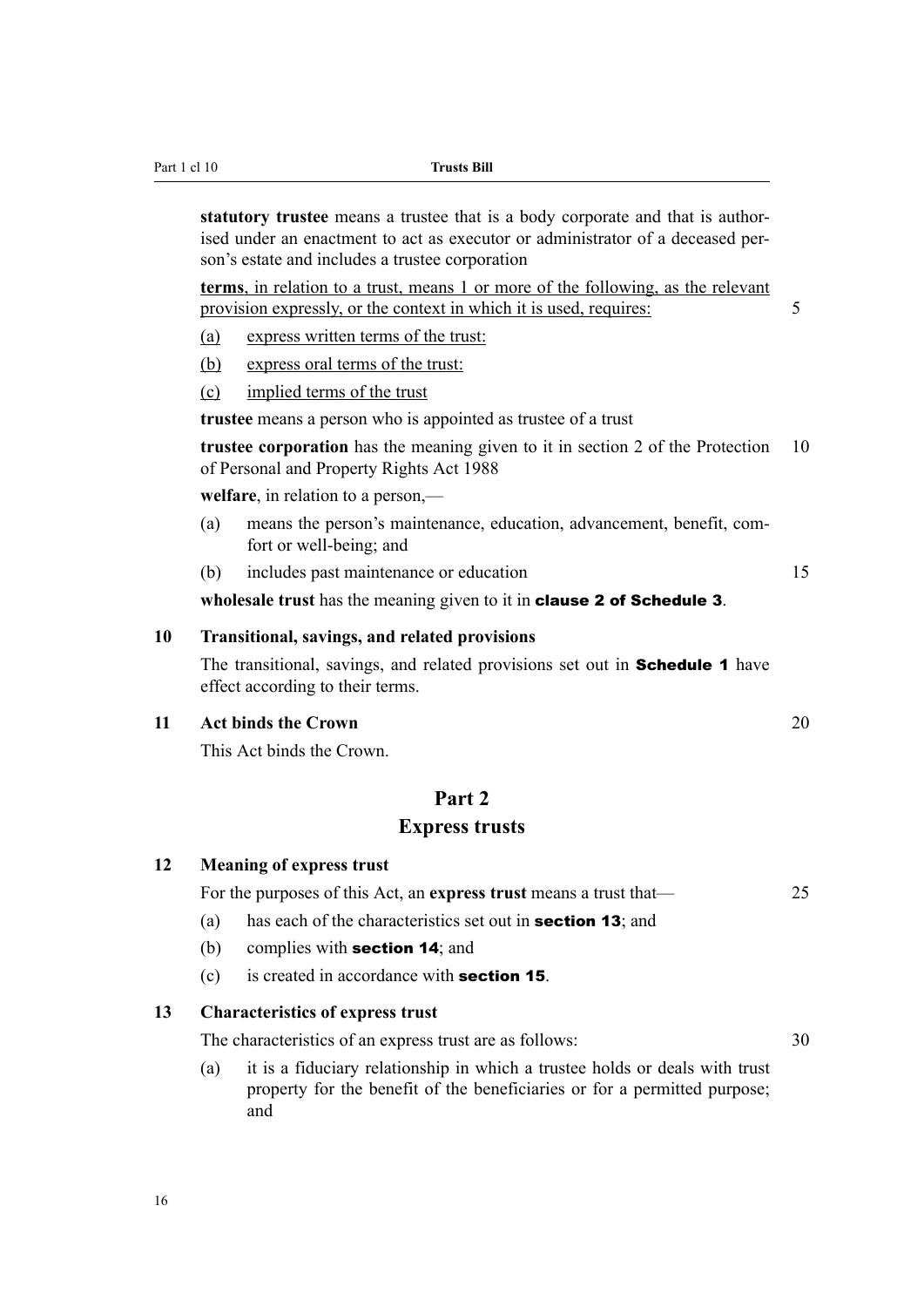**statutory trustee** means a trustee that is a body corporate and that is authorised under an enactment to act as executor or administrator of a deceased person's estate and includes a trustee corporation

<u>**terms**, in relation to a trust, means 1 or more of the following, as the relevant provision expressly, or the context in which it is used, requires:</u>

- <u>(a) express written terms of the trust:</u>
- <u>(b) express oral terms of the trust:</u>
- <u>(c) implied terms of the trust</u>

**trustee** means a person who is appointed as trustee of a trust

**trustee corporation** has the meaning given to it in section 2 of the Protection of Personal and Property Rights Act 1988

**welfare**, in relation to a person,—

- (a) means the person's maintenance, education, advancement, benefit, comfort or well-being; and
- (b) includes past maintenance or education

**wholesale trust** has the meaning given to it in **clause 2 of Schedule 3**.

### 10 Transitional, savings, and related provisions

The transitional, savings, and related provisions set out in **Schedule 1** have effect according to their terms.

### 11 Act binds the Crown

This Act binds the Crown.

## Part 2
## Express trusts

### 12 Meaning of express trust

For the purposes of this Act, an **express trust** means a trust that—

- (a) has each of the characteristics set out in **section 13**; and
- (b) complies with **section 14**; and
- (c) is created in accordance with **section 15**.

### 13 Characteristics of express trust

The characteristics of an express trust are as follows:

- (a) it is a fiduciary relationship in which a trustee holds or deals with trust property for the benefit of the beneficiaries or for a permitted purpose; and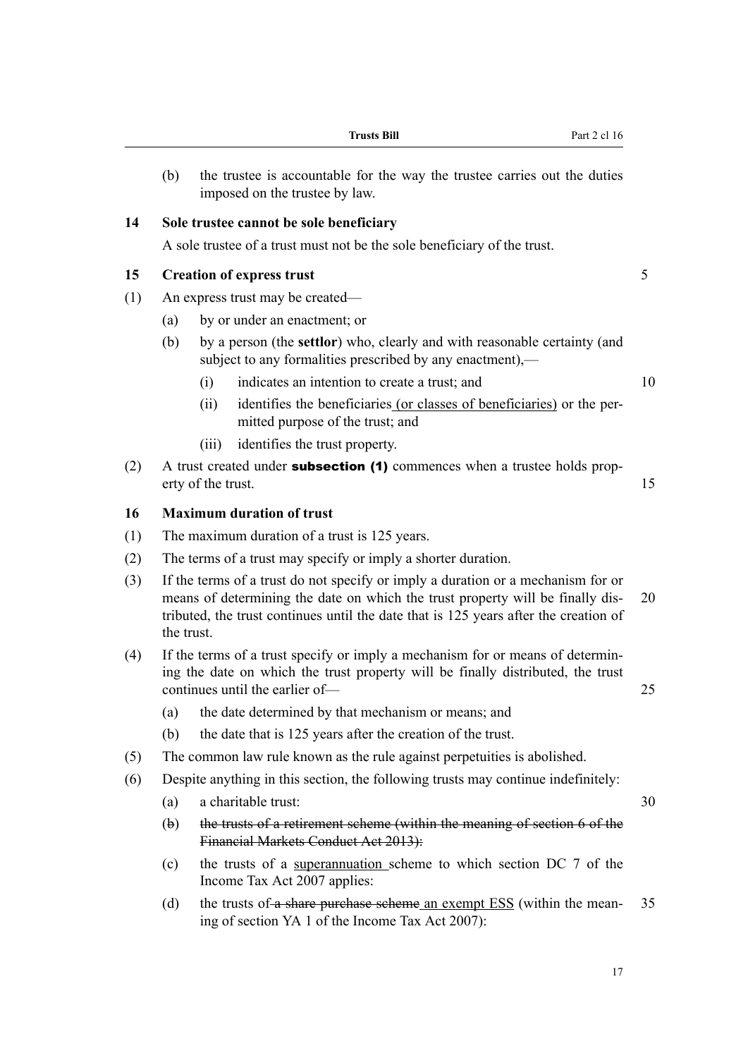(b) the trustee is accountable for the way the trustee carries out the duties imposed on the trustee by law.

### 14 Sole trustee cannot be sole beneficiary

A sole trustee of a trust must not be the sole beneficiary of the trust.

### 15 Creation of express trust

(1) An express trust may be created—

(a) by or under an enactment; or

(b) by a person (the **settlor**) who, clearly and with reasonable certainty (and subject to any formalities prescribed by any enactment),—

(i) indicates an intention to create a trust; and

(ii) identifies the beneficiaries <u>(or classes of beneficiaries)</u> or the permitted purpose of the trust; and

(iii) identifies the trust property.

(2) A trust created under **subsection (1)** commences when a trustee holds property of the trust.

### 16 Maximum duration of trust

(1) The maximum duration of a trust is 125 years.

(2) The terms of a trust may specify or imply a shorter duration.

(3) If the terms of a trust do not specify or imply a duration or a mechanism for or means of determining the date on which the trust property will be finally distributed, the trust continues until the date that is 125 years after the creation of the trust.

(4) If the terms of a trust specify or imply a mechanism for or means of determining the date on which the trust property will be finally distributed, the trust continues until the earlier of—

(a) the date determined by that mechanism or means; and

(b) the date that is 125 years after the creation of the trust.

(5) The common law rule known as the rule against perpetuities is abolished.

(6) Despite anything in this section, the following trusts may continue indefinitely:

(a) a charitable trust:

(b) ~~the trusts of a retirement scheme (within the meaning of section 6 of the Financial Markets Conduct Act 2013):~~

(c) the trusts of a <u>superannuation</u> scheme to which section DC 7 of the Income Tax Act 2007 applies:

(d) the trusts of ~~a share purchase scheme~~ <u>an exempt ESS</u> (within the meaning of section YA 1 of the Income Tax Act 2007):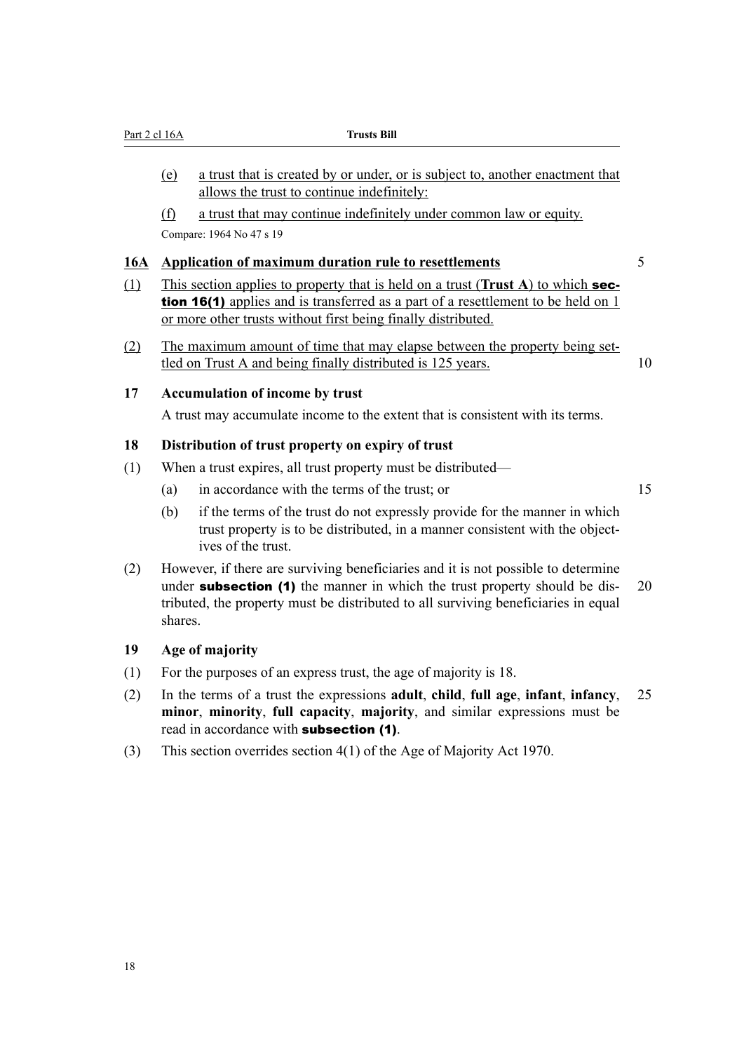(e) a trust that is created by or under, or is subject to, another enactment that allows the trust to continue indefinitely:

(f) a trust that may continue indefinitely under common law or equity.

Compare: 1964 No 47 s 19

### 16A Application of maximum duration rule to resettlements

(1) This section applies to property that is held on a trust (**Trust A**) to which **section 16(1)** applies and is transferred as a part of a resettlement to be held on 1 or more other trusts without first being finally distributed.

(2) The maximum amount of time that may elapse between the property being settled on Trust A and being finally distributed is 125 years.

### 17 Accumulation of income by trust

A trust may accumulate income to the extent that is consistent with its terms.

### 18 Distribution of trust property on expiry of trust

(1) When a trust expires, all trust property must be distributed—

(a) in accordance with the terms of the trust; or

(b) if the terms of the trust do not expressly provide for the manner in which trust property is to be distributed, in a manner consistent with the objectives of the trust.

(2) However, if there are surviving beneficiaries and it is not possible to determine under **subsection (1)** the manner in which the trust property should be distributed, the property must be distributed to all surviving beneficiaries in equal shares.

### 19 Age of majority

(1) For the purposes of an express trust, the age of majority is 18.

(2) In the terms of a trust the expressions **adult**, **child**, **full age**, **infant**, **infancy**, **minor**, **minority**, **full capacity**, **majority**, and similar expressions must be read in accordance with **subsection (1)**.

(3) This section overrides section 4(1) of the Age of Majority Act 1970.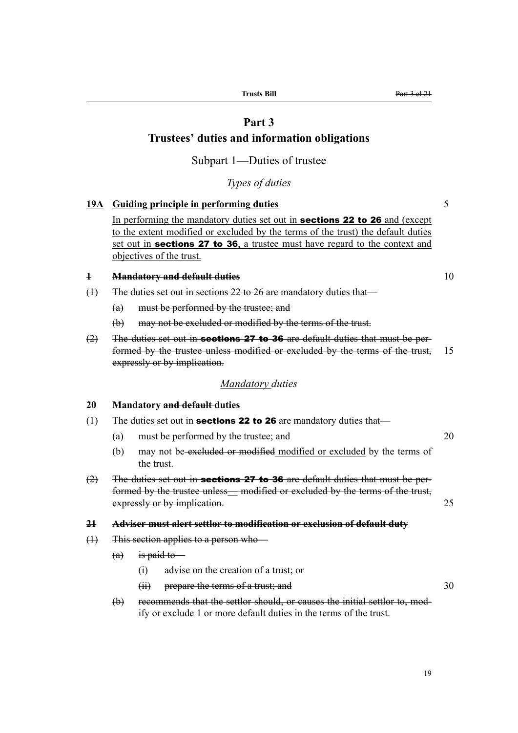# Part 3
## Trustees' duties and information obligations

### Subpart 1—Duties of trustee

~~*Types of duties*~~

**19A Guiding principle in performing duties**

In performing the mandatory duties set out in **sections 22 to 26** and (except to the extent modified or excluded by the terms of the trust) the default duties set out in **sections 27 to 36**, a trustee must have regard to the context and objectives of the trust.

~~**1 Mandatory and default duties**~~

~~(1) The duties set out in sections 22 to 26 are mandatory duties that—~~

~~(a) must be performed by the trustee; and~~

~~(b) may not be excluded or modified by the terms of the trust.~~

~~(2) The duties set out in **sections 27 to 36** are default duties that must be performed by the trustee unless modified or excluded by the terms of the trust, expressly or by implication.~~

*Mandatory duties*

**20 Mandatory ~~and default~~ duties**

(1) The duties set out in **sections 22 to 26** are mandatory duties that—

(a) must be performed by the trustee; and

(b) may not be ~~excluded or modified~~ modified or excluded by the terms of the trust.

~~(2) The duties set out in **sections 27 to 36** are default duties that must be performed by the trustee unless— modified or excluded by the terms of the trust, expressly or by implication.~~

~~**21 Adviser must alert settlor to modification or exclusion of default duty**~~

~~(1) This section applies to a person who—~~

~~(a) is paid to—~~

~~(i) advise on the creation of a trust; or~~

~~(ii) prepare the terms of a trust; and~~

~~(b) recommends that the settlor should, or causes the initial settlor to, modify or exclude 1 or more default duties in the terms of the trust.~~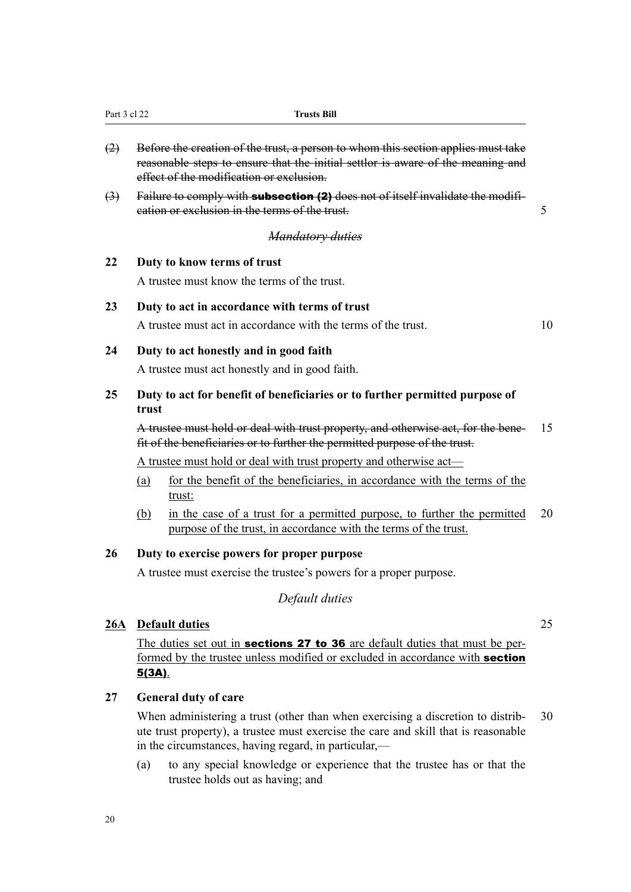~~(2) Before the creation of the trust, a person to whom this section applies must take reasonable steps to ensure that the initial settlor is aware of the meaning and effect of the modification or exclusion.~~

~~(3) Failure to comply with **subsection (2)** does not of itself invalidate the modification or exclusion in the terms of the trust.~~

*~~Mandatory duties~~*

**22 Duty to know terms of trust**

A trustee must know the terms of the trust.

**23 Duty to act in accordance with terms of trust**

A trustee must act in accordance with the terms of the trust.

**24 Duty to act honestly and in good faith**

A trustee must act honestly and in good faith.

**25 Duty to act for benefit of beneficiaries or to further permitted purpose of trust**

~~A trustee must hold or deal with trust property, and otherwise act, for the benefit of the beneficiaries or to further the permitted purpose of the trust.~~

<u>A trustee must hold or deal with trust property and otherwise act—</u>

<u>(a) for the benefit of the beneficiaries, in accordance with the terms of the trust:</u>

<u>(b) in the case of a trust for a permitted purpose, to further the permitted purpose of the trust, in accordance with the terms of the trust.</u>

**26 Duty to exercise powers for proper purpose**

A trustee must exercise the trustee's powers for a proper purpose.

*Default duties*

**<u>26A</u> <u>Default duties</u>**

<u>The duties set out in **sections 27 to 36** are default duties that must be performed by the trustee unless modified or excluded in accordance with **section 5(3A)**.</u>

**27 General duty of care**

When administering a trust (other than when exercising a discretion to distribute trust property), a trustee must exercise the care and skill that is reasonable in the circumstances, having regard, in particular,—

(a) to any special knowledge or experience that the trustee has or that the trustee holds out as having; and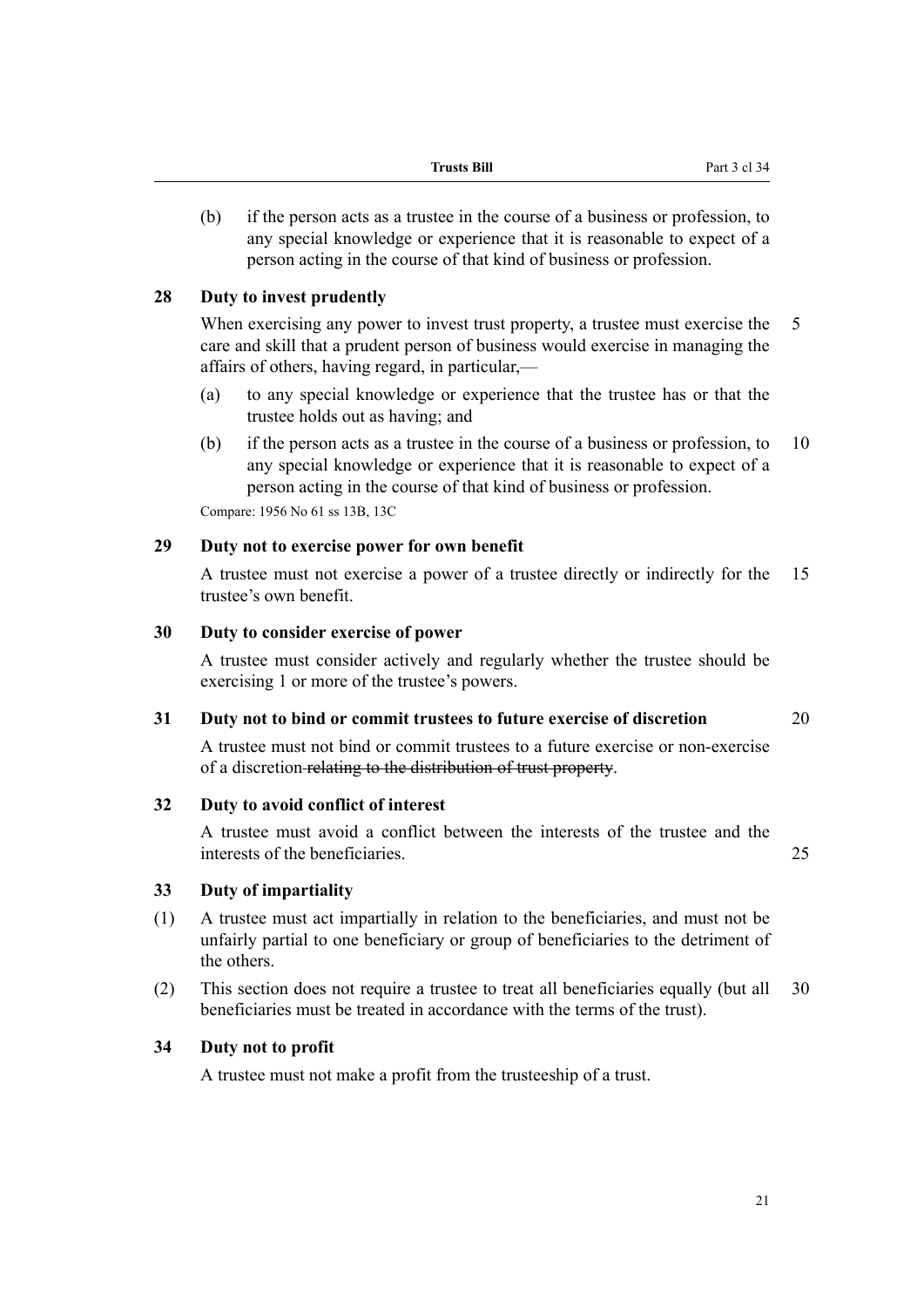(b) if the person acts as a trustee in the course of a business or profession, to any special knowledge or experience that it is reasonable to expect of a person acting in the course of that kind of business or profession.

### 28 Duty to invest prudently

When exercising any power to invest trust property, a trustee must exercise the care and skill that a prudent person of business would exercise in managing the affairs of others, having regard, in particular,—

(a) to any special knowledge or experience that the trustee has or that the trustee holds out as having; and

(b) if the person acts as a trustee in the course of a business or profession, to any special knowledge or experience that it is reasonable to expect of a person acting in the course of that kind of business or profession.

Compare: 1956 No 61 ss 13B, 13C

### 29 Duty not to exercise power for own benefit

A trustee must not exercise a power of a trustee directly or indirectly for the trustee's own benefit.

### 30 Duty to consider exercise of power

A trustee must consider actively and regularly whether the trustee should be exercising 1 or more of the trustee's powers.

### 31 Duty not to bind or commit trustees to future exercise of discretion

A trustee must not bind or commit trustees to a future exercise or non-exercise of a discretion ~~relating to the distribution of trust property~~.

### 32 Duty to avoid conflict of interest

A trustee must avoid a conflict between the interests of the trustee and the interests of the beneficiaries.

### 33 Duty of impartiality

(1) A trustee must act impartially in relation to the beneficiaries, and must not be unfairly partial to one beneficiary or group of beneficiaries to the detriment of the others.

(2) This section does not require a trustee to treat all beneficiaries equally (but all beneficiaries must be treated in accordance with the terms of the trust).

### 34 Duty not to profit

A trustee must not make a profit from the trusteeship of a trust.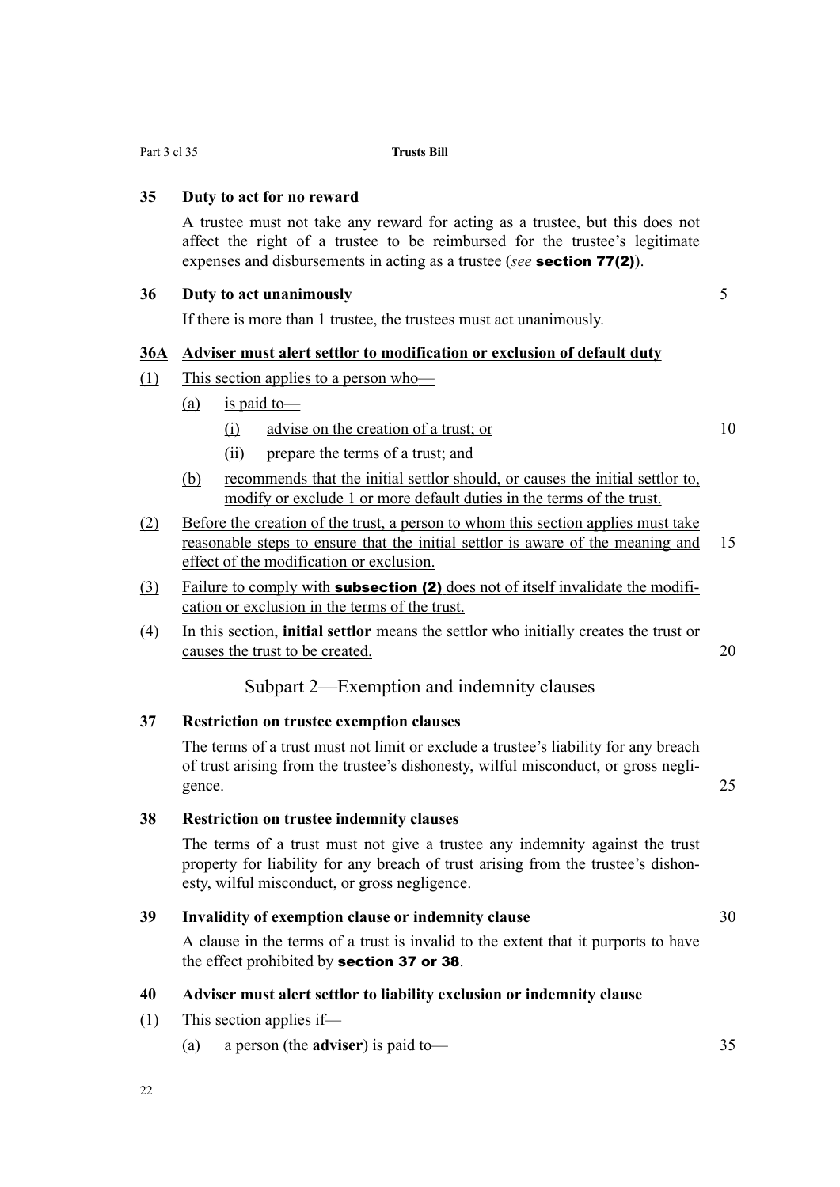### 35 Duty to act for no reward

A trustee must not take any reward for acting as a trustee, but this does not affect the right of a trustee to be reimbursed for the trustee's legitimate expenses and disbursements in acting as a trustee (*see* **section 77(2)**).

### 36 Duty to act unanimously

If there is more than 1 trustee, the trustees must act unanimously.

### 36A Adviser must alert settlor to modification or exclusion of default duty

(1) This section applies to a person who—

(a) is paid to—

(i) advise on the creation of a trust; or

(ii) prepare the terms of a trust; and

(b) recommends that the initial settlor should, or causes the initial settlor to, modify or exclude 1 or more default duties in the terms of the trust.

(2) Before the creation of the trust, a person to whom this section applies must take reasonable steps to ensure that the initial settlor is aware of the meaning and effect of the modification or exclusion.

(3) Failure to comply with **subsection (2)** does not of itself invalidate the modification or exclusion in the terms of the trust.

(4) In this section, **initial settlor** means the settlor who initially creates the trust or causes the trust to be created.

## Subpart 2—Exemption and indemnity clauses

### 37 Restriction on trustee exemption clauses

The terms of a trust must not limit or exclude a trustee's liability for any breach of trust arising from the trustee's dishonesty, wilful misconduct, or gross negligence.

### 38 Restriction on trustee indemnity clauses

The terms of a trust must not give a trustee any indemnity against the trust property for liability for any breach of trust arising from the trustee's dishonesty, wilful misconduct, or gross negligence.

### 39 Invalidity of exemption clause or indemnity clause

A clause in the terms of a trust is invalid to the extent that it purports to have the effect prohibited by **section 37 or 38**.

### 40 Adviser must alert settlor to liability exclusion or indemnity clause

(1) This section applies if—

(a) a person (the **adviser**) is paid to—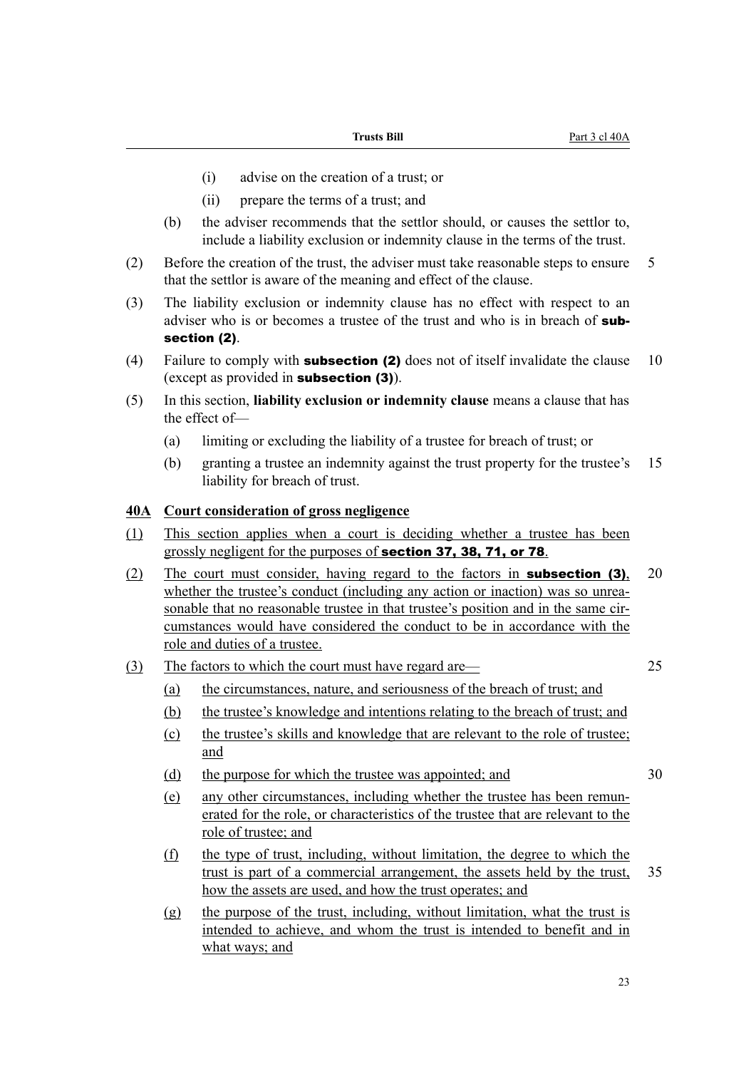(i) advise on the creation of a trust; or

(ii) prepare the terms of a trust; and

(b) the adviser recommends that the settlor should, or causes the settlor to, include a liability exclusion or indemnity clause in the terms of the trust.

(2) Before the creation of the trust, the adviser must take reasonable steps to ensure that the settlor is aware of the meaning and effect of the clause.

(3) The liability exclusion or indemnity clause has no effect with respect to an adviser who is or becomes a trustee of the trust and who is in breach of **subsection (2)**.

(4) Failure to comply with **subsection (2)** does not of itself invalidate the clause (except as provided in **subsection (3)**).

(5) In this section, **liability exclusion or indemnity clause** means a clause that has the effect of—

(a) limiting or excluding the liability of a trustee for breach of trust; or

(b) granting a trustee an indemnity against the trust property for the trustee's liability for breach of trust.

### 40A Court consideration of gross negligence

(1) This section applies when a court is deciding whether a trustee has been grossly negligent for the purposes of **section 37, 38, 71, or 78**.

(2) The court must consider, having regard to the factors in **subsection (3)**, whether the trustee's conduct (including any action or inaction) was so unreasonable that no reasonable trustee in that trustee's position and in the same circumstances would have considered the conduct to be in accordance with the role and duties of a trustee.

(3) The factors to which the court must have regard are—

(a) the circumstances, nature, and seriousness of the breach of trust; and

(b) the trustee's knowledge and intentions relating to the breach of trust; and

(c) the trustee's skills and knowledge that are relevant to the role of trustee; and

(d) the purpose for which the trustee was appointed; and

(e) any other circumstances, including whether the trustee has been remunerated for the role, or characteristics of the trustee that are relevant to the role of trustee; and

(f) the type of trust, including, without limitation, the degree to which the trust is part of a commercial arrangement, the assets held by the trust, how the assets are used, and how the trust operates; and

(g) the purpose of the trust, including, without limitation, what the trust is intended to achieve, and whom the trust is intended to benefit and in what ways; and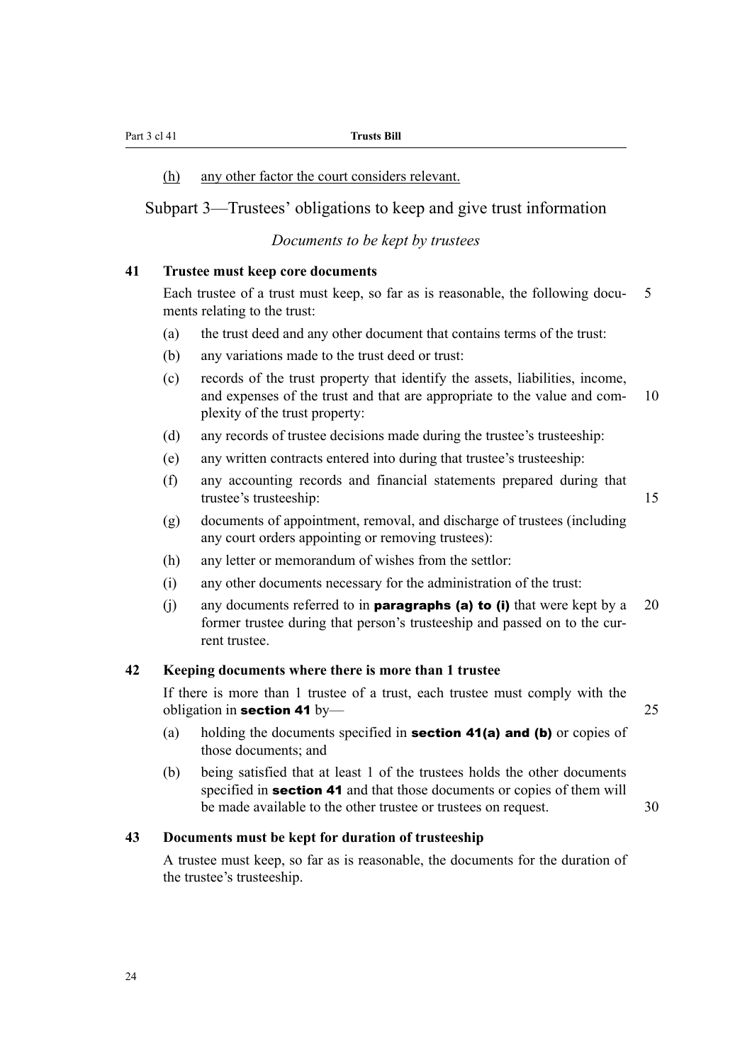(h) any other factor the court considers relevant.

## Subpart 3—Trustees' obligations to keep and give trust information

*Documents to be kept by trustees*

### 41 Trustee must keep core documents

Each trustee of a trust must keep, so far as is reasonable, the following documents relating to the trust:

(a) the trust deed and any other document that contains terms of the trust:

(b) any variations made to the trust deed or trust:

(c) records of the trust property that identify the assets, liabilities, income, and expenses of the trust and that are appropriate to the value and complexity of the trust property:

(d) any records of trustee decisions made during the trustee's trusteeship:

(e) any written contracts entered into during that trustee's trusteeship:

(f) any accounting records and financial statements prepared during that trustee's trusteeship:

(g) documents of appointment, removal, and discharge of trustees (including any court orders appointing or removing trustees):

(h) any letter or memorandum of wishes from the settlor:

(i) any other documents necessary for the administration of the trust:

(j) any documents referred to in **paragraphs (a) to (i)** that were kept by a former trustee during that person's trusteeship and passed on to the current trustee.

### 42 Keeping documents where there is more than 1 trustee

If there is more than 1 trustee of a trust, each trustee must comply with the obligation in **section 41** by—

(a) holding the documents specified in **section 41(a) and (b)** or copies of those documents; and

(b) being satisfied that at least 1 of the trustees holds the other documents specified in **section 41** and that those documents or copies of them will be made available to the other trustee or trustees on request.

### 43 Documents must be kept for duration of trusteeship

A trustee must keep, so far as is reasonable, the documents for the duration of the trustee's trusteeship.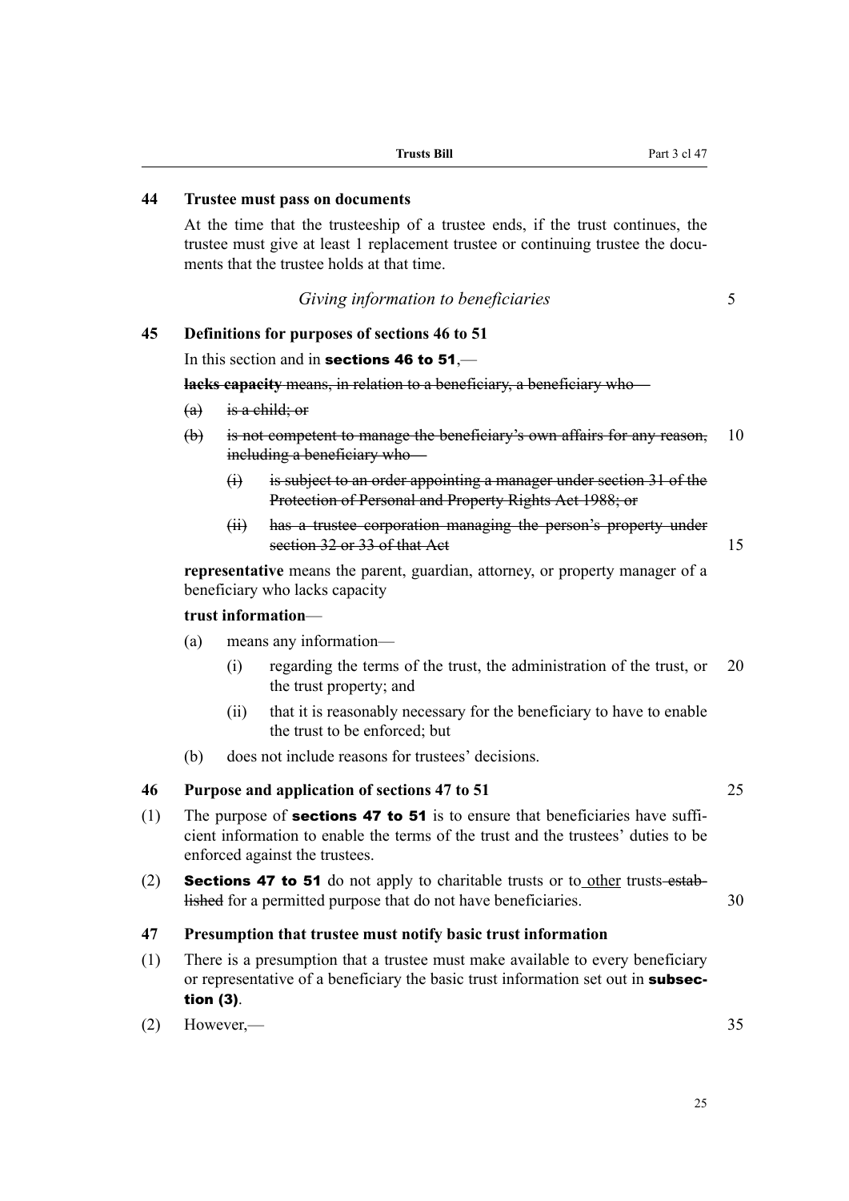**44 Trustee must pass on documents**

At the time that the trusteeship of a trustee ends, if the trust continues, the trustee must give at least 1 replacement trustee or continuing trustee the documents that the trustee holds at that time.

*Giving information to beneficiaries*

**45 Definitions for purposes of sections 46 to 51**

In this section and in **sections 46 to 51**,—

~~**lacks capacity** means, in relation to a beneficiary, a beneficiary who—~~

~~(a) is a child; or~~

~~(b) is not competent to manage the beneficiary's own affairs for any reason, including a beneficiary who—~~

~~(i) is subject to an order appointing a manager under section 31 of the Protection of Personal and Property Rights Act 1988; or~~

~~(ii) has a trustee corporation managing the person's property under section 32 or 33 of that Act~~

**representative** means the parent, guardian, attorney, or property manager of a beneficiary who lacks capacity

**trust information**—

(a) means any information—

(i) regarding the terms of the trust, the administration of the trust, or the trust property; and

(ii) that it is reasonably necessary for the beneficiary to have to enable the trust to be enforced; but

(b) does not include reasons for trustees' decisions.

**46 Purpose and application of sections 47 to 51**

(1) The purpose of **sections 47 to 51** is to ensure that beneficiaries have sufficient information to enable the terms of the trust and the trustees' duties to be enforced against the trustees.

(2) **Sections 47 to 51** do not apply to charitable trusts or to <u>other</u> trusts ~~established~~ for a permitted purpose that do not have beneficiaries.

**47 Presumption that trustee must notify basic trust information**

(1) There is a presumption that a trustee must make available to every beneficiary or representative of a beneficiary the basic trust information set out in **subsection (3)**.

(2) However,—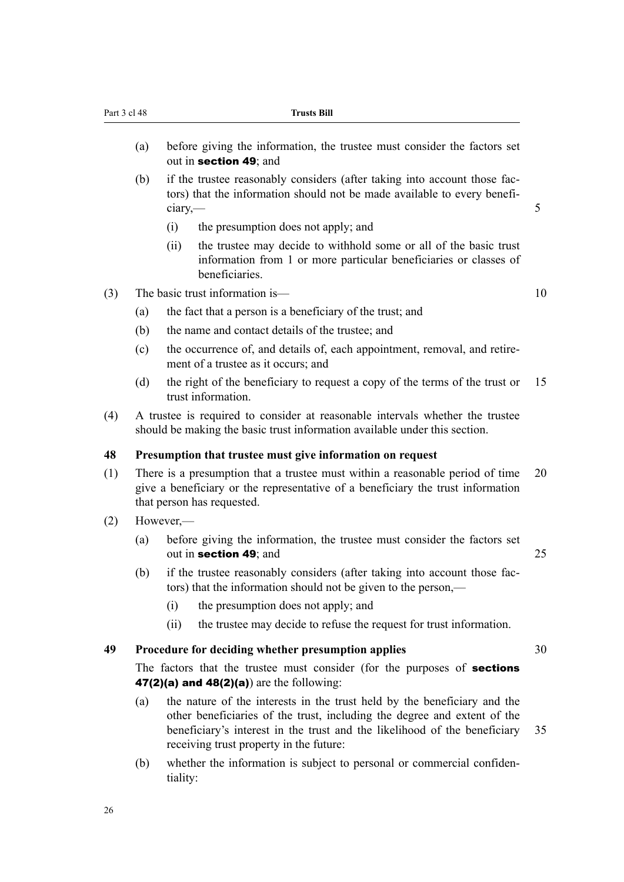(a) before giving the information, the trustee must consider the factors set out in **section 49**; and

(b) if the trustee reasonably considers (after taking into account those factors) that the information should not be made available to every beneficiary,—

(i) the presumption does not apply; and

(ii) the trustee may decide to withhold some or all of the basic trust information from 1 or more particular beneficiaries or classes of beneficiaries.

(3) The basic trust information is—

(a) the fact that a person is a beneficiary of the trust; and

(b) the name and contact details of the trustee; and

(c) the occurrence of, and details of, each appointment, removal, and retirement of a trustee as it occurs; and

(d) the right of the beneficiary to request a copy of the terms of the trust or trust information.

(4) A trustee is required to consider at reasonable intervals whether the trustee should be making the basic trust information available under this section.

### 48 Presumption that trustee must give information on request

(1) There is a presumption that a trustee must within a reasonable period of time give a beneficiary or the representative of a beneficiary the trust information that person has requested.

(2) However,—

(a) before giving the information, the trustee must consider the factors set out in **section 49**; and

(b) if the trustee reasonably considers (after taking into account those factors) that the information should not be given to the person,—

(i) the presumption does not apply; and

(ii) the trustee may decide to refuse the request for trust information.

### 49 Procedure for deciding whether presumption applies

The factors that the trustee must consider (for the purposes of **sections 47(2)(a) and 48(2)(a)**) are the following:

(a) the nature of the interests in the trust held by the beneficiary and the other beneficiaries of the trust, including the degree and extent of the beneficiary's interest in the trust and the likelihood of the beneficiary receiving trust property in the future:

(b) whether the information is subject to personal or commercial confidentiality: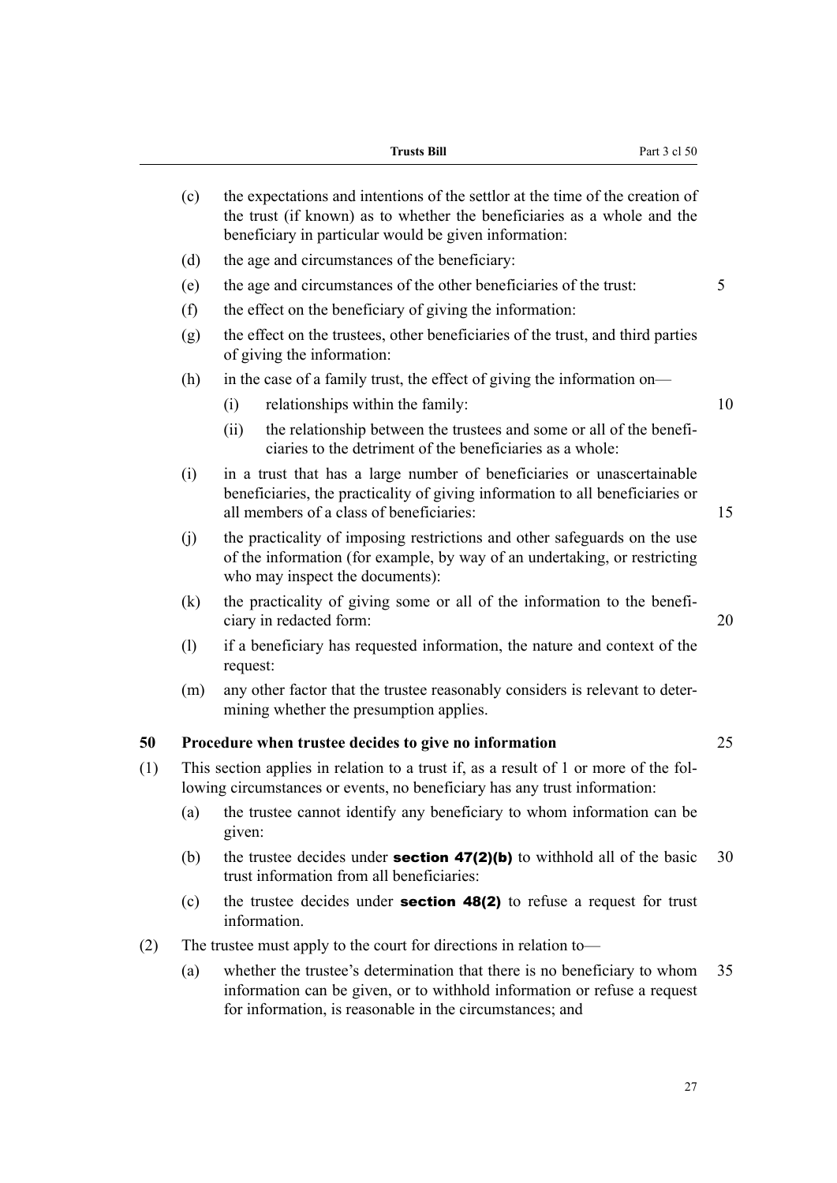(c) the expectations and intentions of the settlor at the time of the creation of the trust (if known) as to whether the beneficiaries as a whole and the beneficiary in particular would be given information:

(d) the age and circumstances of the beneficiary:

(e) the age and circumstances of the other beneficiaries of the trust:

(f) the effect on the beneficiary of giving the information:

(g) the effect on the trustees, other beneficiaries of the trust, and third parties of giving the information:

(h) in the case of a family trust, the effect of giving the information on—

(i) relationships within the family:

(ii) the relationship between the trustees and some or all of the beneficiaries to the detriment of the beneficiaries as a whole:

(i) in a trust that has a large number of beneficiaries or unascertainable beneficiaries, the practicality of giving information to all beneficiaries or all members of a class of beneficiaries:

(j) the practicality of imposing restrictions and other safeguards on the use of the information (for example, by way of an undertaking, or restricting who may inspect the documents):

(k) the practicality of giving some or all of the information to the beneficiary in redacted form:

(l) if a beneficiary has requested information, the nature and context of the request:

(m) any other factor that the trustee reasonably considers is relevant to determining whether the presumption applies.

### 50 Procedure when trustee decides to give no information

(1) This section applies in relation to a trust if, as a result of 1 or more of the following circumstances or events, no beneficiary has any trust information:

(a) the trustee cannot identify any beneficiary to whom information can be given:

(b) the trustee decides under **section 47(2)(b)** to withhold all of the basic trust information from all beneficiaries:

(c) the trustee decides under **section 48(2)** to refuse a request for trust information.

(2) The trustee must apply to the court for directions in relation to—

(a) whether the trustee's determination that there is no beneficiary to whom information can be given, or to withhold information or refuse a request for information, is reasonable in the circumstances; and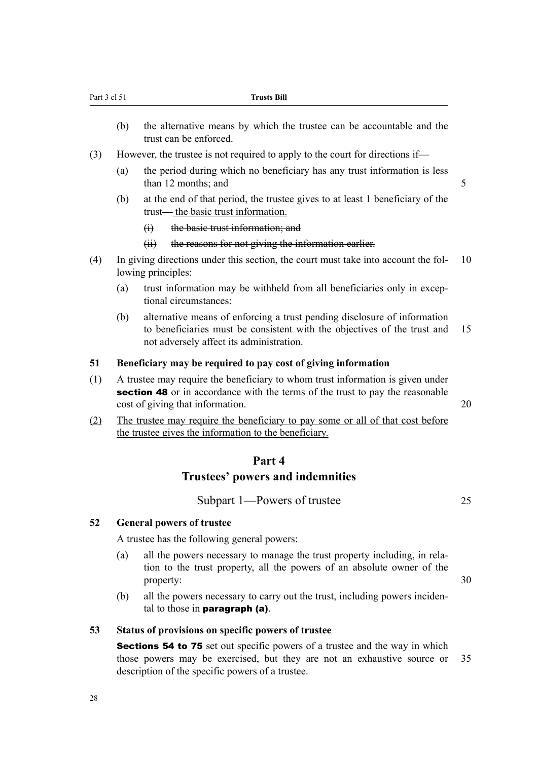(b) the alternative means by which the trustee can be accountable and the trust can be enforced.

(3) However, the trustee is not required to apply to the court for directions if—

(a) the period during which no beneficiary has any trust information is less than 12 months; and

(b) at the end of that period, the trustee gives to at least 1 beneficiary of the trust— the basic trust information.

(i) ~~the basic trust information; and~~

(ii) ~~the reasons for not giving the information earlier.~~

(4) In giving directions under this section, the court must take into account the following principles:

(a) trust information may be withheld from all beneficiaries only in exceptional circumstances:

(b) alternative means of enforcing a trust pending disclosure of information to beneficiaries must be consistent with the objectives of the trust and not adversely affect its administration.

### 51 Beneficiary may be required to pay cost of giving information

(1) A trustee may require the beneficiary to whom trust information is given under **section 48** or in accordance with the terms of the trust to pay the reasonable cost of giving that information.

(2) The trustee may require the beneficiary to pay some or all of that cost before the trustee gives the information to the beneficiary.

# Part 4
# Trustees' powers and indemnities

## Subpart 1—Powers of trustee

### 52 General powers of trustee

A trustee has the following general powers:

(a) all the powers necessary to manage the trust property including, in relation to the trust property, all the powers of an absolute owner of the property:

(b) all the powers necessary to carry out the trust, including powers incidental to those in **paragraph (a)**.

### 53 Status of provisions on specific powers of trustee

**Sections 54 to 75** set out specific powers of a trustee and the way in which those powers may be exercised, but they are not an exhaustive source or description of the specific powers of a trustee.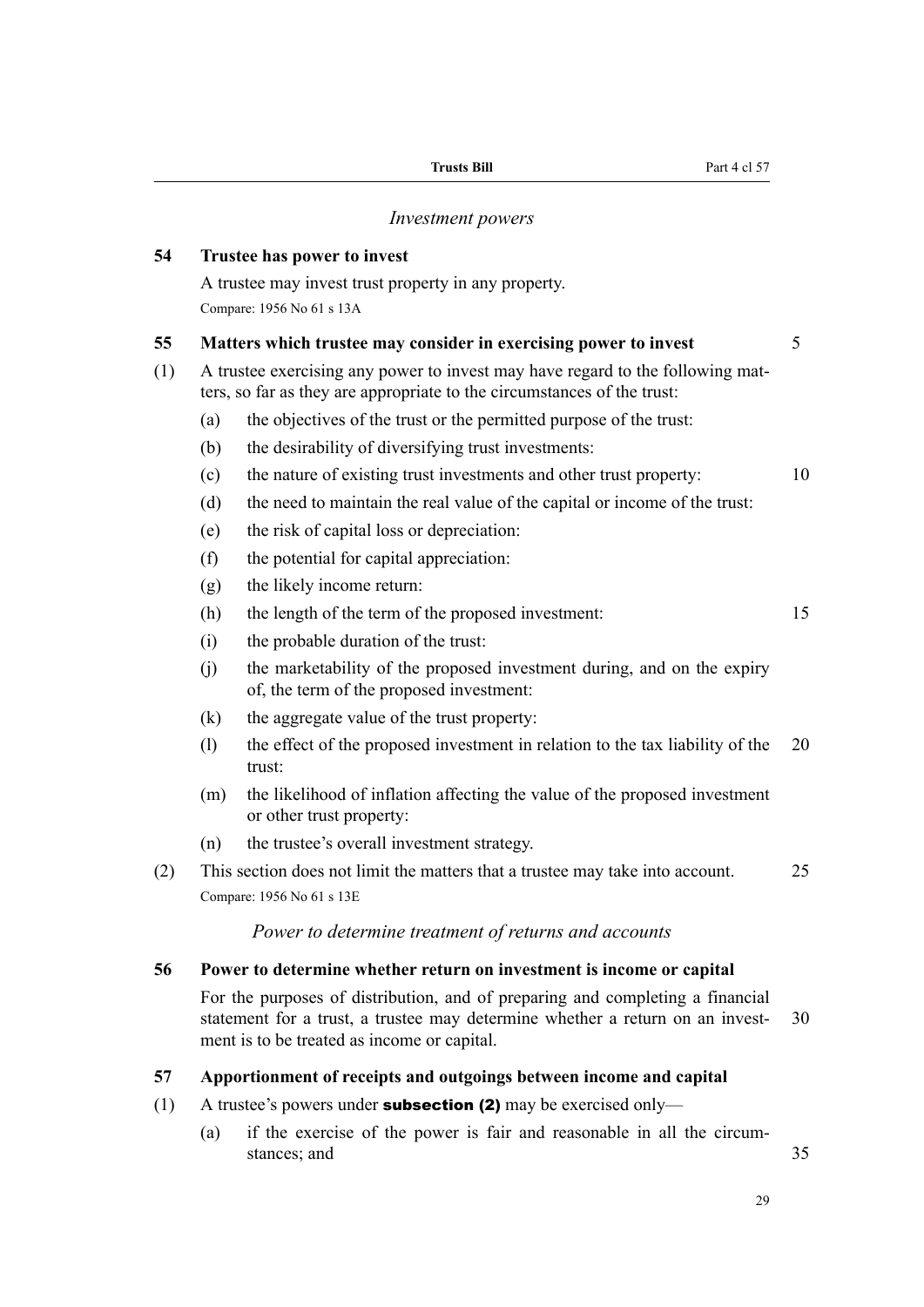*Investment powers*

### 54 Trustee has power to invest

A trustee may invest trust property in any property.

Compare: 1956 No 61 s 13A

### 55 Matters which trustee may consider in exercising power to invest

(1) A trustee exercising any power to invest may have regard to the following matters, so far as they are appropriate to the circumstances of the trust:

- (a) the objectives of the trust or the permitted purpose of the trust:
- (b) the desirability of diversifying trust investments:
- (c) the nature of existing trust investments and other trust property:
- (d) the need to maintain the real value of the capital or income of the trust:
- (e) the risk of capital loss or depreciation:
- (f) the potential for capital appreciation:
- (g) the likely income return:
- (h) the length of the term of the proposed investment:
- (i) the probable duration of the trust:
- (j) the marketability of the proposed investment during, and on the expiry of, the term of the proposed investment:
- (k) the aggregate value of the trust property:
- (l) the effect of the proposed investment in relation to the tax liability of the trust:
- (m) the likelihood of inflation affecting the value of the proposed investment or other trust property:
- (n) the trustee's overall investment strategy.

(2) This section does not limit the matters that a trustee may take into account.

Compare: 1956 No 61 s 13E

*Power to determine treatment of returns and accounts*

### 56 Power to determine whether return on investment is income or capital

For the purposes of distribution, and of preparing and completing a financial statement for a trust, a trustee may determine whether a return on an investment is to be treated as income or capital.

### 57 Apportionment of receipts and outgoings between income and capital

(1) A trustee's powers under **subsection (2)** may be exercised only—

- (a) if the exercise of the power is fair and reasonable in all the circumstances; and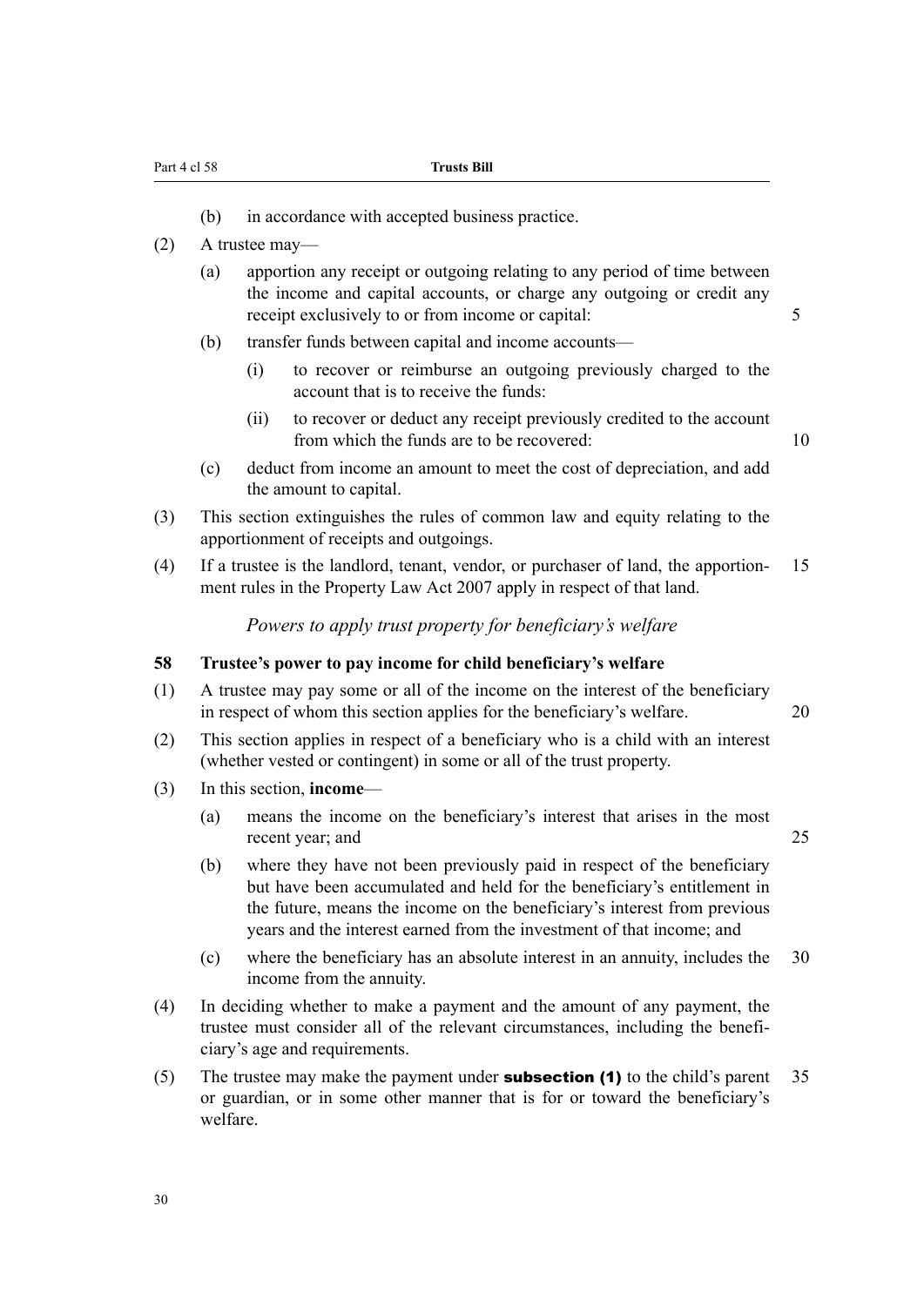(b) in accordance with accepted business practice.

(2) A trustee may—

(a) apportion any receipt or outgoing relating to any period of time between the income and capital accounts, or charge any outgoing or credit any receipt exclusively to or from income or capital:

(b) transfer funds between capital and income accounts—

(i) to recover or reimburse an outgoing previously charged to the account that is to receive the funds:

(ii) to recover or deduct any receipt previously credited to the account from which the funds are to be recovered:

(c) deduct from income an amount to meet the cost of depreciation, and add the amount to capital.

(3) This section extinguishes the rules of common law and equity relating to the apportionment of receipts and outgoings.

(4) If a trustee is the landlord, tenant, vendor, or purchaser of land, the apportionment rules in the Property Law Act 2007 apply in respect of that land.

*Powers to apply trust property for beneficiary's welfare*

### 58 Trustee's power to pay income for child beneficiary's welfare

(1) A trustee may pay some or all of the income on the interest of the beneficiary in respect of whom this section applies for the beneficiary's welfare.

(2) This section applies in respect of a beneficiary who is a child with an interest (whether vested or contingent) in some or all of the trust property.

(3) In this section, **income**—

(a) means the income on the beneficiary's interest that arises in the most recent year; and

(b) where they have not been previously paid in respect of the beneficiary but have been accumulated and held for the beneficiary's entitlement in the future, means the income on the beneficiary's interest from previous years and the interest earned from the investment of that income; and

(c) where the beneficiary has an absolute interest in an annuity, includes the income from the annuity.

(4) In deciding whether to make a payment and the amount of any payment, the trustee must consider all of the relevant circumstances, including the beneficiary's age and requirements.

(5) The trustee may make the payment under **subsection (1)** to the child's parent or guardian, or in some other manner that is for or toward the beneficiary's welfare.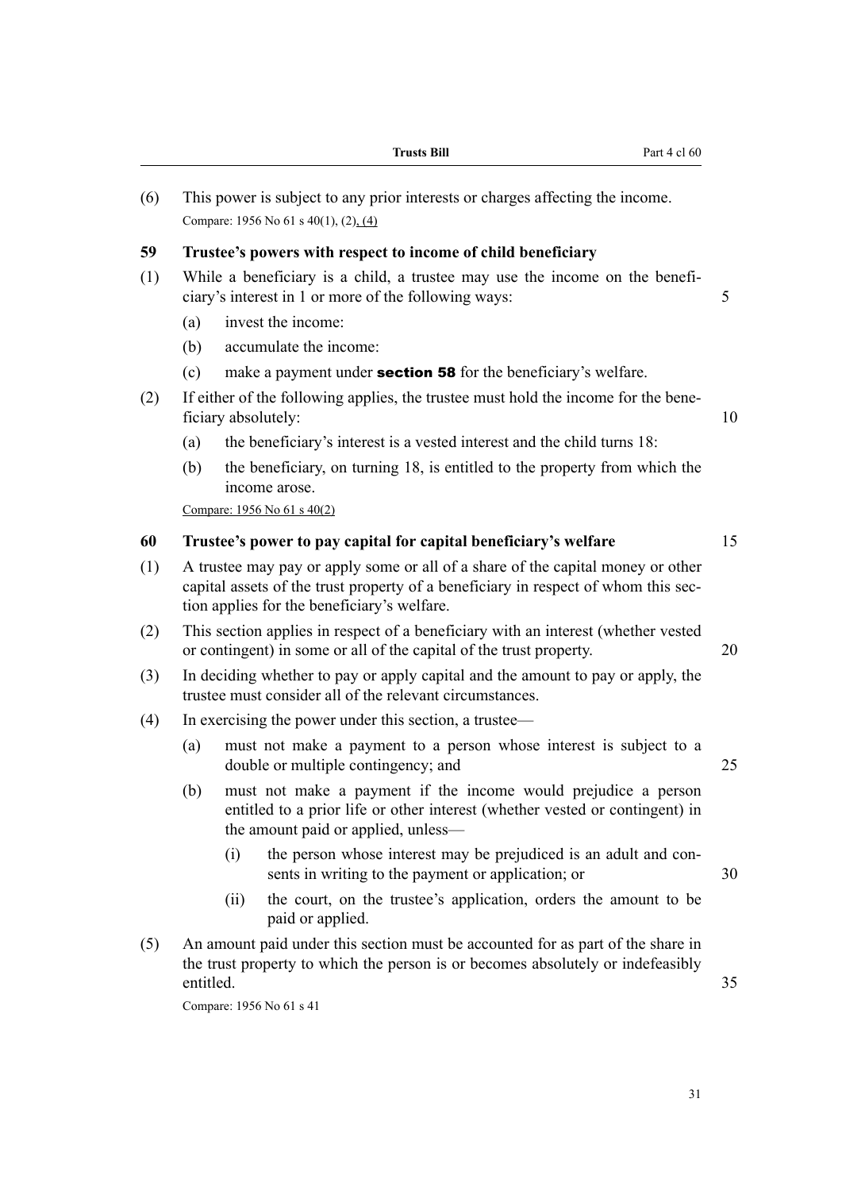(6) This power is subject to any prior interests or charges affecting the income.

Compare: 1956 No 61 s 40(1), (2), (4)

### 59 Trustee's powers with respect to income of child beneficiary

(1) While a beneficiary is a child, a trustee may use the income on the beneficiary's interest in 1 or more of the following ways:

(a) invest the income:

(b) accumulate the income:

(c) make a payment under **section 58** for the beneficiary's welfare.

(2) If either of the following applies, the trustee must hold the income for the beneficiary absolutely:

(a) the beneficiary's interest is a vested interest and the child turns 18:

(b) the beneficiary, on turning 18, is entitled to the property from which the income arose.

Compare: 1956 No 61 s 40(2)

### 60 Trustee's power to pay capital for capital beneficiary's welfare

(1) A trustee may pay or apply some or all of a share of the capital money or other capital assets of the trust property of a beneficiary in respect of whom this section applies for the beneficiary's welfare.

(2) This section applies in respect of a beneficiary with an interest (whether vested or contingent) in some or all of the capital of the trust property.

(3) In deciding whether to pay or apply capital and the amount to pay or apply, the trustee must consider all of the relevant circumstances.

(4) In exercising the power under this section, a trustee—

(a) must not make a payment to a person whose interest is subject to a double or multiple contingency; and

(b) must not make a payment if the income would prejudice a person entitled to a prior life or other interest (whether vested or contingent) in the amount paid or applied, unless—

(i) the person whose interest may be prejudiced is an adult and consents in writing to the payment or application; or

(ii) the court, on the trustee's application, orders the amount to be paid or applied.

(5) An amount paid under this section must be accounted for as part of the share in the trust property to which the person is or becomes absolutely or indefeasibly entitled.

Compare: 1956 No 61 s 41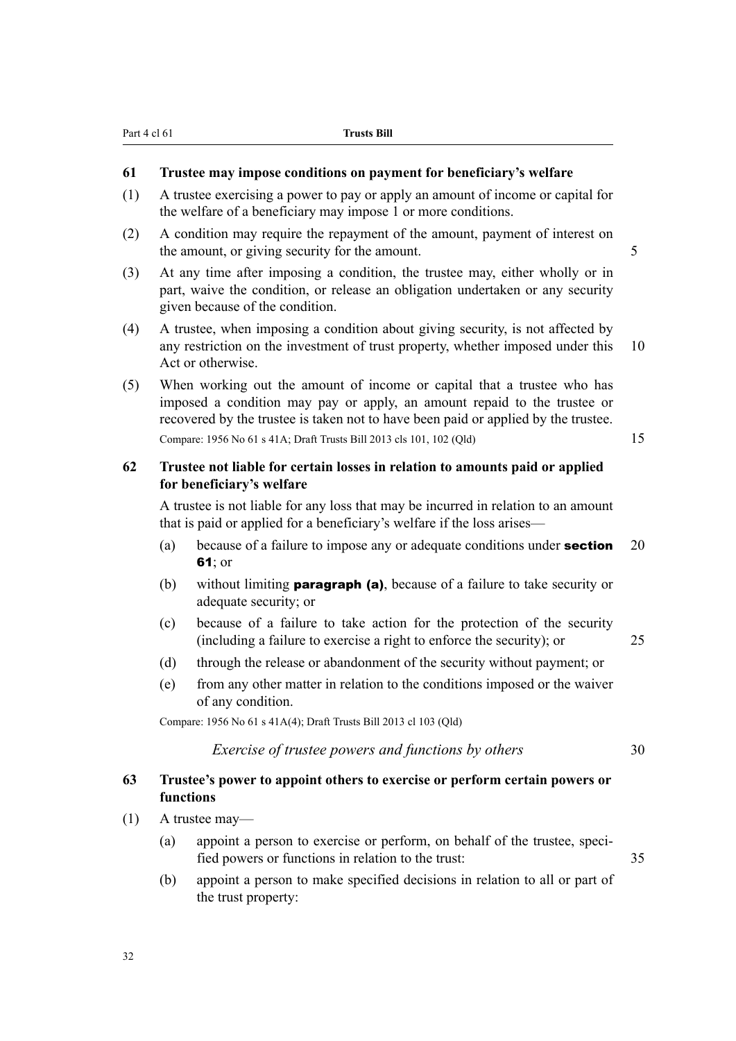### 61 Trustee may impose conditions on payment for beneficiary's welfare

(1) A trustee exercising a power to pay or apply an amount of income or capital for the welfare of a beneficiary may impose 1 or more conditions.

(2) A condition may require the repayment of the amount, payment of interest on the amount, or giving security for the amount.

(3) At any time after imposing a condition, the trustee may, either wholly or in part, waive the condition, or release an obligation undertaken or any security given because of the condition.

(4) A trustee, when imposing a condition about giving security, is not affected by any restriction on the investment of trust property, whether imposed under this Act or otherwise.

(5) When working out the amount of income or capital that a trustee who has imposed a condition may pay or apply, an amount repaid to the trustee or recovered by the trustee is taken not to have been paid or applied by the trustee.

Compare: 1956 No 61 s 41A; Draft Trusts Bill 2013 cls 101, 102 (Qld)

### 62 Trustee not liable for certain losses in relation to amounts paid or applied for beneficiary's welfare

A trustee is not liable for any loss that may be incurred in relation to an amount that is paid or applied for a beneficiary's welfare if the loss arises—

(a) because of a failure to impose any or adequate conditions under **section 61**; or

(b) without limiting **paragraph (a)**, because of a failure to take security or adequate security; or

(c) because of a failure to take action for the protection of the security (including a failure to exercise a right to enforce the security); or

(d) through the release or abandonment of the security without payment; or

(e) from any other matter in relation to the conditions imposed or the waiver of any condition.

Compare: 1956 No 61 s 41A(4); Draft Trusts Bill 2013 cl 103 (Qld)

*Exercise of trustee powers and functions by others*

### 63 Trustee's power to appoint others to exercise or perform certain powers or functions

(1) A trustee may—

(a) appoint a person to exercise or perform, on behalf of the trustee, specified powers or functions in relation to the trust:

(b) appoint a person to make specified decisions in relation to all or part of the trust property: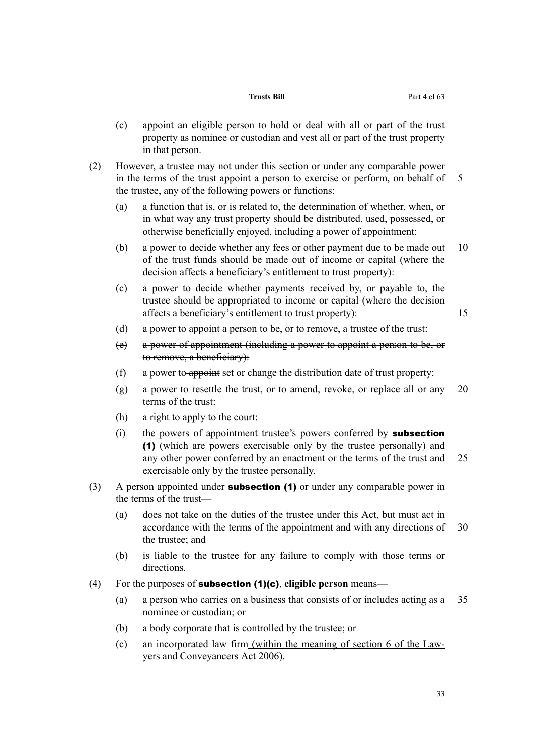(c) appoint an eligible person to hold or deal with all or part of the trust property as nominee or custodian and vest all or part of the trust property in that person.

(2) However, a trustee may not under this section or under any comparable power in the terms of the trust appoint a person to exercise or perform, on behalf of the trustee, any of the following powers or functions:

(a) a function that is, or is related to, the determination of whether, when, or in what way any trust property should be distributed, used, possessed, or otherwise beneficially enjoyed, including a power of appointment:

(b) a power to decide whether any fees or other payment due to be made out of the trust funds should be made out of income or capital (where the decision affects a beneficiary's entitlement to trust property):

(c) a power to decide whether payments received by, or payable to, the trustee should be appropriated to income or capital (where the decision affects a beneficiary's entitlement to trust property):

(d) a power to appoint a person to be, or to remove, a trustee of the trust:

~~(e) a power of appointment (including a power to appoint a person to be, or to remove, a beneficiary):~~

(f) a power to ~~appoint~~ set or change the distribution date of trust property:

(g) a power to resettle the trust, or to amend, revoke, or replace all or any terms of the trust:

(h) a right to apply to the court:

(i) the ~~powers of appointment~~ trustee's powers conferred by **subsection (1)** (which are powers exercisable only by the trustee personally) and any other power conferred by an enactment or the terms of the trust and exercisable only by the trustee personally.

(3) A person appointed under **subsection (1)** or under any comparable power in the terms of the trust—

(a) does not take on the duties of the trustee under this Act, but must act in accordance with the terms of the appointment and with any directions of the trustee; and

(b) is liable to the trustee for any failure to comply with those terms or directions.

(4) For the purposes of **subsection (1)(c)**, **eligible person** means—

(a) a person who carries on a business that consists of or includes acting as a nominee or custodian; or

(b) a body corporate that is controlled by the trustee; or

(c) an incorporated law firm (within the meaning of section 6 of the Lawyers and Conveyancers Act 2006).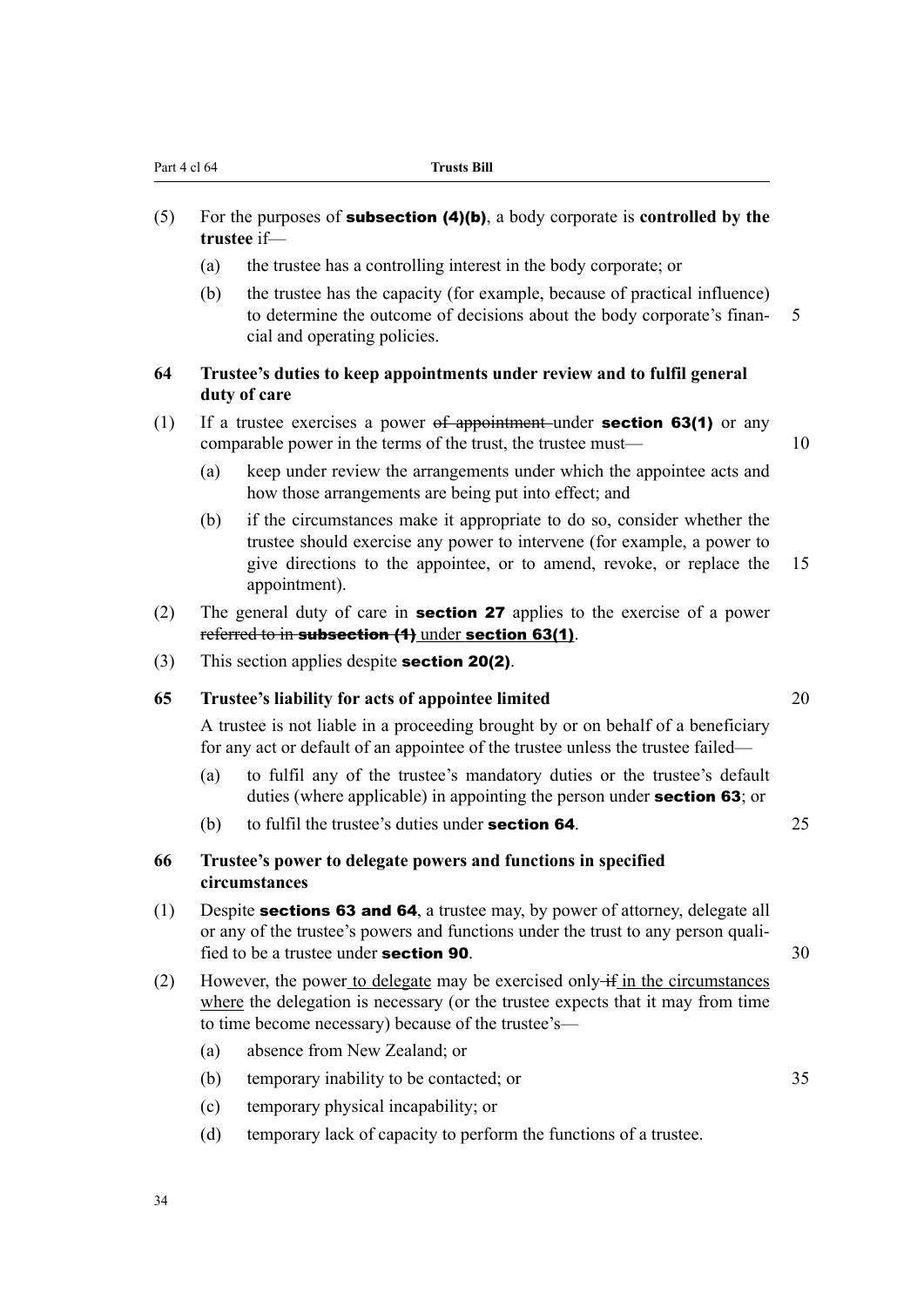(5) For the purposes of **subsection (4)(b)**, a body corporate is **controlled by the trustee** if—

(a) the trustee has a controlling interest in the body corporate; or

(b) the trustee has the capacity (for example, because of practical influence) to determine the outcome of decisions about the body corporate's financial and operating policies.

### 64 Trustee's duties to keep appointments under review and to fulfil general duty of care

(1) If a trustee exercises a power ~~of appointment~~ under **section 63(1)** or any comparable power in the terms of the trust, the trustee must—

(a) keep under review the arrangements under which the appointee acts and how those arrangements are being put into effect; and

(b) if the circumstances make it appropriate to do so, consider whether the trustee should exercise any power to intervene (for example, a power to give directions to the appointee, or to amend, revoke, or replace the appointment).

(2) The general duty of care in **section 27** applies to the exercise of a power ~~referred to in **subsection (1)**~~ under **section 63(1)**.

(3) This section applies despite **section 20(2)**.

### 65 Trustee's liability for acts of appointee limited

A trustee is not liable in a proceeding brought by or on behalf of a beneficiary for any act or default of an appointee of the trustee unless the trustee failed—

(a) to fulfil any of the trustee's mandatory duties or the trustee's default duties (where applicable) in appointing the person under **section 63**; or

(b) to fulfil the trustee's duties under **section 64**.

### 66 Trustee's power to delegate powers and functions in specified circumstances

(1) Despite **sections 63 and 64**, a trustee may, by power of attorney, delegate all or any of the trustee's powers and functions under the trust to any person qualified to be a trustee under **section 90**.

(2) However, the power to delegate may be exercised only ~~if~~ in the circumstances where the delegation is necessary (or the trustee expects that it may from time to time become necessary) because of the trustee's—

(a) absence from New Zealand; or

(b) temporary inability to be contacted; or

(c) temporary physical incapability; or

(d) temporary lack of capacity to perform the functions of a trustee.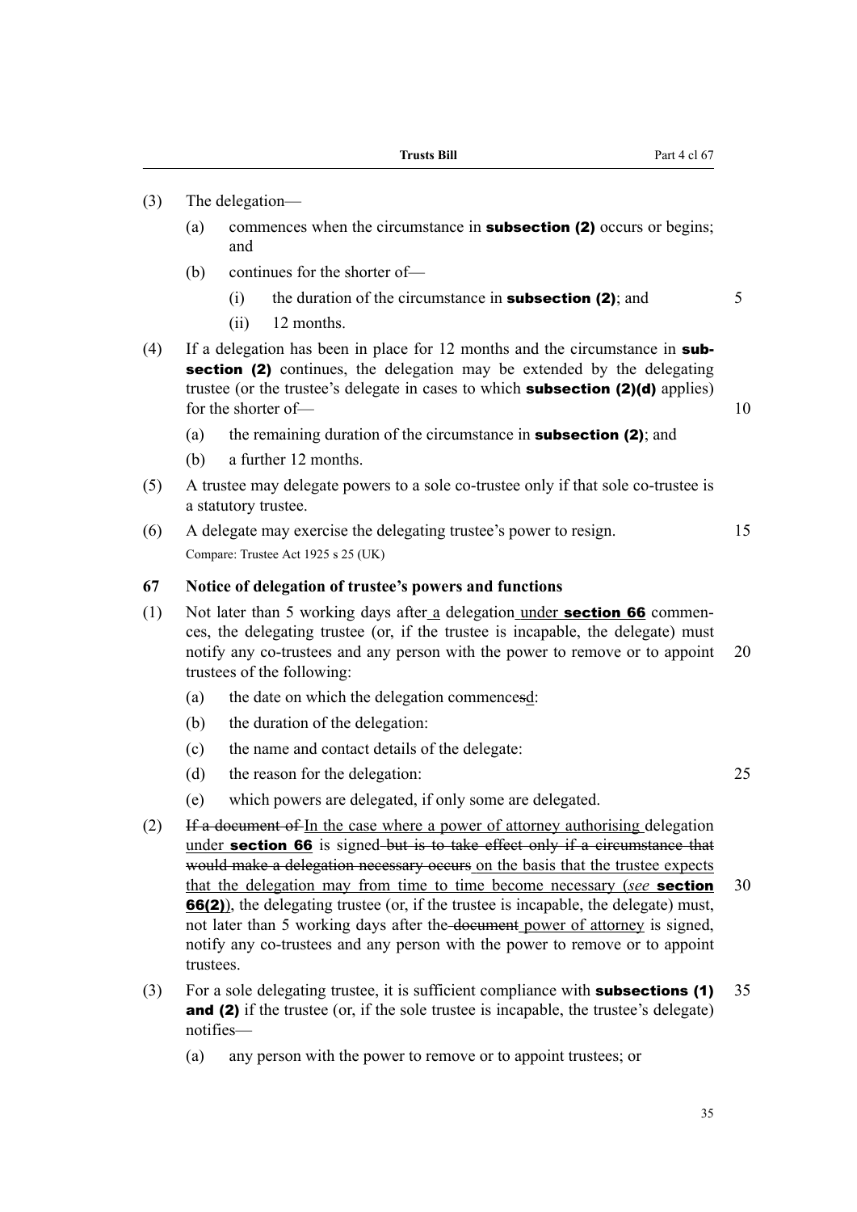(3) The delegation—

(a) commences when the circumstance in **subsection (2)** occurs or begins; and

(b) continues for the shorter of—

(i) the duration of the circumstance in **subsection (2)**; and

(ii) 12 months.

(4) If a delegation has been in place for 12 months and the circumstance in **subsection (2)** continues, the delegation may be extended by the delegating trustee (or the trustee's delegate in cases to which **subsection (2)(d)** applies) for the shorter of—

(a) the remaining duration of the circumstance in **subsection (2)**; and

(b) a further 12 months.

(5) A trustee may delegate powers to a sole co-trustee only if that sole co-trustee is a statutory trustee.

(6) A delegate may exercise the delegating trustee's power to resign.

Compare: Trustee Act 1925 s 25 (UK)

### 67 Notice of delegation of trustee's powers and functions

(1) Not later than 5 working days after a delegation under **section 66** commences, the delegating trustee (or, if the trustee is incapable, the delegate) must notify any co-trustees and any person with the power to remove or to appoint trustees of the following:

(a) the date on which the delegation commencesd:

(b) the duration of the delegation:

(c) the name and contact details of the delegate:

(d) the reason for the delegation:

(e) which powers are delegated, if only some are delegated.

(2) ~~If a document of~~ In the case where a power of attorney authorising delegation under **section 66** is signed ~~but is to take effect only if a circumstance that would make a delegation necessary occurs~~ on the basis that the trustee expects that the delegation may from time to time become necessary (*see* **section 66(2)**), the delegating trustee (or, if the trustee is incapable, the delegate) must, not later than 5 working days after the ~~document~~ power of attorney is signed, notify any co-trustees and any person with the power to remove or to appoint trustees.

(3) For a sole delegating trustee, it is sufficient compliance with **subsections (1) and (2)** if the trustee (or, if the sole trustee is incapable, the trustee's delegate) notifies—

(a) any person with the power to remove or to appoint trustees; or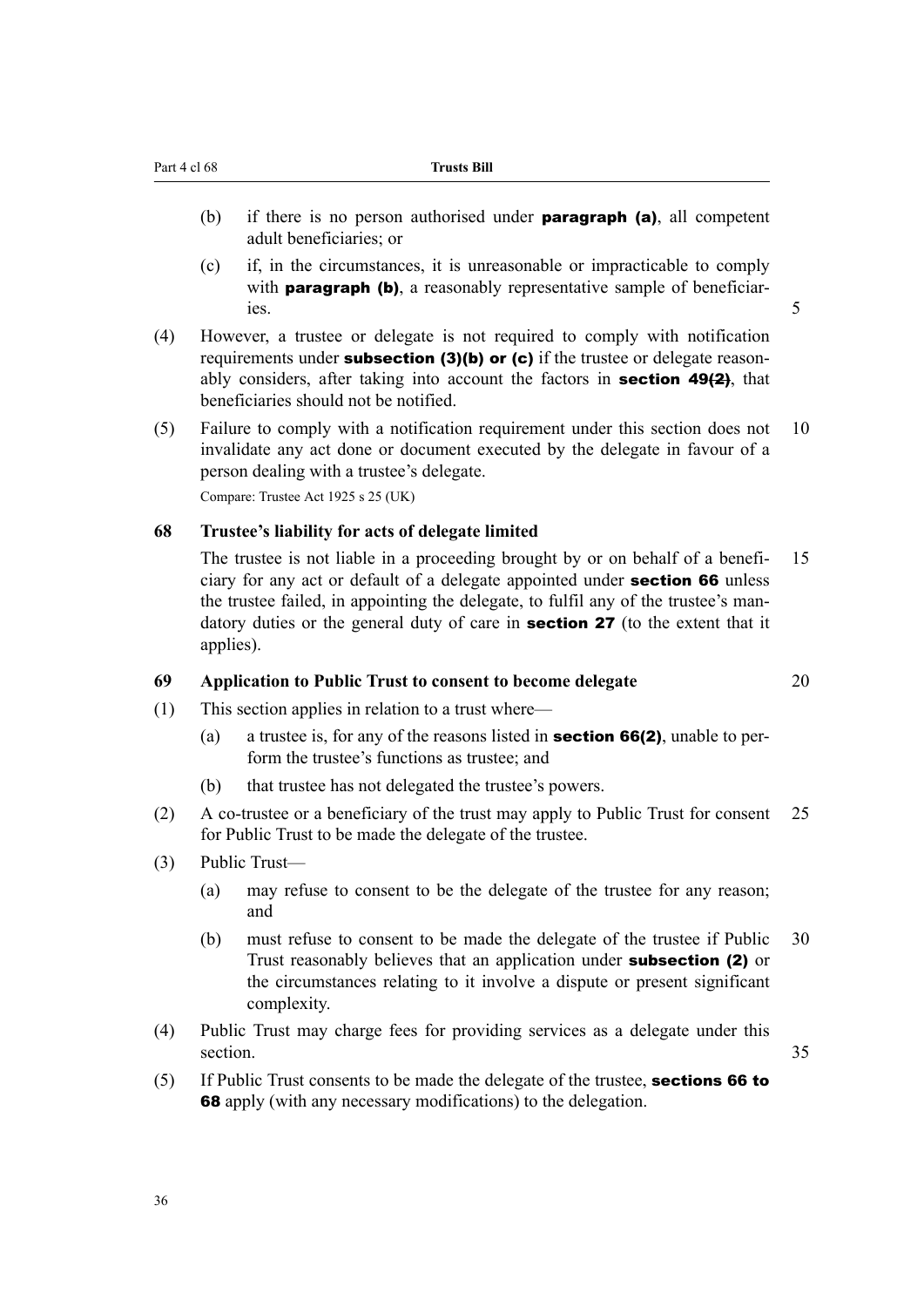(b) if there is no person authorised under **paragraph (a)**, all competent adult beneficiaries; or

(c) if, in the circumstances, it is unreasonable or impracticable to comply with **paragraph (b)**, a reasonably representative sample of beneficiaries.

(4) However, a trustee or delegate is not required to comply with notification requirements under **subsection (3)(b) or (c)** if the trustee or delegate reasonably considers, after taking into account the factors in **section 49~~(2)~~**, that beneficiaries should not be notified.

(5) Failure to comply with a notification requirement under this section does not invalidate any act done or document executed by the delegate in favour of a person dealing with a trustee's delegate.

Compare: Trustee Act 1925 s 25 (UK)

### 68 Trustee's liability for acts of delegate limited

The trustee is not liable in a proceeding brought by or on behalf of a beneficiary for any act or default of a delegate appointed under **section 66** unless the trustee failed, in appointing the delegate, to fulfil any of the trustee's mandatory duties or the general duty of care in **section 27** (to the extent that it applies).

### 69 Application to Public Trust to consent to become delegate

(1) This section applies in relation to a trust where—

(a) a trustee is, for any of the reasons listed in **section 66(2)**, unable to perform the trustee's functions as trustee; and

(b) that trustee has not delegated the trustee's powers.

(2) A co-trustee or a beneficiary of the trust may apply to Public Trust for consent for Public Trust to be made the delegate of the trustee.

(3) Public Trust—

(a) may refuse to consent to be the delegate of the trustee for any reason; and

(b) must refuse to consent to be made the delegate of the trustee if Public Trust reasonably believes that an application under **subsection (2)** or the circumstances relating to it involve a dispute or present significant complexity.

(4) Public Trust may charge fees for providing services as a delegate under this section.

(5) If Public Trust consents to be made the delegate of the trustee, **sections 66 to 68** apply (with any necessary modifications) to the delegation.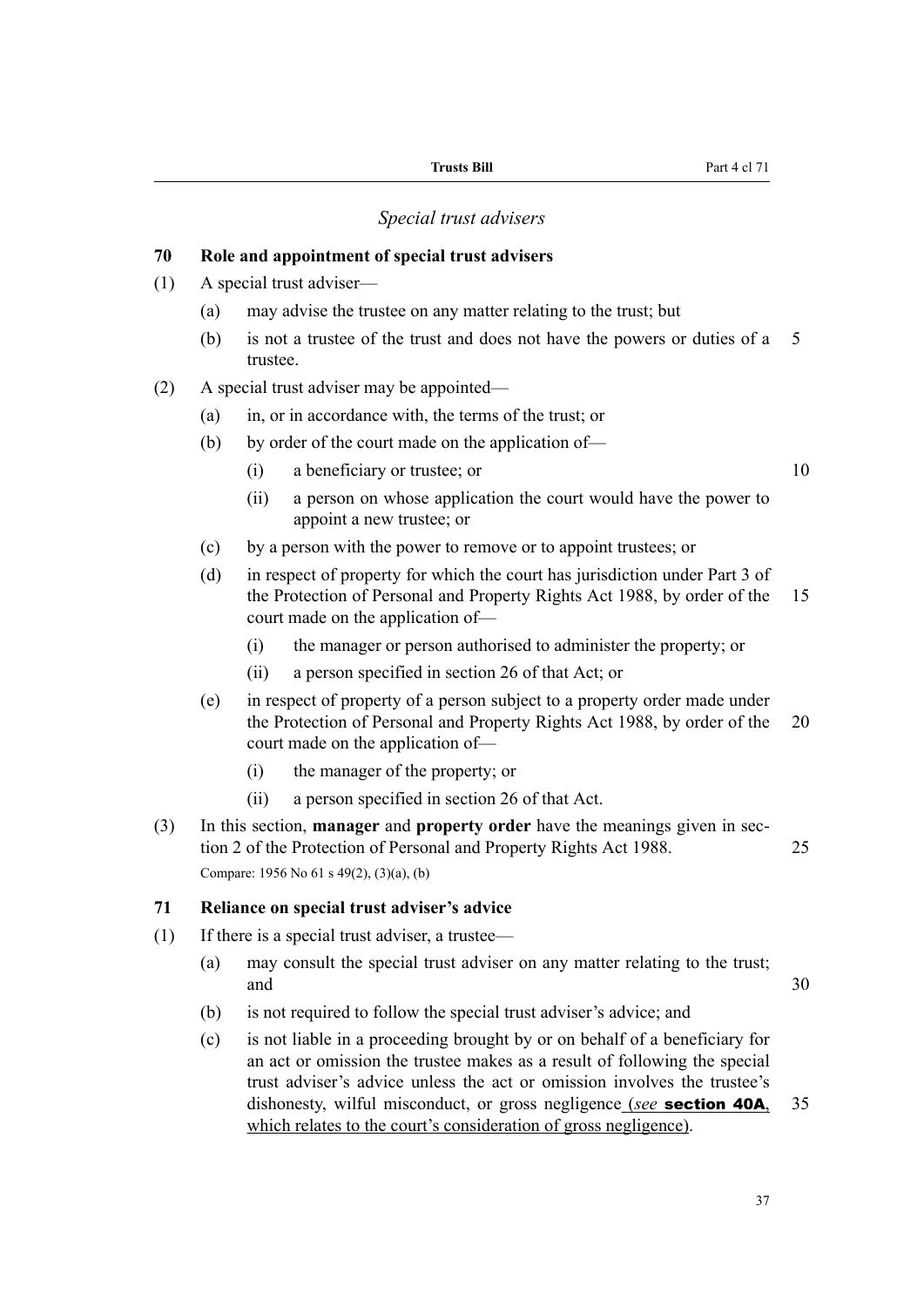*Special trust advisers*

**70 Role and appointment of special trust advisers**

(1) A special trust adviser—

(a) may advise the trustee on any matter relating to the trust; but

(b) is not a trustee of the trust and does not have the powers or duties of a trustee.

(2) A special trust adviser may be appointed—

(a) in, or in accordance with, the terms of the trust; or

(b) by order of the court made on the application of—

(i) a beneficiary or trustee; or

(ii) a person on whose application the court would have the power to appoint a new trustee; or

(c) by a person with the power to remove or to appoint trustees; or

(d) in respect of property for which the court has jurisdiction under Part 3 of the Protection of Personal and Property Rights Act 1988, by order of the court made on the application of—

(i) the manager or person authorised to administer the property; or

(ii) a person specified in section 26 of that Act; or

(e) in respect of property of a person subject to a property order made under the Protection of Personal and Property Rights Act 1988, by order of the court made on the application of—

(i) the manager of the property; or

(ii) a person specified in section 26 of that Act.

(3) In this section, **manager** and **property order** have the meanings given in section 2 of the Protection of Personal and Property Rights Act 1988.

Compare: 1956 No 61 s 49(2), (3)(a), (b)

**71 Reliance on special trust adviser's advice**

(1) If there is a special trust adviser, a trustee—

(a) may consult the special trust adviser on any matter relating to the trust; and

(b) is not required to follow the special trust adviser's advice; and

(c) is not liable in a proceeding brought by or on behalf of a beneficiary for an act or omission the trustee makes as a result of following the special trust adviser's advice unless the act or omission involves the trustee's dishonesty, wilful misconduct, or gross negligence (*see* **section 40A**, which relates to the court's consideration of gross negligence).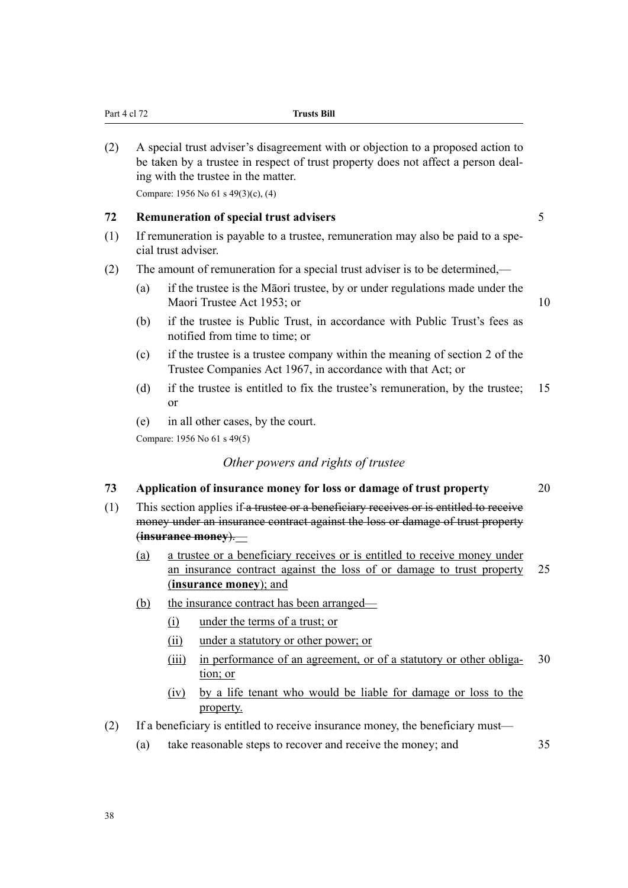(2) A special trust adviser's disagreement with or objection to a proposed action to be taken by a trustee in respect of trust property does not affect a person dealing with the trustee in the matter.

Compare: 1956 No 61 s 49(3)(c), (4)

**72 Remuneration of special trust advisers**

(1) If remuneration is payable to a trustee, remuneration may also be paid to a special trust adviser.

(2) The amount of remuneration for a special trust adviser is to be determined,—

(a) if the trustee is the Māori trustee, by or under regulations made under the Maori Trustee Act 1953; or

(b) if the trustee is Public Trust, in accordance with Public Trust's fees as notified from time to time; or

(c) if the trustee is a trustee company within the meaning of section 2 of the Trustee Companies Act 1967, in accordance with that Act; or

(d) if the trustee is entitled to fix the trustee's remuneration, by the trustee; or

(e) in all other cases, by the court.

Compare: 1956 No 61 s 49(5)

*Other powers and rights of trustee*

**73 Application of insurance money for loss or damage of trust property**

(1) This section applies if ~~a trustee or a beneficiary receives or is entitled to receive money under an insurance contract against the loss or damage of trust property (**insurance money**).~~—

<u>(a) a trustee or a beneficiary receives or is entitled to receive money under an insurance contract against the loss of or damage to trust property (**insurance money**); and</u>

<u>(b) the insurance contract has been arranged—</u>

<u>(i) under the terms of a trust; or</u>

<u>(ii) under a statutory or other power; or</u>

<u>(iii) in performance of an agreement, or of a statutory or other obligation; or</u>

<u>(iv) by a life tenant who would be liable for damage or loss to the property.</u>

(2) If a beneficiary is entitled to receive insurance money, the beneficiary must—

(a) take reasonable steps to recover and receive the money; and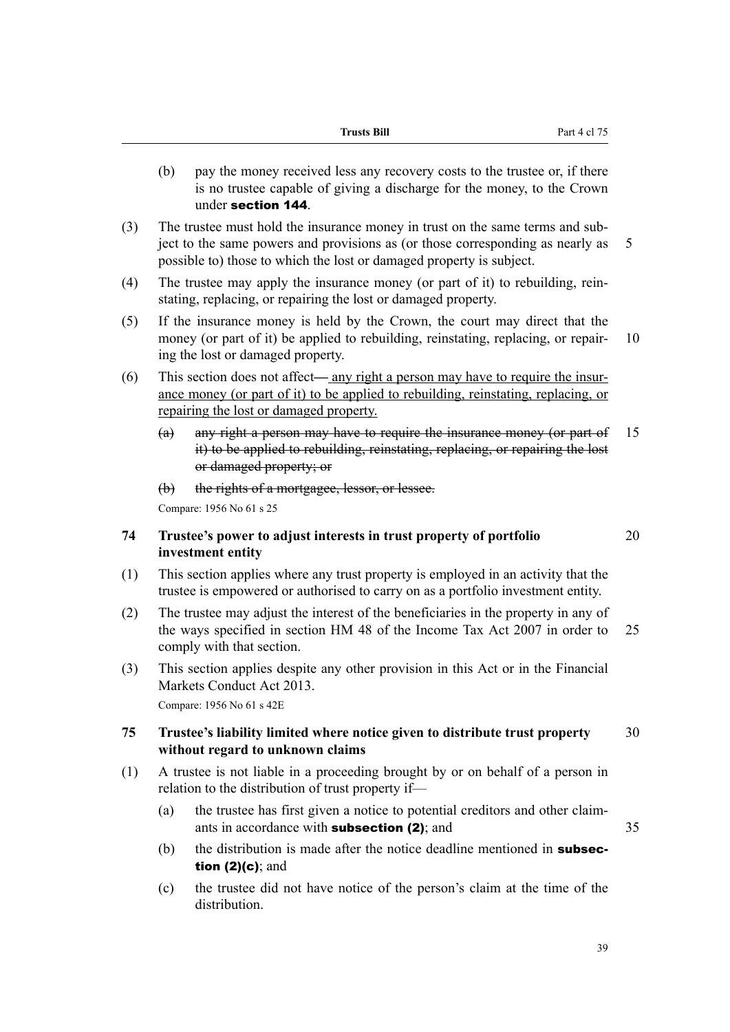(b) pay the money received less any recovery costs to the trustee or, if there is no trustee capable of giving a discharge for the money, to the Crown under **section 144**.

(3) The trustee must hold the insurance money in trust on the same terms and subject to the same powers and provisions as (or those corresponding as nearly as possible to) those to which the lost or damaged property is subject.

(4) The trustee may apply the insurance money (or part of it) to rebuilding, reinstating, replacing, or repairing the lost or damaged property.

(5) If the insurance money is held by the Crown, the court may direct that the money (or part of it) be applied to rebuilding, reinstating, replacing, or repairing the lost or damaged property.

(6) This section does not affect— <u>any right a person may have to require the insurance money (or part of it) to be applied to rebuilding, reinstating, replacing, or repairing the lost or damaged property.</u>

- ~~(a) any right a person may have to require the insurance money (or part of it) to be applied to rebuilding, reinstating, replacing, or repairing the lost or damaged property; or~~
- ~~(b) the rights of a mortgagee, lessor, or lessee.~~

Compare: 1956 No 61 s 25

### 74 Trustee's power to adjust interests in trust property of portfolio investment entity

(1) This section applies where any trust property is employed in an activity that the trustee is empowered or authorised to carry on as a portfolio investment entity.

(2) The trustee may adjust the interest of the beneficiaries in the property in any of the ways specified in section HM 48 of the Income Tax Act 2007 in order to comply with that section.

(3) This section applies despite any other provision in this Act or in the Financial Markets Conduct Act 2013.

Compare: 1956 No 61 s 42E

### 75 Trustee's liability limited where notice given to distribute trust property without regard to unknown claims

(1) A trustee is not liable in a proceeding brought by or on behalf of a person in relation to the distribution of trust property if—

- (a) the trustee has first given a notice to potential creditors and other claimants in accordance with **subsection (2)**; and
- (b) the distribution is made after the notice deadline mentioned in **subsection (2)(c)**; and
- (c) the trustee did not have notice of the person's claim at the time of the distribution.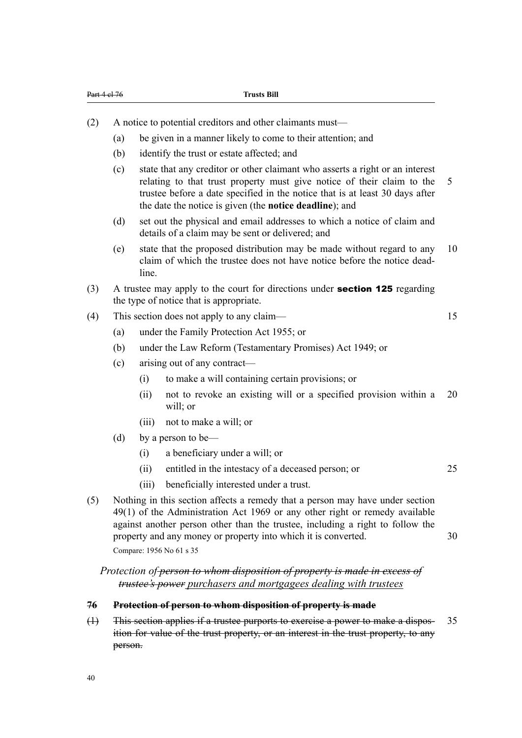(2) A notice to potential creditors and other claimants must—

(a) be given in a manner likely to come to their attention; and

(b) identify the trust or estate affected; and

(c) state that any creditor or other claimant who asserts a right or an interest relating to that trust property must give notice of their claim to the trustee before a date specified in the notice that is at least 30 days after the date the notice is given (the **notice deadline**); and

(d) set out the physical and email addresses to which a notice of claim and details of a claim may be sent or delivered; and

(e) state that the proposed distribution may be made without regard to any claim of which the trustee does not have notice before the notice deadline.

(3) A trustee may apply to the court for directions under **section 125** regarding the type of notice that is appropriate.

(4) This section does not apply to any claim—

(a) under the Family Protection Act 1955; or

(b) under the Law Reform (Testamentary Promises) Act 1949; or

(c) arising out of any contract—

(i) to make a will containing certain provisions; or

(ii) not to revoke an existing will or a specified provision within a will; or

(iii) not to make a will; or

(d) by a person to be—

(i) a beneficiary under a will; or

(ii) entitled in the intestacy of a deceased person; or

(iii) beneficially interested under a trust.

(5) Nothing in this section affects a remedy that a person may have under section 49(1) of the Administration Act 1969 or any other right or remedy available against another person other than the trustee, including a right to follow the property and any money or property into which it is converted.

Compare: 1956 No 61 s 35

*Protection of ~~person to whom disposition of property is made in excess of trustee's power~~ purchasers and mortgagees dealing with trustees*

**~~76 Protection of person to whom disposition of property is made~~**

~~(1) This section applies if a trustee purports to exercise a power to make a disposition for value of the trust property, or an interest in the trust property, to any person.~~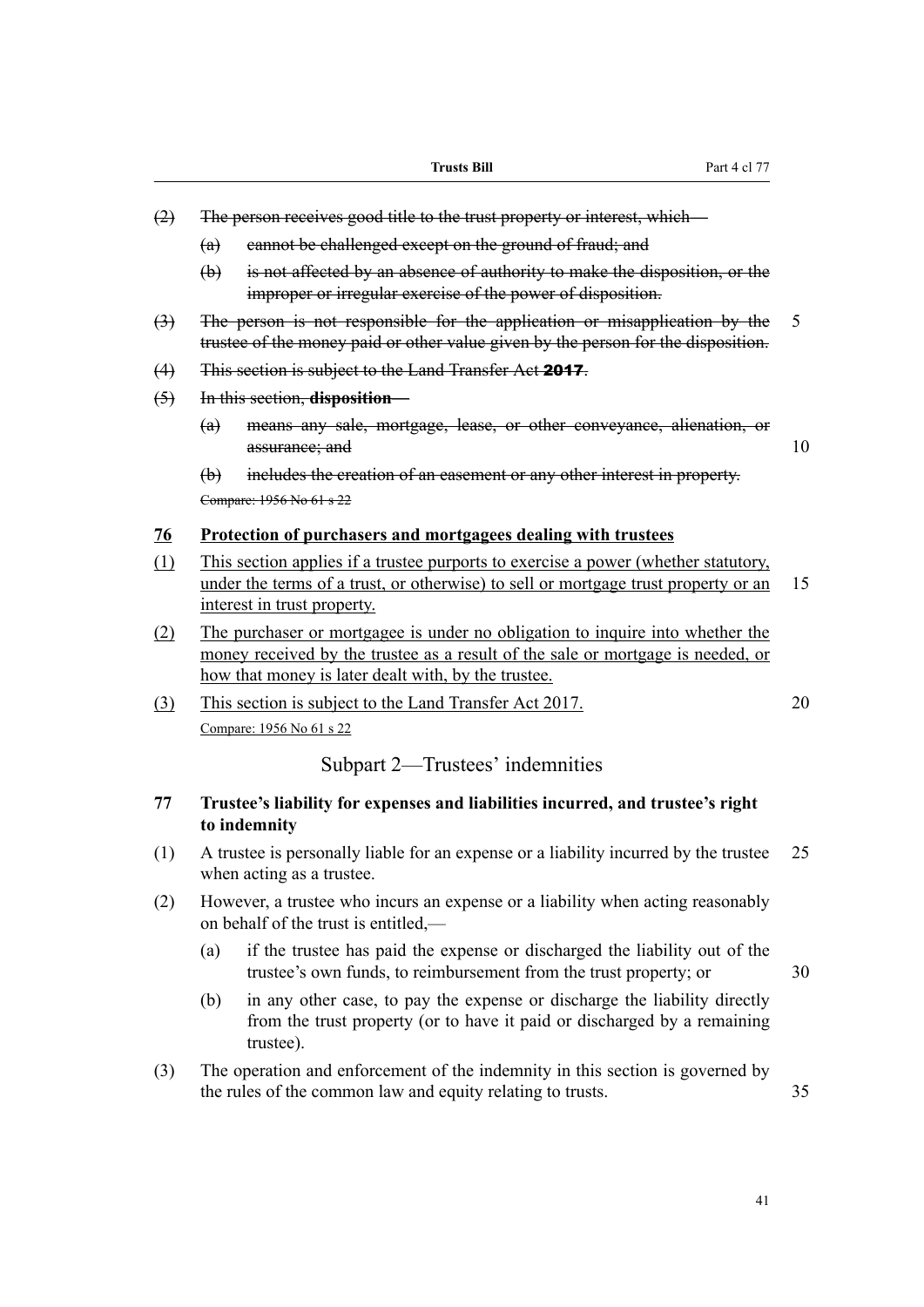~~(2) The person receives good title to the trust property or interest, which—~~

~~(a) cannot be challenged except on the ground of fraud; and~~

~~(b) is not affected by an absence of authority to make the disposition, or the improper or irregular exercise of the power of disposition.~~

~~(3) The person is not responsible for the application or misapplication by the trustee of the money paid or other value given by the person for the disposition.~~

~~(4) This section is subject to the Land Transfer Act **2017**.~~

~~(5) In this section, **disposition**—~~

~~(a) means any sale, mortgage, lease, or other conveyance, alienation, or assurance; and~~

~~(b) includes the creation of an easement or any other interest in property.~~

~~Compare: 1956 No 61 s 22~~

### <u>76 Protection of purchasers and mortgagees dealing with trustees</u>

<u>(1) This section applies if a trustee purports to exercise a power (whether statutory, under the terms of a trust, or otherwise) to sell or mortgage trust property or an interest in trust property.</u>

<u>(2) The purchaser or mortgagee is under no obligation to inquire into whether the money received by the trustee as a result of the sale or mortgage is needed, or how that money is later dealt with, by the trustee.</u>

<u>(3) This section is subject to the Land Transfer Act 2017.</u>

<u>Compare: 1956 No 61 s 22</u>

## Subpart 2—Trustees' indemnities

### 77 Trustee's liability for expenses and liabilities incurred, and trustee's right to indemnity

(1) A trustee is personally liable for an expense or a liability incurred by the trustee when acting as a trustee.

(2) However, a trustee who incurs an expense or a liability when acting reasonably on behalf of the trust is entitled,—

(a) if the trustee has paid the expense or discharged the liability out of the trustee's own funds, to reimbursement from the trust property; or

(b) in any other case, to pay the expense or discharge the liability directly from the trust property (or to have it paid or discharged by a remaining trustee).

(3) The operation and enforcement of the indemnity in this section is governed by the rules of the common law and equity relating to trusts.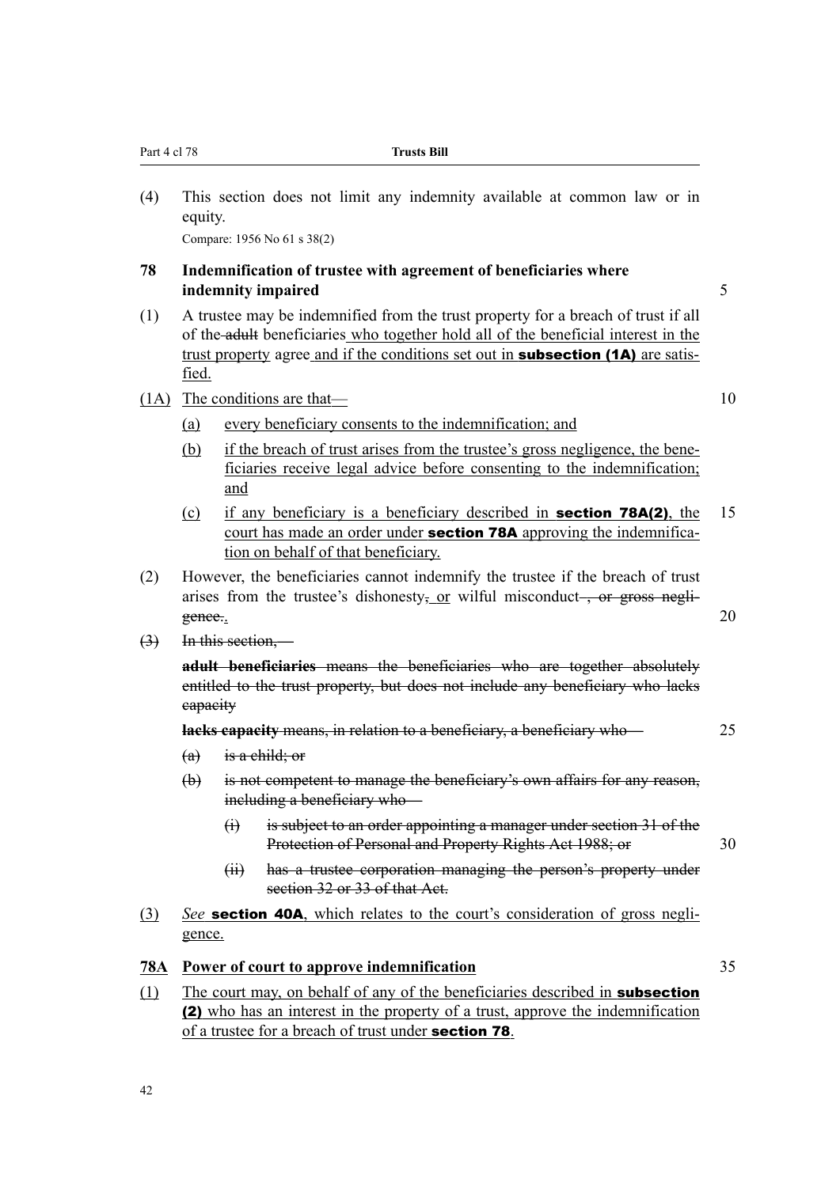(4) This section does not limit any indemnity available at common law or in equity.

Compare: 1956 No 61 s 38(2)

**78 Indemnification of trustee with agreement of beneficiaries where indemnity impaired**

(1) A trustee may be indemnified from the trust property for a breach of trust if all of the ~~adult~~ beneficiaries <u>who together hold all of the beneficial interest in the trust property</u> agree <u>and if the conditions set out in **subsection (1A)** are satisfied.</u>

<u>(1A) The conditions are that—</u>

<u>(a) every beneficiary consents to the indemnification; and</u>

<u>(b) if the breach of trust arises from the trustee's gross negligence, the beneficiaries receive legal advice before consenting to the indemnification; and</u>

<u>(c) if any beneficiary is a beneficiary described in **section 78A(2)**, the court has made an order under **section 78A** approving the indemnification on behalf of that beneficiary.</u>

(2) However, the beneficiaries cannot indemnify the trustee if the breach of trust arises from the trustee's dishonesty~~,~~ <u>or</u> wilful misconduct~~, or gross negligence.~~<u>.</u>

~~(3) In this section,—~~

~~**adult beneficiaries** means the beneficiaries who are together absolutely entitled to the trust property, but does not include any beneficiary who lacks capacity~~

~~**lacks capacity** means, in relation to a beneficiary, a beneficiary who—~~

~~(a) is a child; or~~

~~(b) is not competent to manage the beneficiary's own affairs for any reason, including a beneficiary who—~~

~~(i) is subject to an order appointing a manager under section 31 of the Protection of Personal and Property Rights Act 1988; or~~

~~(ii) has a trustee corporation managing the person's property under section 32 or 33 of that Act.~~

<u>(3) *See* **section 40A**, which relates to the court's consideration of gross negligence.</u>

<u>**78A Power of court to approve indemnification**</u>

<u>(1) The court may, on behalf of any of the beneficiaries described in **subsection (2)** who has an interest in the property of a trust, approve the indemnification of a trustee for a breach of trust under **section 78**.</u>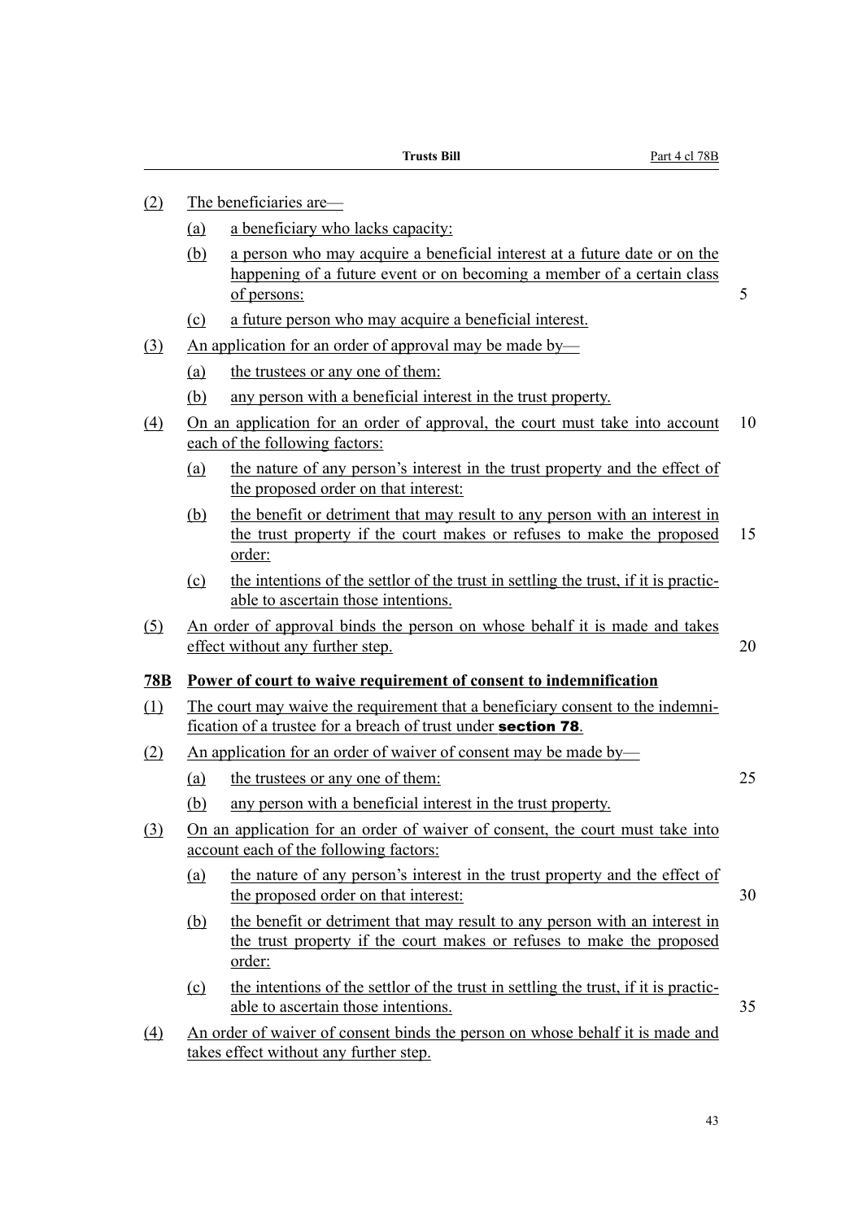(2) The beneficiaries are—

(a) a beneficiary who lacks capacity:

(b) a person who may acquire a beneficial interest at a future date or on the happening of a future event or on becoming a member of a certain class of persons:

(c) a future person who may acquire a beneficial interest.

(3) An application for an order of approval may be made by—

(a) the trustees or any one of them:

(b) any person with a beneficial interest in the trust property.

(4) On an application for an order of approval, the court must take into account each of the following factors:

(a) the nature of any person's interest in the trust property and the effect of the proposed order on that interest:

(b) the benefit or detriment that may result to any person with an interest in the trust property if the court makes or refuses to make the proposed order:

(c) the intentions of the settlor of the trust in settling the trust, if it is practicable to ascertain those intentions.

(5) An order of approval binds the person on whose behalf it is made and takes effect without any further step.

### 78B Power of court to waive requirement of consent to indemnification

(1) The court may waive the requirement that a beneficiary consent to the indemnification of a trustee for a breach of trust under **section 78**.

(2) An application for an order of waiver of consent may be made by—

(a) the trustees or any one of them:

(b) any person with a beneficial interest in the trust property.

(3) On an application for an order of waiver of consent, the court must take into account each of the following factors:

(a) the nature of any person's interest in the trust property and the effect of the proposed order on that interest:

(b) the benefit or detriment that may result to any person with an interest in the trust property if the court makes or refuses to make the proposed order:

(c) the intentions of the settlor of the trust in settling the trust, if it is practicable to ascertain those intentions.

(4) An order of waiver of consent binds the person on whose behalf it is made and takes effect without any further step.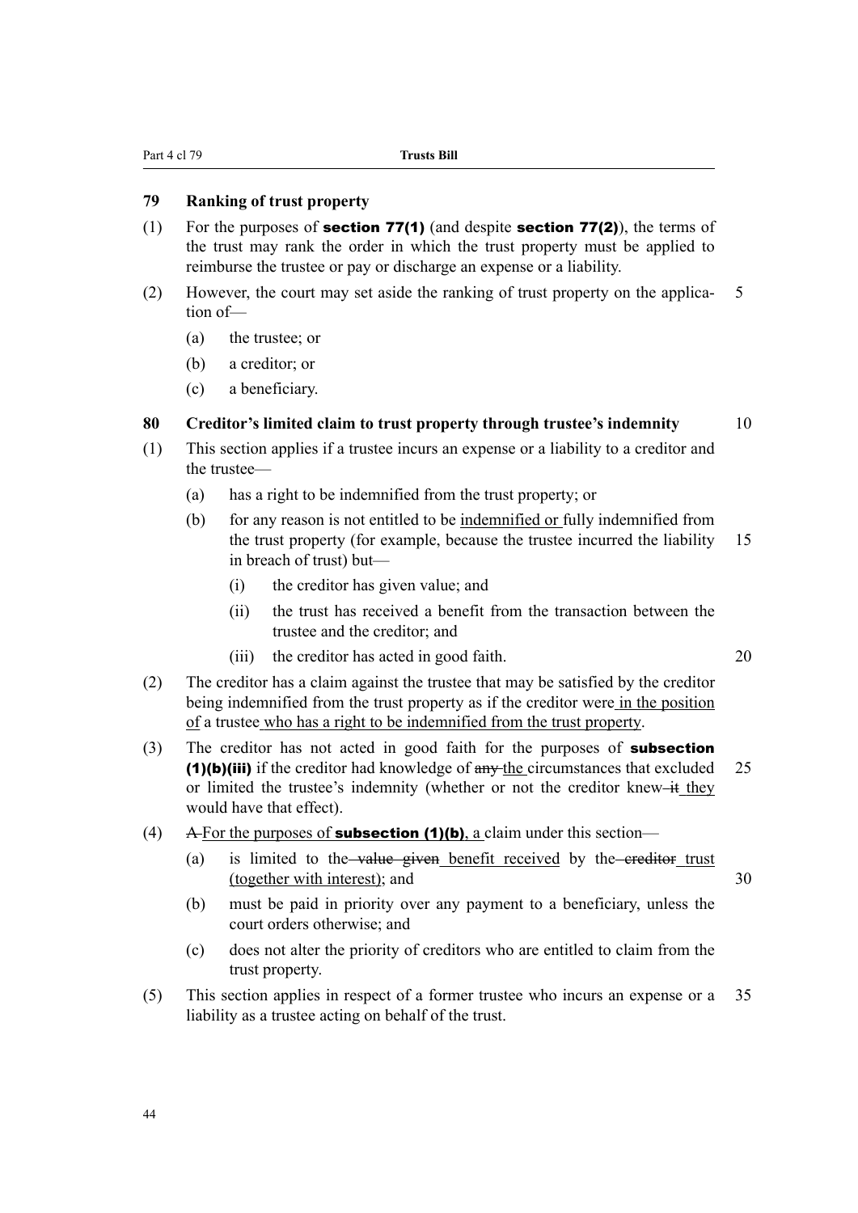### 79 Ranking of trust property

(1) For the purposes of **section 77(1)** (and despite **section 77(2)**), the terms of the trust may rank the order in which the trust property must be applied to reimburse the trustee or pay or discharge an expense or a liability.

(2) However, the court may set aside the ranking of trust property on the application of—

- (a) the trustee; or
- (b) a creditor; or
- (c) a beneficiary.

### 80 Creditor's limited claim to trust property through trustee's indemnity

(1) This section applies if a trustee incurs an expense or a liability to a creditor and the trustee—

- (a) has a right to be indemnified from the trust property; or
- (b) for any reason is not entitled to be <u>indemnified or</u> fully indemnified from the trust property (for example, because the trustee incurred the liability in breach of trust) but—
  - (i) the creditor has given value; and
  - (ii) the trust has received a benefit from the transaction between the trustee and the creditor; and
  - (iii) the creditor has acted in good faith.

(2) The creditor has a claim against the trustee that may be satisfied by the creditor being indemnified from the trust property as if the creditor were<u> in the position of</u> a trustee<u> who has a right to be indemnified from the trust property</u>.

(3) The creditor has not acted in good faith for the purposes of **subsection (1)(b)(iii)** if the creditor had knowledge of ~~any~~ <u>the</u> circumstances that excluded or limited the trustee's indemnity (whether or not the creditor knew ~~it~~ <u>they</u> would have that effect).

(4) ~~A~~ <u>For the purposes of **subsection (1)(b)**, a</u> claim under this section—

- (a) is limited to the ~~value given~~ <u>benefit received</u> by the ~~creditor~~ <u>trust (together with interest)</u>; and
- (b) must be paid in priority over any payment to a beneficiary, unless the court orders otherwise; and
- (c) does not alter the priority of creditors who are entitled to claim from the trust property.

(5) This section applies in respect of a former trustee who incurs an expense or a liability as a trustee acting on behalf of the trust.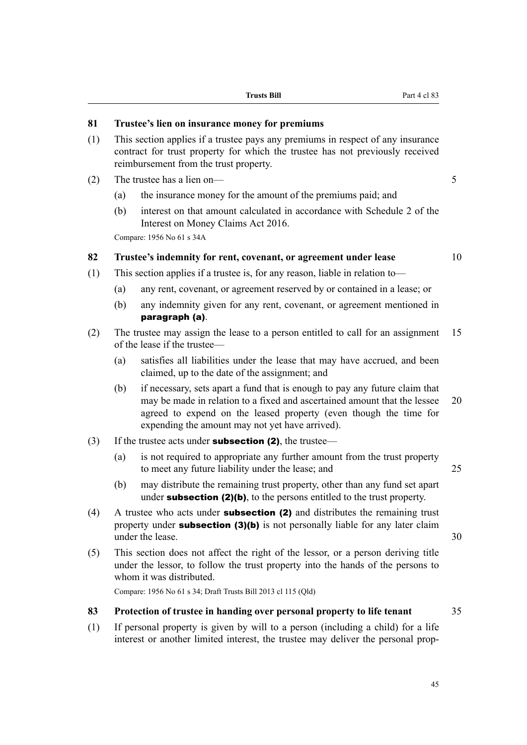### 81 Trustee's lien on insurance money for premiums

(1) This section applies if a trustee pays any premiums in respect of any insurance contract for trust property for which the trustee has not previously received reimbursement from the trust property.

(2) The trustee has a lien on—

- (a) the insurance money for the amount of the premiums paid; and
- (b) interest on that amount calculated in accordance with Schedule 2 of the Interest on Money Claims Act 2016.

Compare: 1956 No 61 s 34A

### 82 Trustee's indemnity for rent, covenant, or agreement under lease

(1) This section applies if a trustee is, for any reason, liable in relation to—

- (a) any rent, covenant, or agreement reserved by or contained in a lease; or
- (b) any indemnity given for any rent, covenant, or agreement mentioned in **paragraph (a)**.

(2) The trustee may assign the lease to a person entitled to call for an assignment of the lease if the trustee—

- (a) satisfies all liabilities under the lease that may have accrued, and been claimed, up to the date of the assignment; and
- (b) if necessary, sets apart a fund that is enough to pay any future claim that may be made in relation to a fixed and ascertained amount that the lessee agreed to expend on the leased property (even though the time for expending the amount may not yet have arrived).

(3) If the trustee acts under **subsection (2)**, the trustee—

- (a) is not required to appropriate any further amount from the trust property to meet any future liability under the lease; and
- (b) may distribute the remaining trust property, other than any fund set apart under **subsection (2)(b)**, to the persons entitled to the trust property.

(4) A trustee who acts under **subsection (2)** and distributes the remaining trust property under **subsection (3)(b)** is not personally liable for any later claim under the lease.

(5) This section does not affect the right of the lessor, or a person deriving title under the lessor, to follow the trust property into the hands of the persons to whom it was distributed.

Compare: 1956 No 61 s 34; Draft Trusts Bill 2013 cl 115 (Qld)

### 83 Protection of trustee in handing over personal property to life tenant

(1) If personal property is given by will to a person (including a child) for a life interest or another limited interest, the trustee may deliver the personal prop-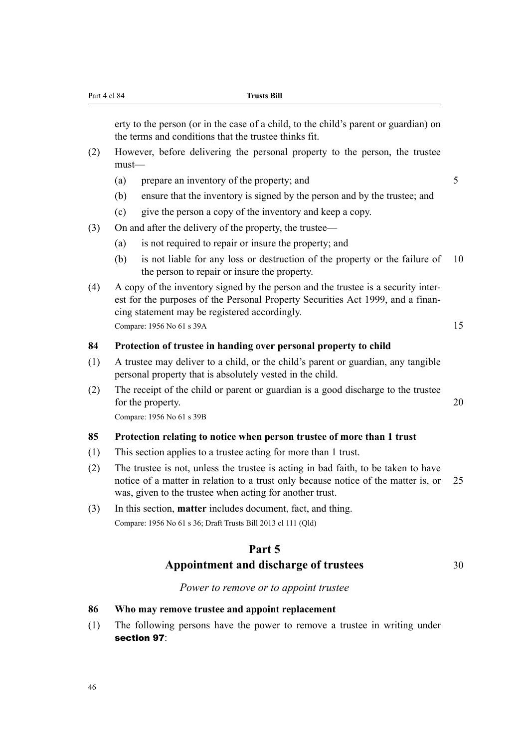erty to the person (or in the case of a child, to the child's parent or guardian) on the terms and conditions that the trustee thinks fit.

(2) However, before delivering the personal property to the person, the trustee must—

(a) prepare an inventory of the property; and

(b) ensure that the inventory is signed by the person and by the trustee; and

(c) give the person a copy of the inventory and keep a copy.

(3) On and after the delivery of the property, the trustee—

(a) is not required to repair or insure the property; and

(b) is not liable for any loss or destruction of the property or the failure of the person to repair or insure the property.

(4) A copy of the inventory signed by the person and the trustee is a security interest for the purposes of the Personal Property Securities Act 1999, and a financing statement may be registered accordingly.

Compare: 1956 No 61 s 39A

**84 Protection of trustee in handing over personal property to child**

(1) A trustee may deliver to a child, or the child's parent or guardian, any tangible personal property that is absolutely vested in the child.

(2) The receipt of the child or parent or guardian is a good discharge to the trustee for the property.

Compare: 1956 No 61 s 39B

**85 Protection relating to notice when person trustee of more than 1 trust**

(1) This section applies to a trustee acting for more than 1 trust.

(2) The trustee is not, unless the trustee is acting in bad faith, to be taken to have notice of a matter in relation to a trust only because notice of the matter is, or was, given to the trustee when acting for another trust.

(3) In this section, **matter** includes document, fact, and thing.

Compare: 1956 No 61 s 36; Draft Trusts Bill 2013 cl 111 (Qld)

## Part 5
## Appointment and discharge of trustees

*Power to remove or to appoint trustee*

**86 Who may remove trustee and appoint replacement**

(1) The following persons have the power to remove a trustee in writing under **section 97**: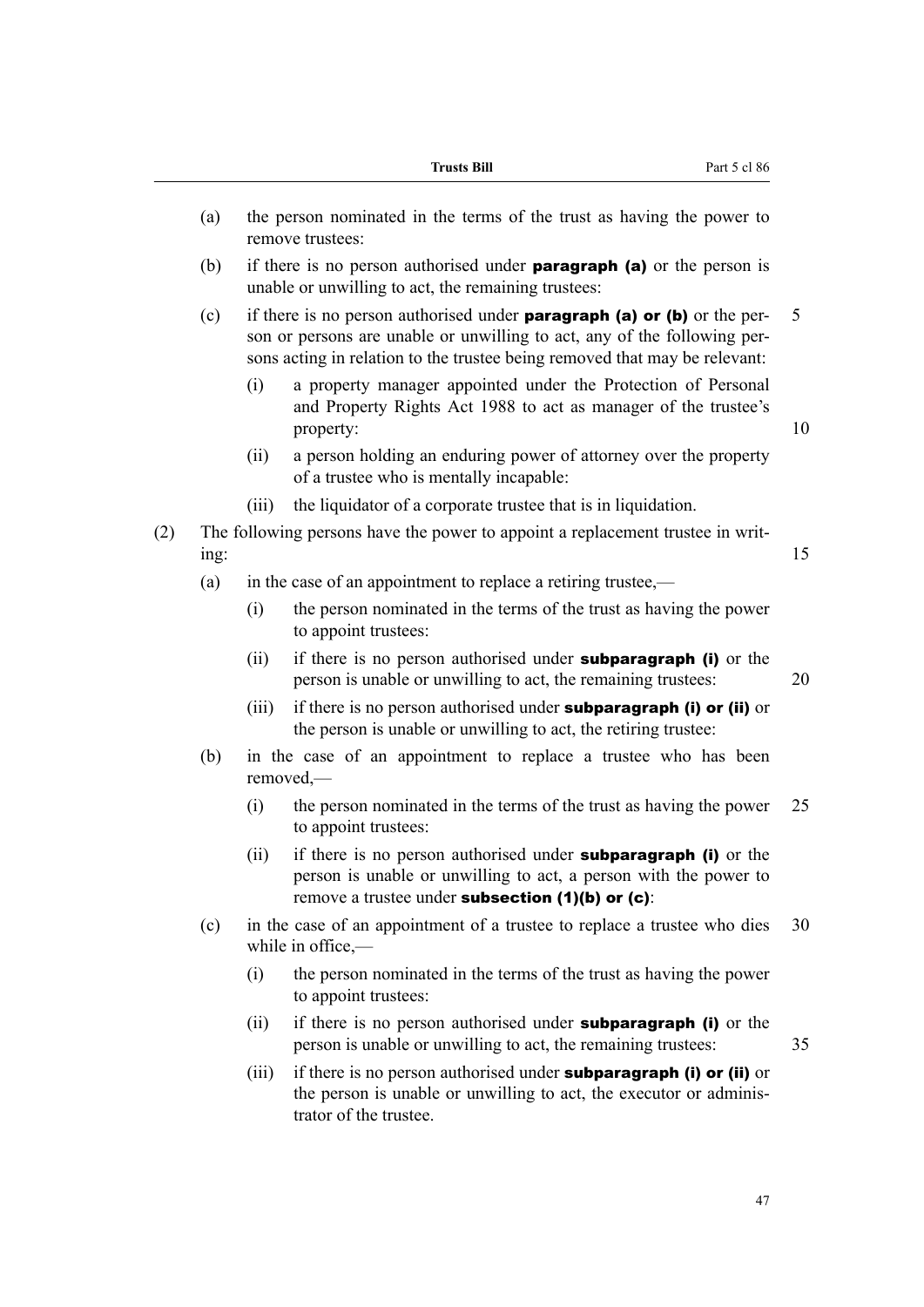(a) the person nominated in the terms of the trust as having the power to remove trustees:

(b) if there is no person authorised under **paragraph (a)** or the person is unable or unwilling to act, the remaining trustees:

(c) if there is no person authorised under **paragraph (a) or (b)** or the person or persons are unable or unwilling to act, any of the following persons acting in relation to the trustee being removed that may be relevant:

   (i) a property manager appointed under the Protection of Personal and Property Rights Act 1988 to act as manager of the trustee's property:

   (ii) a person holding an enduring power of attorney over the property of a trustee who is mentally incapable:

   (iii) the liquidator of a corporate trustee that is in liquidation.

(2) The following persons have the power to appoint a replacement trustee in writing:

(a) in the case of an appointment to replace a retiring trustee,—

   (i) the person nominated in the terms of the trust as having the power to appoint trustees:

   (ii) if there is no person authorised under **subparagraph (i)** or the person is unable or unwilling to act, the remaining trustees:

   (iii) if there is no person authorised under **subparagraph (i) or (ii)** or the person is unable or unwilling to act, the retiring trustee:

(b) in the case of an appointment to replace a trustee who has been removed,—

   (i) the person nominated in the terms of the trust as having the power to appoint trustees:

   (ii) if there is no person authorised under **subparagraph (i)** or the person is unable or unwilling to act, a person with the power to remove a trustee under **subsection (1)(b) or (c)**:

(c) in the case of an appointment of a trustee to replace a trustee who dies while in office,—

   (i) the person nominated in the terms of the trust as having the power to appoint trustees:

   (ii) if there is no person authorised under **subparagraph (i)** or the person is unable or unwilling to act, the remaining trustees:

   (iii) if there is no person authorised under **subparagraph (i) or (ii)** or the person is unable or unwilling to act, the executor or administrator of the trustee.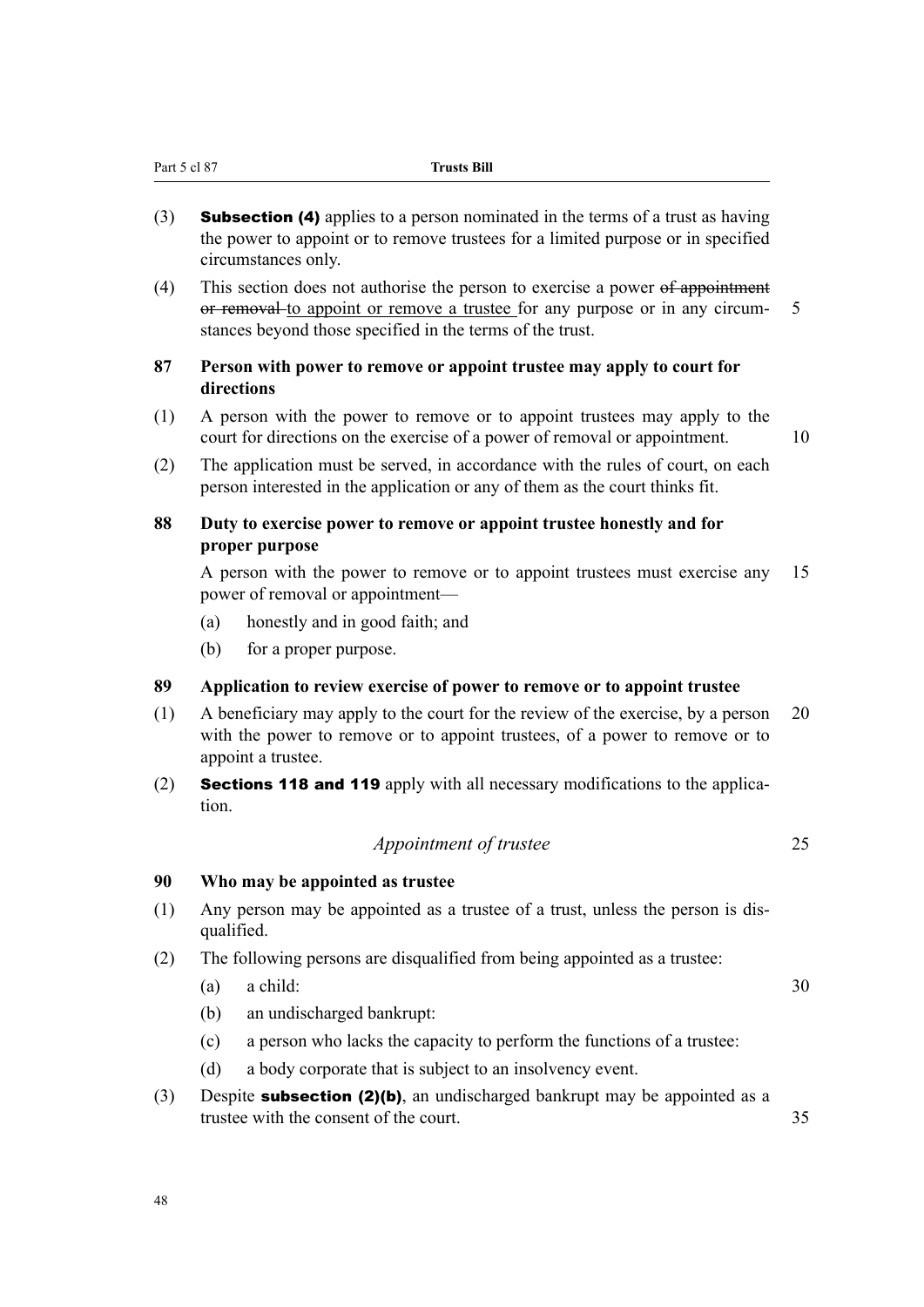(3) **Subsection (4)** applies to a person nominated in the terms of a trust as having the power to appoint or to remove trustees for a limited purpose or in specified circumstances only.

(4) This section does not authorise the person to exercise a power ~~of appointment or removal~~ to appoint or remove a trustee for any purpose or in any circumstances beyond those specified in the terms of the trust.

**87 Person with power to remove or appoint trustee may apply to court for directions**

(1) A person with the power to remove or to appoint trustees may apply to the court for directions on the exercise of a power of removal or appointment.

(2) The application must be served, in accordance with the rules of court, on each person interested in the application or any of them as the court thinks fit.

**88 Duty to exercise power to remove or appoint trustee honestly and for proper purpose**

A person with the power to remove or to appoint trustees must exercise any power of removal or appointment—

(a) honestly and in good faith; and

(b) for a proper purpose.

**89 Application to review exercise of power to remove or to appoint trustee**

(1) A beneficiary may apply to the court for the review of the exercise, by a person with the power to remove or to appoint trustees, of a power to remove or to appoint a trustee.

(2) **Sections 118 and 119** apply with all necessary modifications to the application.

*Appointment of trustee*

**90 Who may be appointed as trustee**

(1) Any person may be appointed as a trustee of a trust, unless the person is disqualified.

(2) The following persons are disqualified from being appointed as a trustee:

(a) a child:

(b) an undischarged bankrupt:

(c) a person who lacks the capacity to perform the functions of a trustee:

(d) a body corporate that is subject to an insolvency event.

(3) Despite **subsection (2)(b)**, an undischarged bankrupt may be appointed as a trustee with the consent of the court.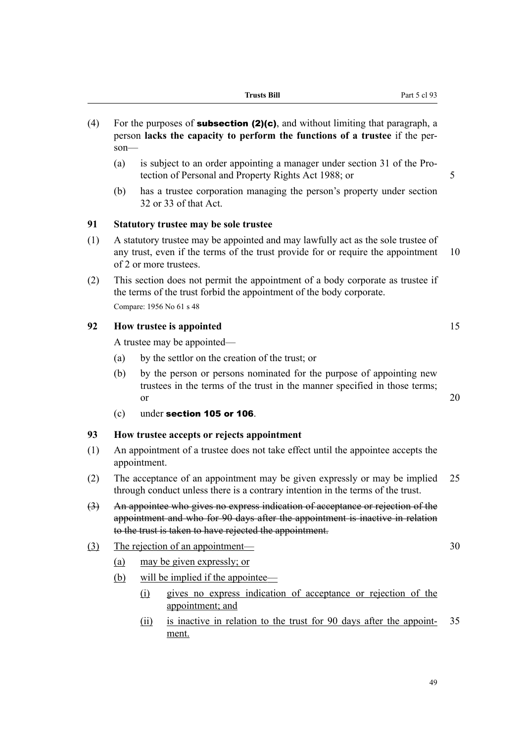(4) For the purposes of **subsection (2)(c)**, and without limiting that paragraph, a person **lacks the capacity to perform the functions of a trustee** if the person—

- (a) is subject to an order appointing a manager under section 31 of the Protection of Personal and Property Rights Act 1988; or
- (b) has a trustee corporation managing the person's property under section 32 or 33 of that Act.

### 91 Statutory trustee may be sole trustee

(1) A statutory trustee may be appointed and may lawfully act as the sole trustee of any trust, even if the terms of the trust provide for or require the appointment of 2 or more trustees.

(2) This section does not permit the appointment of a body corporate as trustee if the terms of the trust forbid the appointment of the body corporate.

Compare: 1956 No 61 s 48

### 92 How trustee is appointed

A trustee may be appointed—

- (a) by the settlor on the creation of the trust; or
- (b) by the person or persons nominated for the purpose of appointing new trustees in the terms of the trust in the manner specified in those terms; or
- (c) under **section 105 or 106**.

### 93 How trustee accepts or rejects appointment

(1) An appointment of a trustee does not take effect until the appointee accepts the appointment.

(2) The acceptance of an appointment may be given expressly or may be implied through conduct unless there is a contrary intention in the terms of the trust.

~~(3) An appointee who gives no express indication of acceptance or rejection of the appointment and who for 90 days after the appointment is inactive in relation to the trust is taken to have rejected the appointment.~~

<u>(3) The rejection of an appointment—</u>

- <u>(a) may be given expressly; or</u>
- <u>(b) will be implied if the appointee—</u>
  - <u>(i) gives no express indication of acceptance or rejection of the appointment; and</u>
  - <u>(ii) is inactive in relation to the trust for 90 days after the appointment.</u>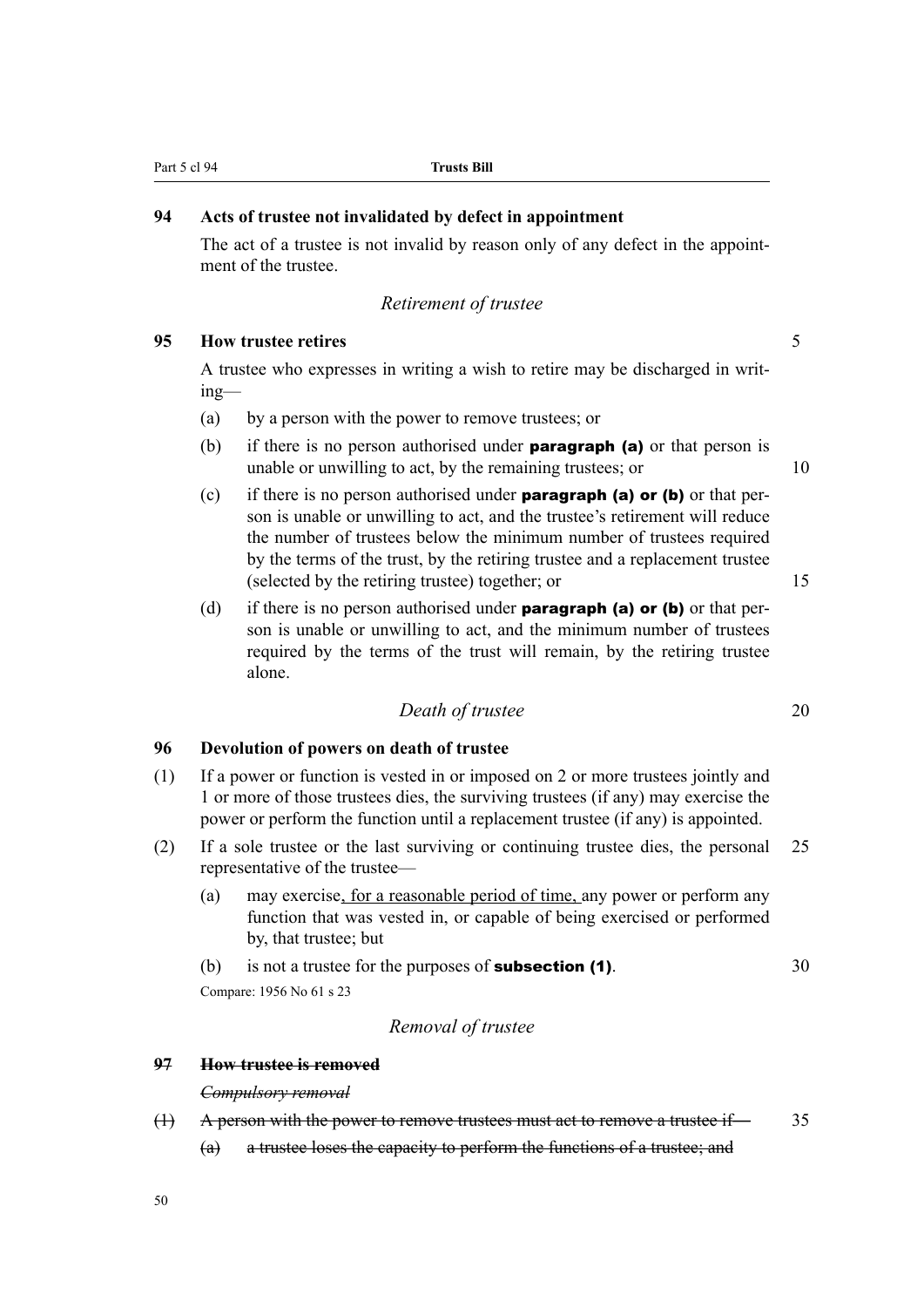### 94 Acts of trustee not invalidated by defect in appointment

The act of a trustee is not invalid by reason only of any defect in the appointment of the trustee.

*Retirement of trustee*

### 95 How trustee retires

A trustee who expresses in writing a wish to retire may be discharged in writing—

(a) by a person with the power to remove trustees; or

(b) if there is no person authorised under **paragraph (a)** or that person is unable or unwilling to act, by the remaining trustees; or

(c) if there is no person authorised under **paragraph (a) or (b)** or that person is unable or unwilling to act, and the trustee's retirement will reduce the number of trustees below the minimum number of trustees required by the terms of the trust, by the retiring trustee and a replacement trustee (selected by the retiring trustee) together; or

(d) if there is no person authorised under **paragraph (a) or (b)** or that person is unable or unwilling to act, and the minimum number of trustees required by the terms of the trust will remain, by the retiring trustee alone.

*Death of trustee*

### 96 Devolution of powers on death of trustee

(1) If a power or function is vested in or imposed on 2 or more trustees jointly and 1 or more of those trustees dies, the surviving trustees (if any) may exercise the power or perform the function until a replacement trustee (if any) is appointed.

(2) If a sole trustee or the last surviving or continuing trustee dies, the personal representative of the trustee—

(a) may exercise<u>, for a reasonable period of time, </u>any power or perform any function that was vested in, or capable of being exercised or performed by, that trustee; but

(b) is not a trustee for the purposes of **subsection (1)**.

Compare: 1956 No 61 s 23

*Removal of trustee*

### ~~97 How trustee is removed~~

~~*Compulsory removal*~~

~~(1) A person with the power to remove trustees must act to remove a trustee if—~~

~~(a) a trustee loses the capacity to perform the functions of a trustee; and~~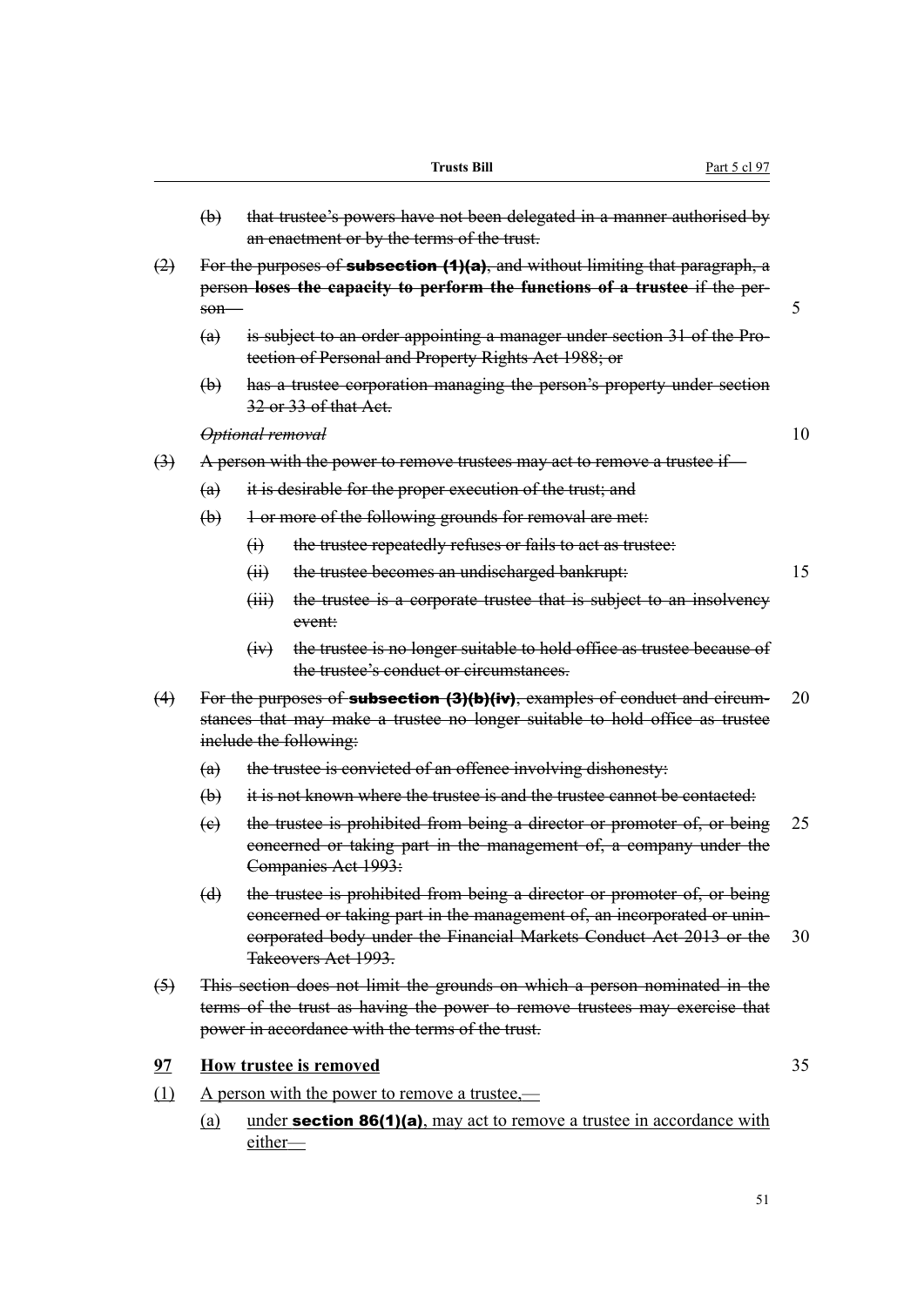(b) ~~that trustee's powers have not been delegated in a manner authorised by an enactment or by the terms of the trust.~~

~~(2) For the purposes of **subsection (1)(a)**, and without limiting that paragraph, a person **loses the capacity to perform the functions of a trustee** if the person—~~

~~(a) is subject to an order appointing a manager under section 31 of the Protection of Personal and Property Rights Act 1988; or~~

~~(b) has a trustee corporation managing the person's property under section 32 or 33 of that Act.~~

~~*Optional removal*~~

~~(3) A person with the power to remove trustees may act to remove a trustee if—~~

~~(a) it is desirable for the proper execution of the trust; and~~

~~(b) 1 or more of the following grounds for removal are met:~~

~~(i) the trustee repeatedly refuses or fails to act as trustee:~~

~~(ii) the trustee becomes an undischarged bankrupt:~~

~~(iii) the trustee is a corporate trustee that is subject to an insolvency event:~~

~~(iv) the trustee is no longer suitable to hold office as trustee because of the trustee's conduct or circumstances.~~

~~(4) For the purposes of **subsection (3)(b)(iv)**, examples of conduct and circumstances that may make a trustee no longer suitable to hold office as trustee include the following:~~

~~(a) the trustee is convicted of an offence involving dishonesty:~~

~~(b) it is not known where the trustee is and the trustee cannot be contacted:~~

~~(c) the trustee is prohibited from being a director or promoter of, or being concerned or taking part in the management of, a company under the Companies Act 1993:~~

~~(d) the trustee is prohibited from being a director or promoter of, or being concerned or taking part in the management of, an incorporated or unincorporated body under the Financial Markets Conduct Act 2013 or the Takeovers Act 1993.~~

~~(5) This section does not limit the grounds on which a person nominated in the terms of the trust as having the power to remove trustees may exercise that power in accordance with the terms of the trust.~~

## <u>97 How trustee is removed</u>

<u>(1) A person with the power to remove a trustee,—</u>

<u>(a) under **section 86(1)(a)**, may act to remove a trustee in accordance with either—</u>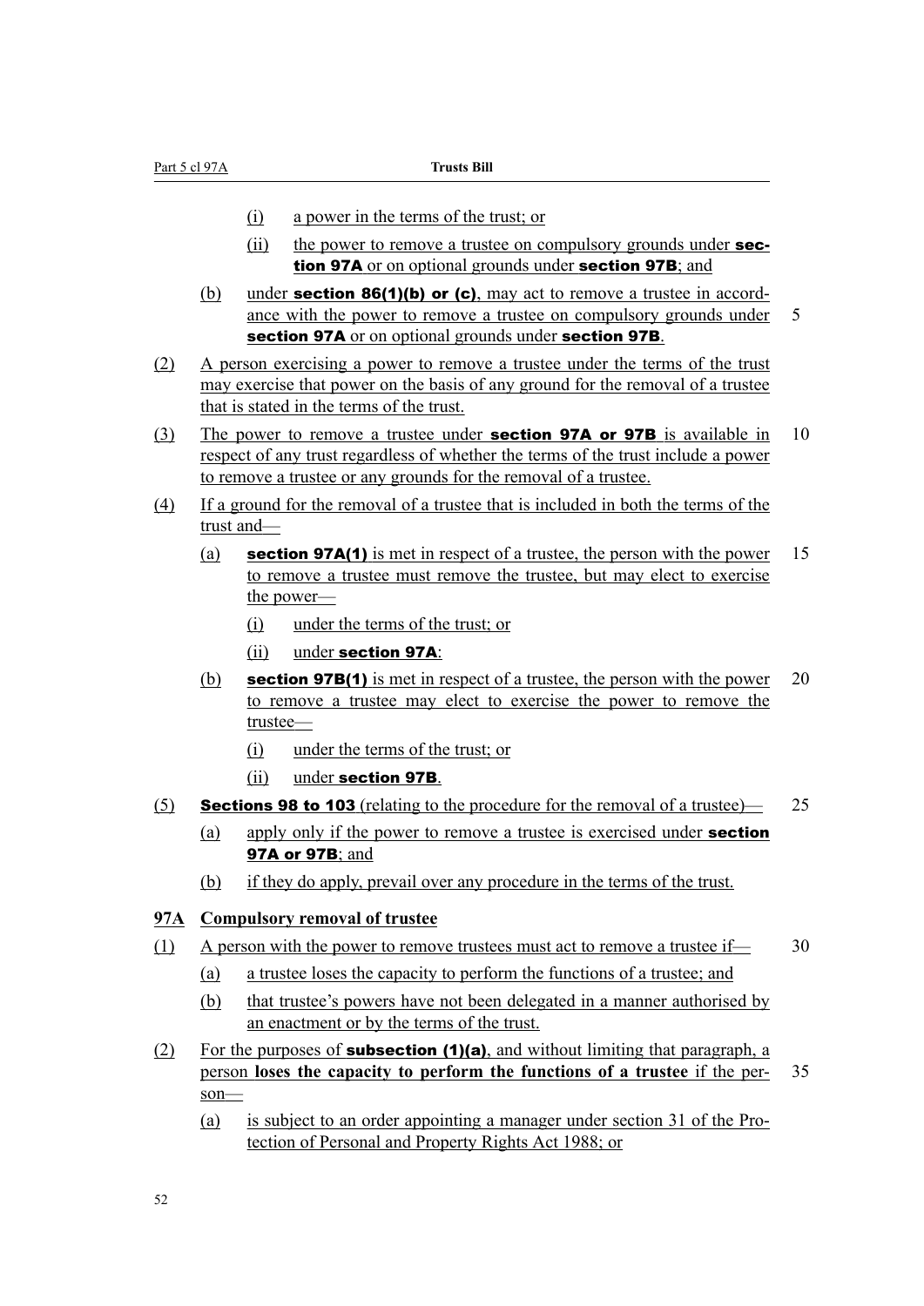(i) a power in the terms of the trust; or

(ii) the power to remove a trustee on compulsory grounds under **section 97A** or on optional grounds under **section 97B**; and

(b) under **section 86(1)(b) or (c)**, may act to remove a trustee in accordance with the power to remove a trustee on compulsory grounds under **section 97A** or on optional grounds under **section 97B**.

(2) A person exercising a power to remove a trustee under the terms of the trust may exercise that power on the basis of any ground for the removal of a trustee that is stated in the terms of the trust.

(3) The power to remove a trustee under **section 97A or 97B** is available in respect of any trust regardless of whether the terms of the trust include a power to remove a trustee or any grounds for the removal of a trustee.

(4) If a ground for the removal of a trustee that is included in both the terms of the trust and—

(a) **section 97A(1)** is met in respect of a trustee, the person with the power to remove a trustee must remove the trustee, but may elect to exercise the power—

(i) under the terms of the trust; or

(ii) under **section 97A**:

(b) **section 97B(1)** is met in respect of a trustee, the person with the power to remove a trustee may elect to exercise the power to remove the trustee—

(i) under the terms of the trust; or

(ii) under **section 97B**.

(5) **Sections 98 to 103** (relating to the procedure for the removal of a trustee)—

(a) apply only if the power to remove a trustee is exercised under **section 97A or 97B**; and

(b) if they do apply, prevail over any procedure in the terms of the trust.

### 97A Compulsory removal of trustee

(1) A person with the power to remove trustees must act to remove a trustee if—

(a) a trustee loses the capacity to perform the functions of a trustee; and

(b) that trustee's powers have not been delegated in a manner authorised by an enactment or by the terms of the trust.

(2) For the purposes of **subsection (1)(a)**, and without limiting that paragraph, a person **loses the capacity to perform the functions of a trustee** if the person—

(a) is subject to an order appointing a manager under section 31 of the Protection of Personal and Property Rights Act 1988; or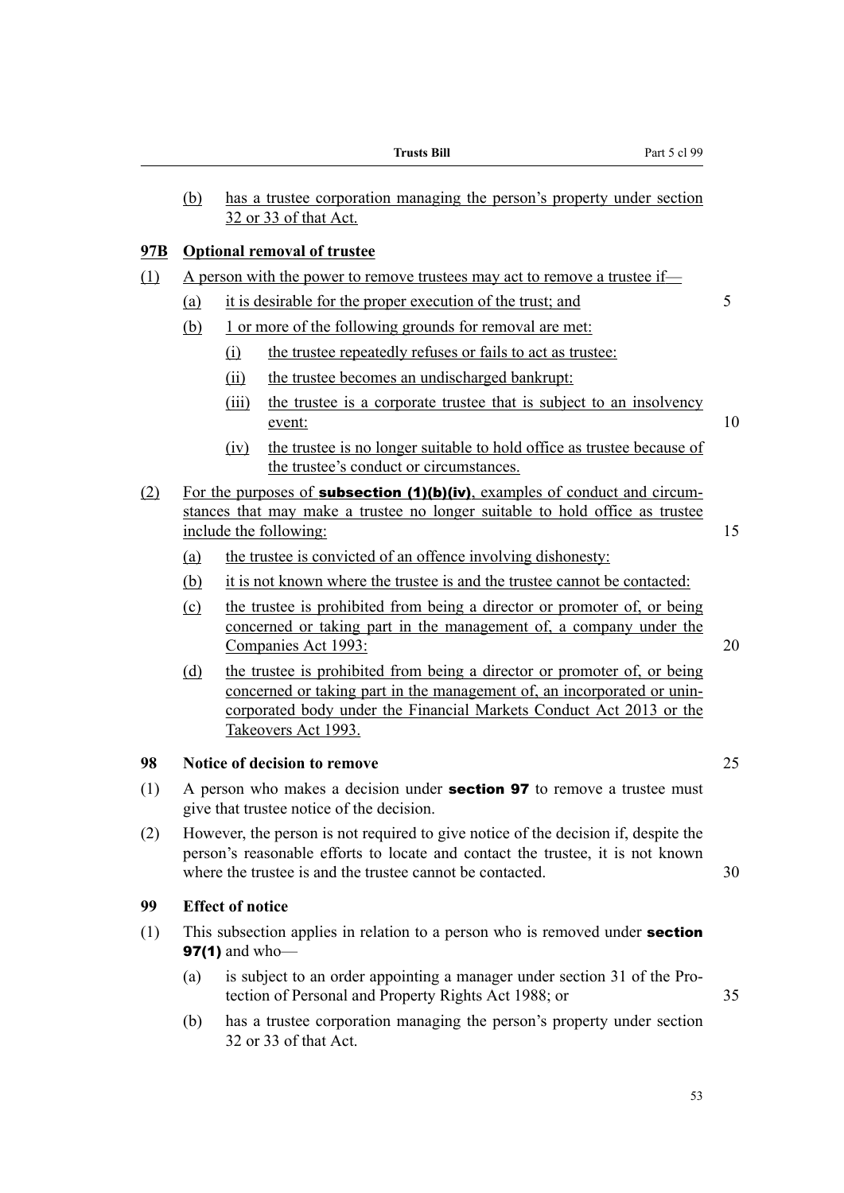(b) has a trustee corporation managing the person's property under section 32 or 33 of that Act.

### 97B Optional removal of trustee

(1) A person with the power to remove trustees may act to remove a trustee if—

(a) it is desirable for the proper execution of the trust; and

(b) 1 or more of the following grounds for removal are met:

(i) the trustee repeatedly refuses or fails to act as trustee:

(ii) the trustee becomes an undischarged bankrupt:

(iii) the trustee is a corporate trustee that is subject to an insolvency event:

(iv) the trustee is no longer suitable to hold office as trustee because of the trustee's conduct or circumstances.

(2) For the purposes of **subsection (1)(b)(iv)**, examples of conduct and circumstances that may make a trustee no longer suitable to hold office as trustee include the following:

(a) the trustee is convicted of an offence involving dishonesty:

(b) it is not known where the trustee is and the trustee cannot be contacted:

(c) the trustee is prohibited from being a director or promoter of, or being concerned or taking part in the management of, a company under the Companies Act 1993:

(d) the trustee is prohibited from being a director or promoter of, or being concerned or taking part in the management of, an incorporated or unincorporated body under the Financial Markets Conduct Act 2013 or the Takeovers Act 1993.

### 98 Notice of decision to remove

(1) A person who makes a decision under **section 97** to remove a trustee must give that trustee notice of the decision.

(2) However, the person is not required to give notice of the decision if, despite the person's reasonable efforts to locate and contact the trustee, it is not known where the trustee is and the trustee cannot be contacted.

### 99 Effect of notice

(1) This subsection applies in relation to a person who is removed under **section 97(1)** and who—

(a) is subject to an order appointing a manager under section 31 of the Protection of Personal and Property Rights Act 1988; or

(b) has a trustee corporation managing the person's property under section 32 or 33 of that Act.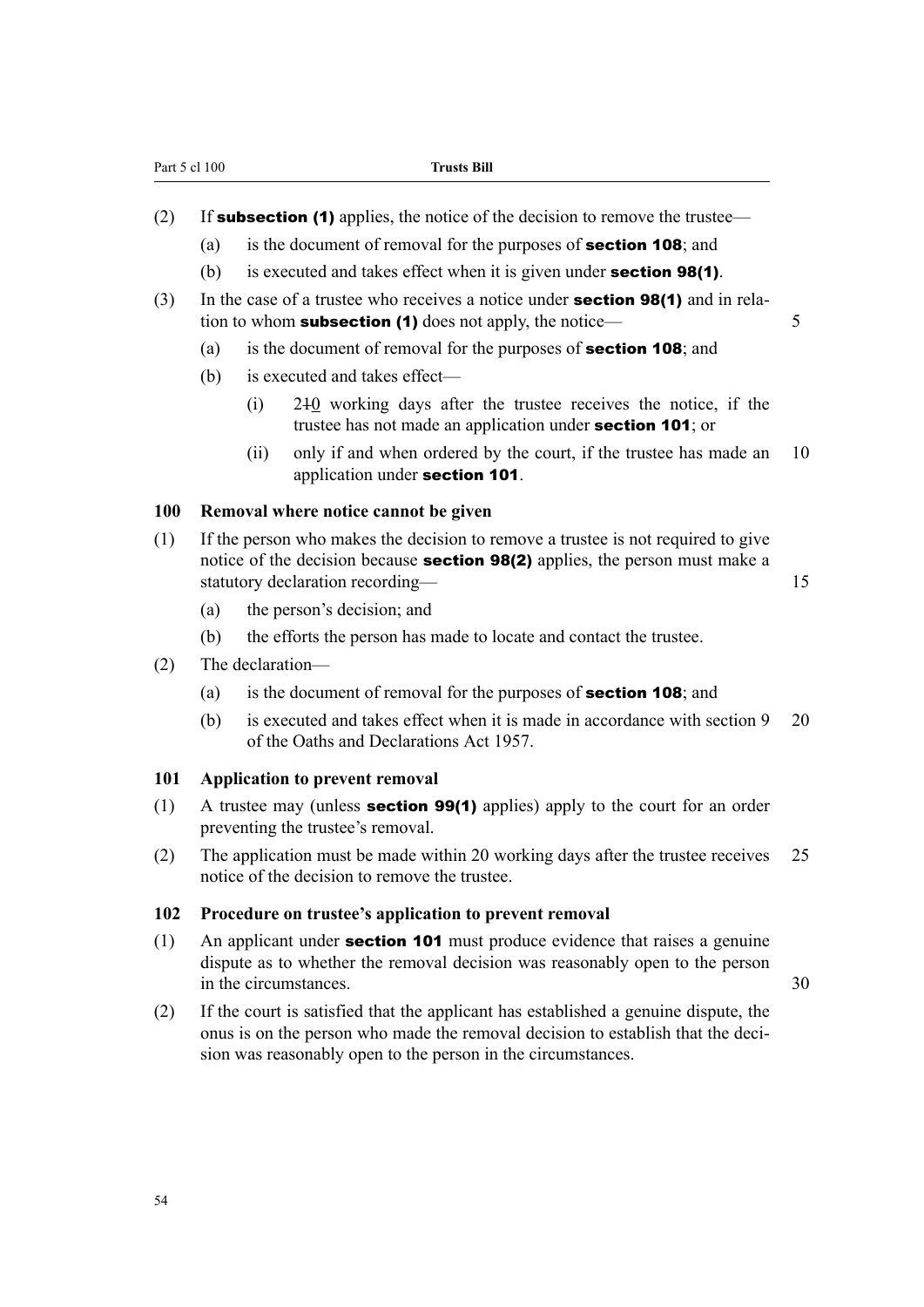(2) If **subsection (1)** applies, the notice of the decision to remove the trustee—

(a) is the document of removal for the purposes of **section 108**; and

(b) is executed and takes effect when it is given under **section 98(1)**.

(3) In the case of a trustee who receives a notice under **section 98(1)** and in relation to whom **subsection (1)** does not apply, the notice—

(a) is the document of removal for the purposes of **section 108**; and

(b) is executed and takes effect—

(i) ~~21~~0 working days after the trustee receives the notice, if the trustee has not made an application under **section 101**; or

(ii) only if and when ordered by the court, if the trustee has made an application under **section 101**.

### 100 Removal where notice cannot be given

(1) If the person who makes the decision to remove a trustee is not required to give notice of the decision because **section 98(2)** applies, the person must make a statutory declaration recording—

(a) the person's decision; and

(b) the efforts the person has made to locate and contact the trustee.

(2) The declaration—

(a) is the document of removal for the purposes of **section 108**; and

(b) is executed and takes effect when it is made in accordance with section 9 of the Oaths and Declarations Act 1957.

### 101 Application to prevent removal

(1) A trustee may (unless **section 99(1)** applies) apply to the court for an order preventing the trustee's removal.

(2) The application must be made within 20 working days after the trustee receives notice of the decision to remove the trustee.

### 102 Procedure on trustee's application to prevent removal

(1) An applicant under **section 101** must produce evidence that raises a genuine dispute as to whether the removal decision was reasonably open to the person in the circumstances.

(2) If the court is satisfied that the applicant has established a genuine dispute, the onus is on the person who made the removal decision to establish that the decision was reasonably open to the person in the circumstances.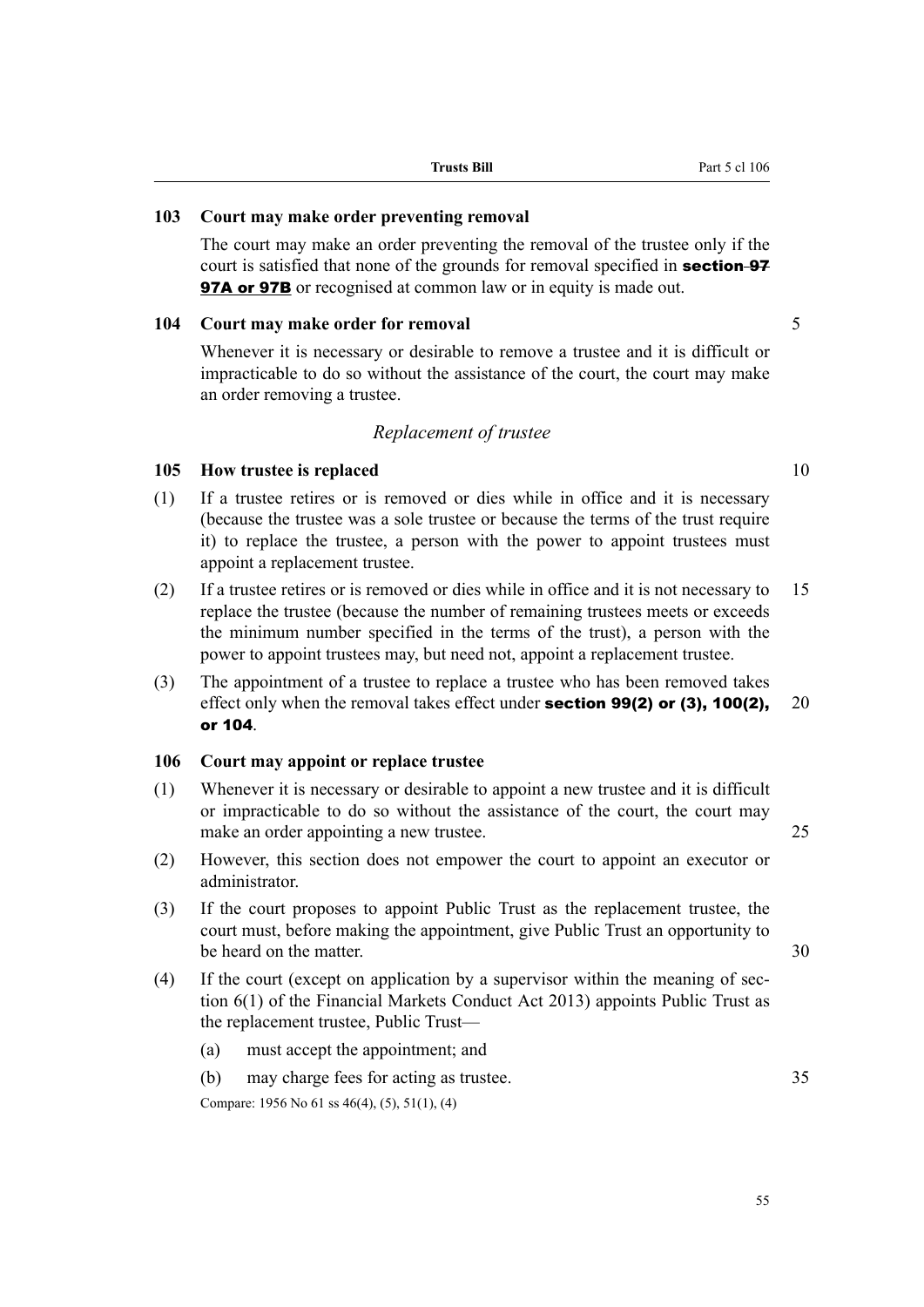### 103 Court may make order preventing removal

The court may make an order preventing the removal of the trustee only if the court is satisfied that none of the grounds for removal specified in **section ~~97~~ 97A or 97B** or recognised at common law or in equity is made out.

### 104 Court may make order for removal

Whenever it is necessary or desirable to remove a trustee and it is difficult or impracticable to do so without the assistance of the court, the court may make an order removing a trustee.

*Replacement of trustee*

### 105 How trustee is replaced

(1) If a trustee retires or is removed or dies while in office and it is necessary (because the trustee was a sole trustee or because the terms of the trust require it) to replace the trustee, a person with the power to appoint trustees must appoint a replacement trustee.

(2) If a trustee retires or is removed or dies while in office and it is not necessary to replace the trustee (because the number of remaining trustees meets or exceeds the minimum number specified in the terms of the trust), a person with the power to appoint trustees may, but need not, appoint a replacement trustee.

(3) The appointment of a trustee to replace a trustee who has been removed takes effect only when the removal takes effect under **section 99(2) or (3), 100(2), or 104**.

### 106 Court may appoint or replace trustee

(1) Whenever it is necessary or desirable to appoint a new trustee and it is difficult or impracticable to do so without the assistance of the court, the court may make an order appointing a new trustee.

(2) However, this section does not empower the court to appoint an executor or administrator.

(3) If the court proposes to appoint Public Trust as the replacement trustee, the court must, before making the appointment, give Public Trust an opportunity to be heard on the matter.

(4) If the court (except on application by a supervisor within the meaning of section 6(1) of the Financial Markets Conduct Act 2013) appoints Public Trust as the replacement trustee, Public Trust—

(a) must accept the appointment; and

(b) may charge fees for acting as trustee.

Compare: 1956 No 61 ss 46(4), (5), 51(1), (4)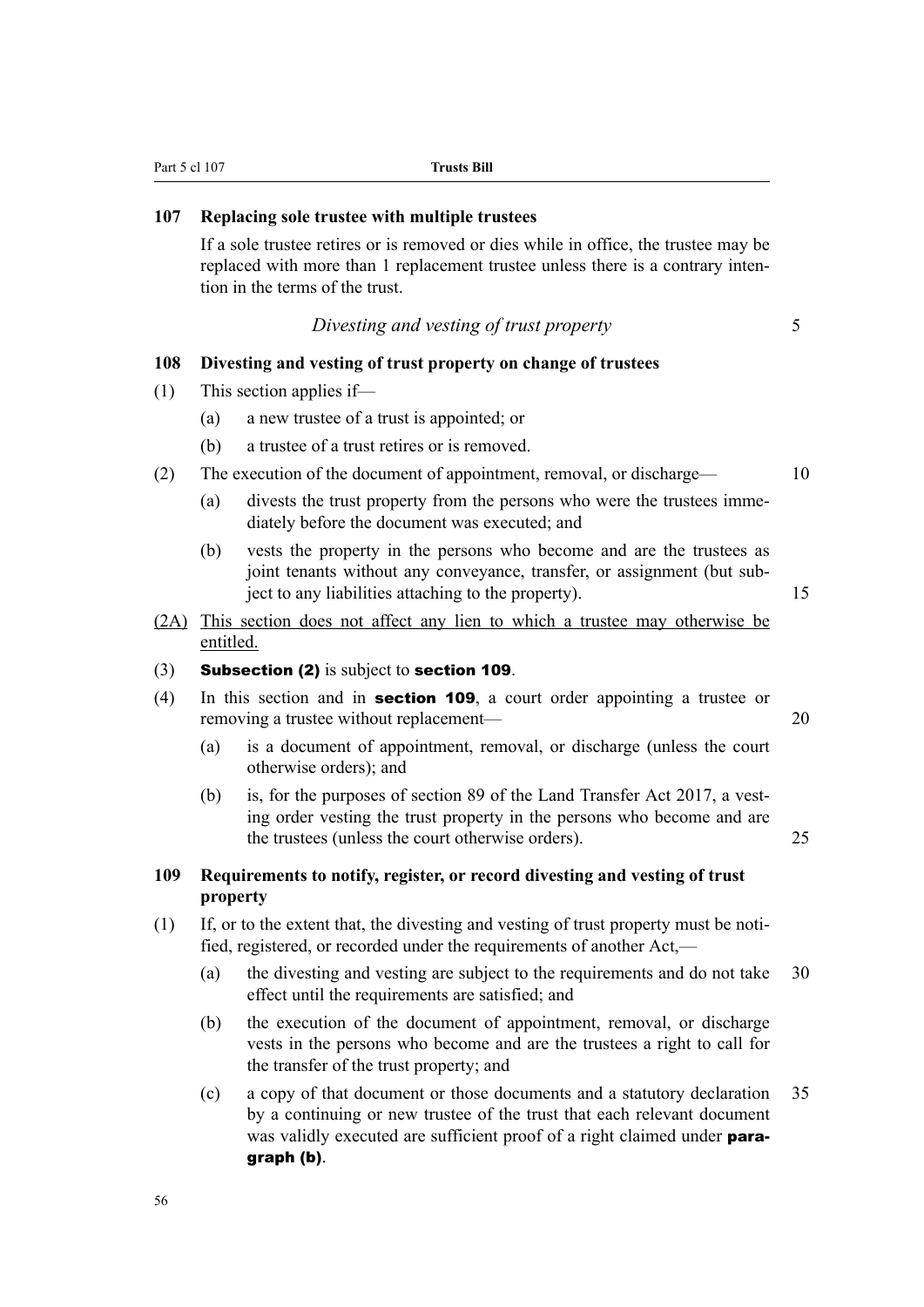### 107 Replacing sole trustee with multiple trustees

If a sole trustee retires or is removed or dies while in office, the trustee may be replaced with more than 1 replacement trustee unless there is a contrary intention in the terms of the trust.

*Divesting and vesting of trust property*

### 108 Divesting and vesting of trust property on change of trustees

(1) This section applies if—

- (a) a new trustee of a trust is appointed; or
- (b) a trustee of a trust retires or is removed.

(2) The execution of the document of appointment, removal, or discharge—

- (a) divests the trust property from the persons who were the trustees immediately before the document was executed; and
- (b) vests the property in the persons who become and are the trustees as joint tenants without any conveyance, transfer, or assignment (but subject to any liabilities attaching to the property).

<u>(2A) This section does not affect any lien to which a trustee may otherwise be entitled.</u>

(3) **Subsection (2)** is subject to **section 109**.

(4) In this section and in **section 109**, a court order appointing a trustee or removing a trustee without replacement—

- (a) is a document of appointment, removal, or discharge (unless the court otherwise orders); and
- (b) is, for the purposes of section 89 of the Land Transfer Act 2017, a vesting order vesting the trust property in the persons who become and are the trustees (unless the court otherwise orders).

### 109 Requirements to notify, register, or record divesting and vesting of trust property

(1) If, or to the extent that, the divesting and vesting of trust property must be notified, registered, or recorded under the requirements of another Act,—

- (a) the divesting and vesting are subject to the requirements and do not take effect until the requirements are satisfied; and
- (b) the execution of the document of appointment, removal, or discharge vests in the persons who become and are the trustees a right to call for the transfer of the trust property; and
- (c) a copy of that document or those documents and a statutory declaration by a continuing or new trustee of the trust that each relevant document was validly executed are sufficient proof of a right claimed under **paragraph (b)**.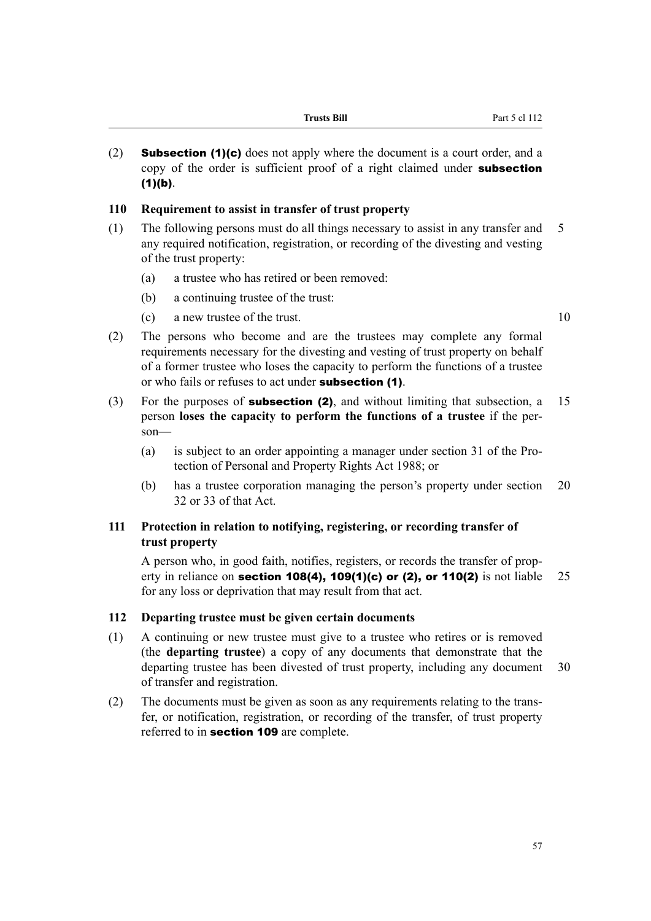(2) **Subsection (1)(c)** does not apply where the document is a court order, and a copy of the order is sufficient proof of a right claimed under **subsection (1)(b)**.

### 110 Requirement to assist in transfer of trust property

(1) The following persons must do all things necessary to assist in any transfer and any required notification, registration, or recording of the divesting and vesting of the trust property:

  (a) a trustee who has retired or been removed:

  (b) a continuing trustee of the trust:

  (c) a new trustee of the trust.

(2) The persons who become and are the trustees may complete any formal requirements necessary for the divesting and vesting of trust property on behalf of a former trustee who loses the capacity to perform the functions of a trustee or who fails or refuses to act under **subsection (1)**.

(3) For the purposes of **subsection (2)**, and without limiting that subsection, a person **loses the capacity to perform the functions of a trustee** if the person—

  (a) is subject to an order appointing a manager under section 31 of the Protection of Personal and Property Rights Act 1988; or

  (b) has a trustee corporation managing the person's property under section 32 or 33 of that Act.

### 111 Protection in relation to notifying, registering, or recording transfer of trust property

A person who, in good faith, notifies, registers, or records the transfer of property in reliance on **section 108(4), 109(1)(c) or (2), or 110(2)** is not liable for any loss or deprivation that may result from that act.

### 112 Departing trustee must be given certain documents

(1) A continuing or new trustee must give to a trustee who retires or is removed (the **departing trustee**) a copy of any documents that demonstrate that the departing trustee has been divested of trust property, including any document of transfer and registration.

(2) The documents must be given as soon as any requirements relating to the transfer, or notification, registration, or recording of the transfer, of trust property referred to in **section 109** are complete.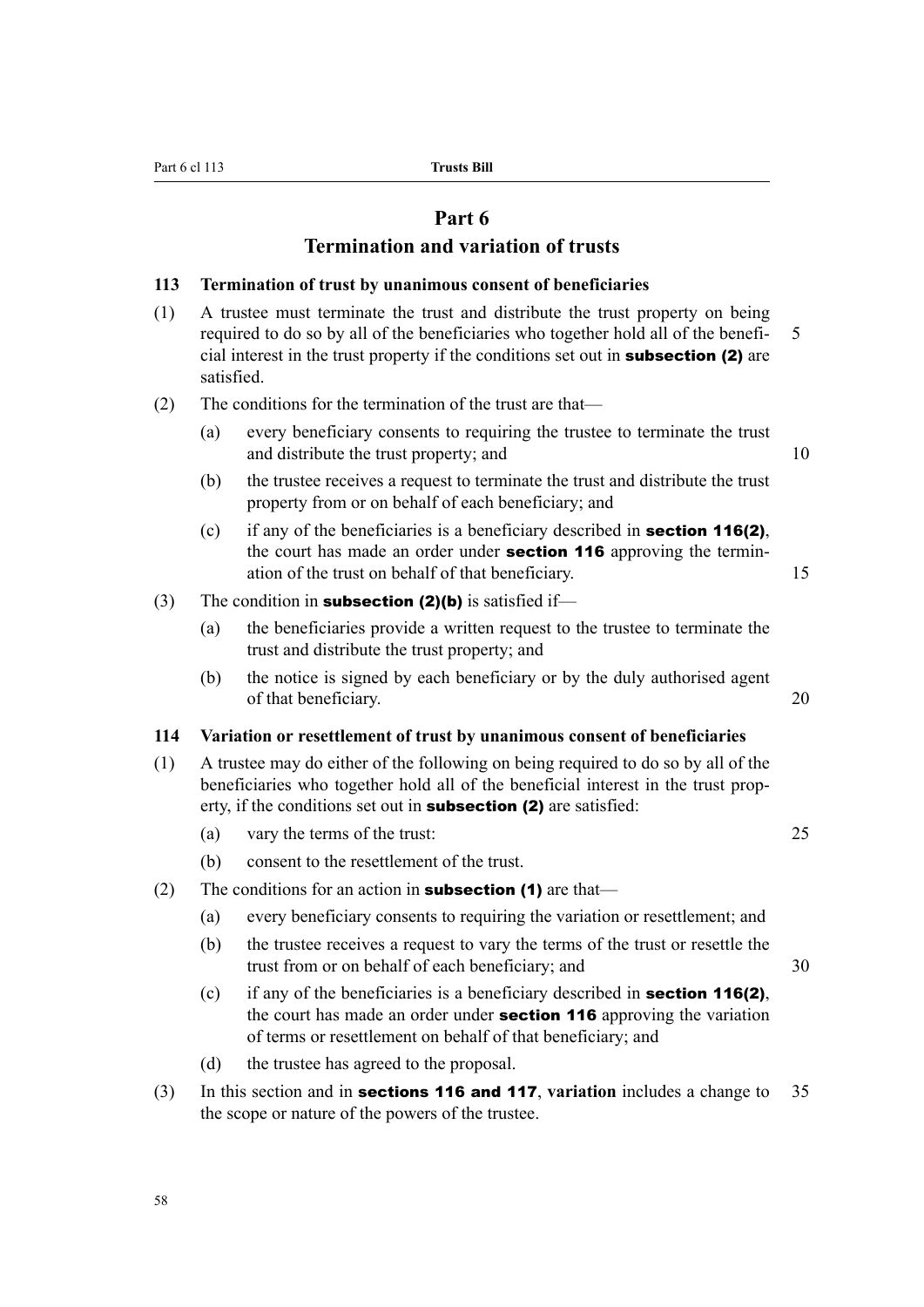# Part 6
## Termination and variation of trusts

### 113 Termination of trust by unanimous consent of beneficiaries

(1) A trustee must terminate the trust and distribute the trust property on being required to do so by all of the beneficiaries who together hold all of the beneficial interest in the trust property if the conditions set out in **subsection (2)** are satisfied.

(2) The conditions for the termination of the trust are that—

(a) every beneficiary consents to requiring the trustee to terminate the trust and distribute the trust property; and

(b) the trustee receives a request to terminate the trust and distribute the trust property from or on behalf of each beneficiary; and

(c) if any of the beneficiaries is a beneficiary described in **section 116(2)**, the court has made an order under **section 116** approving the termination of the trust on behalf of that beneficiary.

(3) The condition in **subsection (2)(b)** is satisfied if—

(a) the beneficiaries provide a written request to the trustee to terminate the trust and distribute the trust property; and

(b) the notice is signed by each beneficiary or by the duly authorised agent of that beneficiary.

### 114 Variation or resettlement of trust by unanimous consent of beneficiaries

(1) A trustee may do either of the following on being required to do so by all of the beneficiaries who together hold all of the beneficial interest in the trust property, if the conditions set out in **subsection (2)** are satisfied:

(a) vary the terms of the trust:

(b) consent to the resettlement of the trust.

(2) The conditions for an action in **subsection (1)** are that—

(a) every beneficiary consents to requiring the variation or resettlement; and

(b) the trustee receives a request to vary the terms of the trust or resettle the trust from or on behalf of each beneficiary; and

(c) if any of the beneficiaries is a beneficiary described in **section 116(2)**, the court has made an order under **section 116** approving the variation of terms or resettlement on behalf of that beneficiary; and

(d) the trustee has agreed to the proposal.

(3) In this section and in **sections 116 and 117**, **variation** includes a change to the scope or nature of the powers of the trustee.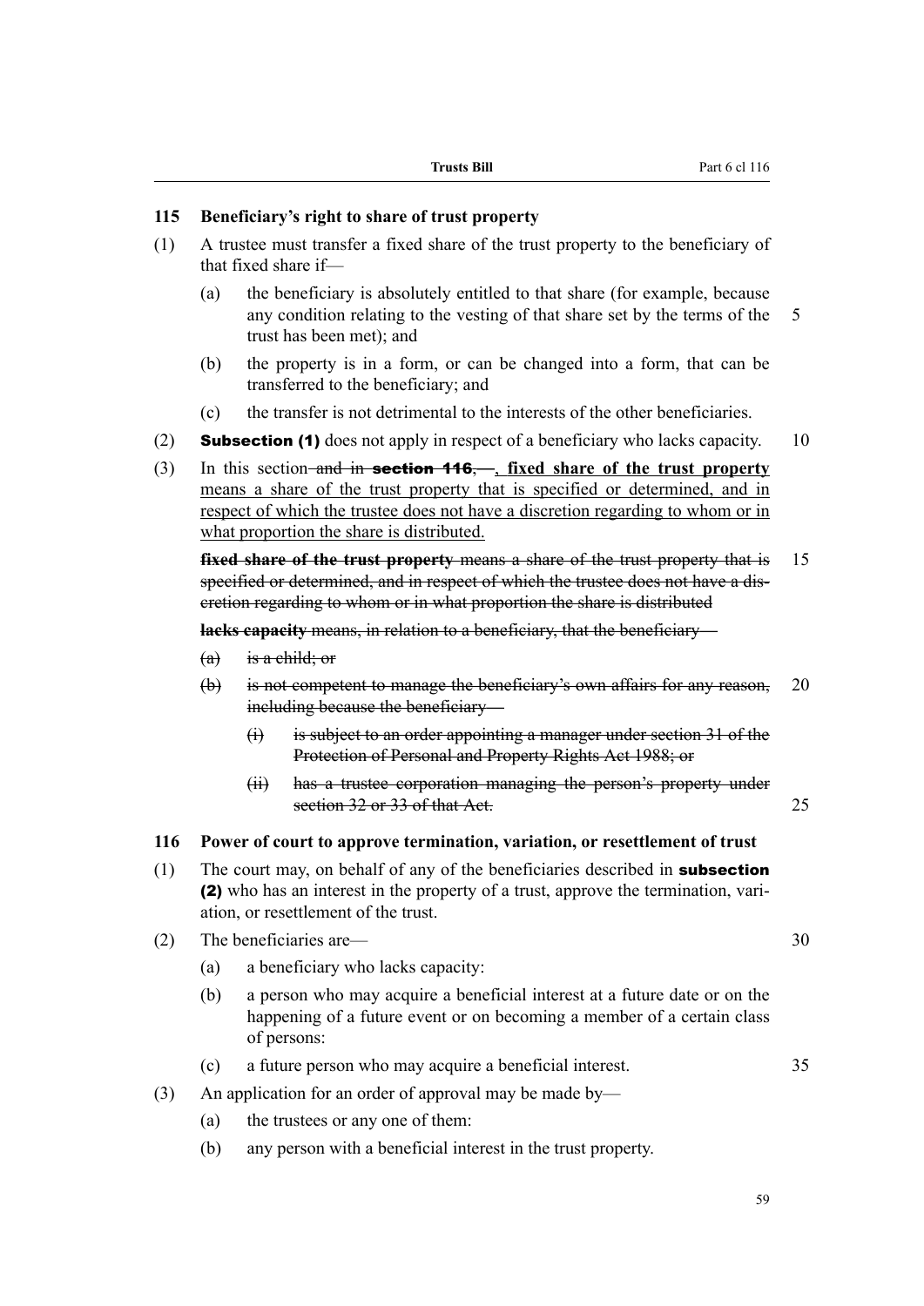## 115 Beneficiary's right to share of trust property

(1) A trustee must transfer a fixed share of the trust property to the beneficiary of that fixed share if—

(a) the beneficiary is absolutely entitled to that share (for example, because any condition relating to the vesting of that share set by the terms of the trust has been met); and

(b) the property is in a form, or can be changed into a form, that can be transferred to the beneficiary; and

(c) the transfer is not detrimental to the interests of the other beneficiaries.

(2) **Subsection (1)** does not apply in respect of a beneficiary who lacks capacity.

(3) In this section ~~and in **section 116**,—~~, **fixed share of the trust property** means a share of the trust property that is specified or determined, and in respect of which the trustee does not have a discretion regarding to whom or in what proportion the share is distributed.

~~**fixed share of the trust property** means a share of the trust property that is specified or determined, and in respect of which the trustee does not have a discretion regarding to whom or in what proportion the share is distributed~~

~~**lacks capacity** means, in relation to a beneficiary, that the beneficiary—~~

~~(a) is a child; or~~

~~(b) is not competent to manage the beneficiary's own affairs for any reason, including because the beneficiary—~~

~~(i) is subject to an order appointing a manager under section 31 of the Protection of Personal and Property Rights Act 1988; or~~

~~(ii) has a trustee corporation managing the person's property under section 32 or 33 of that Act.~~

## 116 Power of court to approve termination, variation, or resettlement of trust

(1) The court may, on behalf of any of the beneficiaries described in **subsection (2)** who has an interest in the property of a trust, approve the termination, variation, or resettlement of the trust.

(2) The beneficiaries are—

(a) a beneficiary who lacks capacity:

(b) a person who may acquire a beneficial interest at a future date or on the happening of a future event or on becoming a member of a certain class of persons:

(c) a future person who may acquire a beneficial interest.

(3) An application for an order of approval may be made by—

(a) the trustees or any one of them:

(b) any person with a beneficial interest in the trust property.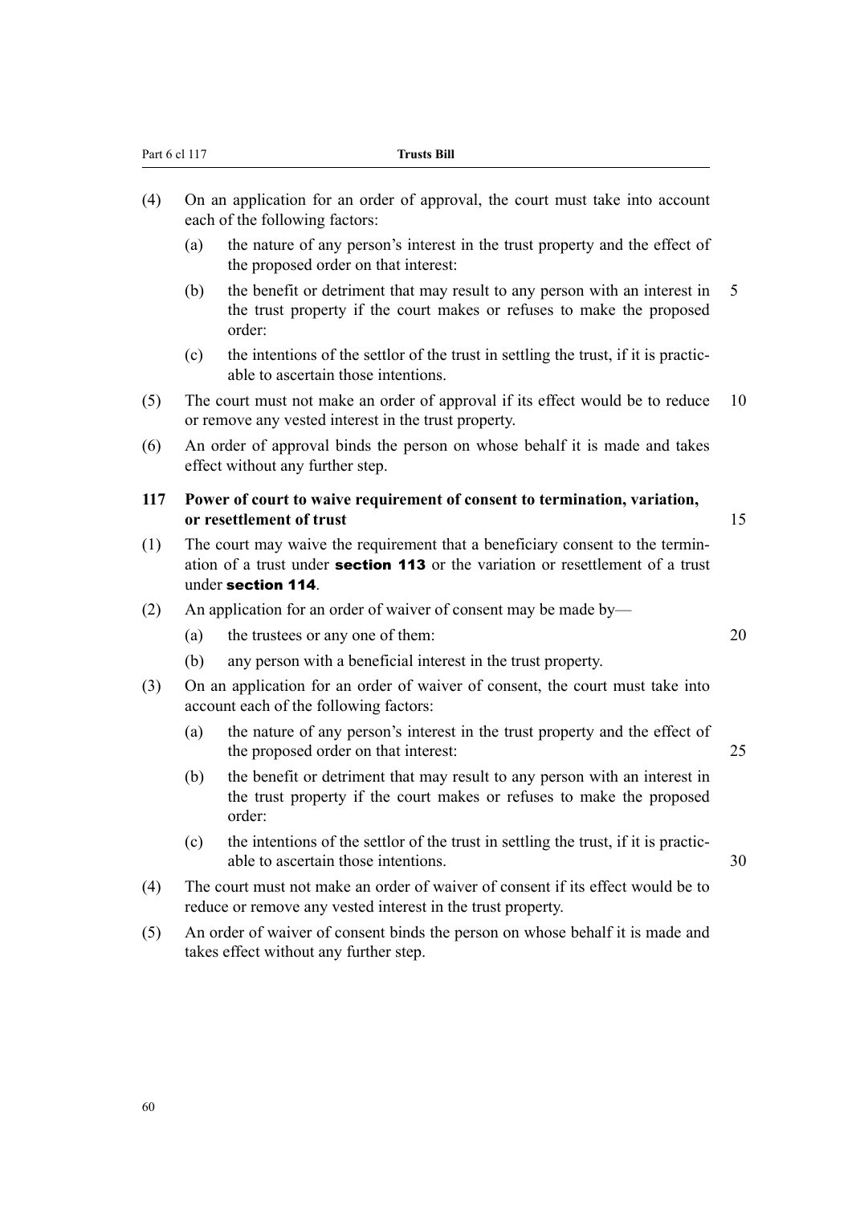(4) On an application for an order of approval, the court must take into account each of the following factors:

(a) the nature of any person's interest in the trust property and the effect of the proposed order on that interest:

(b) the benefit or detriment that may result to any person with an interest in the trust property if the court makes or refuses to make the proposed order:

(c) the intentions of the settlor of the trust in settling the trust, if it is practicable to ascertain those intentions.

(5) The court must not make an order of approval if its effect would be to reduce or remove any vested interest in the trust property.

(6) An order of approval binds the person on whose behalf it is made and takes effect without any further step.

### 117 Power of court to waive requirement of consent to termination, variation, or resettlement of trust

(1) The court may waive the requirement that a beneficiary consent to the termination of a trust under **section 113** or the variation or resettlement of a trust under **section 114**.

(2) An application for an order of waiver of consent may be made by—

(a) the trustees or any one of them:

(b) any person with a beneficial interest in the trust property.

(3) On an application for an order of waiver of consent, the court must take into account each of the following factors:

(a) the nature of any person's interest in the trust property and the effect of the proposed order on that interest:

(b) the benefit or detriment that may result to any person with an interest in the trust property if the court makes or refuses to make the proposed order:

(c) the intentions of the settlor of the trust in settling the trust, if it is practicable to ascertain those intentions.

(4) The court must not make an order of waiver of consent if its effect would be to reduce or remove any vested interest in the trust property.

(5) An order of waiver of consent binds the person on whose behalf it is made and takes effect without any further step.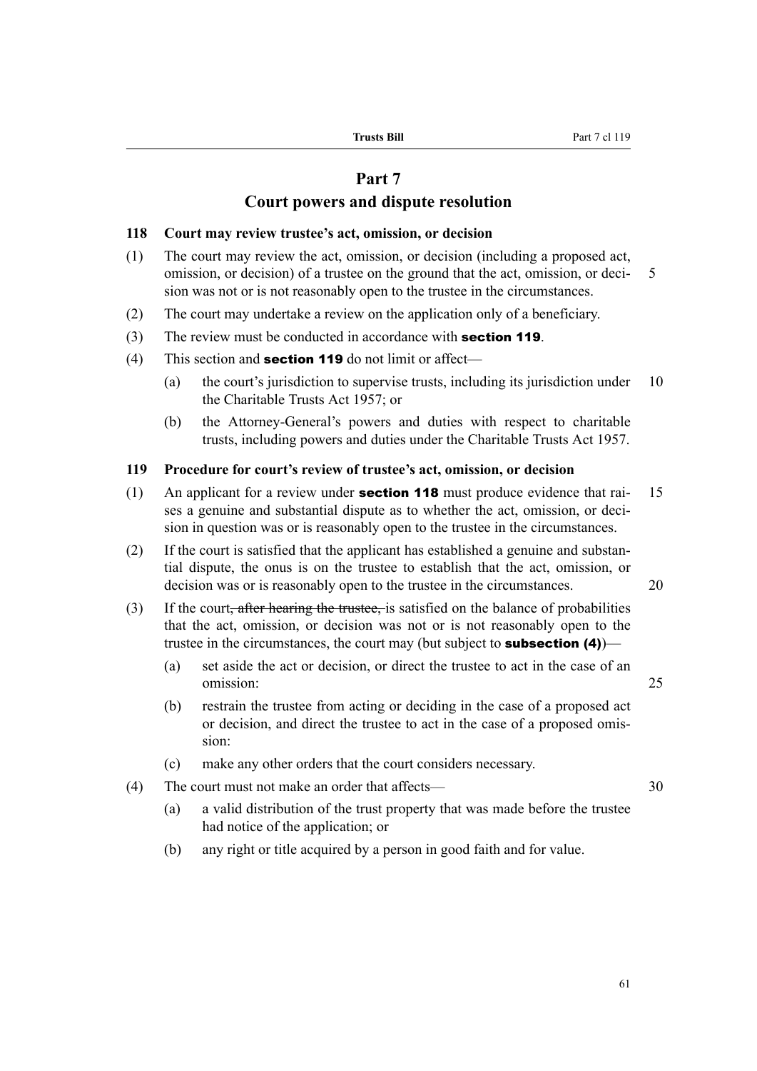# Part 7

## Court powers and dispute resolution

### 118 Court may review trustee's act, omission, or decision

(1) The court may review the act, omission, or decision (including a proposed act, omission, or decision) of a trustee on the ground that the act, omission, or decision was not or is not reasonably open to the trustee in the circumstances.

(2) The court may undertake a review on the application only of a beneficiary.

(3) The review must be conducted in accordance with **section 119**.

(4) This section and **section 119** do not limit or affect—

- (a) the court's jurisdiction to supervise trusts, including its jurisdiction under the Charitable Trusts Act 1957; or
- (b) the Attorney-General's powers and duties with respect to charitable trusts, including powers and duties under the Charitable Trusts Act 1957.

### 119 Procedure for court's review of trustee's act, omission, or decision

(1) An applicant for a review under **section 118** must produce evidence that raises a genuine and substantial dispute as to whether the act, omission, or decision in question was or is reasonably open to the trustee in the circumstances.

(2) If the court is satisfied that the applicant has established a genuine and substantial dispute, the onus is on the trustee to establish that the act, omission, or decision was or is reasonably open to the trustee in the circumstances.

(3) If the court~~, after hearing the trustee,~~ is satisfied on the balance of probabilities that the act, omission, or decision was not or is not reasonably open to the trustee in the circumstances, the court may (but subject to **subsection (4)**)—

- (a) set aside the act or decision, or direct the trustee to act in the case of an omission:
- (b) restrain the trustee from acting or deciding in the case of a proposed act or decision, and direct the trustee to act in the case of a proposed omission:
- (c) make any other orders that the court considers necessary.

(4) The court must not make an order that affects—

- (a) a valid distribution of the trust property that was made before the trustee had notice of the application; or
- (b) any right or title acquired by a person in good faith and for value.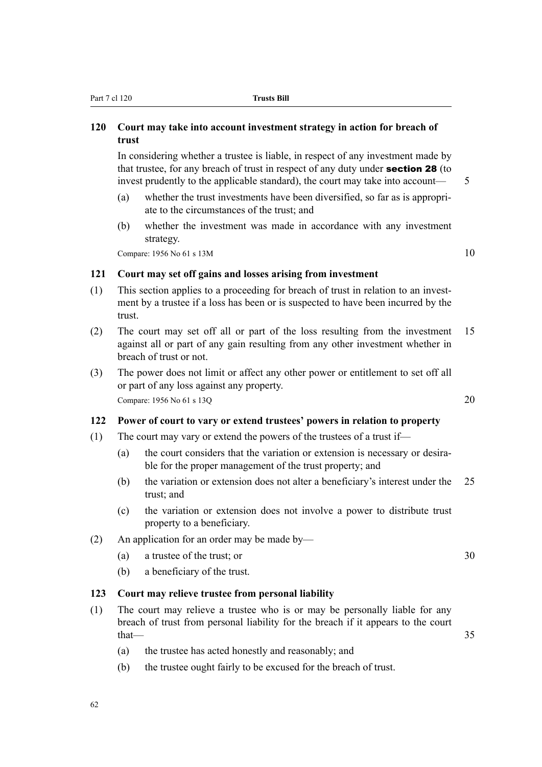### 120 Court may take into account investment strategy in action for breach of trust

In considering whether a trustee is liable, in respect of any investment made by that trustee, for any breach of trust in respect of any duty under **section 28** (to invest prudently to the applicable standard), the court may take into account—

(a) whether the trust investments have been diversified, so far as is appropriate to the circumstances of the trust; and

(b) whether the investment was made in accordance with any investment strategy.

Compare: 1956 No 61 s 13M

### 121 Court may set off gains and losses arising from investment

(1) This section applies to a proceeding for breach of trust in relation to an investment by a trustee if a loss has been or is suspected to have been incurred by the trust.

(2) The court may set off all or part of the loss resulting from the investment against all or part of any gain resulting from any other investment whether in breach of trust or not.

(3) The power does not limit or affect any other power or entitlement to set off all or part of any loss against any property.

Compare: 1956 No 61 s 13Q

### 122 Power of court to vary or extend trustees' powers in relation to property

(1) The court may vary or extend the powers of the trustees of a trust if—

(a) the court considers that the variation or extension is necessary or desirable for the proper management of the trust property; and

(b) the variation or extension does not alter a beneficiary's interest under the trust; and

(c) the variation or extension does not involve a power to distribute trust property to a beneficiary.

(2) An application for an order may be made by—

(a) a trustee of the trust; or

(b) a beneficiary of the trust.

### 123 Court may relieve trustee from personal liability

(1) The court may relieve a trustee who is or may be personally liable for any breach of trust from personal liability for the breach if it appears to the court that—

(a) the trustee has acted honestly and reasonably; and

(b) the trustee ought fairly to be excused for the breach of trust.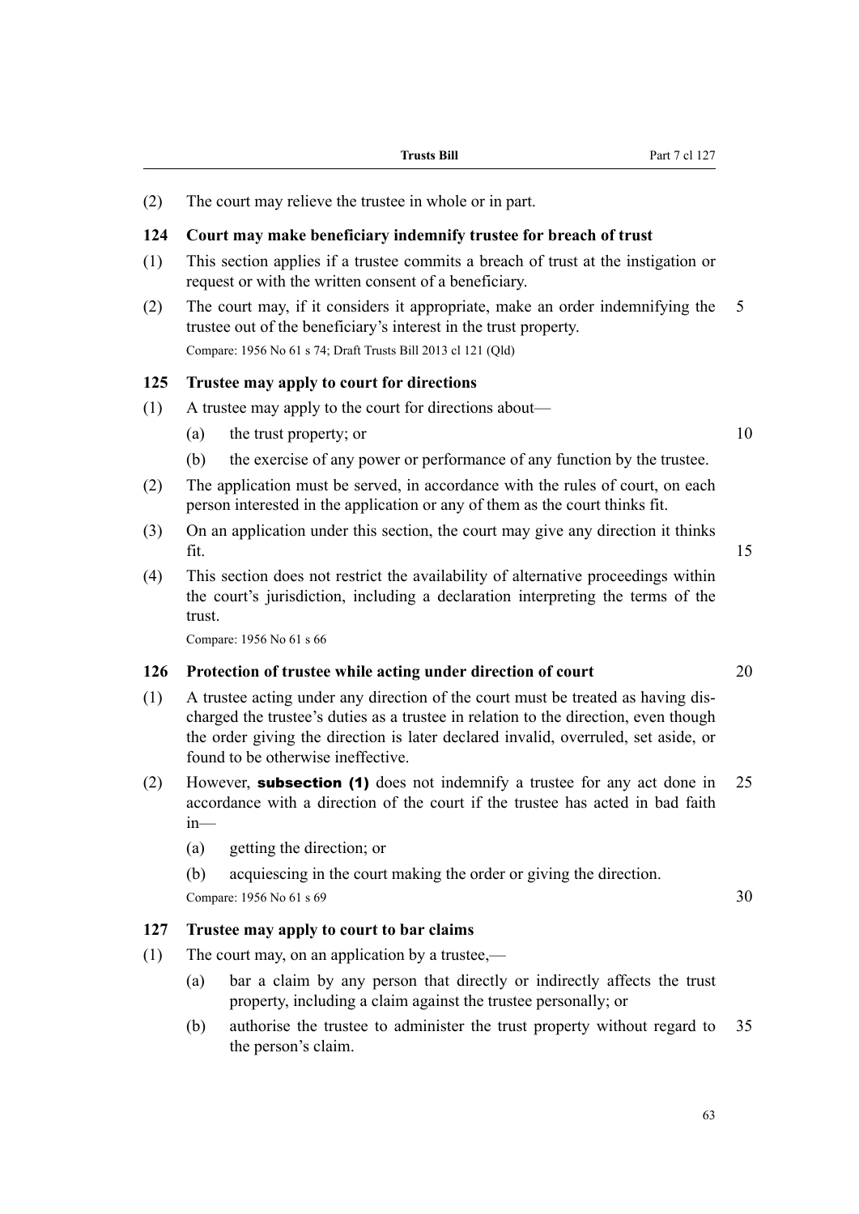(2) The court may relieve the trustee in whole or in part.

### 124 Court may make beneficiary indemnify trustee for breach of trust

(1) This section applies if a trustee commits a breach of trust at the instigation or request or with the written consent of a beneficiary.

(2) The court may, if it considers it appropriate, make an order indemnifying the trustee out of the beneficiary's interest in the trust property.

Compare: 1956 No 61 s 74; Draft Trusts Bill 2013 cl 121 (Qld)

### 125 Trustee may apply to court for directions

(1) A trustee may apply to the court for directions about—

- (a) the trust property; or
- (b) the exercise of any power or performance of any function by the trustee.

(2) The application must be served, in accordance with the rules of court, on each person interested in the application or any of them as the court thinks fit.

(3) On an application under this section, the court may give any direction it thinks fit.

(4) This section does not restrict the availability of alternative proceedings within the court's jurisdiction, including a declaration interpreting the terms of the trust.

Compare: 1956 No 61 s 66

### 126 Protection of trustee while acting under direction of court

(1) A trustee acting under any direction of the court must be treated as having discharged the trustee's duties as a trustee in relation to the direction, even though the order giving the direction is later declared invalid, overruled, set aside, or found to be otherwise ineffective.

(2) However, **subsection (1)** does not indemnify a trustee for any act done in accordance with a direction of the court if the trustee has acted in bad faith in—

- (a) getting the direction; or
- (b) acquiescing in the court making the order or giving the direction.

Compare: 1956 No 61 s 69

### 127 Trustee may apply to court to bar claims

(1) The court may, on an application by a trustee,—

- (a) bar a claim by any person that directly or indirectly affects the trust property, including a claim against the trustee personally; or
- (b) authorise the trustee to administer the trust property without regard to the person's claim.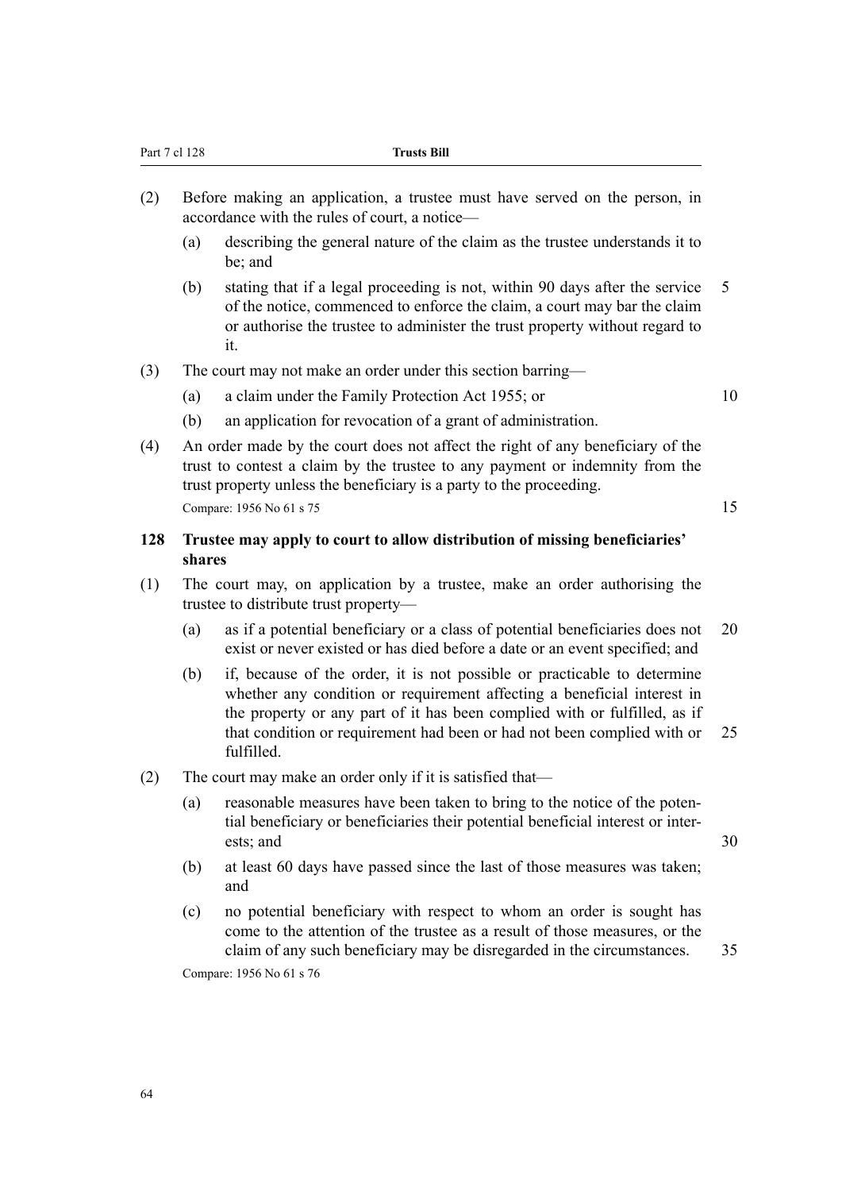(2) Before making an application, a trustee must have served on the person, in accordance with the rules of court, a notice—

(a) describing the general nature of the claim as the trustee understands it to be; and

(b) stating that if a legal proceeding is not, within 90 days after the service of the notice, commenced to enforce the claim, a court may bar the claim or authorise the trustee to administer the trust property without regard to it.

(3) The court may not make an order under this section barring—

(a) a claim under the Family Protection Act 1955; or

(b) an application for revocation of a grant of administration.

(4) An order made by the court does not affect the right of any beneficiary of the trust to contest a claim by the trustee to any payment or indemnity from the trust property unless the beneficiary is a party to the proceeding.

Compare: 1956 No 61 s 75

### 128 Trustee may apply to court to allow distribution of missing beneficiaries' shares

(1) The court may, on application by a trustee, make an order authorising the trustee to distribute trust property—

(a) as if a potential beneficiary or a class of potential beneficiaries does not exist or never existed or has died before a date or an event specified; and

(b) if, because of the order, it is not possible or practicable to determine whether any condition or requirement affecting a beneficial interest in the property or any part of it has been complied with or fulfilled, as if that condition or requirement had been or had not been complied with or fulfilled.

(2) The court may make an order only if it is satisfied that—

(a) reasonable measures have been taken to bring to the notice of the potential beneficiary or beneficiaries their potential beneficial interest or interests; and

(b) at least 60 days have passed since the last of those measures was taken; and

(c) no potential beneficiary with respect to whom an order is sought has come to the attention of the trustee as a result of those measures, or the claim of any such beneficiary may be disregarded in the circumstances.

Compare: 1956 No 61 s 76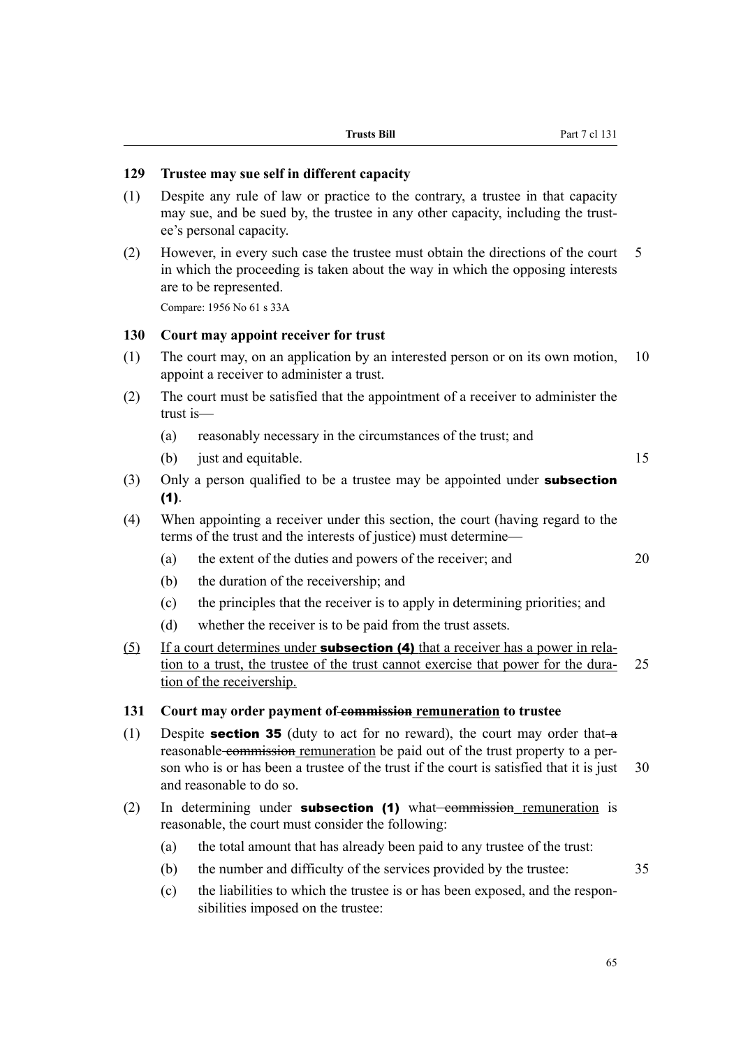### 129 Trustee may sue self in different capacity

(1) Despite any rule of law or practice to the contrary, a trustee in that capacity may sue, and be sued by, the trustee in any other capacity, including the trustee's personal capacity.

(2) However, in every such case the trustee must obtain the directions of the court in which the proceeding is taken about the way in which the opposing interests are to be represented.

Compare: 1956 No 61 s 33A

### 130 Court may appoint receiver for trust

(1) The court may, on an application by an interested person or on its own motion, appoint a receiver to administer a trust.

(2) The court must be satisfied that the appointment of a receiver to administer the trust is—

- (a) reasonably necessary in the circumstances of the trust; and
- (b) just and equitable.

(3) Only a person qualified to be a trustee may be appointed under **subsection (1)**.

(4) When appointing a receiver under this section, the court (having regard to the terms of the trust and the interests of justice) must determine—

- (a) the extent of the duties and powers of the receiver; and
- (b) the duration of the receivership; and
- (c) the principles that the receiver is to apply in determining priorities; and
- (d) whether the receiver is to be paid from the trust assets.

<u>(5) If a court determines under **subsection (4)** that a receiver has a power in relation to a trust, the trustee of the trust cannot exercise that power for the duration of the receivership.</u>

### 131 Court may order payment of ~~commission~~ <u>remuneration</u> to trustee

(1) Despite **section 35** (duty to act for no reward), the court may order that ~~a~~ reasonable ~~commission~~ <u>remuneration</u> be paid out of the trust property to a person who is or has been a trustee of the trust if the court is satisfied that it is just and reasonable to do so.

(2) In determining under **subsection (1)** what ~~commission~~ <u>remuneration</u> is reasonable, the court must consider the following:

- (a) the total amount that has already been paid to any trustee of the trust:
- (b) the number and difficulty of the services provided by the trustee:
- (c) the liabilities to which the trustee is or has been exposed, and the responsibilities imposed on the trustee: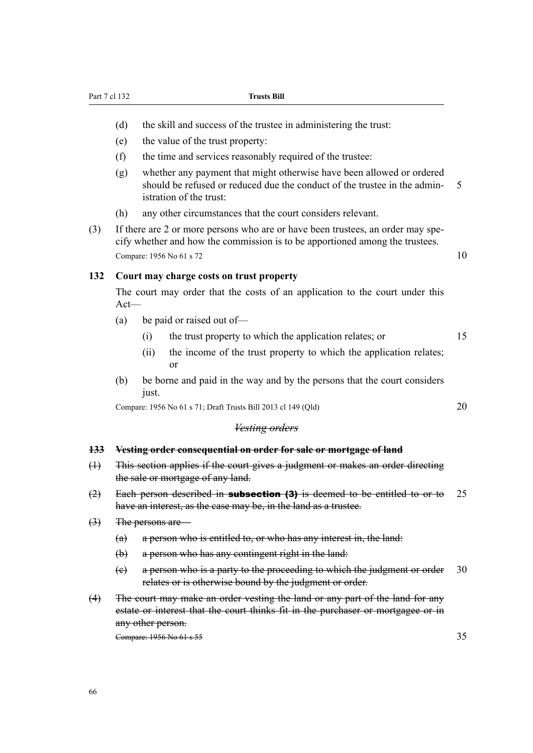(d) the skill and success of the trustee in administering the trust:

(e) the value of the trust property:

(f) the time and services reasonably required of the trustee:

(g) whether any payment that might otherwise have been allowed or ordered should be refused or reduced due the conduct of the trustee in the administration of the trust:

(h) any other circumstances that the court considers relevant.

(3) If there are 2 or more persons who are or have been trustees, an order may specify whether and how the commission is to be apportioned among the trustees.

Compare: 1956 No 61 s 72

### 132 Court may charge costs on trust property

The court may order that the costs of an application to the court under this Act—

(a) be paid or raised out of—

  (i) the trust property to which the application relates; or

  (ii) the income of the trust property to which the application relates; or

(b) be borne and paid in the way and by the persons that the court considers just.

Compare: 1956 No 61 s 71; Draft Trusts Bill 2013 cl 149 (Qld)

*~~Vesting orders~~*

### ~~133 Vesting order consequential on order for sale or mortgage of land~~

~~(1) This section applies if the court gives a judgment or makes an order directing the sale or mortgage of any land.~~

~~(2) Each person described in **subsection (3)** is deemed to be entitled to or to have an interest, as the case may be, in the land as a trustee.~~

~~(3) The persons are—~~

~~(a) a person who is entitled to, or who has any interest in, the land:~~

~~(b) a person who has any contingent right in the land:~~

~~(c) a person who is a party to the proceeding to which the judgment or order relates or is otherwise bound by the judgment or order.~~

~~(4) The court may make an order vesting the land or any part of the land for any estate or interest that the court thinks fit in the purchaser or mortgagee or in any other person.~~

~~Compare: 1956 No 61 s 55~~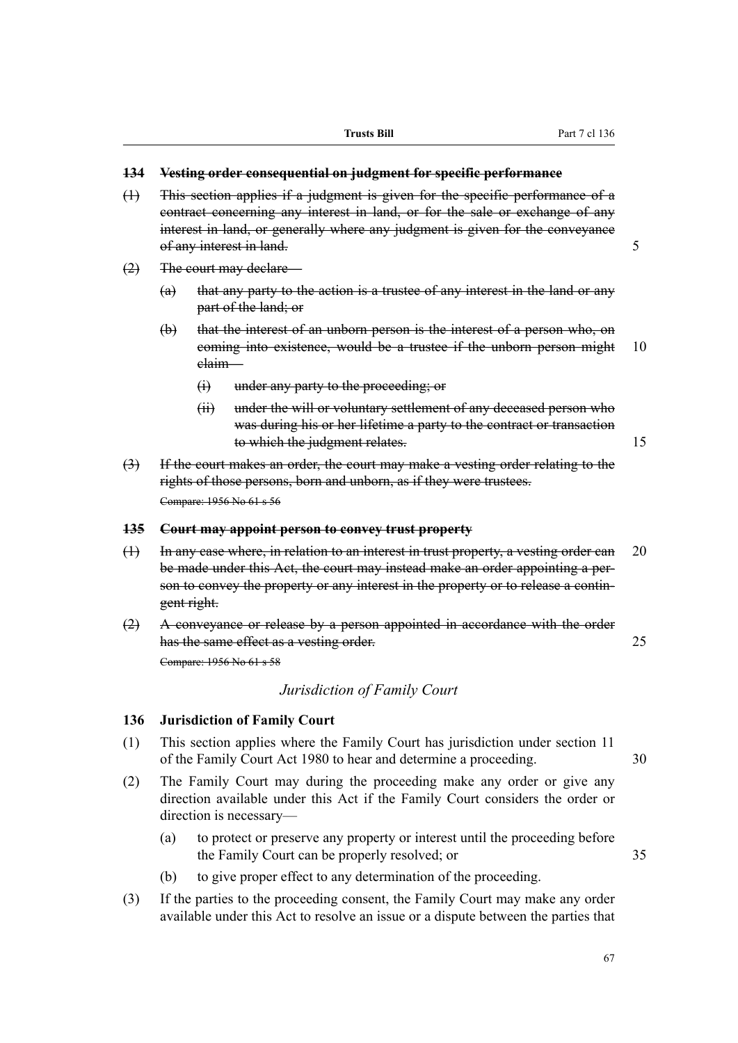### ~~134 Vesting order consequential on judgment for specific performance~~

~~(1) This section applies if a judgment is given for the specific performance of a contract concerning any interest in land, or for the sale or exchange of any interest in land, or generally where any judgment is given for the conveyance of any interest in land.~~

~~(2) The court may declare—~~

~~(a) that any party to the action is a trustee of any interest in the land or any part of the land; or~~

~~(b) that the interest of an unborn person is the interest of a person who, on coming into existence, would be a trustee if the unborn person might claim—~~

~~(i) under any party to the proceeding; or~~

~~(ii) under the will or voluntary settlement of any deceased person who was during his or her lifetime a party to the contract or transaction to which the judgment relates.~~

~~(3) If the court makes an order, the court may make a vesting order relating to the rights of those persons, born and unborn, as if they were trustees.~~

~~Compare: 1956 No 61 s 56~~

### ~~135 Court may appoint person to convey trust property~~

~~(1) In any case where, in relation to an interest in trust property, a vesting order can be made under this Act, the court may instead make an order appointing a person to convey the property or any interest in the property or to release a contingent right.~~

~~(2) A conveyance or release by a person appointed in accordance with the order has the same effect as a vesting order.~~

~~Compare: 1956 No 61 s 58~~

*Jurisdiction of Family Court*

### 136 Jurisdiction of Family Court

(1) This section applies where the Family Court has jurisdiction under section 11 of the Family Court Act 1980 to hear and determine a proceeding.

(2) The Family Court may during the proceeding make any order or give any direction available under this Act if the Family Court considers the order or direction is necessary—

(a) to protect or preserve any property or interest until the proceeding before the Family Court can be properly resolved; or

(b) to give proper effect to any determination of the proceeding.

(3) If the parties to the proceeding consent, the Family Court may make any order available under this Act to resolve an issue or a dispute between the parties that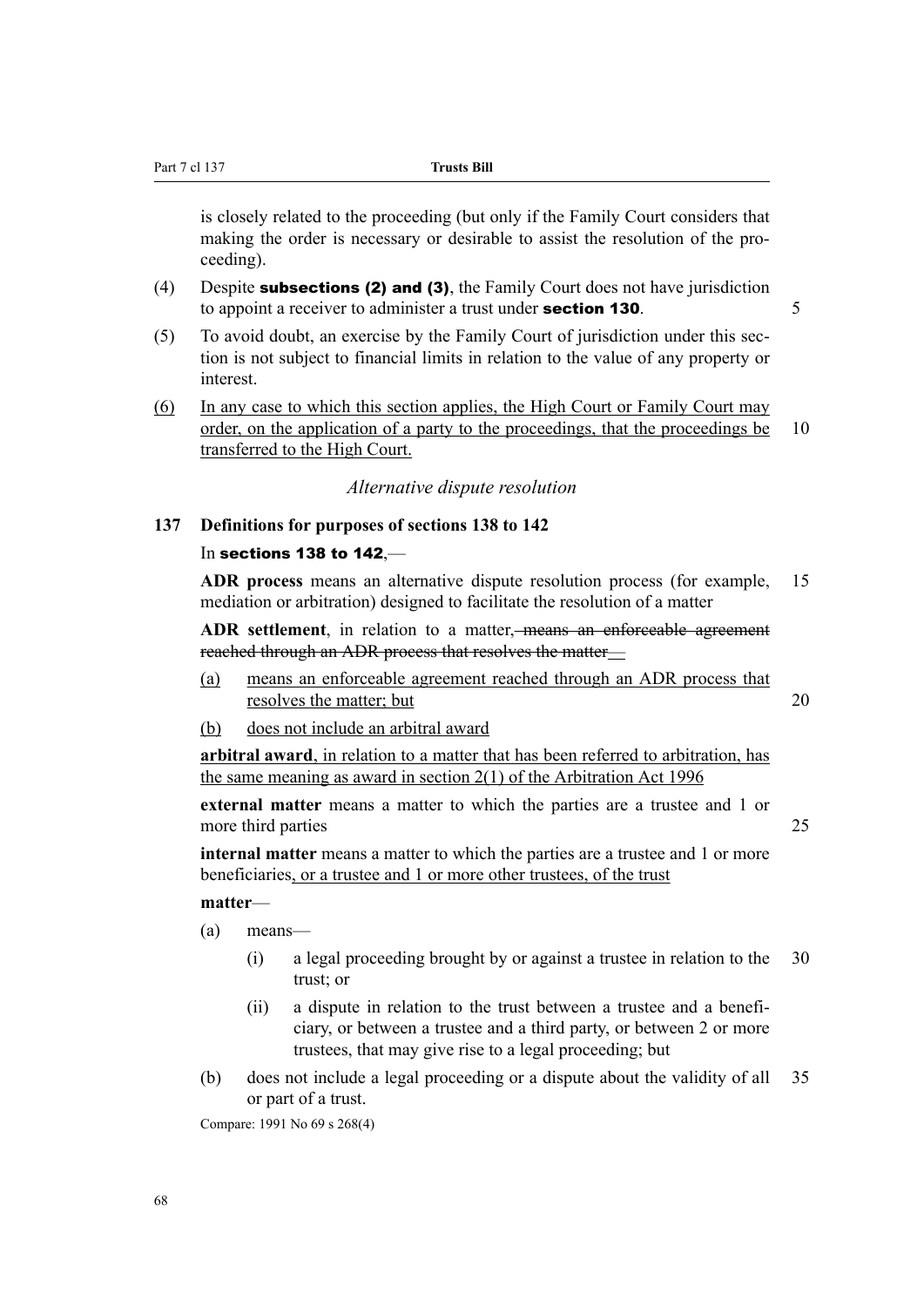is closely related to the proceeding (but only if the Family Court considers that making the order is necessary or desirable to assist the resolution of the proceeding).

(4) Despite **subsections (2) and (3)**, the Family Court does not have jurisdiction to appoint a receiver to administer a trust under **section 130**.

(5) To avoid doubt, an exercise by the Family Court of jurisdiction under this section is not subject to financial limits in relation to the value of any property or interest.

(6) In any case to which this section applies, the High Court or Family Court may order, on the application of a party to the proceedings, that the proceedings be transferred to the High Court.

*Alternative dispute resolution*

### 137 Definitions for purposes of sections 138 to 142

In **sections 138 to 142**,—

**ADR process** means an alternative dispute resolution process (for example, mediation or arbitration) designed to facilitate the resolution of a matter

**ADR settlement**, in relation to a matter, ~~means an enforceable agreement reached through an ADR process that resolves the matter~~—

(a) means an enforceable agreement reached through an ADR process that resolves the matter; but

(b) does not include an arbitral award

**arbitral award**, in relation to a matter that has been referred to arbitration, has the same meaning as award in section 2(1) of the Arbitration Act 1996

**external matter** means a matter to which the parties are a trustee and 1 or more third parties

**internal matter** means a matter to which the parties are a trustee and 1 or more beneficiaries, or a trustee and 1 or more other trustees, of the trust

**matter**—

(a) means—

(i) a legal proceeding brought by or against a trustee in relation to the trust; or

(ii) a dispute in relation to the trust between a trustee and a beneficiary, or between a trustee and a third party, or between 2 or more trustees, that may give rise to a legal proceeding; but

(b) does not include a legal proceeding or a dispute about the validity of all or part of a trust.

Compare: 1991 No 69 s 268(4)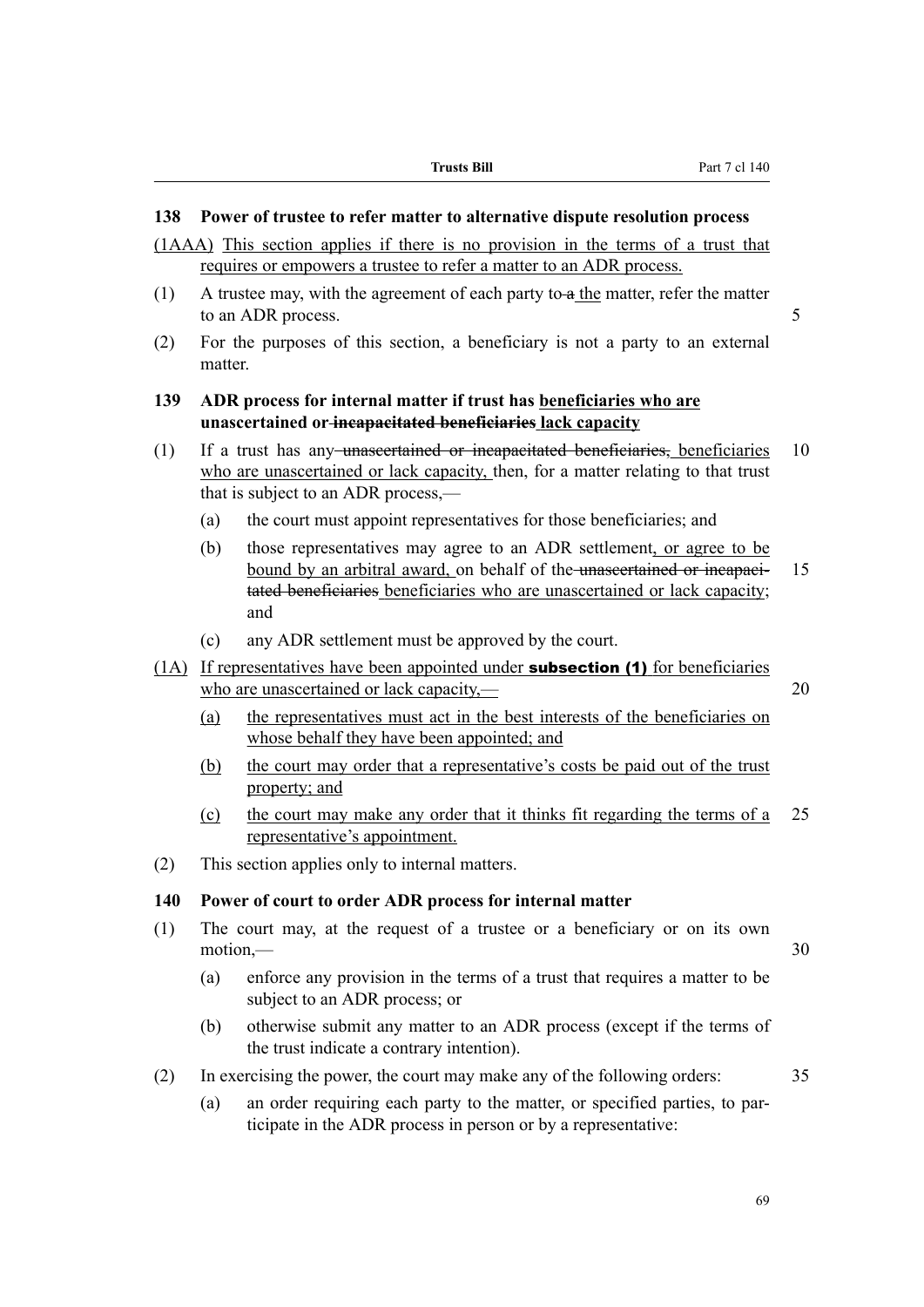## 138 Power of trustee to refer matter to alternative dispute resolution process

(1AAA) This section applies if there is no provision in the terms of a trust that requires or empowers a trustee to refer a matter to an ADR process.

(1) A trustee may, with the agreement of each party to ~~a~~ the matter, refer the matter to an ADR process.

(2) For the purposes of this section, a beneficiary is not a party to an external matter.

## 139 ADR process for internal matter if trust has beneficiaries who are unascertained or ~~incapacitated beneficiaries~~ lack capacity

(1) If a trust has any ~~unascertained or incapacitated beneficiaries,~~ beneficiaries who are unascertained or lack capacity, then, for a matter relating to that trust that is subject to an ADR process,—

(a) the court must appoint representatives for those beneficiaries; and

(b) those representatives may agree to an ADR settlement, or agree to be bound by an arbitral award, on behalf of the ~~unascertained or incapacitated beneficiaries~~ beneficiaries who are unascertained or lack capacity; and

(c) any ADR settlement must be approved by the court.

(1A) If representatives have been appointed under **subsection (1)** for beneficiaries who are unascertained or lack capacity,—

(a) the representatives must act in the best interests of the beneficiaries on whose behalf they have been appointed; and

(b) the court may order that a representative's costs be paid out of the trust property; and

(c) the court may make any order that it thinks fit regarding the terms of a representative's appointment.

(2) This section applies only to internal matters.

## 140 Power of court to order ADR process for internal matter

(1) The court may, at the request of a trustee or a beneficiary or on its own motion,—

(a) enforce any provision in the terms of a trust that requires a matter to be subject to an ADR process; or

(b) otherwise submit any matter to an ADR process (except if the terms of the trust indicate a contrary intention).

(2) In exercising the power, the court may make any of the following orders:

(a) an order requiring each party to the matter, or specified parties, to participate in the ADR process in person or by a representative: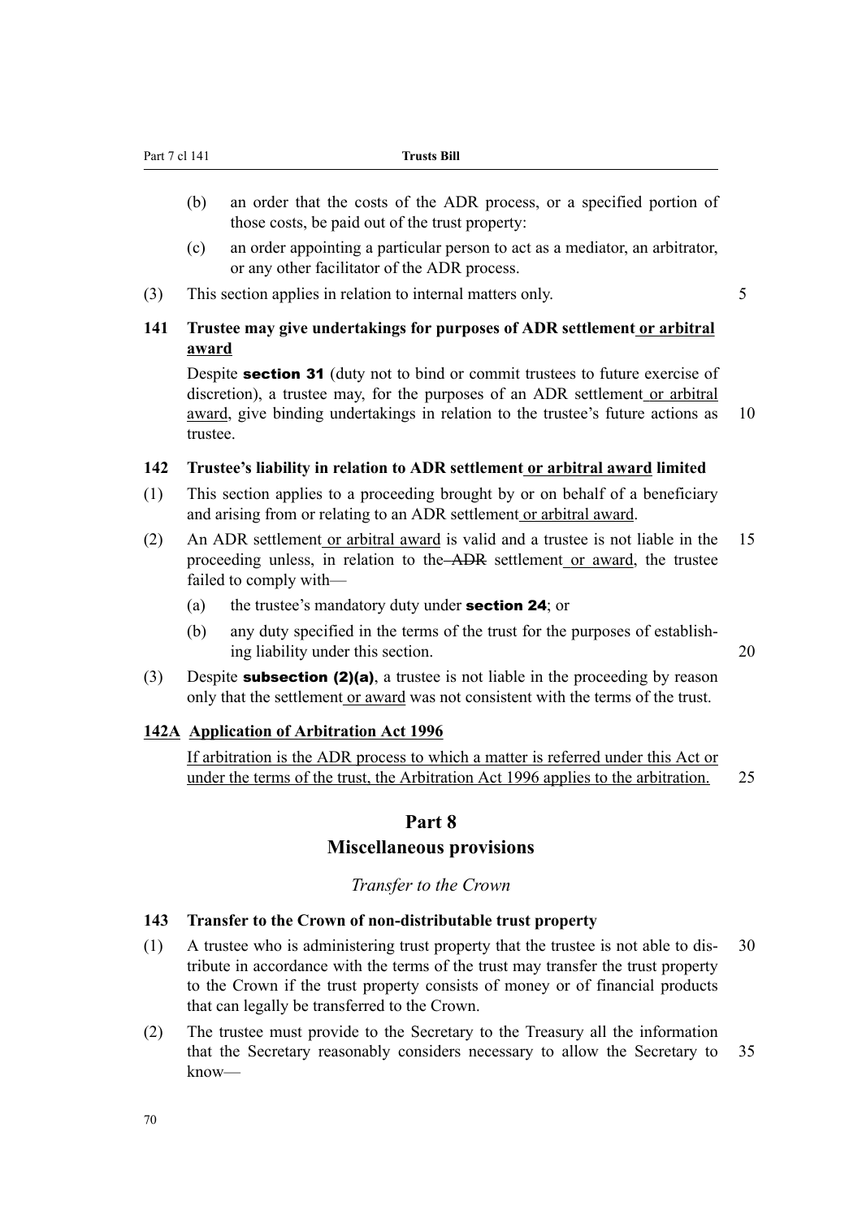(b) an order that the costs of the ADR process, or a specified portion of those costs, be paid out of the trust property:

(c) an order appointing a particular person to act as a mediator, an arbitrator, or any other facilitator of the ADR process.

(3) This section applies in relation to internal matters only.

### 141 Trustee may give undertakings for purposes of ADR settlement or arbitral award

Despite **section 31** (duty not to bind or commit trustees to future exercise of discretion), a trustee may, for the purposes of an ADR settlement or arbitral award, give binding undertakings in relation to the trustee's future actions as trustee.

### 142 Trustee's liability in relation to ADR settlement or arbitral award limited

(1) This section applies to a proceeding brought by or on behalf of a beneficiary and arising from or relating to an ADR settlement or arbitral award.

(2) An ADR settlement or arbitral award is valid and a trustee is not liable in the proceeding unless, in relation to the ~~ADR~~ settlement or award, the trustee failed to comply with—

(a) the trustee's mandatory duty under **section 24**; or

(b) any duty specified in the terms of the trust for the purposes of establishing liability under this section.

(3) Despite **subsection (2)(a)**, a trustee is not liable in the proceeding by reason only that the settlement or award was not consistent with the terms of the trust.

### 142A Application of Arbitration Act 1996

If arbitration is the ADR process to which a matter is referred under this Act or under the terms of the trust, the Arbitration Act 1996 applies to the arbitration.

## Part 8
## Miscellaneous provisions

*Transfer to the Crown*

### 143 Transfer to the Crown of non-distributable trust property

(1) A trustee who is administering trust property that the trustee is not able to distribute in accordance with the terms of the trust may transfer the trust property to the Crown if the trust property consists of money or of financial products that can legally be transferred to the Crown.

(2) The trustee must provide to the Secretary to the Treasury all the information that the Secretary reasonably considers necessary to allow the Secretary to know—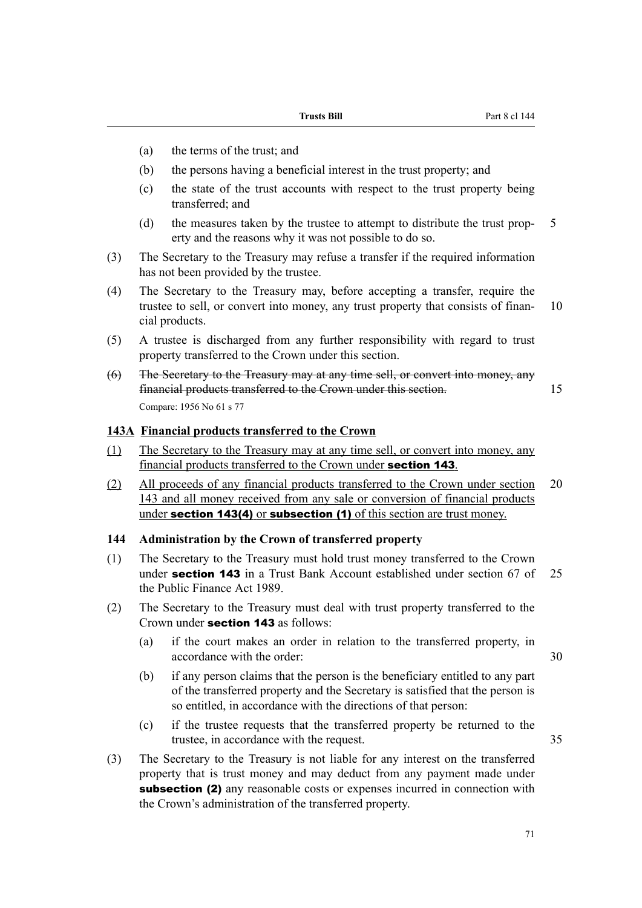(a) the terms of the trust; and

(b) the persons having a beneficial interest in the trust property; and

(c) the state of the trust accounts with respect to the trust property being transferred; and

(d) the measures taken by the trustee to attempt to distribute the trust property and the reasons why it was not possible to do so.

(3) The Secretary to the Treasury may refuse a transfer if the required information has not been provided by the trustee.

(4) The Secretary to the Treasury may, before accepting a transfer, require the trustee to sell, or convert into money, any trust property that consists of financial products.

(5) A trustee is discharged from any further responsibility with regard to trust property transferred to the Crown under this section.

~~(6) The Secretary to the Treasury may at any time sell, or convert into money, any financial products transferred to the Crown under this section.~~

Compare: 1956 No 61 s 77

### 143A Financial products transferred to the Crown

(1) The Secretary to the Treasury may at any time sell, or convert into money, any financial products transferred to the Crown under **section 143**.

(2) All proceeds of any financial products transferred to the Crown under section 143 and all money received from any sale or conversion of financial products under **section 143(4)** or **subsection (1)** of this section are trust money.

### 144 Administration by the Crown of transferred property

(1) The Secretary to the Treasury must hold trust money transferred to the Crown under **section 143** in a Trust Bank Account established under section 67 of the Public Finance Act 1989.

(2) The Secretary to the Treasury must deal with trust property transferred to the Crown under **section 143** as follows:

(a) if the court makes an order in relation to the transferred property, in accordance with the order:

(b) if any person claims that the person is the beneficiary entitled to any part of the transferred property and the Secretary is satisfied that the person is so entitled, in accordance with the directions of that person:

(c) if the trustee requests that the transferred property be returned to the trustee, in accordance with the request.

(3) The Secretary to the Treasury is not liable for any interest on the transferred property that is trust money and may deduct from any payment made under **subsection (2)** any reasonable costs or expenses incurred in connection with the Crown's administration of the transferred property.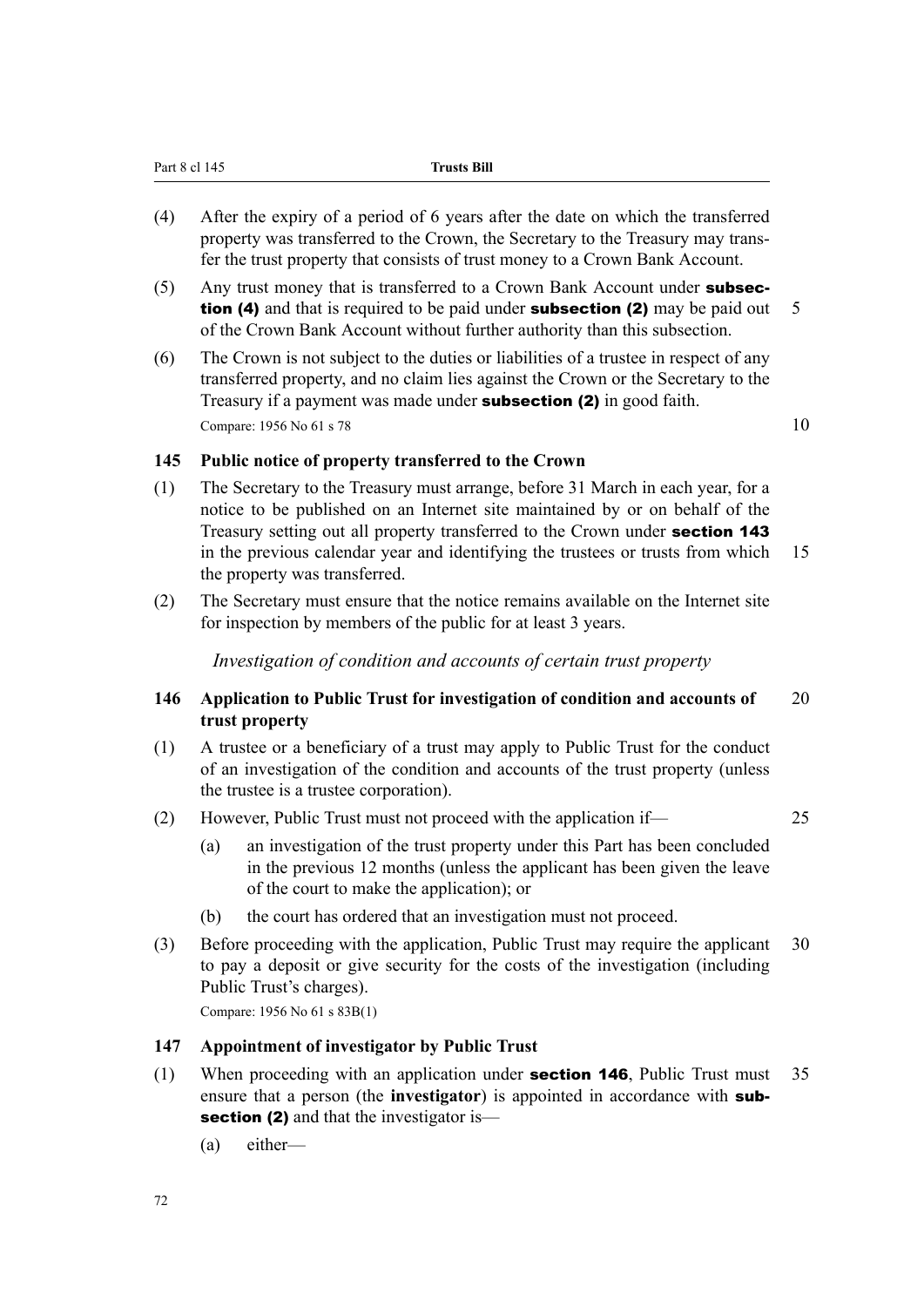(4) After the expiry of a period of 6 years after the date on which the transferred property was transferred to the Crown, the Secretary to the Treasury may transfer the trust property that consists of trust money to a Crown Bank Account.

(5) Any trust money that is transferred to a Crown Bank Account under **subsection (4)** and that is required to be paid under **subsection (2)** may be paid out of the Crown Bank Account without further authority than this subsection.

(6) The Crown is not subject to the duties or liabilities of a trustee in respect of any transferred property, and no claim lies against the Crown or the Secretary to the Treasury if a payment was made under **subsection (2)** in good faith.

Compare: 1956 No 61 s 78

### 145 Public notice of property transferred to the Crown

(1) The Secretary to the Treasury must arrange, before 31 March in each year, for a notice to be published on an Internet site maintained by or on behalf of the Treasury setting out all property transferred to the Crown under **section 143** in the previous calendar year and identifying the trustees or trusts from which the property was transferred.

(2) The Secretary must ensure that the notice remains available on the Internet site for inspection by members of the public for at least 3 years.

*Investigation of condition and accounts of certain trust property*

### 146 Application to Public Trust for investigation of condition and accounts of trust property

(1) A trustee or a beneficiary of a trust may apply to Public Trust for the conduct of an investigation of the condition and accounts of the trust property (unless the trustee is a trustee corporation).

(2) However, Public Trust must not proceed with the application if—

(a) an investigation of the trust property under this Part has been concluded in the previous 12 months (unless the applicant has been given the leave of the court to make the application); or

(b) the court has ordered that an investigation must not proceed.

(3) Before proceeding with the application, Public Trust may require the applicant to pay a deposit or give security for the costs of the investigation (including Public Trust's charges).

Compare: 1956 No 61 s 83B(1)

### 147 Appointment of investigator by Public Trust

(1) When proceeding with an application under **section 146**, Public Trust must ensure that a person (the **investigator**) is appointed in accordance with **subsection (2)** and that the investigator is—

(a) either—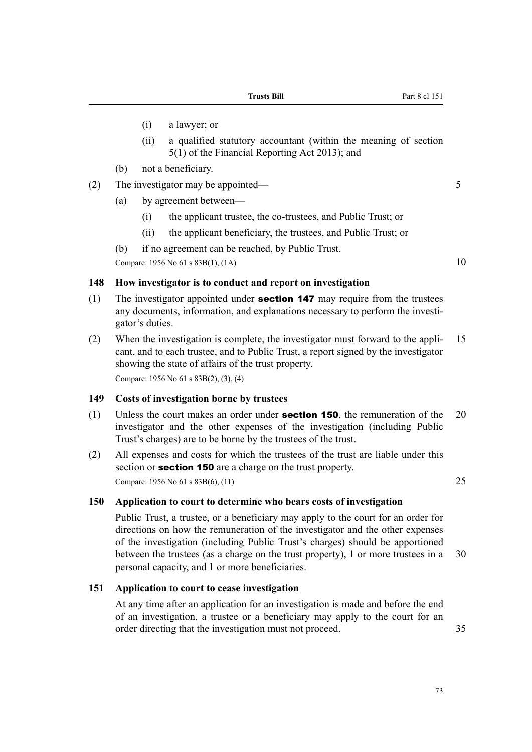(i) a lawyer; or

(ii) a qualified statutory accountant (within the meaning of section 5(1) of the Financial Reporting Act 2013); and

(b) not a beneficiary.

(2) The investigator may be appointed—

(a) by agreement between—

(i) the applicant trustee, the co-trustees, and Public Trust; or

(ii) the applicant beneficiary, the trustees, and Public Trust; or

(b) if no agreement can be reached, by Public Trust.

Compare: 1956 No 61 s 83B(1), (1A)

### 148 How investigator is to conduct and report on investigation

(1) The investigator appointed under **section 147** may require from the trustees any documents, information, and explanations necessary to perform the investigator's duties.

(2) When the investigation is complete, the investigator must forward to the applicant, and to each trustee, and to Public Trust, a report signed by the investigator showing the state of affairs of the trust property.

Compare: 1956 No 61 s 83B(2), (3), (4)

### 149 Costs of investigation borne by trustees

(1) Unless the court makes an order under **section 150**, the remuneration of the investigator and the other expenses of the investigation (including Public Trust's charges) are to be borne by the trustees of the trust.

(2) All expenses and costs for which the trustees of the trust are liable under this section or **section 150** are a charge on the trust property.

Compare: 1956 No 61 s 83B(6), (11)

### 150 Application to court to determine who bears costs of investigation

Public Trust, a trustee, or a beneficiary may apply to the court for an order for directions on how the remuneration of the investigator and the other expenses of the investigation (including Public Trust's charges) should be apportioned between the trustees (as a charge on the trust property), 1 or more trustees in a personal capacity, and 1 or more beneficiaries.

### 151 Application to court to cease investigation

At any time after an application for an investigation is made and before the end of an investigation, a trustee or a beneficiary may apply to the court for an order directing that the investigation must not proceed.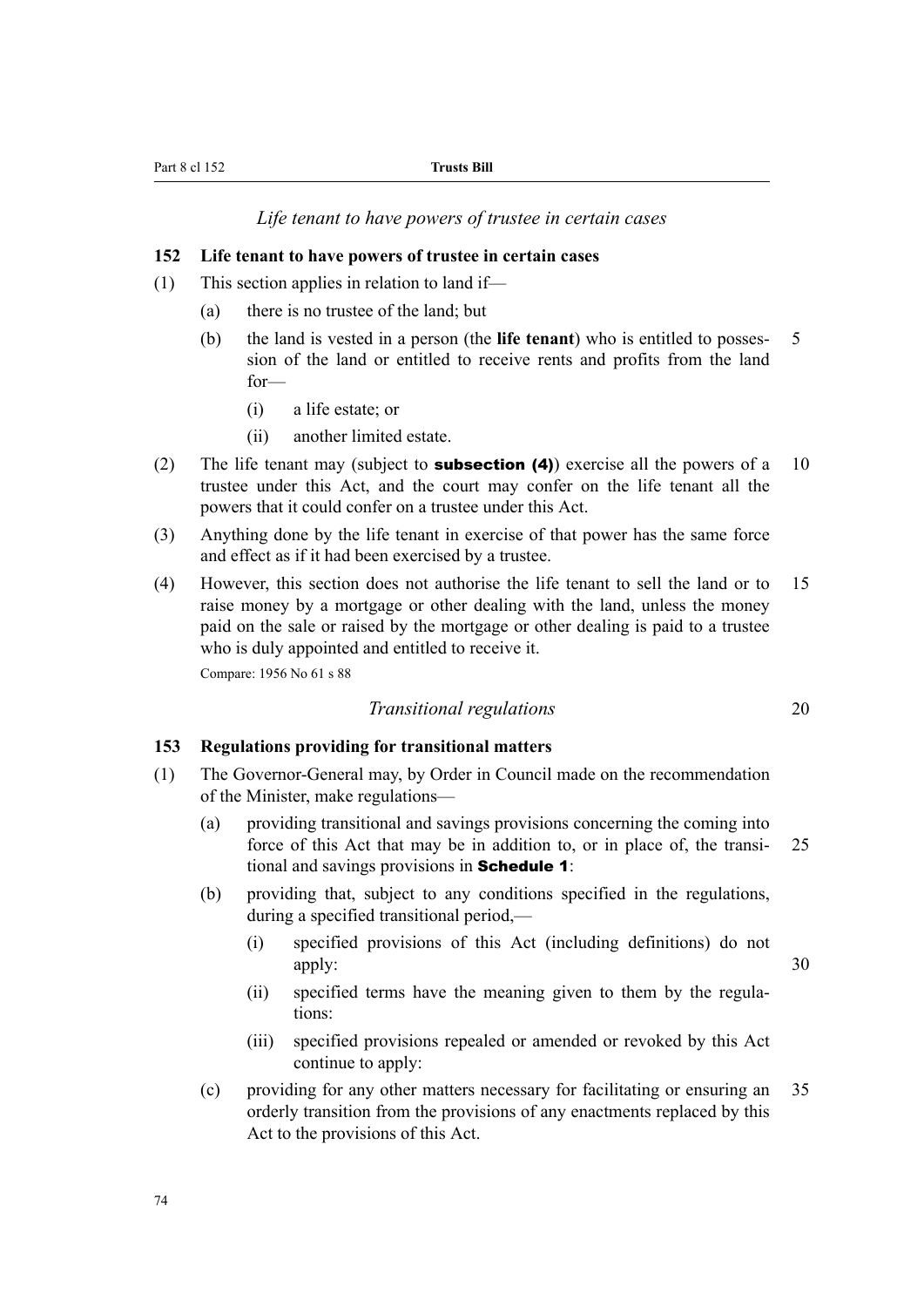*Life tenant to have powers of trustee in certain cases*

**152 Life tenant to have powers of trustee in certain cases**

(1) This section applies in relation to land if—

(a) there is no trustee of the land; but

(b) the land is vested in a person (the **life tenant**) who is entitled to possession of the land or entitled to receive rents and profits from the land for—

(i) a life estate; or

(ii) another limited estate.

(2) The life tenant may (subject to **subsection (4)**) exercise all the powers of a trustee under this Act, and the court may confer on the life tenant all the powers that it could confer on a trustee under this Act.

(3) Anything done by the life tenant in exercise of that power has the same force and effect as if it had been exercised by a trustee.

(4) However, this section does not authorise the life tenant to sell the land or to raise money by a mortgage or other dealing with the land, unless the money paid on the sale or raised by the mortgage or other dealing is paid to a trustee who is duly appointed and entitled to receive it.

Compare: 1956 No 61 s 88

*Transitional regulations*

**153 Regulations providing for transitional matters**

(1) The Governor-General may, by Order in Council made on the recommendation of the Minister, make regulations—

(a) providing transitional and savings provisions concerning the coming into force of this Act that may be in addition to, or in place of, the transitional and savings provisions in **Schedule 1**:

(b) providing that, subject to any conditions specified in the regulations, during a specified transitional period,—

(i) specified provisions of this Act (including definitions) do not apply:

(ii) specified terms have the meaning given to them by the regulations:

(iii) specified provisions repealed or amended or revoked by this Act continue to apply:

(c) providing for any other matters necessary for facilitating or ensuring an orderly transition from the provisions of any enactments replaced by this Act to the provisions of this Act.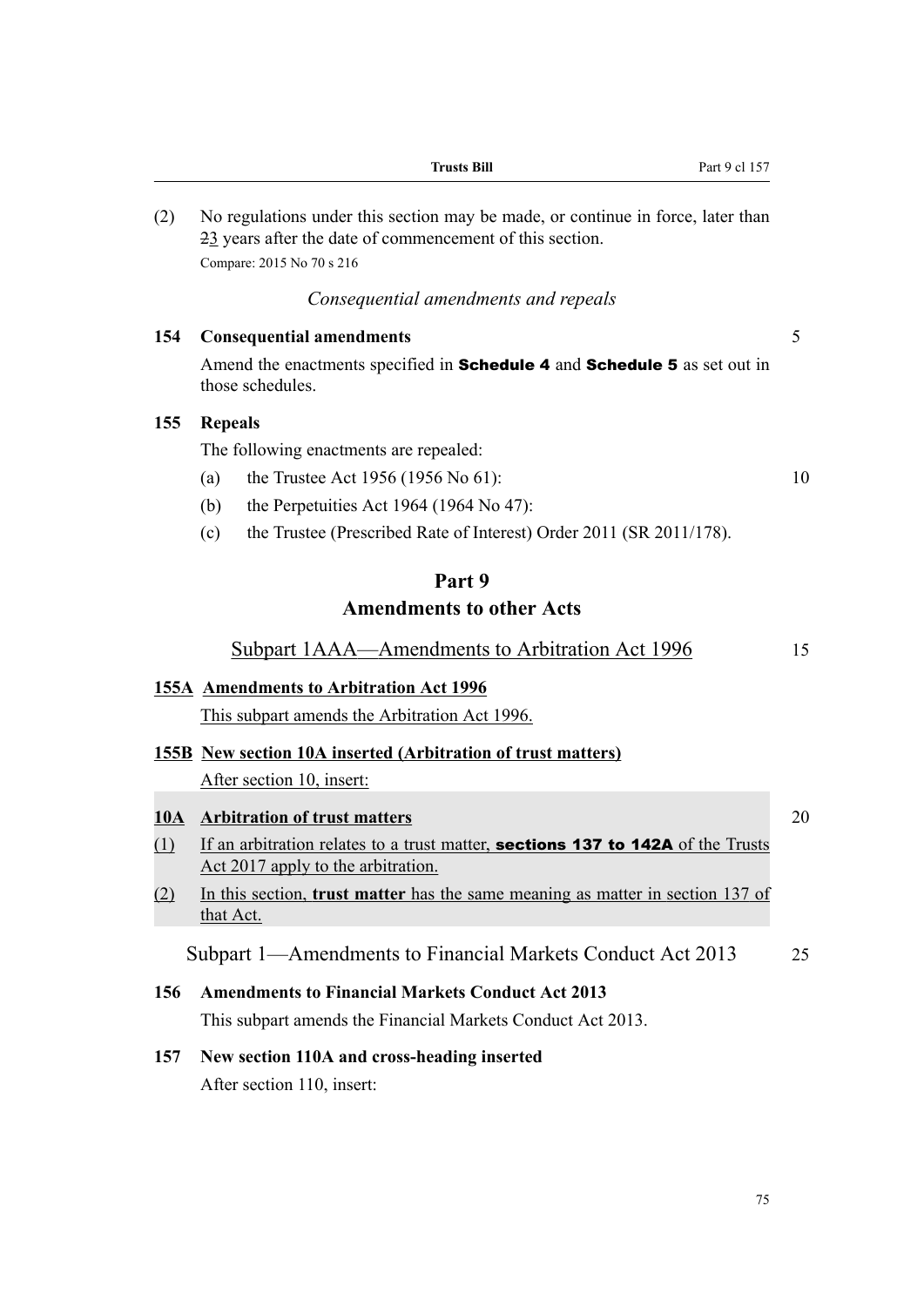(2) No regulations under this section may be made, or continue in force, later than ~~2~~3 years after the date of commencement of this section.

Compare: 2015 No 70 s 216

*Consequential amendments and repeals*

**154 Consequential amendments**

Amend the enactments specified in **Schedule 4** and **Schedule 5** as set out in those schedules.

**155 Repeals**

The following enactments are repealed:

(a) the Trustee Act 1956 (1956 No 61):

(b) the Perpetuities Act 1964 (1964 No 47):

(c) the Trustee (Prescribed Rate of Interest) Order 2011 (SR 2011/178).

## Part 9
## Amendments to other Acts

### Subpart 1AAA—Amendments to Arbitration Act 1996

**155A Amendments to Arbitration Act 1996**

This subpart amends the Arbitration Act 1996.

**155B New section 10A inserted (Arbitration of trust matters)**

After section 10, insert:

**10A Arbitration of trust matters**

(1) If an arbitration relates to a trust matter, **sections 137 to 142A** of the Trusts Act 2017 apply to the arbitration.

(2) In this section, **trust matter** has the same meaning as matter in section 137 of that Act.

### Subpart 1—Amendments to Financial Markets Conduct Act 2013

**156 Amendments to Financial Markets Conduct Act 2013**

This subpart amends the Financial Markets Conduct Act 2013.

**157 New section 110A and cross-heading inserted**

After section 110, insert: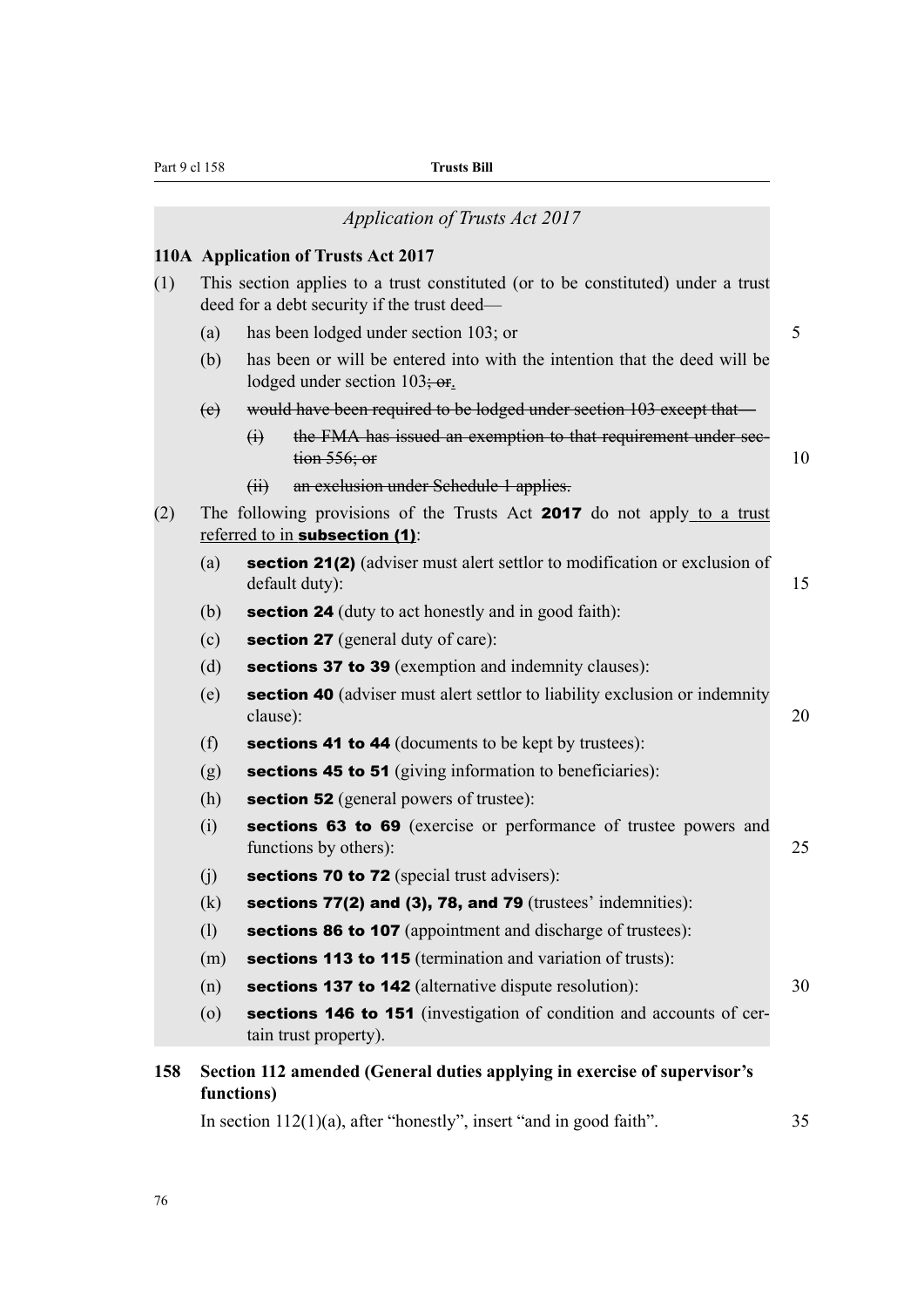*Application of Trusts Act 2017*

**110A Application of Trusts Act 2017**

(1) This section applies to a trust constituted (or to be constituted) under a trust deed for a debt security if the trust deed—

(a) has been lodged under section 103; or

(b) has been or will be entered into with the intention that the deed will be lodged under section 103~~; or~~.

~~(c) would have been required to be lodged under section 103 except that—~~

~~(i) the FMA has issued an exemption to that requirement under section 556; or~~

~~(ii) an exclusion under Schedule 1 applies.~~

(2) The following provisions of the Trusts Act **2017** do not apply to a trust referred to in **subsection (1)**:

(a) **section 21(2)** (adviser must alert settlor to modification or exclusion of default duty):

(b) **section 24** (duty to act honestly and in good faith):

(c) **section 27** (general duty of care):

(d) **sections 37 to 39** (exemption and indemnity clauses):

(e) **section 40** (adviser must alert settlor to liability exclusion or indemnity clause):

(f) **sections 41 to 44** (documents to be kept by trustees):

(g) **sections 45 to 51** (giving information to beneficiaries):

(h) **section 52** (general powers of trustee):

(i) **sections 63 to 69** (exercise or performance of trustee powers and functions by others):

(j) **sections 70 to 72** (special trust advisers):

(k) **sections 77(2) and (3), 78, and 79** (trustees' indemnities):

(l) **sections 86 to 107** (appointment and discharge of trustees):

(m) **sections 113 to 115** (termination and variation of trusts):

(n) **sections 137 to 142** (alternative dispute resolution):

(o) **sections 146 to 151** (investigation of condition and accounts of certain trust property).

**158 Section 112 amended (General duties applying in exercise of supervisor's functions)**

In section 112(1)(a), after "honestly", insert "and in good faith".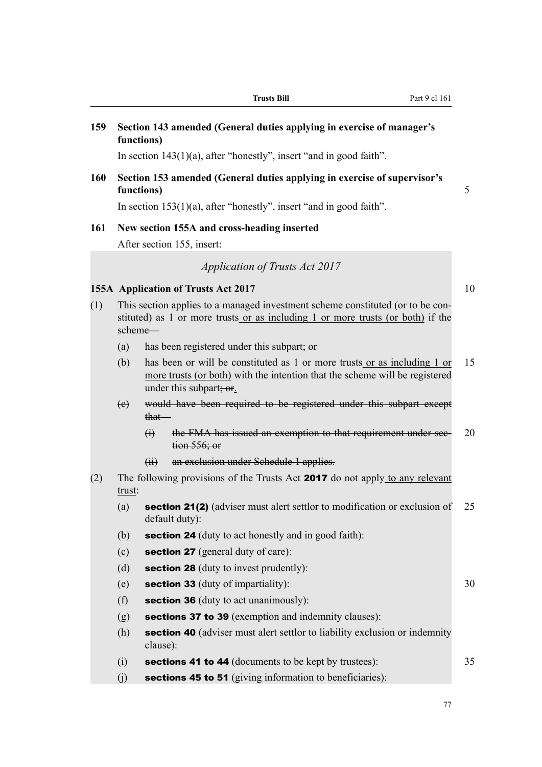### 159 Section 143 amended (General duties applying in exercise of manager's functions)

In section 143(1)(a), after "honestly", insert "and in good faith".

### 160 Section 153 amended (General duties applying in exercise of supervisor's functions)

In section 153(1)(a), after "honestly", insert "and in good faith".

### 161 New section 155A and cross-heading inserted

After section 155, insert:

*Application of Trusts Act 2017*

**155A Application of Trusts Act 2017**

(1) This section applies to a managed investment scheme constituted (or to be constituted) as 1 or more trusts or as including 1 or more trusts (or both) if the scheme—

(a) has been registered under this subpart; or

(b) has been or will be constituted as 1 or more trusts or as including 1 or more trusts (or both) with the intention that the scheme will be registered under this subpart~~; or~~.

~~(c) would have been required to be registered under this subpart except that—~~

~~(i) the FMA has issued an exemption to that requirement under section 556; or~~

~~(ii) an exclusion under Schedule 1 applies.~~

(2) The following provisions of the Trusts Act **2017** do not apply to any relevant trust:

(a) **section 21(2)** (adviser must alert settlor to modification or exclusion of default duty):

(b) **section 24** (duty to act honestly and in good faith):

(c) **section 27** (general duty of care):

(d) **section 28** (duty to invest prudently):

(e) **section 33** (duty of impartiality):

(f) **section 36** (duty to act unanimously):

(g) **sections 37 to 39** (exemption and indemnity clauses):

(h) **section 40** (adviser must alert settlor to liability exclusion or indemnity clause):

(i) **sections 41 to 44** (documents to be kept by trustees):

(j) **sections 45 to 51** (giving information to beneficiaries):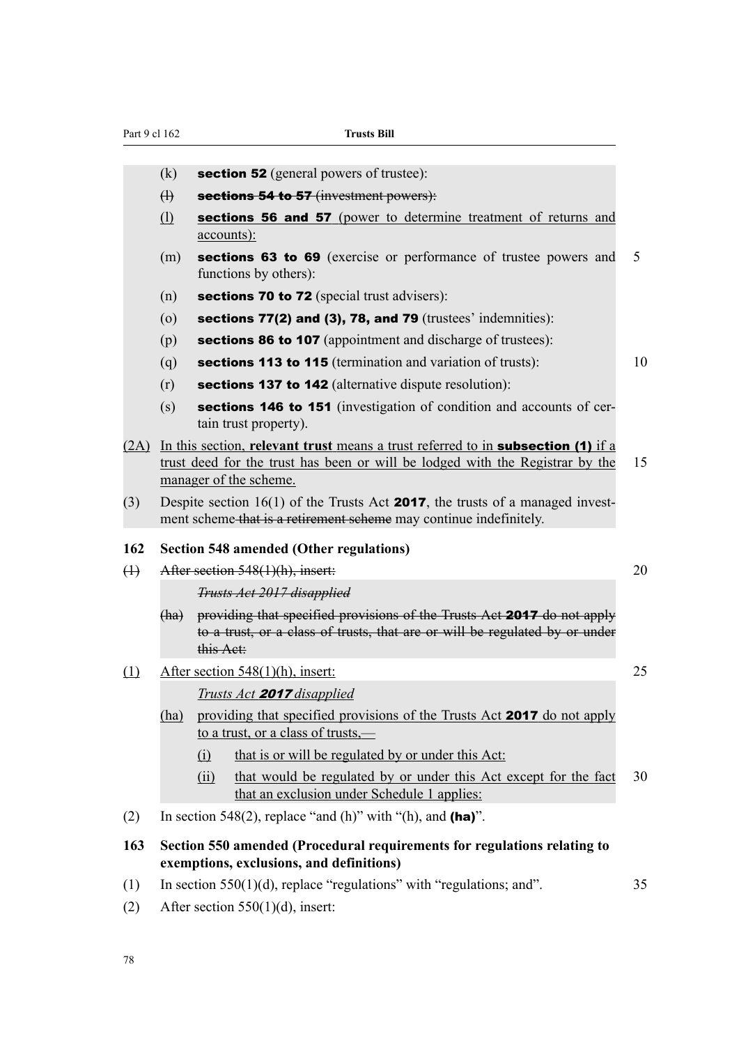(k) **section 52** (general powers of trustee):

~~(l) **sections 54 to 57** (investment powers):~~

<u>(l)</u> **sections 56 and 57** <u>(power to determine treatment of returns and accounts):</u>

(m) **sections 63 to 69** (exercise or performance of trustee powers and functions by others):

(n) **sections 70 to 72** (special trust advisers):

(o) **sections 77(2) and (3), 78, and 79** (trustees' indemnities):

(p) **sections 86 to 107** (appointment and discharge of trustees):

(q) **sections 113 to 115** (termination and variation of trusts):

(r) **sections 137 to 142** (alternative dispute resolution):

(s) **sections 146 to 151** (investigation of condition and accounts of certain trust property).

<u>(2A) In this section, **relevant trust** means a trust referred to in</u> **subsection (1)** <u>if a trust deed for the trust has been or will be lodged with the Registrar by the manager of the scheme.</u>

(3) Despite section 16(1) of the Trusts Act **2017**, the trusts of a managed investment scheme ~~that is a retirement scheme~~ may continue indefinitely.

### 162 Section 548 amended (Other regulations)

~~(1) After section 548(1)(h), insert:~~

~~*Trusts Act 2017 disapplied*~~

~~(ha) providing that specified provisions of the Trusts Act **2017** do not apply to a trust, or a class of trusts, that are or will be regulated by or under this Act:~~

<u>(1) After section 548(1)(h), insert:</u>

<u>*Trusts Act **2017** disapplied*</u>

<u>(ha) providing that specified provisions of the Trusts Act</u> **2017** <u>do not apply to a trust, or a class of trusts,—</u>

<u>(i) that is or will be regulated by or under this Act:</u>

<u>(ii) that would be regulated by or under this Act except for the fact that an exclusion under Schedule 1 applies:</u>

(2) In section 548(2), replace "and (h)" with "(h), and **(ha)**".

### 163 Section 550 amended (Procedural requirements for regulations relating to exemptions, exclusions, and definitions)

(1) In section 550(1)(d), replace "regulations" with "regulations; and".

(2) After section 550(1)(d), insert: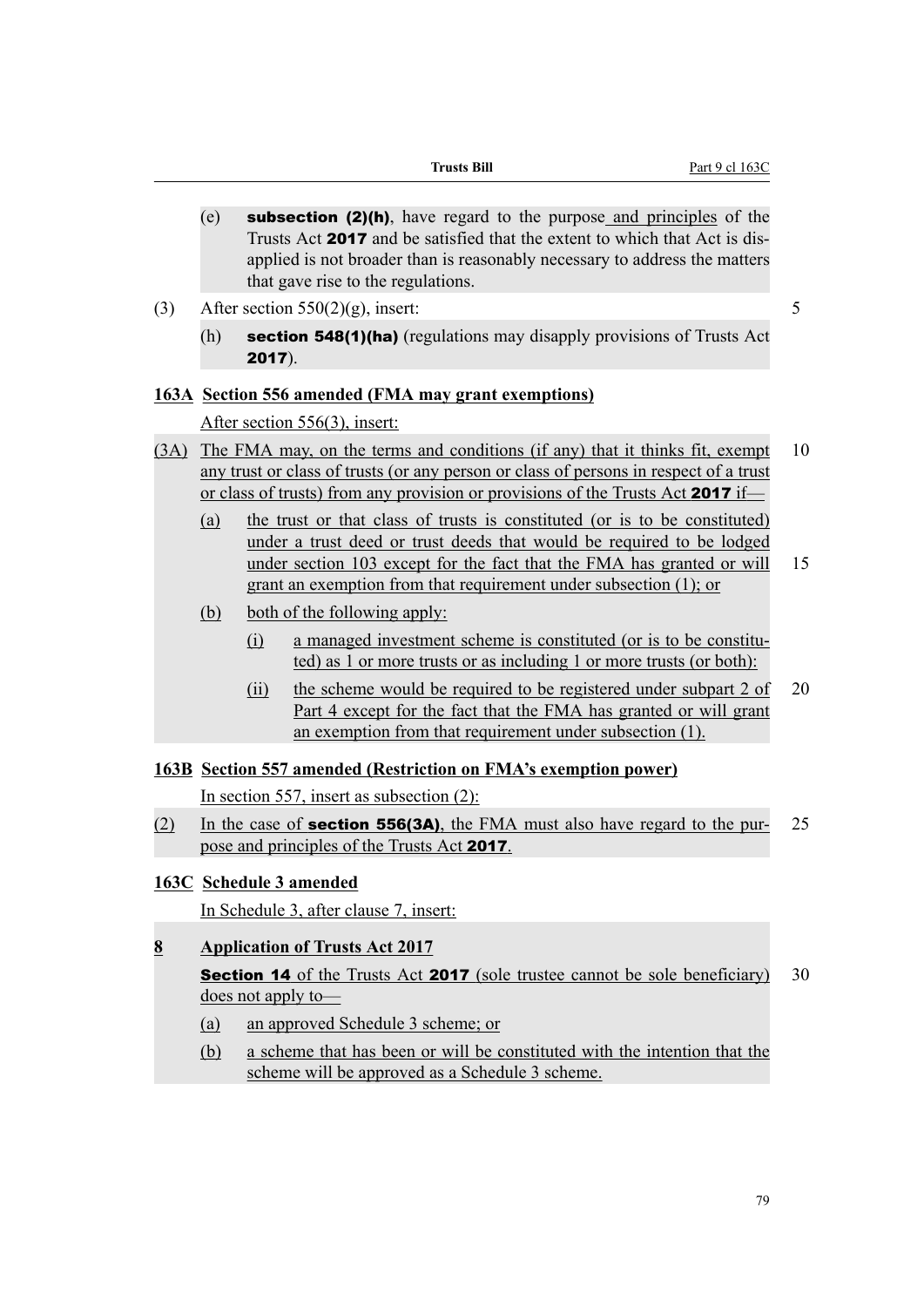(e) **subsection (2)(h)**, have regard to the purpose and principles of the Trusts Act **2017** and be satisfied that the extent to which that Act is disapplied is not broader than is reasonably necessary to address the matters that gave rise to the regulations.

(3) After section 550(2)(g), insert:

(h) **section 548(1)(ha)** (regulations may disapply provisions of Trusts Act **2017**).

### 163A Section 556 amended (FMA may grant exemptions)

After section 556(3), insert:

(3A) The FMA may, on the terms and conditions (if any) that it thinks fit, exempt any trust or class of trusts (or any person or class of persons in respect of a trust or class of trusts) from any provision or provisions of the Trusts Act **2017** if—

(a) the trust or that class of trusts is constituted (or is to be constituted) under a trust deed or trust deeds that would be required to be lodged under section 103 except for the fact that the FMA has granted or will grant an exemption from that requirement under subsection (1); or

(b) both of the following apply:

(i) a managed investment scheme is constituted (or is to be constituted) as 1 or more trusts or as including 1 or more trusts (or both):

(ii) the scheme would be required to be registered under subpart 2 of Part 4 except for the fact that the FMA has granted or will grant an exemption from that requirement under subsection (1).

### 163B Section 557 amended (Restriction on FMA's exemption power)

In section 557, insert as subsection (2):

(2) In the case of **section 556(3A)**, the FMA must also have regard to the purpose and principles of the Trusts Act **2017**.

### 163C Schedule 3 amended

In Schedule 3, after clause 7, insert:

**8 Application of Trusts Act 2017**

**Section 14** of the Trusts Act **2017** (sole trustee cannot be sole beneficiary) does not apply to—

(a) an approved Schedule 3 scheme; or

(b) a scheme that has been or will be constituted with the intention that the scheme will be approved as a Schedule 3 scheme.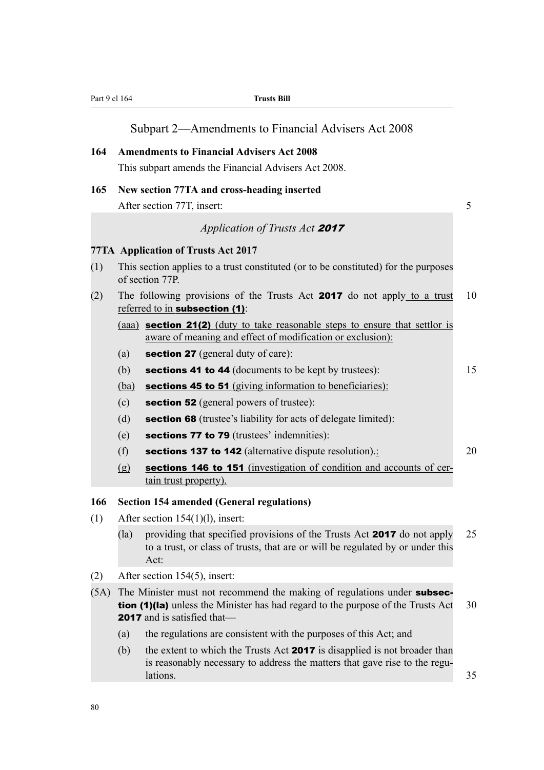## Subpart 2—Amendments to Financial Advisers Act 2008

**164 Amendments to Financial Advisers Act 2008**

This subpart amends the Financial Advisers Act 2008.

**165 New section 77TA and cross-heading inserted**

After section 77T, insert:

*Application of Trusts Act **2017***

**77TA Application of Trusts Act 2017**

(1) This section applies to a trust constituted (or to be constituted) for the purposes of section 77P.

(2) The following provisions of the Trusts Act **2017** do not apply to a trust referred to in **subsection (1)**:

(aaa) **section 21(2)** (duty to take reasonable steps to ensure that settlor is aware of meaning and effect of modification or exclusion):

(a) **section 27** (general duty of care):

(b) **sections 41 to 44** (documents to be kept by trustees):

(ba) **sections 45 to 51** (giving information to beneficiaries):

(c) **section 52** (general powers of trustee):

(d) **section 68** (trustee's liability for acts of delegate limited):

(e) **sections 77 to 79** (trustees' indemnities):

(f) **sections 137 to 142** (alternative dispute resolution).:

(g) **sections 146 to 151** (investigation of condition and accounts of certain trust property).

**166 Section 154 amended (General regulations)**

(1) After section 154(1)(l), insert:

(la) providing that specified provisions of the Trusts Act **2017** do not apply to a trust, or class of trusts, that are or will be regulated by or under this Act:

(2) After section 154(5), insert:

(5A) The Minister must not recommend the making of regulations under **subsection (1)(la)** unless the Minister has had regard to the purpose of the Trusts Act **2017** and is satisfied that—

(a) the regulations are consistent with the purposes of this Act; and

(b) the extent to which the Trusts Act **2017** is disapplied is not broader than is reasonably necessary to address the matters that gave rise to the regulations.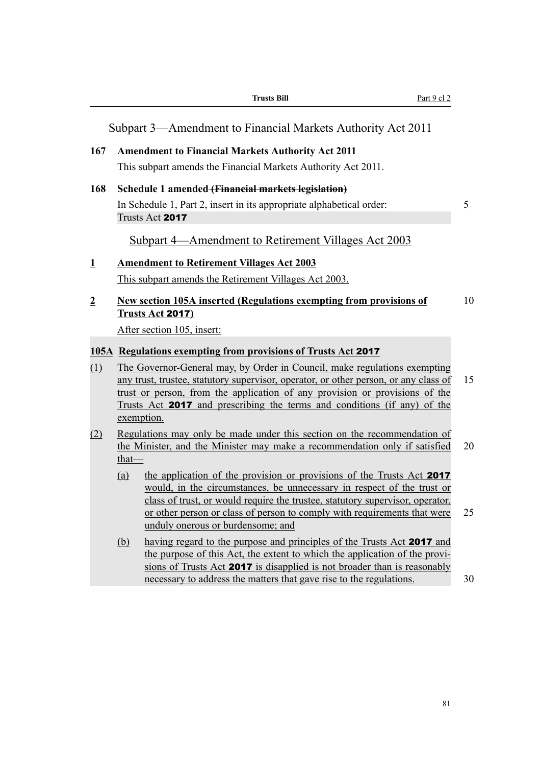## Subpart 3—Amendment to Financial Markets Authority Act 2011

**167 Amendment to Financial Markets Authority Act 2011**

This subpart amends the Financial Markets Authority Act 2011.

**168 Schedule 1 amended ~~(Financial markets legislation)~~**

In Schedule 1, Part 2, insert in its appropriate alphabetical order:

Trusts Act **2017**

## Subpart 4—Amendment to Retirement Villages Act 2003

**1 Amendment to Retirement Villages Act 2003**

This subpart amends the Retirement Villages Act 2003.

**2 New section 105A inserted (Regulations exempting from provisions of Trusts Act 2017)**

After section 105, insert:

**105A Regulations exempting from provisions of Trusts Act 2017**

(1) The Governor-General may, by Order in Council, make regulations exempting any trust, trustee, statutory supervisor, operator, or other person, or any class of trust or person, from the application of any provision or provisions of the Trusts Act **2017** and prescribing the terms and conditions (if any) of the exemption.

(2) Regulations may only be made under this section on the recommendation of the Minister, and the Minister may make a recommendation only if satisfied that—

(a) the application of the provision or provisions of the Trusts Act **2017** would, in the circumstances, be unnecessary in respect of the trust or class of trust, or would require the trustee, statutory supervisor, operator, or other person or class of person to comply with requirements that were unduly onerous or burdensome; and

(b) having regard to the purpose and principles of the Trusts Act **2017** and the purpose of this Act, the extent to which the application of the provisions of Trusts Act **2017** is disapplied is not broader than is reasonably necessary to address the matters that gave rise to the regulations.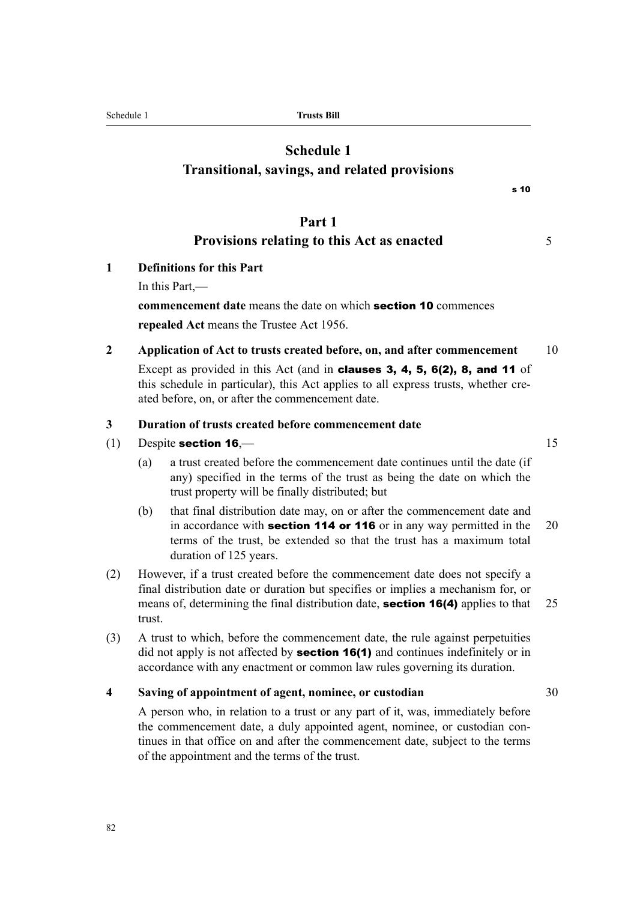# Schedule 1
## Transitional, savings, and related provisions

s 10

## Part 1
## Provisions relating to this Act as enacted

**1 Definitions for this Part**

In this Part,—

**commencement date** means the date on which **section 10** commences

**repealed Act** means the Trustee Act 1956.

**2 Application of Act to trusts created before, on, and after commencement**

Except as provided in this Act (and in **clauses 3, 4, 5, 6(2), 8, and 11** of this schedule in particular), this Act applies to all express trusts, whether created before, on, or after the commencement date.

**3 Duration of trusts created before commencement date**

(1) Despite **section 16**,—

(a) a trust created before the commencement date continues until the date (if any) specified in the terms of the trust as being the date on which the trust property will be finally distributed; but

(b) that final distribution date may, on or after the commencement date and in accordance with **section 114 or 116** or in any way permitted in the terms of the trust, be extended so that the trust has a maximum total duration of 125 years.

(2) However, if a trust created before the commencement date does not specify a final distribution date or duration but specifies or implies a mechanism for, or means of, determining the final distribution date, **section 16(4)** applies to that trust.

(3) A trust to which, before the commencement date, the rule against perpetuities did not apply is not affected by **section 16(1)** and continues indefinitely or in accordance with any enactment or common law rules governing its duration.

**4 Saving of appointment of agent, nominee, or custodian**

A person who, in relation to a trust or any part of it, was, immediately before the commencement date, a duly appointed agent, nominee, or custodian continues in that office on and after the commencement date, subject to the terms of the appointment and the terms of the trust.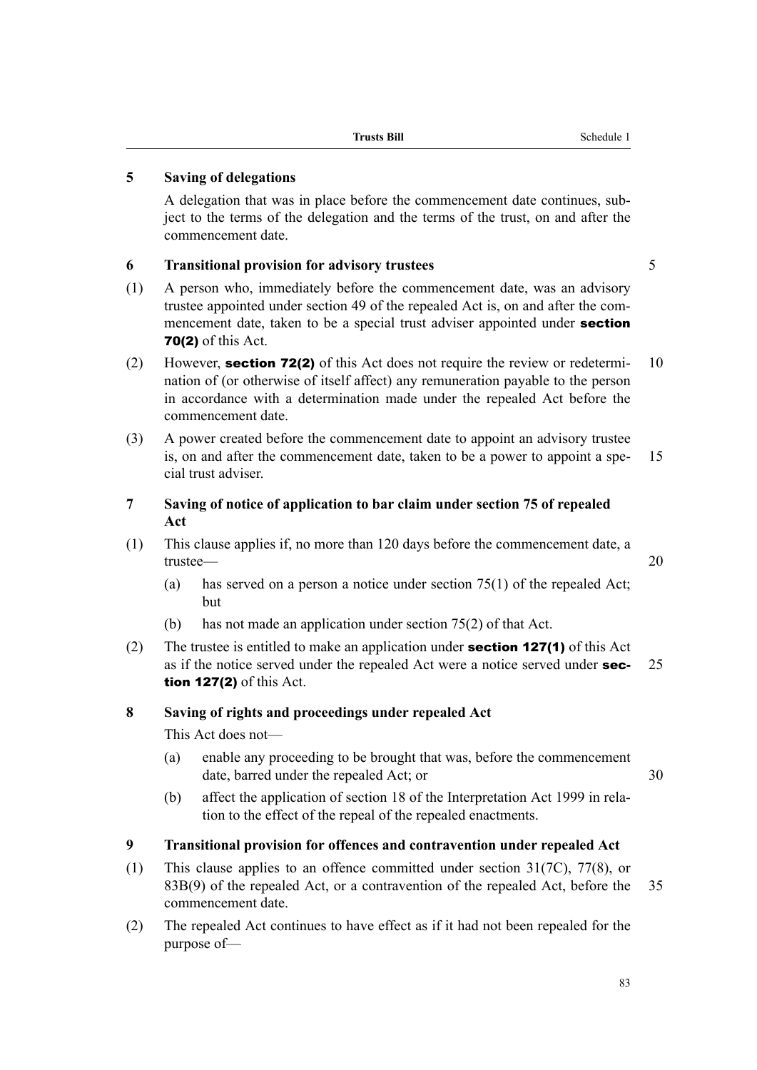### 5 Saving of delegations

A delegation that was in place before the commencement date continues, subject to the terms of the delegation and the terms of the trust, on and after the commencement date.

### 6 Transitional provision for advisory trustees

(1) A person who, immediately before the commencement date, was an advisory trustee appointed under section 49 of the repealed Act is, on and after the commencement date, taken to be a special trust adviser appointed under **section 70(2)** of this Act.

(2) However, **section 72(2)** of this Act does not require the review or redetermination of (or otherwise of itself affect) any remuneration payable to the person in accordance with a determination made under the repealed Act before the commencement date.

(3) A power created before the commencement date to appoint an advisory trustee is, on and after the commencement date, taken to be a power to appoint a special trust adviser.

### 7 Saving of notice of application to bar claim under section 75 of repealed Act

(1) This clause applies if, no more than 120 days before the commencement date, a trustee—

(a) has served on a person a notice under section 75(1) of the repealed Act; but

(b) has not made an application under section 75(2) of that Act.

(2) The trustee is entitled to make an application under **section 127(1)** of this Act as if the notice served under the repealed Act were a notice served under **section 127(2)** of this Act.

### 8 Saving of rights and proceedings under repealed Act

This Act does not—

(a) enable any proceeding to be brought that was, before the commencement date, barred under the repealed Act; or

(b) affect the application of section 18 of the Interpretation Act 1999 in relation to the effect of the repeal of the repealed enactments.

### 9 Transitional provision for offences and contravention under repealed Act

(1) This clause applies to an offence committed under section 31(7C), 77(8), or 83B(9) of the repealed Act, or a contravention of the repealed Act, before the commencement date.

(2) The repealed Act continues to have effect as if it had not been repealed for the purpose of—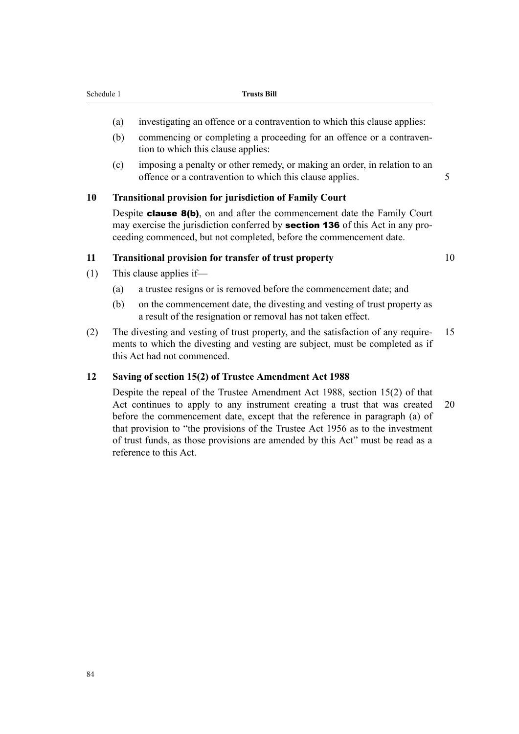(a) investigating an offence or a contravention to which this clause applies:

(b) commencing or completing a proceeding for an offence or a contravention to which this clause applies:

(c) imposing a penalty or other remedy, or making an order, in relation to an offence or a contravention to which this clause applies.

**10 Transitional provision for jurisdiction of Family Court**

Despite **clause 8(b)**, on and after the commencement date the Family Court may exercise the jurisdiction conferred by **section 136** of this Act in any proceeding commenced, but not completed, before the commencement date.

**11 Transitional provision for transfer of trust property**

(1) This clause applies if—

(a) a trustee resigns or is removed before the commencement date; and

(b) on the commencement date, the divesting and vesting of trust property as a result of the resignation or removal has not taken effect.

(2) The divesting and vesting of trust property, and the satisfaction of any requirements to which the divesting and vesting are subject, must be completed as if this Act had not commenced.

**12 Saving of section 15(2) of Trustee Amendment Act 1988**

Despite the repeal of the Trustee Amendment Act 1988, section 15(2) of that Act continues to apply to any instrument creating a trust that was created before the commencement date, except that the reference in paragraph (a) of that provision to "the provisions of the Trustee Act 1956 as to the investment of trust funds, as those provisions are amended by this Act" must be read as a reference to this Act.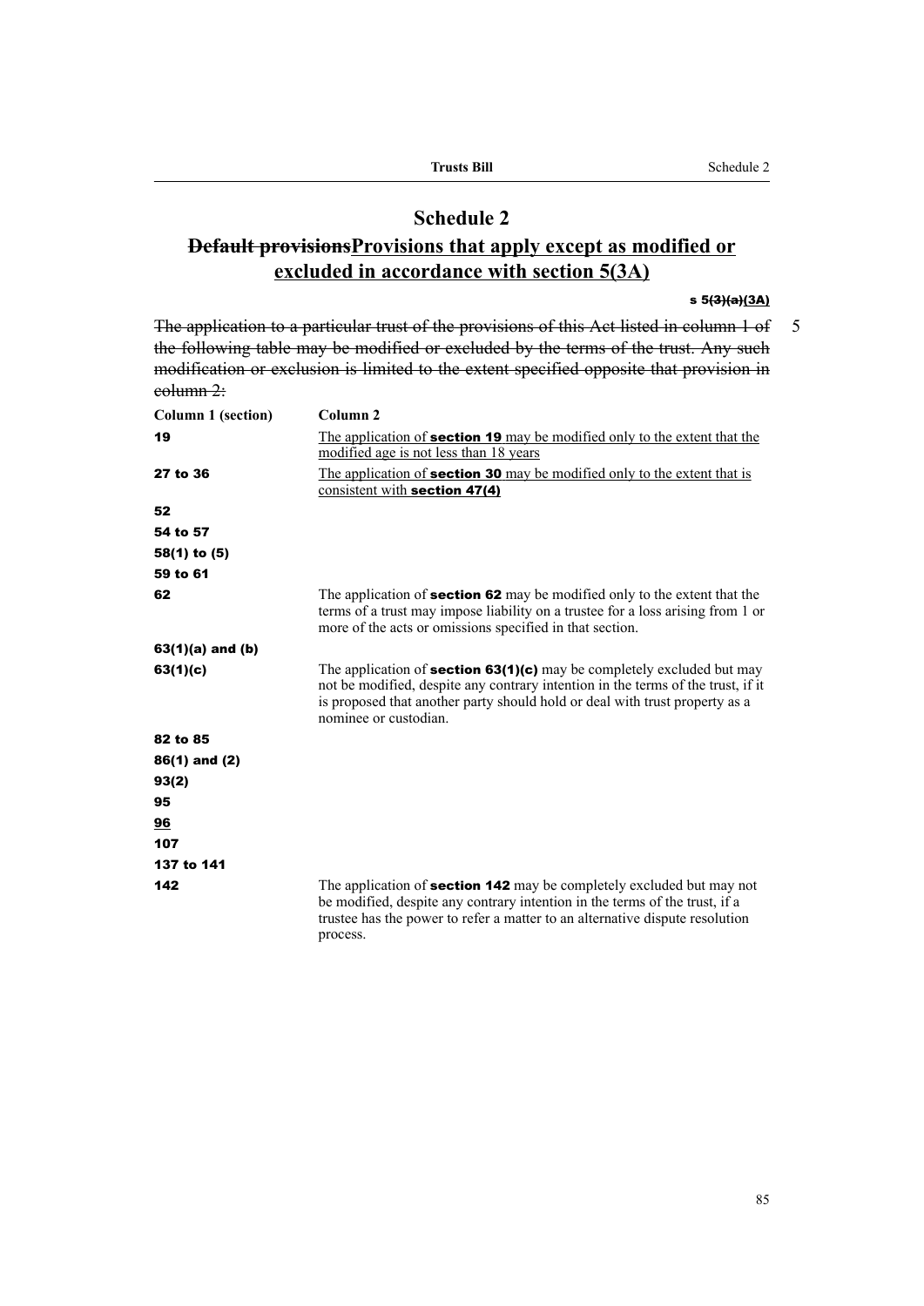# Schedule 2

## ~~Default provisions~~Provisions that apply except as modified or excluded in accordance with section 5(3A)

**s 5~~(3)(a)~~(3A)**

~~The application to a particular trust of the provisions of this Act listed in column 1 of the following table may be modified or excluded by the terms of the trust. Any such modification or exclusion is limited to the extent specified opposite that provision in column 2:~~

| Column 1 (section) | Column 2 |
|---|---|
| **19** | The application of **section 19** may be modified only to the extent that the modified age is not less than 18 years |
| **27 to 36** | The application of **section 30** may be modified only to the extent that is consistent with **section 47(4)** |
| **52** | |
| **54 to 57** | |
| **58(1) to (5)** | |
| **59 to 61** | |
| **62** | The application of **section 62** may be modified only to the extent that the terms of a trust may impose liability on a trustee for a loss arising from 1 or more of the acts or omissions specified in that section. |
| **63(1)(a) and (b)** | |
| **63(1)(c)** | The application of **section 63(1)(c)** may be completely excluded but may not be modified, despite any contrary intention in the terms of the trust, if it is proposed that another party should hold or deal with trust property as a nominee or custodian. |
| **82 to 85** | |
| **86(1) and (2)** | |
| **93(2)** | |
| **95** | |
| **96** | |
| **107** | |
| **137 to 141** | |
| **142** | The application of **section 142** may be completely excluded but may not be modified, despite any contrary intention in the terms of the trust, if a trustee has the power to refer a matter to an alternative dispute resolution process. |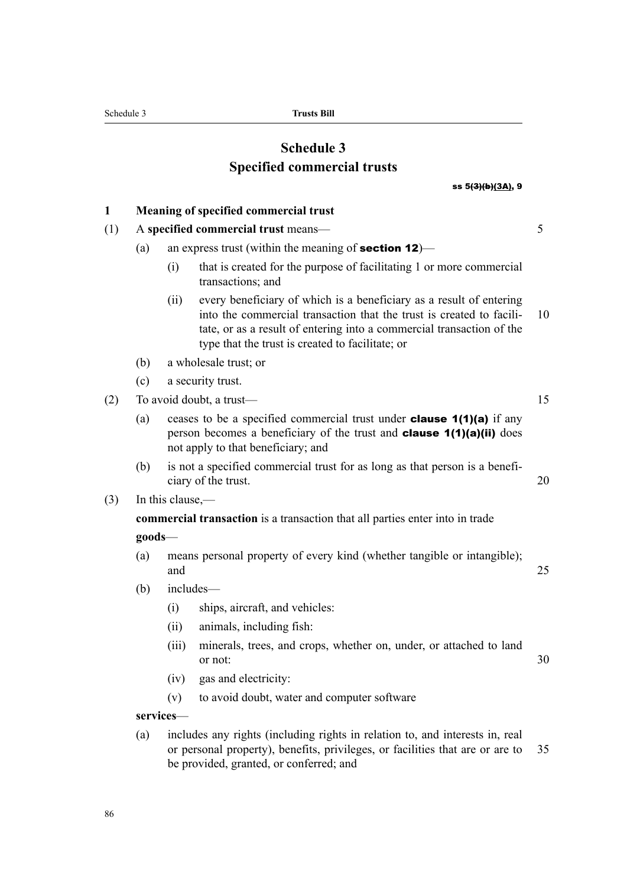# Schedule 3
## Specified commercial trusts

ss ~~5(3)(b)~~(3A), 9

### 1 Meaning of specified commercial trust

(1) A **specified commercial trust** means—

(a) an express trust (within the meaning of **section 12**)—

(i) that is created for the purpose of facilitating 1 or more commercial transactions; and

(ii) every beneficiary of which is a beneficiary as a result of entering into the commercial transaction that the trust is created to facilitate, or as a result of entering into a commercial transaction of the type that the trust is created to facilitate; or

(b) a wholesale trust; or

(c) a security trust.

(2) To avoid doubt, a trust—

(a) ceases to be a specified commercial trust under **clause 1(1)(a)** if any person becomes a beneficiary of the trust and **clause 1(1)(a)(ii)** does not apply to that beneficiary; and

(b) is not a specified commercial trust for as long as that person is a beneficiary of the trust.

(3) In this clause,—

**commercial transaction** is a transaction that all parties enter into in trade

**goods**—

(a) means personal property of every kind (whether tangible or intangible); and

(b) includes—

(i) ships, aircraft, and vehicles:

(ii) animals, including fish:

(iii) minerals, trees, and crops, whether on, under, or attached to land or not:

(iv) gas and electricity:

(v) to avoid doubt, water and computer software

**services**—

(a) includes any rights (including rights in relation to, and interests in, real or personal property), benefits, privileges, or facilities that are or are to be provided, granted, or conferred; and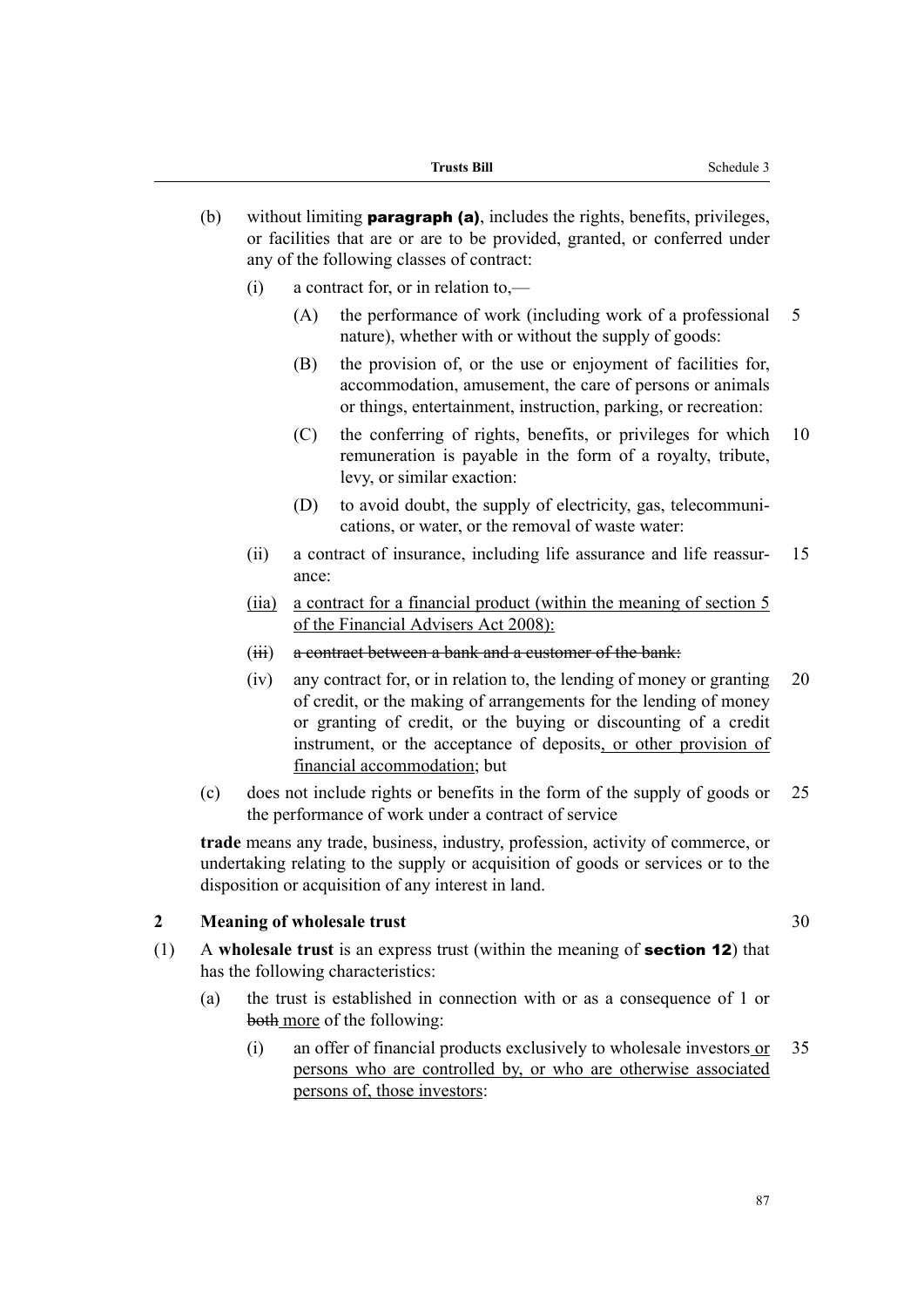(b) without limiting **paragraph (a)**, includes the rights, benefits, privileges, or facilities that are or are to be provided, granted, or conferred under any of the following classes of contract:

  (i) a contract for, or in relation to,—

    (A) the performance of work (including work of a professional nature), whether with or without the supply of goods:

    (B) the provision of, or the use or enjoyment of facilities for, accommodation, amusement, the care of persons or animals or things, entertainment, instruction, parking, or recreation:

    (C) the conferring of rights, benefits, or privileges for which remuneration is payable in the form of a royalty, tribute, levy, or similar exaction:

    (D) to avoid doubt, the supply of electricity, gas, telecommunications, or water, or the removal of waste water:

  (ii) a contract of insurance, including life assurance and life reassurance:

  <u>(iia) a contract for a financial product (within the meaning of section 5 of the Financial Advisers Act 2008):</u>

  ~~(iii) a contract between a bank and a customer of the bank:~~

  (iv) any contract for, or in relation to, the lending of money or granting of credit, or the making of arrangements for the lending of money or granting of credit, or the buying or discounting of a credit instrument, or the acceptance of deposits<u>, or other provision of financial accommodation</u>; but

(c) does not include rights or benefits in the form of the supply of goods or the performance of work under a contract of service

**trade** means any trade, business, industry, profession, activity of commerce, or undertaking relating to the supply or acquisition of goods or services or to the disposition or acquisition of any interest in land.

### 2 Meaning of wholesale trust

(1) A **wholesale trust** is an express trust (within the meaning of **section 12**) that has the following characteristics:

  (a) the trust is established in connection with or as a consequence of 1 or ~~both~~ <u>more</u> of the following:

    (i) an offer of financial products exclusively to wholesale investors <u>or persons who are controlled by, or who are otherwise associated persons of, those investors</u>: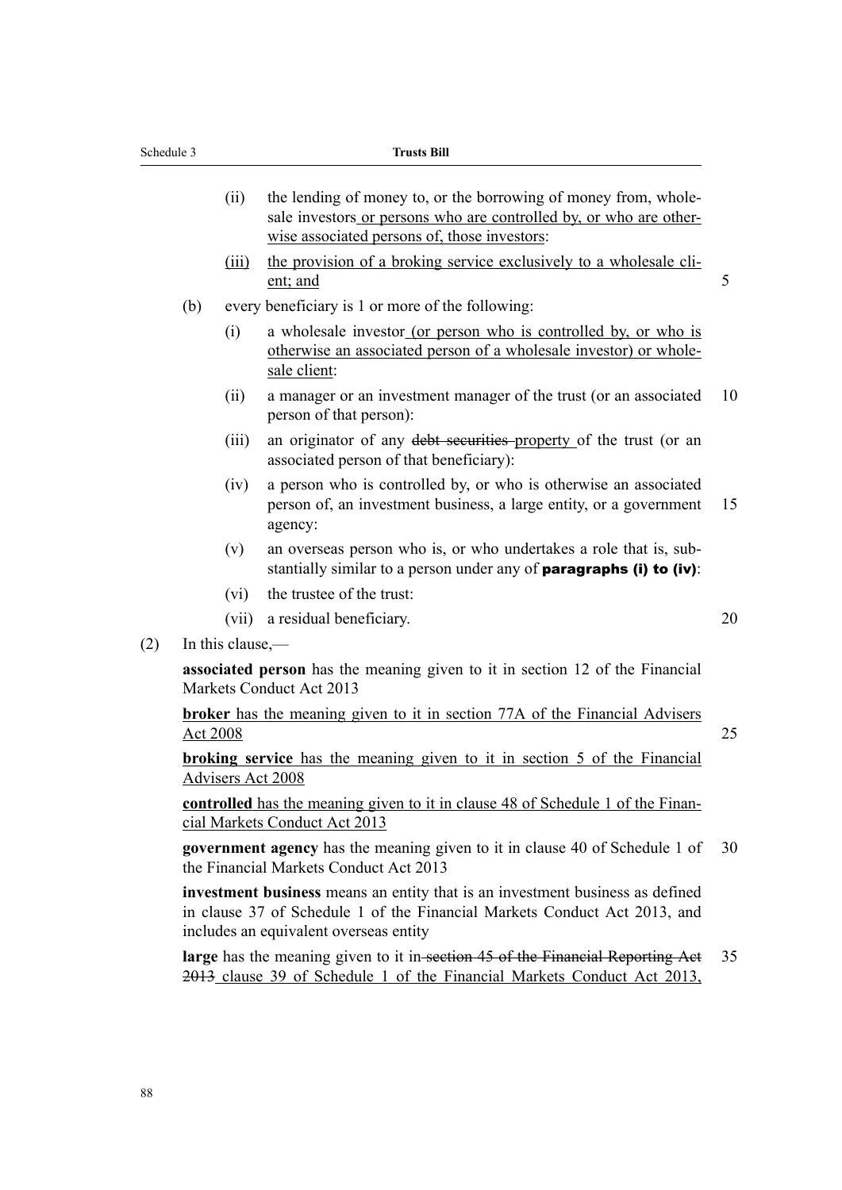(ii) the lending of money to, or the borrowing of money from, wholesale investors or persons who are controlled by, or who are otherwise associated persons of, those investors:

(iii) the provision of a broking service exclusively to a wholesale client; and

(b) every beneficiary is 1 or more of the following:

(i) a wholesale investor (or person who is controlled by, or who is otherwise an associated person of a wholesale investor) or wholesale client:

(ii) a manager or an investment manager of the trust (or an associated person of that person):

(iii) an originator of any ~~debt securities~~ property of the trust (or an associated person of that beneficiary):

(iv) a person who is controlled by, or who is otherwise an associated person of, an investment business, a large entity, or a government agency:

(v) an overseas person who is, or who undertakes a role that is, substantially similar to a person under any of **paragraphs (i) to (iv)**:

(vi) the trustee of the trust:

(vii) a residual beneficiary.

(2) In this clause,~~—~~

**associated person** has the meaning given to it in section 12 of the Financial Markets Conduct Act 2013

**broker** has the meaning given to it in section 77A of the Financial Advisers Act 2008

**broking service** has the meaning given to it in section 5 of the Financial Advisers Act 2008

**controlled** has the meaning given to it in clause 48 of Schedule 1 of the Financial Markets Conduct Act 2013

**government agency** has the meaning given to it in clause 40 of Schedule 1 of the Financial Markets Conduct Act 2013

**investment business** means an entity that is an investment business as defined in clause 37 of Schedule 1 of the Financial Markets Conduct Act 2013, and includes an equivalent overseas entity

**large** has the meaning given to it in ~~section 45 of the Financial Reporting Act 2013~~ clause 39 of Schedule 1 of the Financial Markets Conduct Act 2013,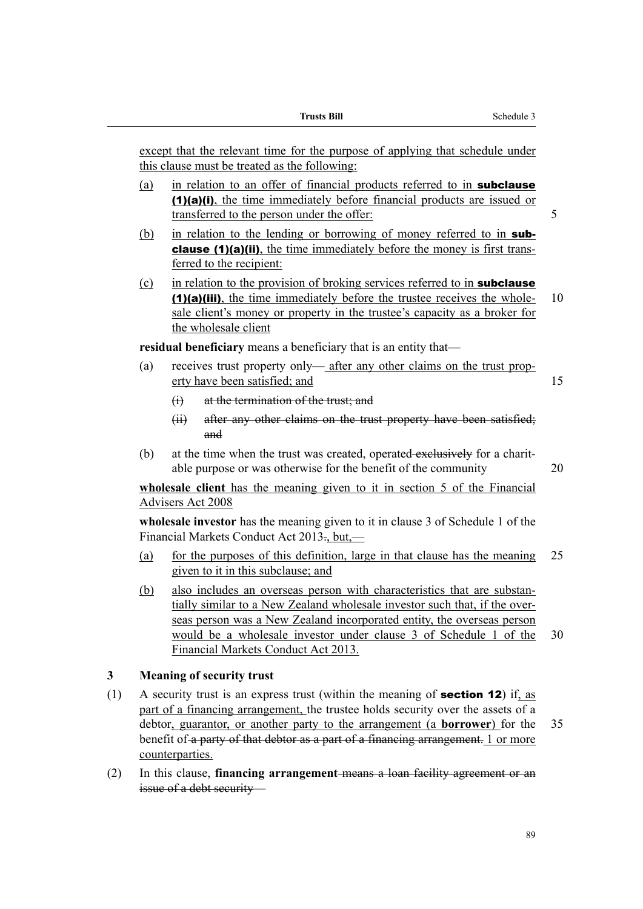except that the relevant time for the purpose of applying that schedule under this clause must be treated as the following:

(a) in relation to an offer of financial products referred to in **subclause (1)(a)(i)**, the time immediately before financial products are issued or transferred to the person under the offer:

(b) in relation to the lending or borrowing of money referred to in **subclause (1)(a)(ii)**, the time immediately before the money is first transferred to the recipient:

(c) in relation to the provision of broking services referred to in **subclause (1)(a)(iii)**, the time immediately before the trustee receives the wholesale client's money or property in the trustee's capacity as a broker for the wholesale client

**residual beneficiary** means a beneficiary that is an entity that—

(a) receives trust property only— after any other claims on the trust property have been satisfied; and

  (i) ~~at the termination of the trust; and~~

  (ii) ~~after any other claims on the trust property have been satisfied; and~~

(b) at the time when the trust was created, operated ~~exclusively~~ for a charitable purpose or was otherwise for the benefit of the community

**wholesale client** has the meaning given to it in section 5 of the Financial Advisers Act 2008

**wholesale investor** has the meaning given to it in clause 3 of Schedule 1 of the Financial Markets Conduct Act 2013~~.~~, but,—

(a) for the purposes of this definition, large in that clause has the meaning given to it in this subclause; and

(b) also includes an overseas person with characteristics that are substantially similar to a New Zealand wholesale investor such that, if the overseas person was a New Zealand incorporated entity, the overseas person would be a wholesale investor under clause 3 of Schedule 1 of the Financial Markets Conduct Act 2013.

## 3 Meaning of security trust

(1) A security trust is an express trust (within the meaning of **section 12**) if, as part of a financing arrangement, the trustee holds security over the assets of a debtor, guarantor, or another party to the arrangement (a **borrower**) for the benefit of ~~a party of that debtor as a part of a financing arrangement.~~ 1 or more counterparties.

(2) In this clause, **financing arrangement** ~~means a loan facility agreement or an issue of a debt security—~~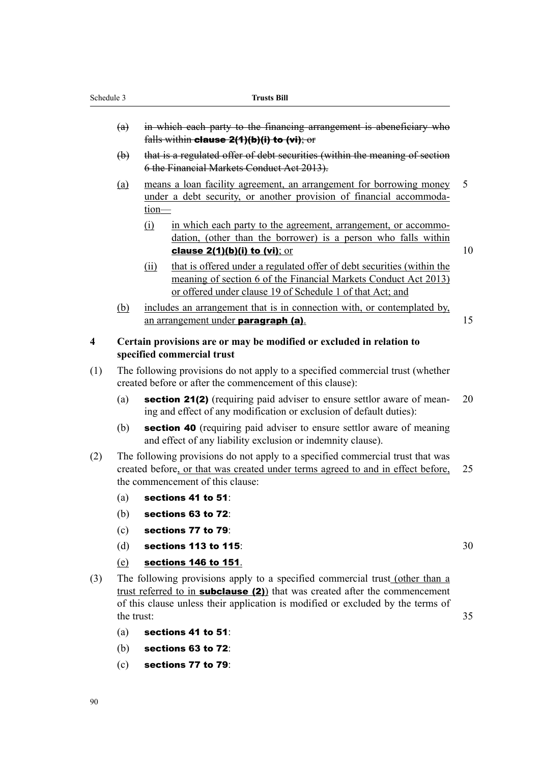~~(a) in which each party to the financing arrangement is abeneficiary who falls within **clause 2(1)(b)(i) to (vi)**; or~~

~~(b) that is a regulated offer of debt securities (within the meaning of section 6 the Financial Markets Conduct Act 2013).~~

<u>(a) means a loan facility agreement, an arrangement for borrowing money under a debt security, or another provision of financial accommodation—</u>

<u>(i) in which each party to the agreement, arrangement, or accommodation, (other than the borrower) is a person who falls within **clause 2(1)(b)(i) to (vi)**; or</u>

<u>(ii) that is offered under a regulated offer of debt securities (within the meaning of section 6 of the Financial Markets Conduct Act 2013) or offered under clause 19 of Schedule 1 of that Act; and</u>

<u>(b) includes an arrangement that is in connection with, or contemplated by, an arrangement under **paragraph (a)**.</u>

**4 Certain provisions are or may be modified or excluded in relation to specified commercial trust**

(1) The following provisions do not apply to a specified commercial trust (whether created before or after the commencement of this clause):

(a) **section 21(2)** (requiring paid adviser to ensure settlor aware of meaning and effect of any modification or exclusion of default duties):

(b) **section 40** (requiring paid adviser to ensure settlor aware of meaning and effect of any liability exclusion or indemnity clause).

(2) The following provisions do not apply to a specified commercial trust that was created before<u>, or that was created under terms agreed to and in effect before,</u> the commencement of this clause:

(a) **sections 41 to 51**:

(b) **sections 63 to 72**:

(c) **sections 77 to 79**:

(d) **sections 113 to 115**:

<u>(e) **sections 146 to 151**.</u>

(3) The following provisions apply to a specified commercial trust<u> (other than a trust referred to in **subclause (2)**)</u> that was created after the commencement of this clause unless their application is modified or excluded by the terms of the trust:

(a) **sections 41 to 51**:

(b) **sections 63 to 72**:

(c) **sections 77 to 79**: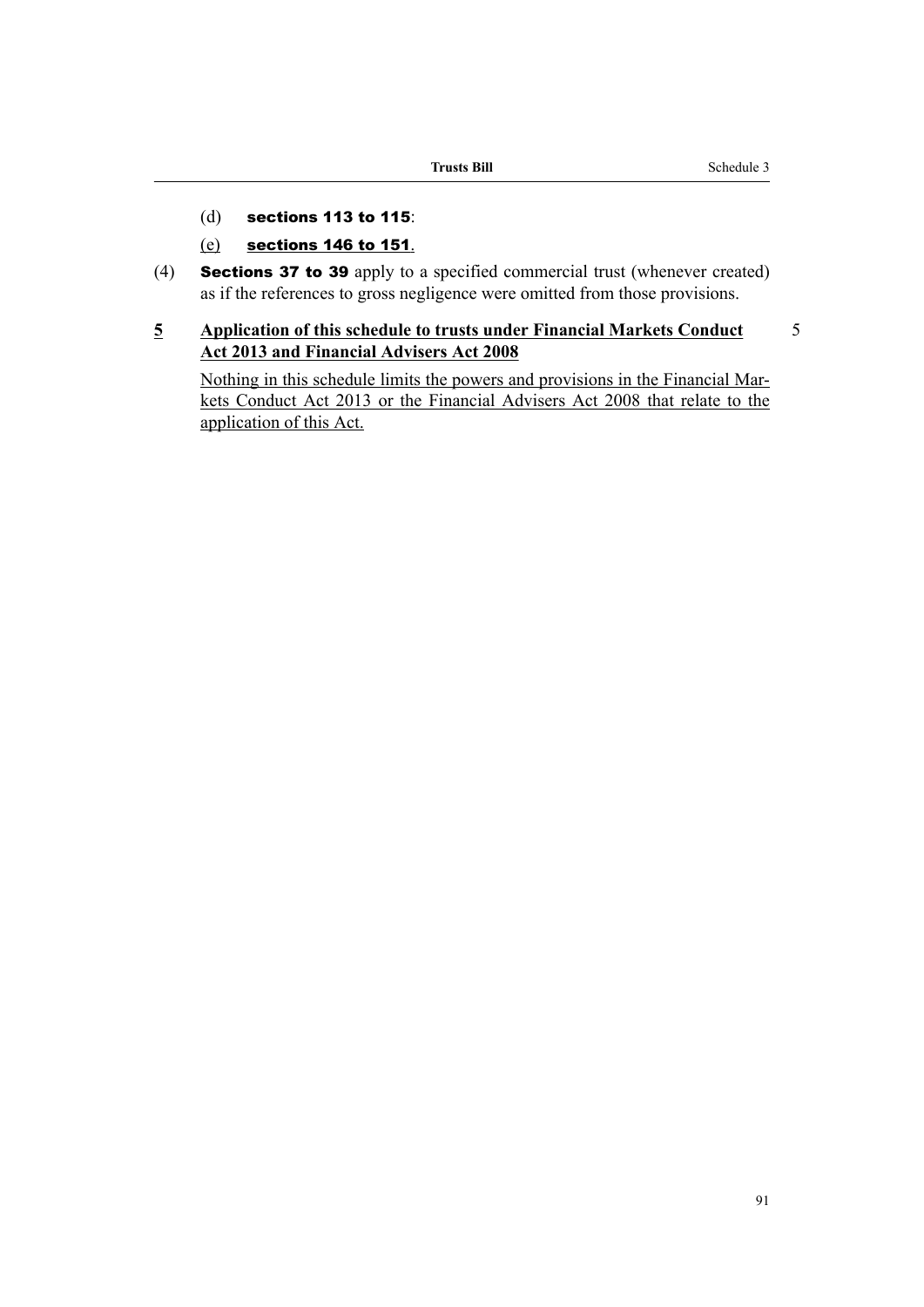(d) **sections 113 to 115**:

(e) **sections 146 to 151**.

(4) **Sections 37 to 39** apply to a specified commercial trust (whenever created) as if the references to gross negligence were omitted from those provisions.

**5 Application of this schedule to trusts under Financial Markets Conduct Act 2013 and Financial Advisers Act 2008**

Nothing in this schedule limits the powers and provisions in the Financial Markets Conduct Act 2013 or the Financial Advisers Act 2008 that relate to the application of this Act.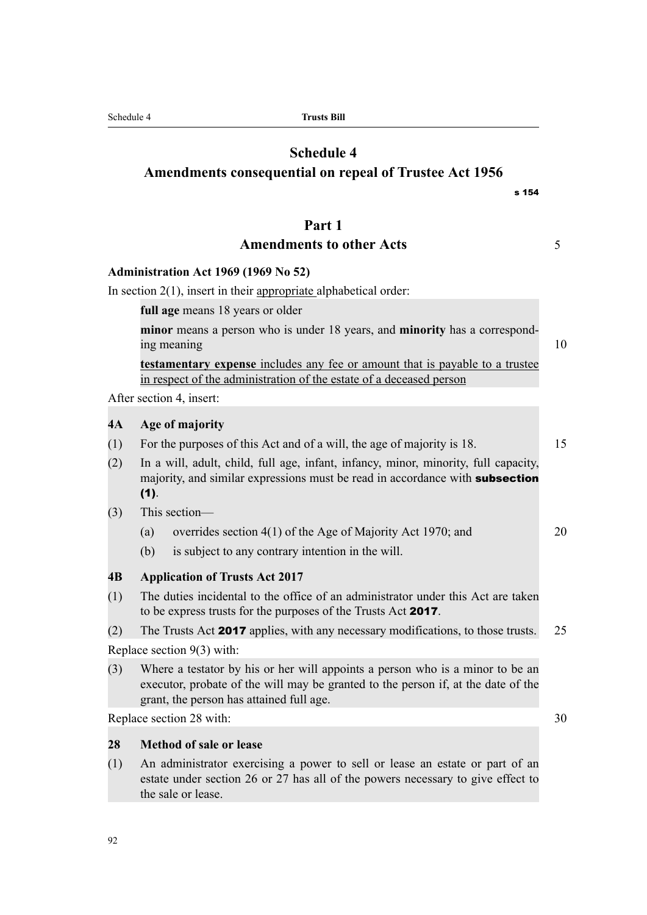# Schedule 4
## Amendments consequential on repeal of Trustee Act 1956

s 154

## Part 1
## Amendments to other Acts

### Administration Act 1969 (1969 No 52)

In section 2(1), insert in their appropriate alphabetical order:

> **full age** means 18 years or older
>
> **minor** means a person who is under 18 years, and **minority** has a corresponding meaning
>
> **testamentary expense** includes any fee or amount that is payable to a trustee in respect of the administration of the estate of a deceased person

After section 4, insert:

> **4A Age of majority**
>
> (1) For the purposes of this Act and of a will, the age of majority is 18.
>
> (2) In a will, adult, child, full age, infant, infancy, minor, minority, full capacity, majority, and similar expressions must be read in accordance with **subsection (1)**.
>
> (3) This section—
>
> (a) overrides section 4(1) of the Age of Majority Act 1970; and
>
> (b) is subject to any contrary intention in the will.
>
> **4B Application of Trusts Act 2017**
>
> (1) The duties incidental to the office of an administrator under this Act are taken to be express trusts for the purposes of the Trusts Act **2017**.
>
> (2) The Trusts Act **2017** applies, with any necessary modifications, to those trusts.

Replace section 9(3) with:

> (3) Where a testator by his or her will appoints a person who is a minor to be an executor, probate of the will may be granted to the person if, at the date of the grant, the person has attained full age.

Replace section 28 with:

> **28 Method of sale or lease**
>
> (1) An administrator exercising a power to sell or lease an estate or part of an estate under section 26 or 27 has all of the powers necessary to give effect to the sale or lease.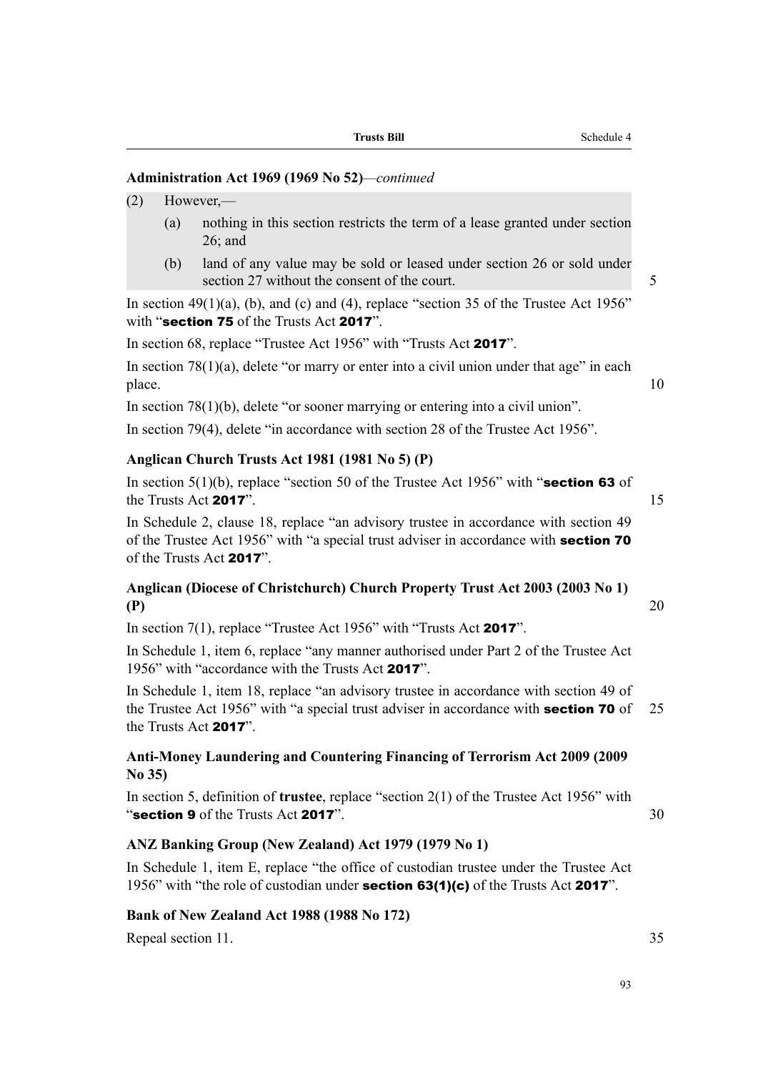**Administration Act 1969 (1969 No 52)**—*continued*

(2) However,—

(a) nothing in this section restricts the term of a lease granted under section 26; and

(b) land of any value may be sold or leased under section 26 or sold under section 27 without the consent of the court.

In section 49(1)(a), (b), and (c) and (4), replace "section 35 of the Trustee Act 1956" with "**section 75** of the Trusts Act **2017**".

In section 68, replace "Trustee Act 1956" with "Trusts Act **2017**".

In section 78(1)(a), delete "or marry or enter into a civil union under that age" in each place.

In section 78(1)(b), delete "or sooner marrying or entering into a civil union".

In section 79(4), delete "in accordance with section 28 of the Trustee Act 1956".

**Anglican Church Trusts Act 1981 (1981 No 5) (P)**

In section 5(1)(b), replace "section 50 of the Trustee Act 1956" with "**section 63** of the Trusts Act **2017**".

In Schedule 2, clause 18, replace "an advisory trustee in accordance with section 49 of the Trustee Act 1956" with "a special trust adviser in accordance with **section 70** of the Trusts Act **2017**".

**Anglican (Diocese of Christchurch) Church Property Trust Act 2003 (2003 No 1) (P)**

In section 7(1), replace "Trustee Act 1956" with "Trusts Act **2017**".

In Schedule 1, item 6, replace "any manner authorised under Part 2 of the Trustee Act 1956" with "accordance with the Trusts Act **2017**".

In Schedule 1, item 18, replace "an advisory trustee in accordance with section 49 of the Trustee Act 1956" with "a special trust adviser in accordance with **section 70** of the Trusts Act **2017**".

**Anti-Money Laundering and Countering Financing of Terrorism Act 2009 (2009 No 35)**

In section 5, definition of **trustee**, replace "section 2(1) of the Trustee Act 1956" with "**section 9** of the Trusts Act **2017**".

**ANZ Banking Group (New Zealand) Act 1979 (1979 No 1)**

In Schedule 1, item E, replace "the office of custodian trustee under the Trustee Act 1956" with "the role of custodian under **section 63(1)(c)** of the Trusts Act **2017**".

**Bank of New Zealand Act 1988 (1988 No 172)**

Repeal section 11.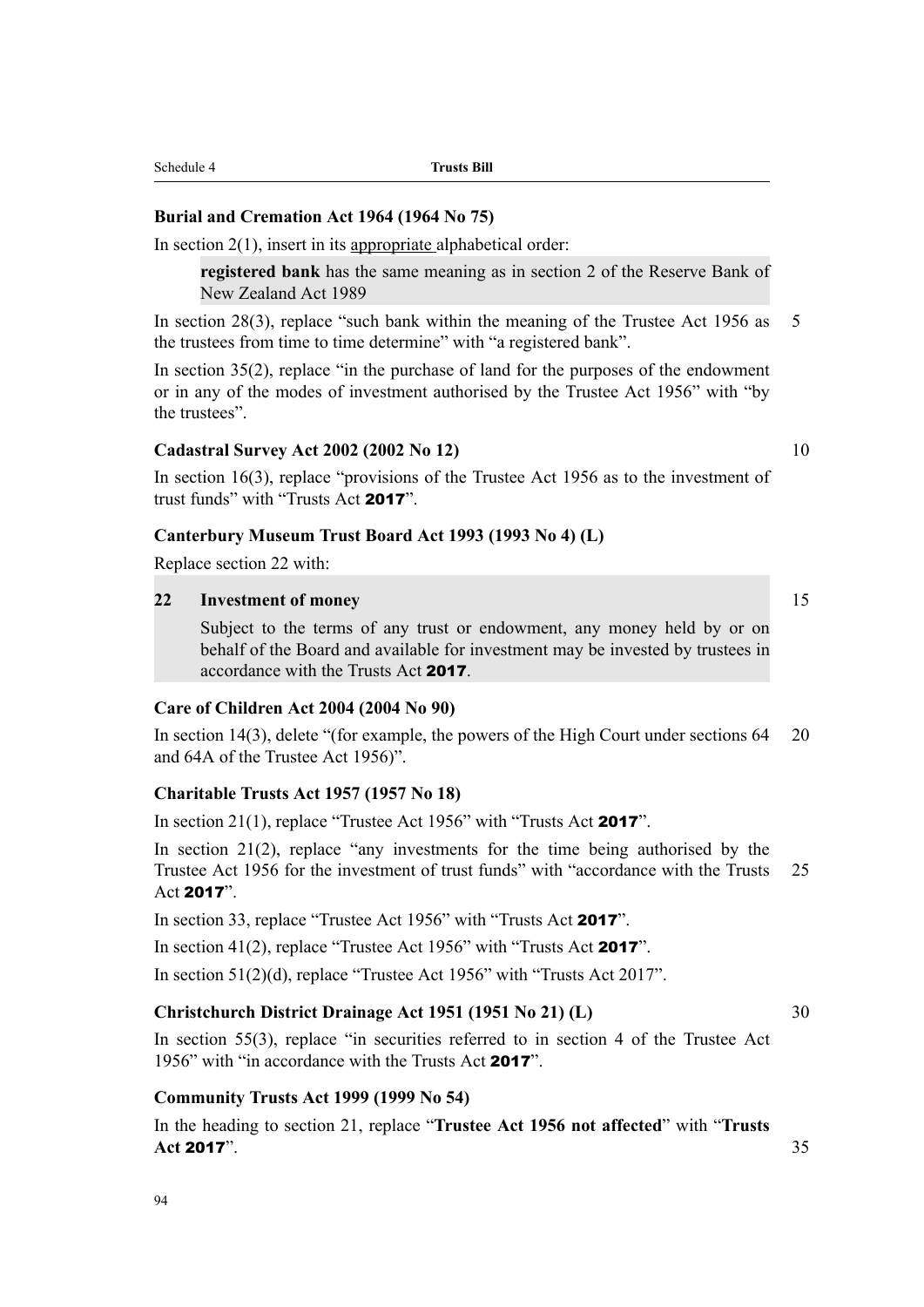### Burial and Cremation Act 1964 (1964 No 75)

In section 2(1), insert in its appropriate alphabetical order:

> **registered bank** has the same meaning as in section 2 of the Reserve Bank of New Zealand Act 1989

In section 28(3), replace "such bank within the meaning of the Trustee Act 1956 as the trustees from time to time determine" with "a registered bank".

In section 35(2), replace "in the purchase of land for the purposes of the endowment or in any of the modes of investment authorised by the Trustee Act 1956" with "by the trustees".

### Cadastral Survey Act 2002 (2002 No 12)

In section 16(3), replace "provisions of the Trustee Act 1956 as to the investment of trust funds" with "Trusts Act **2017**".

### Canterbury Museum Trust Board Act 1993 (1993 No 4) (L)

Replace section 22 with:

> **22 Investment of money**
>
> Subject to the terms of any trust or endowment, any money held by or on behalf of the Board and available for investment may be invested by trustees in accordance with the Trusts Act **2017**.

### Care of Children Act 2004 (2004 No 90)

In section 14(3), delete "(for example, the powers of the High Court under sections 64 and 64A of the Trustee Act 1956)".

### Charitable Trusts Act 1957 (1957 No 18)

In section 21(1), replace "Trustee Act 1956" with "Trusts Act **2017**".

In section 21(2), replace "any investments for the time being authorised by the Trustee Act 1956 for the investment of trust funds" with "accordance with the Trusts Act **2017**".

In section 33, replace "Trustee Act 1956" with "Trusts Act **2017**".

In section 41(2), replace "Trustee Act 1956" with "Trusts Act **2017**".

In section 51(2)(d), replace "Trustee Act 1956" with "Trusts Act 2017".

### Christchurch District Drainage Act 1951 (1951 No 21) (L)

In section 55(3), replace "in securities referred to in section 4 of the Trustee Act 1956" with "in accordance with the Trusts Act **2017**".

### Community Trusts Act 1999 (1999 No 54)

In the heading to section 21, replace "**Trustee Act 1956 not affected**" with "**Trusts Act 2017**".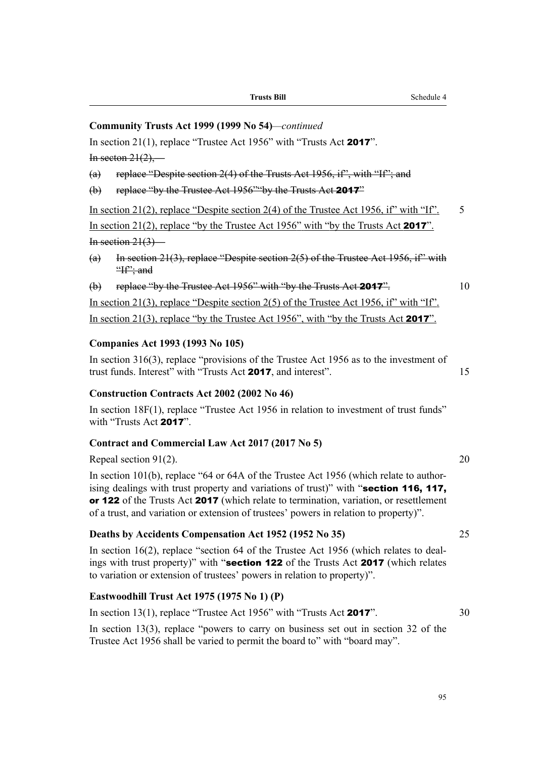**Community Trusts Act 1999 (1999 No 54)**—*continued*

In section 21(1), replace "Trustee Act 1956" with "Trusts Act **2017**".

~~In secton 21(2),—~~

~~(a) replace "Despite section 2(4) of the Trusts Act 1956, if", with "If"; and~~

~~(b) replace "by the Trustee Act 1956""by the Trusts Act **2017**"~~

<u>In section 21(2), replace "Despite section 2(4) of the Trustee Act 1956, if" with "If".</u>

<u>In section 21(2), replace "by the Trustee Act 1956" with "by the Trusts Act **2017**".</u>

~~In section 21(3)—~~

~~(a) In section 21(3), replace "Despite section 2(5) of the Trustee Act 1956, if" with "If"; and~~

~~(b) replace "by the Trustee Act 1956" with "by the Trusts Act **2017**".~~

<u>In section 21(3), replace "Despite section 2(5) of the Trustee Act 1956, if" with "If".</u>

<u>In section 21(3), replace "by the Trustee Act 1956", with "by the Trusts Act **2017**".</u>

**Companies Act 1993 (1993 No 105)**

In section 316(3), replace "provisions of the Trustee Act 1956 as to the investment of trust funds. Interest" with "Trusts Act **2017**, and interest".

**Construction Contracts Act 2002 (2002 No 46)**

In section 18F(1), replace "Trustee Act 1956 in relation to investment of trust funds" with "Trusts Act **2017**".

**Contract and Commercial Law Act 2017 (2017 No 5)**

Repeal section 91(2).

In section 101(b), replace "64 or 64A of the Trustee Act 1956 (which relate to authorising dealings with trust property and variations of trust)" with "**section 116, 117, or 122** of the Trusts Act **2017** (which relate to termination, variation, or resettlement of a trust, and variation or extension of trustees' powers in relation to property)".

**Deaths by Accidents Compensation Act 1952 (1952 No 35)**

In section 16(2), replace "section 64 of the Trustee Act 1956 (which relates to dealings with trust property)" with "**section 122** of the Trusts Act **2017** (which relates to variation or extension of trustees' powers in relation to property)".

**Eastwoodhill Trust Act 1975 (1975 No 1) (P)**

In section 13(1), replace "Trustee Act 1956" with "Trusts Act **2017**".

In section 13(3), replace "powers to carry on business set out in section 32 of the Trustee Act 1956 shall be varied to permit the board to" with "board may".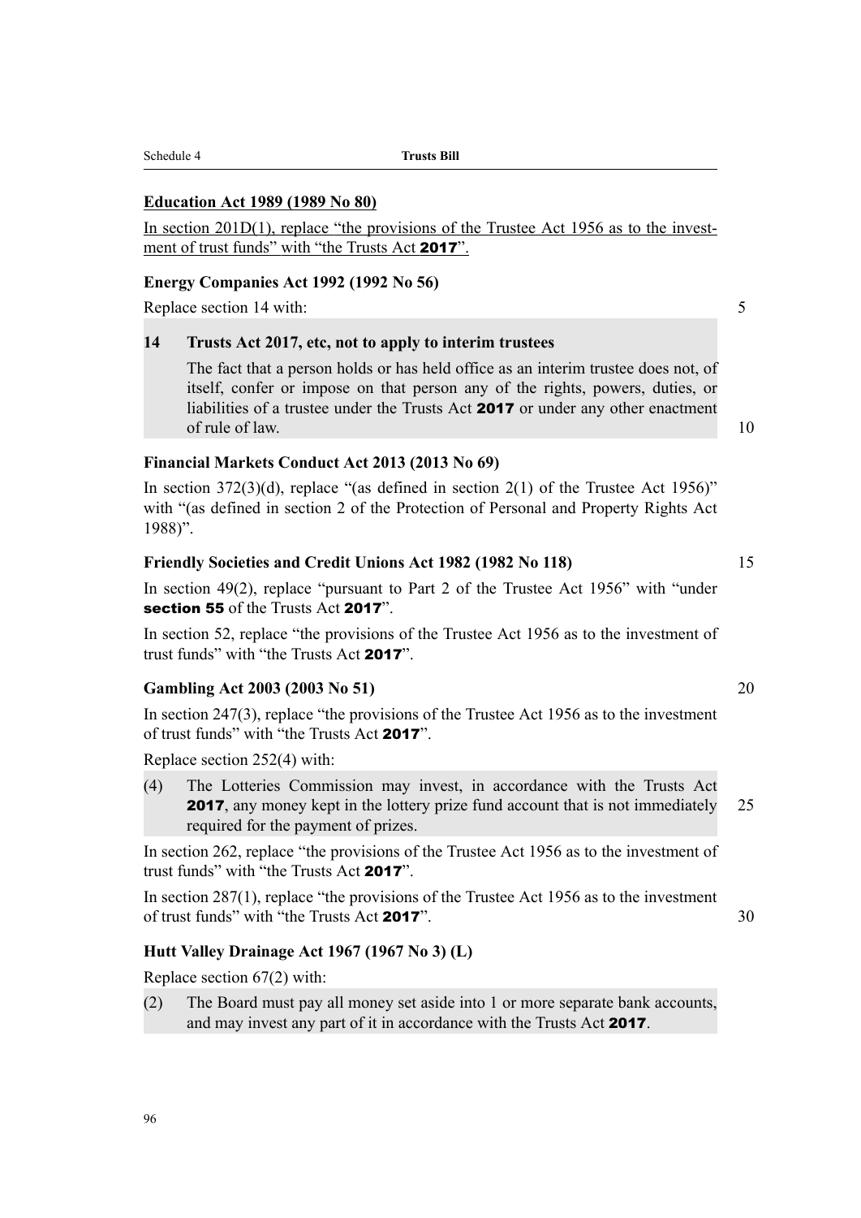**Education Act 1989 (1989 No 80)**

In section 201D(1), replace “the provisions of the Trustee Act 1956 as to the investment of trust funds” with “the Trusts Act **2017**”.

**Energy Companies Act 1992 (1992 No 56)**

Replace section 14 with:

> **14 Trusts Act 2017, etc, not to apply to interim trustees**
>
> The fact that a person holds or has held office as an interim trustee does not, of itself, confer or impose on that person any of the rights, powers, duties, or liabilities of a trustee under the Trusts Act **2017** or under any other enactment of rule of law.

**Financial Markets Conduct Act 2013 (2013 No 69)**

In section 372(3)(d), replace “(as defined in section 2(1) of the Trustee Act 1956)” with “(as defined in section 2 of the Protection of Personal and Property Rights Act 1988)”.

**Friendly Societies and Credit Unions Act 1982 (1982 No 118)**

In section 49(2), replace “pursuant to Part 2 of the Trustee Act 1956” with “under **section 55** of the Trusts Act **2017**”.

In section 52, replace “the provisions of the Trustee Act 1956 as to the investment of trust funds” with “the Trusts Act **2017**”.

**Gambling Act 2003 (2003 No 51)**

In section 247(3), replace “the provisions of the Trustee Act 1956 as to the investment of trust funds” with “the Trusts Act **2017**”.

Replace section 252(4) with:

> (4) The Lotteries Commission may invest, in accordance with the Trusts Act **2017**, any money kept in the lottery prize fund account that is not immediately required for the payment of prizes.

In section 262, replace “the provisions of the Trustee Act 1956 as to the investment of trust funds” with “the Trusts Act **2017**”.

In section 287(1), replace “the provisions of the Trustee Act 1956 as to the investment of trust funds” with “the Trusts Act **2017**”.

**Hutt Valley Drainage Act 1967 (1967 No 3) (L)**

Replace section 67(2) with:

> (2) The Board must pay all money set aside into 1 or more separate bank accounts, and may invest any part of it in accordance with the Trusts Act **2017**.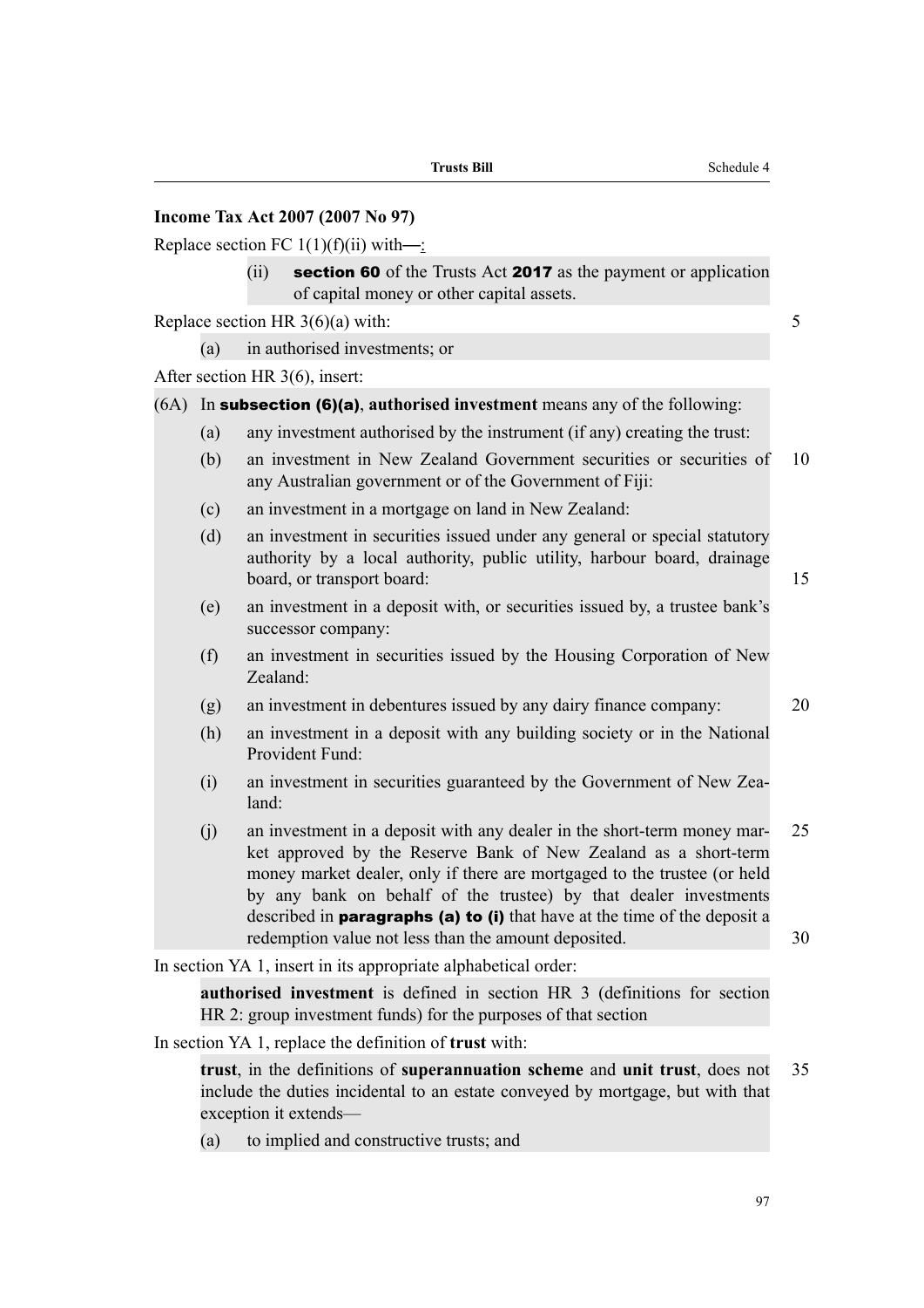**Income Tax Act 2007 (2007 No 97)**

Replace section FC 1(1)(f)(ii) with—:

> (ii) **section 60** of the Trusts Act **2017** as the payment or application of capital money or other capital assets.

Replace section HR 3(6)(a) with:

> (a) in authorised investments; or

After section HR 3(6), insert:

> (6A) In **subsection (6)(a)**, **authorised investment** means any of the following:
>
> (a) any investment authorised by the instrument (if any) creating the trust:
>
> (b) an investment in New Zealand Government securities or securities of any Australian government or of the Government of Fiji:
>
> (c) an investment in a mortgage on land in New Zealand:
>
> (d) an investment in securities issued under any general or special statutory authority by a local authority, public utility, harbour board, drainage board, or transport board:
>
> (e) an investment in a deposit with, or securities issued by, a trustee bank's successor company:
>
> (f) an investment in securities issued by the Housing Corporation of New Zealand:
>
> (g) an investment in debentures issued by any dairy finance company:
>
> (h) an investment in a deposit with any building society or in the National Provident Fund:
>
> (i) an investment in securities guaranteed by the Government of New Zealand:
>
> (j) an investment in a deposit with any dealer in the short-term money market approved by the Reserve Bank of New Zealand as a short-term money market dealer, only if there are mortgaged to the trustee (or held by any bank on behalf of the trustee) by that dealer investments described in **paragraphs (a) to (i)** that have at the time of the deposit a redemption value not less than the amount deposited.

In section YA 1, insert in its appropriate alphabetical order:

> **authorised investment** is defined in section HR 3 (definitions for section HR 2: group investment funds) for the purposes of that section

In section YA 1, replace the definition of **trust** with:

> **trust**, in the definitions of **superannuation scheme** and **unit trust**, does not include the duties incidental to an estate conveyed by mortgage, but with that exception it extends—
>
> (a) to implied and constructive trusts; and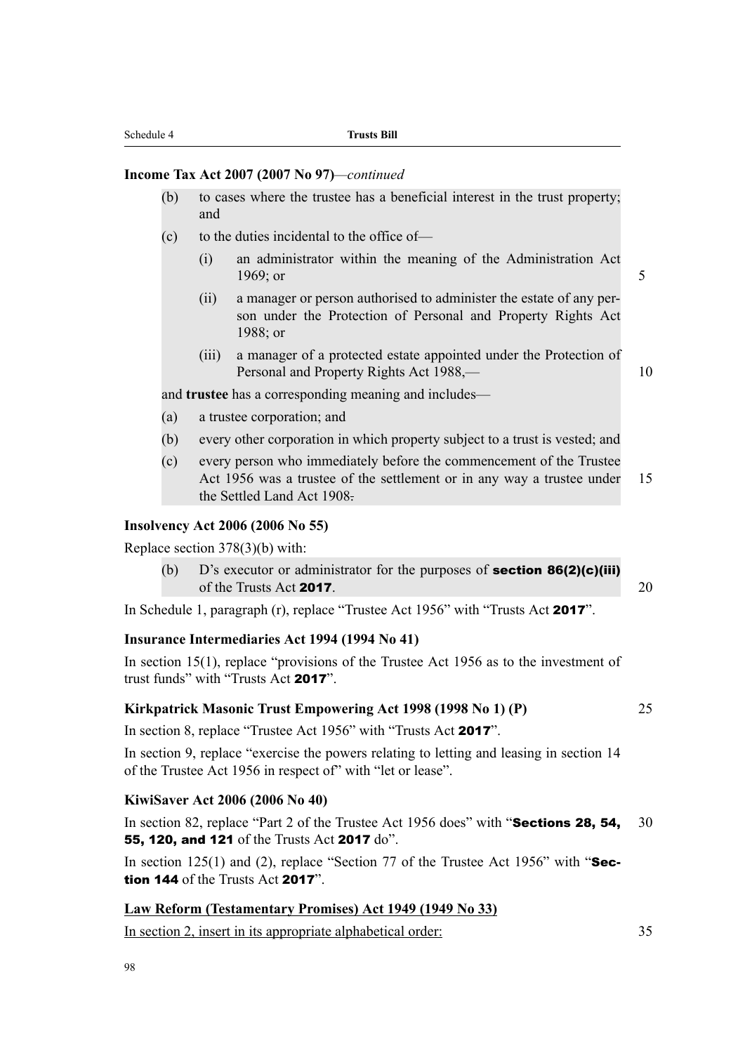**Income Tax Act 2007 (2007 No 97)**—*continued*

(b) to cases where the trustee has a beneficial interest in the trust property; and

(c) to the duties incidental to the office of—

(i) an administrator within the meaning of the Administration Act 1969; or

(ii) a manager or person authorised to administer the estate of any person under the Protection of Personal and Property Rights Act 1988; or

(iii) a manager of a protected estate appointed under the Protection of Personal and Property Rights Act 1988,—

and **trustee** has a corresponding meaning and includes—

(a) a trustee corporation; and

(b) every other corporation in which property subject to a trust is vested; and

(c) every person who immediately before the commencement of the Trustee Act 1956 was a trustee of the settlement or in any way a trustee under the Settled Land Act 1908.

**Insolvency Act 2006 (2006 No 55)**

Replace section 378(3)(b) with:

(b) D's executor or administrator for the purposes of **section 86(2)(c)(iii)** of the Trusts Act **2017**.

In Schedule 1, paragraph (r), replace "Trustee Act 1956" with "Trusts Act **2017**".

**Insurance Intermediaries Act 1994 (1994 No 41)**

In section 15(1), replace "provisions of the Trustee Act 1956 as to the investment of trust funds" with "Trusts Act **2017**".

**Kirkpatrick Masonic Trust Empowering Act 1998 (1998 No 1) (P)**

In section 8, replace "Trustee Act 1956" with "Trusts Act **2017**".

In section 9, replace "exercise the powers relating to letting and leasing in section 14 of the Trustee Act 1956 in respect of" with "let or lease".

**KiwiSaver Act 2006 (2006 No 40)**

In section 82, replace "Part 2 of the Trustee Act 1956 does" with "**Sections 28, 54, 55, 120, and 121** of the Trusts Act **2017** do".

In section 125(1) and (2), replace "Section 77 of the Trustee Act 1956" with "**Section 144** of the Trusts Act **2017**".

**Law Reform (Testamentary Promises) Act 1949 (1949 No 33)**

In section 2, insert in its appropriate alphabetical order: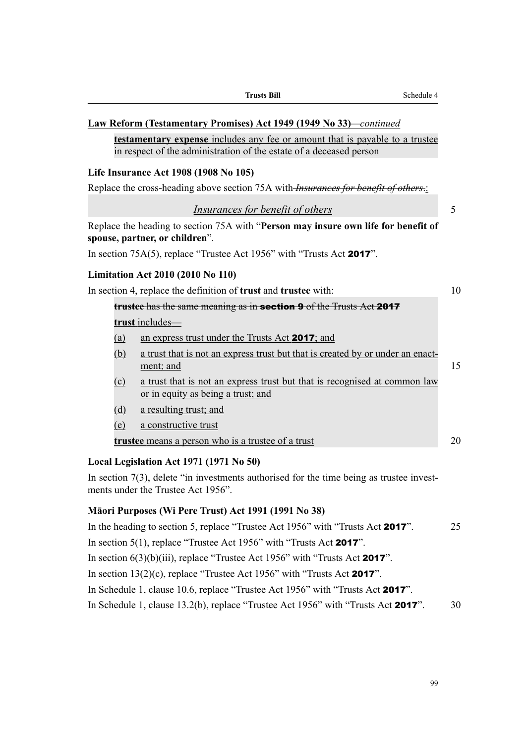**Law Reform (Testamentary Promises) Act 1949 (1949 No 33)**—*continued*

**testamentary expense** includes any fee or amount that is payable to a trustee in respect of the administration of the estate of a deceased person

**Life Insurance Act 1908 (1908 No 105)**

Replace the cross-heading above section 75A with ~~*Insurances for benefit of others.*~~:

*Insurances for benefit of others*

Replace the heading to section 75A with "**Person may insure own life for benefit of spouse, partner, or children**".

In section 75A(5), replace "Trustee Act 1956" with "Trusts Act **2017**".

**Limitation Act 2010 (2010 No 110)**

In section 4, replace the definition of **trust** and **trustee** with:

~~**trustee** has the same meaning as in **section 9** of the Trusts Act **2017**~~

**trust** includes—

(a) an express trust under the Trusts Act **2017**; and

(b) a trust that is not an express trust but that is created by or under an enactment; and

(c) a trust that is not an express trust but that is recognised at common law or in equity as being a trust; and

(d) a resulting trust; and

(e) a constructive trust

**trustee** means a person who is a trustee of a trust

**Local Legislation Act 1971 (1971 No 50)**

In section 7(3), delete "in investments authorised for the time being as trustee investments under the Trustee Act 1956".

**Māori Purposes (Wi Pere Trust) Act 1991 (1991 No 38)**

In the heading to section 5, replace "Trustee Act 1956" with "Trusts Act **2017**".

In section 5(1), replace "Trustee Act 1956" with "Trusts Act **2017**".

In section 6(3)(b)(iii), replace "Trustee Act 1956" with "Trusts Act **2017**".

In section 13(2)(c), replace "Trustee Act 1956" with "Trusts Act **2017**".

In Schedule 1, clause 10.6, replace "Trustee Act 1956" with "Trusts Act **2017**".

In Schedule 1, clause 13.2(b), replace "Trustee Act 1956" with "Trusts Act **2017**".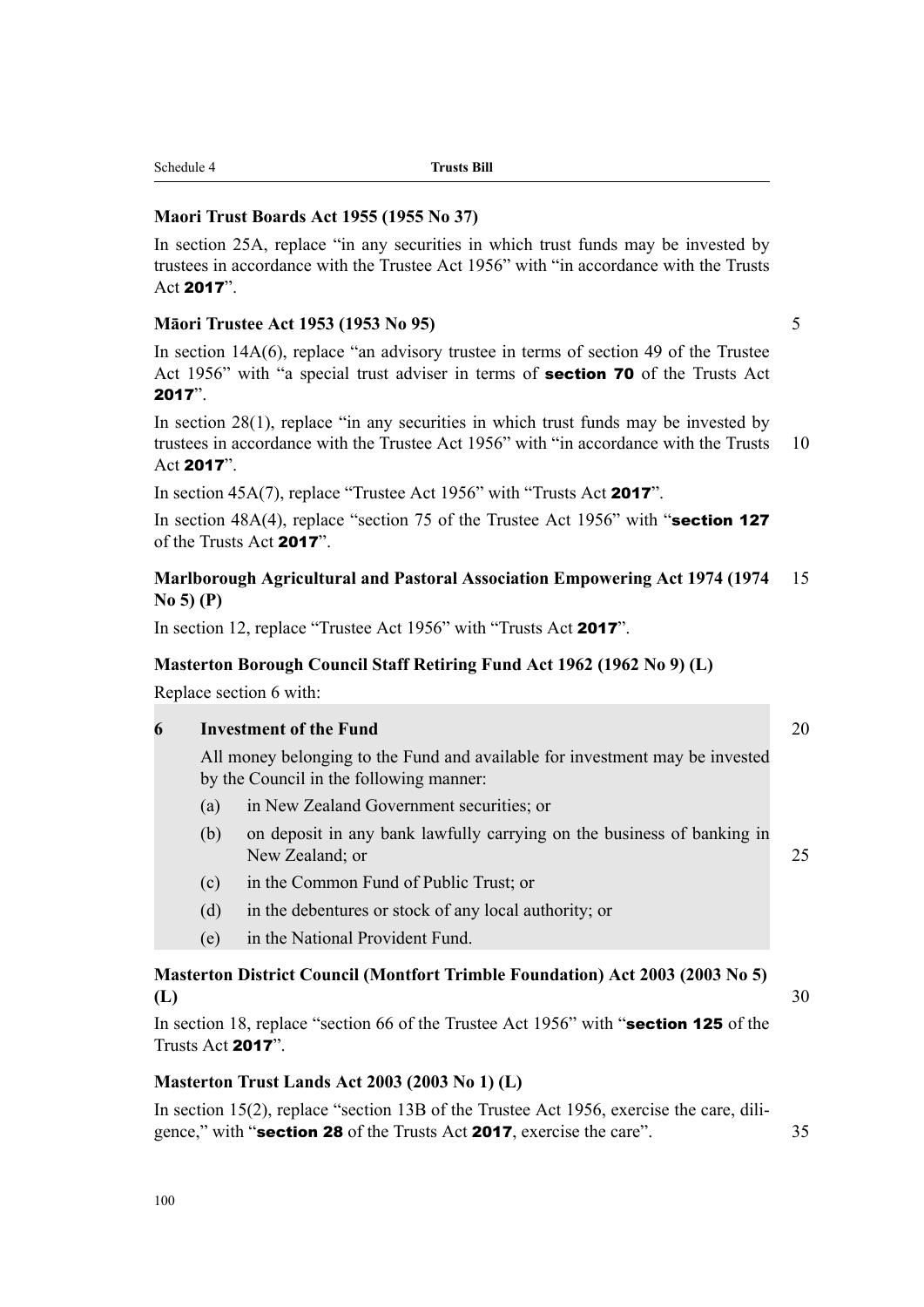**Maori Trust Boards Act 1955 (1955 No 37)**

In section 25A, replace “in any securities in which trust funds may be invested by trustees in accordance with the Trustee Act 1956” with “in accordance with the Trusts Act **2017**”.

**Māori Trustee Act 1953 (1953 No 95)**

In section 14A(6), replace “an advisory trustee in terms of section 49 of the Trustee Act 1956” with “a special trust adviser in terms of **section 70** of the Trusts Act **2017**”.

In section 28(1), replace “in any securities in which trust funds may be invested by trustees in accordance with the Trustee Act 1956” with “in accordance with the Trusts Act **2017**”.

In section 45A(7), replace “Trustee Act 1956” with “Trusts Act **2017**”.

In section 48A(4), replace “section 75 of the Trustee Act 1956” with “**section 127** of the Trusts Act **2017**”.

**Marlborough Agricultural and Pastoral Association Empowering Act 1974 (1974 No 5) (P)**

In section 12, replace “Trustee Act 1956” with “Trusts Act **2017**”.

**Masterton Borough Council Staff Retiring Fund Act 1962 (1962 No 9) (L)**

Replace section 6 with:

> **6 Investment of the Fund**
>
> All money belonging to the Fund and available for investment may be invested by the Council in the following manner:
>
> (a) in New Zealand Government securities; or
>
> (b) on deposit in any bank lawfully carrying on the business of banking in New Zealand; or
>
> (c) in the Common Fund of Public Trust; or
>
> (d) in the debentures or stock of any local authority; or
>
> (e) in the National Provident Fund.

**Masterton District Council (Montfort Trimble Foundation) Act 2003 (2003 No 5) (L)**

In section 18, replace “section 66 of the Trustee Act 1956” with “**section 125** of the Trusts Act **2017**”.

**Masterton Trust Lands Act 2003 (2003 No 1) (L)**

In section 15(2), replace “section 13B of the Trustee Act 1956, exercise the care, diligence,” with “**section 28** of the Trusts Act **2017**, exercise the care”.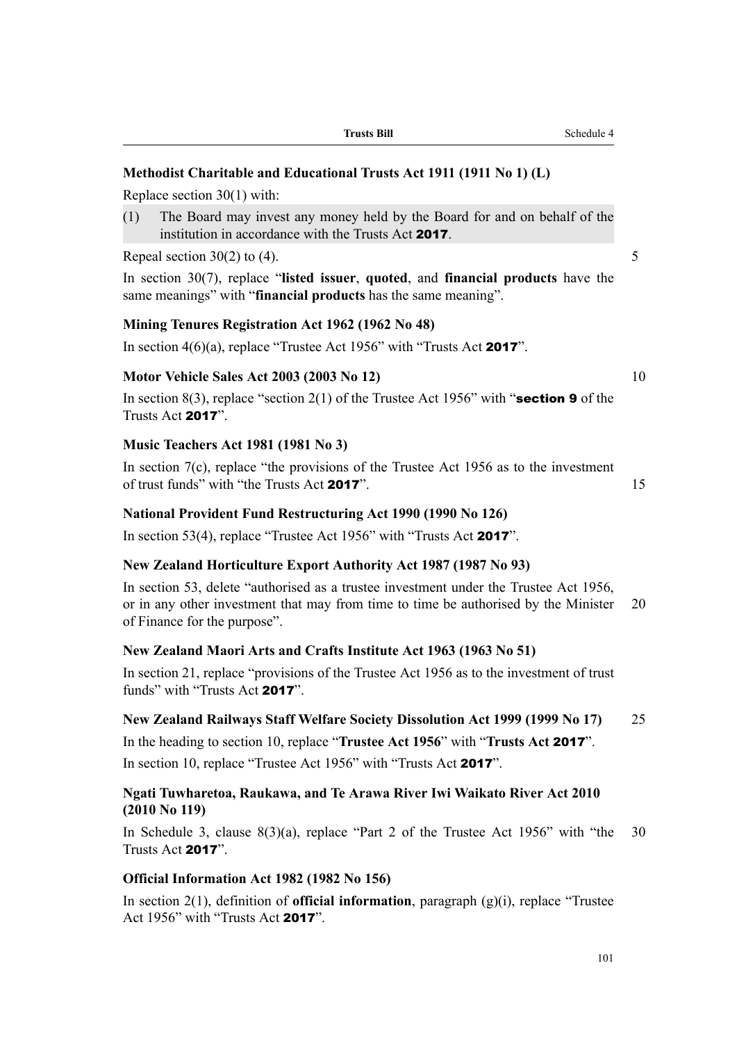**Methodist Charitable and Educational Trusts Act 1911 (1911 No 1) (L)**

Replace section 30(1) with:

(1) The Board may invest any money held by the Board for and on behalf of the institution in accordance with the Trusts Act **2017**.

Repeal section 30(2) to (4).

In section 30(7), replace "**listed issuer**, **quoted**, and **financial products** have the same meanings" with "**financial products** has the same meaning".

**Mining Tenures Registration Act 1962 (1962 No 48)**

In section 4(6)(a), replace "Trustee Act 1956" with "Trusts Act **2017**".

**Motor Vehicle Sales Act 2003 (2003 No 12)**

In section 8(3), replace "section 2(1) of the Trustee Act 1956" with "**section 9** of the Trusts Act **2017**".

**Music Teachers Act 1981 (1981 No 3)**

In section 7(c), replace "the provisions of the Trustee Act 1956 as to the investment of trust funds" with "the Trusts Act **2017**".

**National Provident Fund Restructuring Act 1990 (1990 No 126)**

In section 53(4), replace "Trustee Act 1956" with "Trusts Act **2017**".

**New Zealand Horticulture Export Authority Act 1987 (1987 No 93)**

In section 53, delete "authorised as a trustee investment under the Trustee Act 1956, or in any other investment that may from time to time be authorised by the Minister of Finance for the purpose".

**New Zealand Maori Arts and Crafts Institute Act 1963 (1963 No 51)**

In section 21, replace "provisions of the Trustee Act 1956 as to the investment of trust funds" with "Trusts Act **2017**".

**New Zealand Railways Staff Welfare Society Dissolution Act 1999 (1999 No 17)**

In the heading to section 10, replace "**Trustee Act 1956**" with "**Trusts Act 2017**".

In section 10, replace "Trustee Act 1956" with "Trusts Act **2017**".

**Ngati Tuwharetoa, Raukawa, and Te Arawa River Iwi Waikato River Act 2010 (2010 No 119)**

In Schedule 3, clause 8(3)(a), replace "Part 2 of the Trustee Act 1956" with "the Trusts Act **2017**".

**Official Information Act 1982 (1982 No 156)**

In section 2(1), definition of **official information**, paragraph (g)(i), replace "Trustee Act 1956" with "Trusts Act **2017**".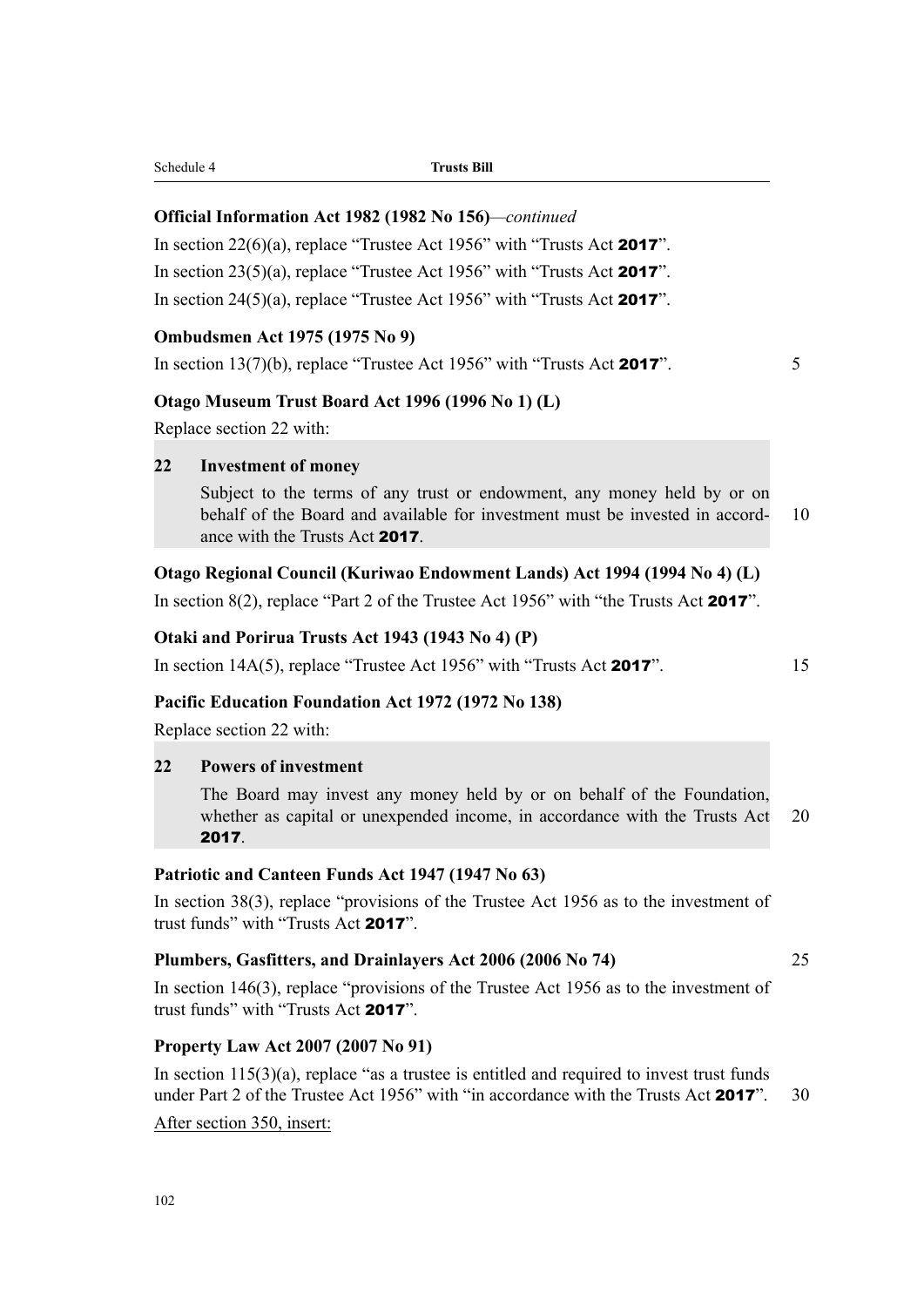**Official Information Act 1982 (1982 No 156)**—*continued*

In section 22(6)(a), replace "Trustee Act 1956" with "Trusts Act **2017**".

In section 23(5)(a), replace "Trustee Act 1956" with "Trusts Act **2017**".

In section 24(5)(a), replace "Trustee Act 1956" with "Trusts Act **2017**".

**Ombudsmen Act 1975 (1975 No 9)**

In section 13(7)(b), replace "Trustee Act 1956" with "Trusts Act **2017**".

**Otago Museum Trust Board Act 1996 (1996 No 1) (L)**

Replace section 22 with:

> **22 Investment of money**
>
> Subject to the terms of any trust or endowment, any money held by or on behalf of the Board and available for investment must be invested in accordance with the Trusts Act **2017**.

**Otago Regional Council (Kuriwao Endowment Lands) Act 1994 (1994 No 4) (L)**

In section 8(2), replace "Part 2 of the Trustee Act 1956" with "the Trusts Act **2017**".

**Otaki and Porirua Trusts Act 1943 (1943 No 4) (P)**

In section 14A(5), replace "Trustee Act 1956" with "Trusts Act **2017**".

**Pacific Education Foundation Act 1972 (1972 No 138)**

Replace section 22 with:

> **22 Powers of investment**
>
> The Board may invest any money held by or on behalf of the Foundation, whether as capital or unexpended income, in accordance with the Trusts Act **2017**.

**Patriotic and Canteen Funds Act 1947 (1947 No 63)**

In section 38(3), replace "provisions of the Trustee Act 1956 as to the investment of trust funds" with "Trusts Act **2017**".

**Plumbers, Gasfitters, and Drainlayers Act 2006 (2006 No 74)**

In section 146(3), replace "provisions of the Trustee Act 1956 as to the investment of trust funds" with "Trusts Act **2017**".

**Property Law Act 2007 (2007 No 91)**

In section 115(3)(a), replace "as a trustee is entitled and required to invest trust funds under Part 2 of the Trustee Act 1956" with "in accordance with the Trusts Act **2017**".

After section 350, insert: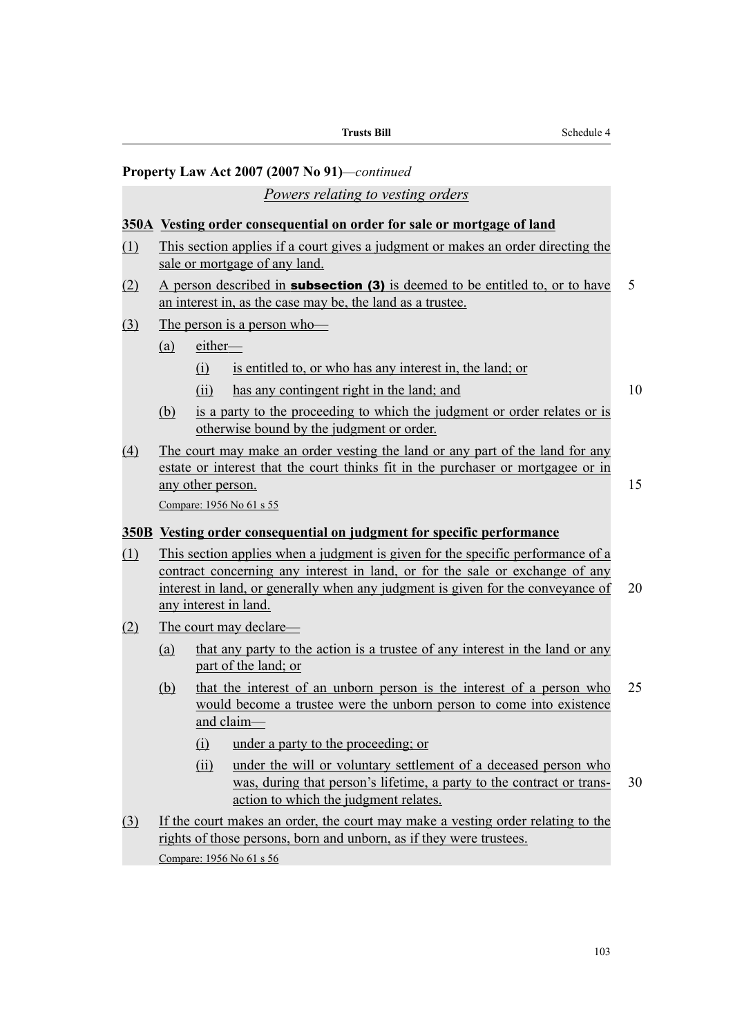**Property Law Act 2007 (2007 No 91)**—*continued*

*Powers relating to vesting orders*

**350A Vesting order consequential on order for sale or mortgage of land**

(1) This section applies if a court gives a judgment or makes an order directing the sale or mortgage of any land.

(2) A person described in **subsection (3)** is deemed to be entitled to, or to have an interest in, as the case may be, the land as a trustee.

(3) The person is a person who—

- (a) either—
  - (i) is entitled to, or who has any interest in, the land; or
  - (ii) has any contingent right in the land; and
- (b) is a party to the proceeding to which the judgment or order relates or is otherwise bound by the judgment or order.

(4) The court may make an order vesting the land or any part of the land for any estate or interest that the court thinks fit in the purchaser or mortgagee or in any other person.

Compare: 1956 No 61 s 55

**350B Vesting order consequential on judgment for specific performance**

(1) This section applies when a judgment is given for the specific performance of a contract concerning any interest in land, or for the sale or exchange of any interest in land, or generally when any judgment is given for the conveyance of any interest in land.

(2) The court may declare—

- (a) that any party to the action is a trustee of any interest in the land or any part of the land; or
- (b) that the interest of an unborn person is the interest of a person who would become a trustee were the unborn person to come into existence and claim—
  - (i) under a party to the proceeding; or
  - (ii) under the will or voluntary settlement of a deceased person who was, during that person's lifetime, a party to the contract or transaction to which the judgment relates.

(3) If the court makes an order, the court may make a vesting order relating to the rights of those persons, born and unborn, as if they were trustees.

Compare: 1956 No 61 s 56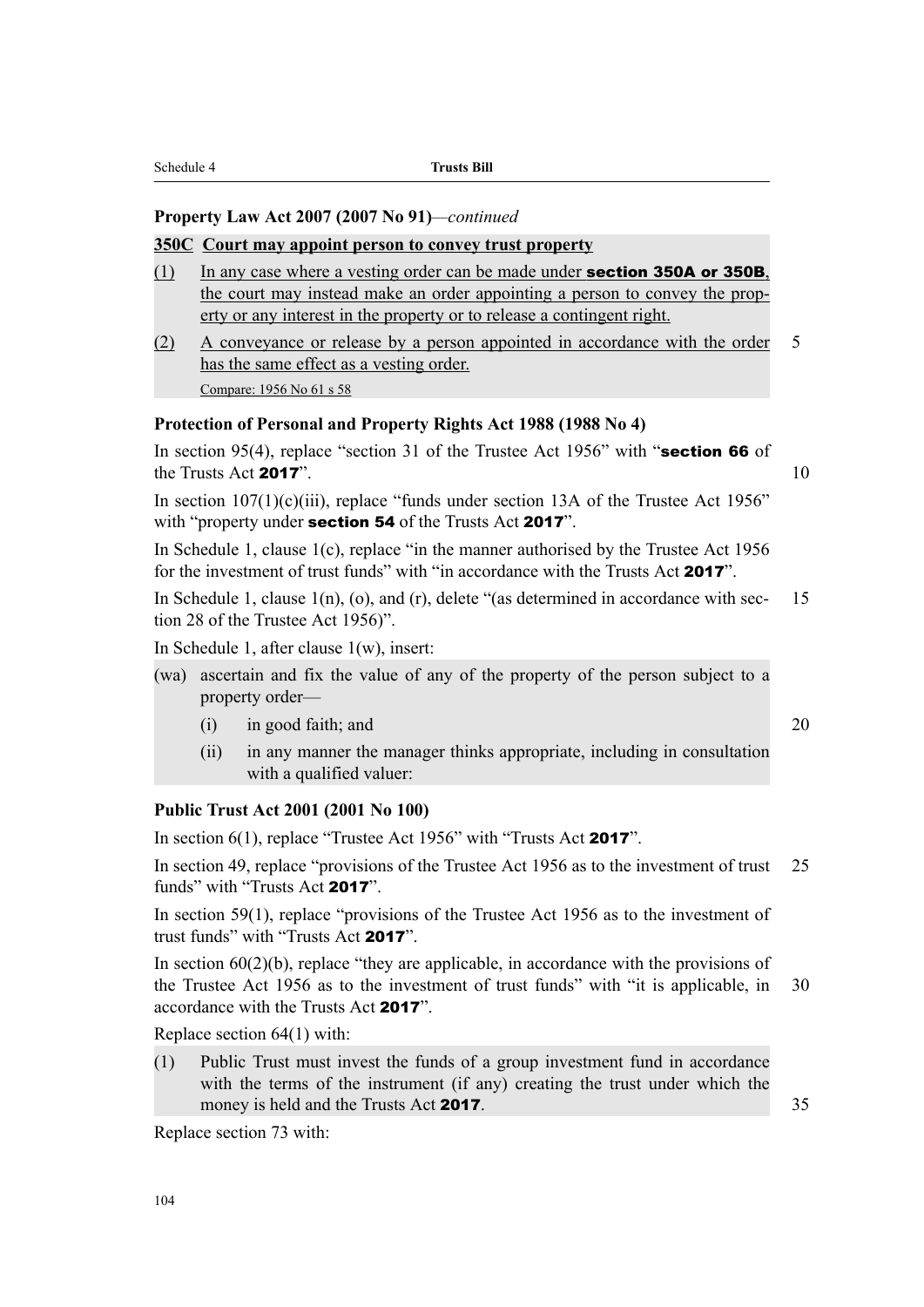**Property Law Act 2007 (2007 No 91)**—*continued*

**350C Court may appoint person to convey trust property**

(1) In any case where a vesting order can be made under **section 350A or 350B**, the court may instead make an order appointing a person to convey the property or any interest in the property or to release a contingent right.

(2) A conveyance or release by a person appointed in accordance with the order has the same effect as a vesting order.

Compare: 1956 No 61 s 58

**Protection of Personal and Property Rights Act 1988 (1988 No 4)**

In section 95(4), replace "section 31 of the Trustee Act 1956" with "**section 66** of the Trusts Act **2017**".

In section 107(1)(c)(iii), replace "funds under section 13A of the Trustee Act 1956" with "property under **section 54** of the Trusts Act **2017**".

In Schedule 1, clause 1(c), replace "in the manner authorised by the Trustee Act 1956 for the investment of trust funds" with "in accordance with the Trusts Act **2017**".

In Schedule 1, clause 1(n), (o), and (r), delete "(as determined in accordance with section 28 of the Trustee Act 1956)".

In Schedule 1, after clause 1(w), insert:

(wa) ascertain and fix the value of any of the property of the person subject to a property order—

- (i) in good faith; and
- (ii) in any manner the manager thinks appropriate, including in consultation with a qualified valuer:

**Public Trust Act 2001 (2001 No 100)**

In section 6(1), replace "Trustee Act 1956" with "Trusts Act **2017**".

In section 49, replace "provisions of the Trustee Act 1956 as to the investment of trust funds" with "Trusts Act **2017**".

In section 59(1), replace "provisions of the Trustee Act 1956 as to the investment of trust funds" with "Trusts Act **2017**".

In section 60(2)(b), replace "they are applicable, in accordance with the provisions of the Trustee Act 1956 as to the investment of trust funds" with "it is applicable, in accordance with the Trusts Act **2017**".

Replace section 64(1) with:

(1) Public Trust must invest the funds of a group investment fund in accordance with the terms of the instrument (if any) creating the trust under which the money is held and the Trusts Act **2017**.

Replace section 73 with: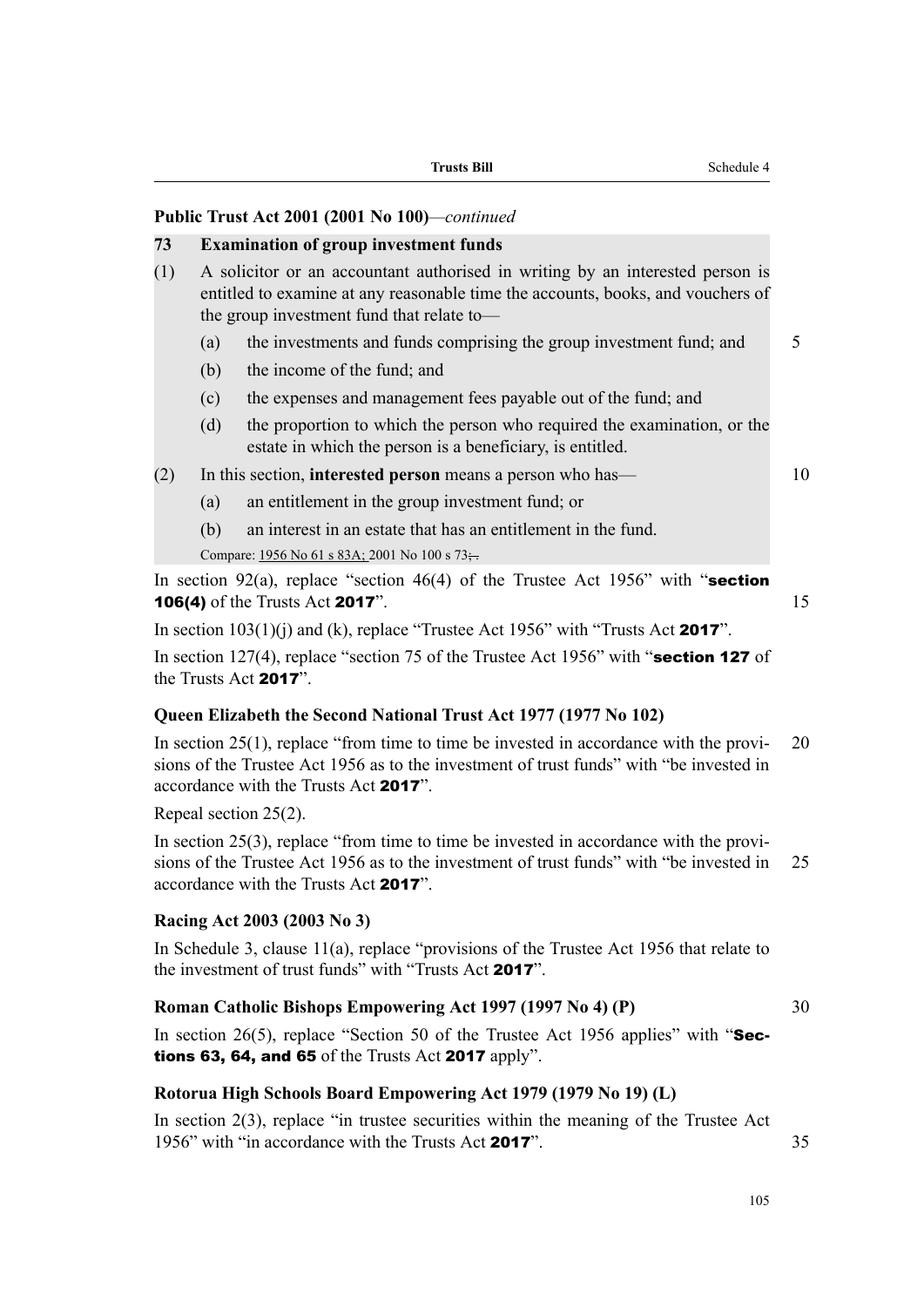**Public Trust Act 2001 (2001 No 100)**—*continued*

**73 Examination of group investment funds**

(1) A solicitor or an accountant authorised in writing by an interested person is entitled to examine at any reasonable time the accounts, books, and vouchers of the group investment fund that relate to—

(a) the investments and funds comprising the group investment fund; and

(b) the income of the fund; and

(c) the expenses and management fees payable out of the fund; and

(d) the proportion to which the person who required the examination, or the estate in which the person is a beneficiary, is entitled.

(2) In this section, **interested person** means a person who has—

(a) an entitlement in the group investment fund; or

(b) an interest in an estate that has an entitlement in the fund.

Compare: 1956 No 61 s 83A; 2001 No 100 s 73;.

In section 92(a), replace "section 46(4) of the Trustee Act 1956" with "**section 106(4)** of the Trusts Act **2017**".

In section 103(1)(j) and (k), replace "Trustee Act 1956" with "Trusts Act **2017**".

In section 127(4), replace "section 75 of the Trustee Act 1956" with "**section 127** of the Trusts Act **2017**".

**Queen Elizabeth the Second National Trust Act 1977 (1977 No 102)**

In section 25(1), replace "from time to time be invested in accordance with the provisions of the Trustee Act 1956 as to the investment of trust funds" with "be invested in accordance with the Trusts Act **2017**".

Repeal section 25(2).

In section 25(3), replace "from time to time be invested in accordance with the provisions of the Trustee Act 1956 as to the investment of trust funds" with "be invested in accordance with the Trusts Act **2017**".

**Racing Act 2003 (2003 No 3)**

In Schedule 3, clause 11(a), replace "provisions of the Trustee Act 1956 that relate to the investment of trust funds" with "Trusts Act **2017**".

**Roman Catholic Bishops Empowering Act 1997 (1997 No 4) (P)**

In section 26(5), replace "Section 50 of the Trustee Act 1956 applies" with "**Sections 63, 64, and 65** of the Trusts Act **2017** apply".

**Rotorua High Schools Board Empowering Act 1979 (1979 No 19) (L)**

In section 2(3), replace "in trustee securities within the meaning of the Trustee Act 1956" with "in accordance with the Trusts Act **2017**".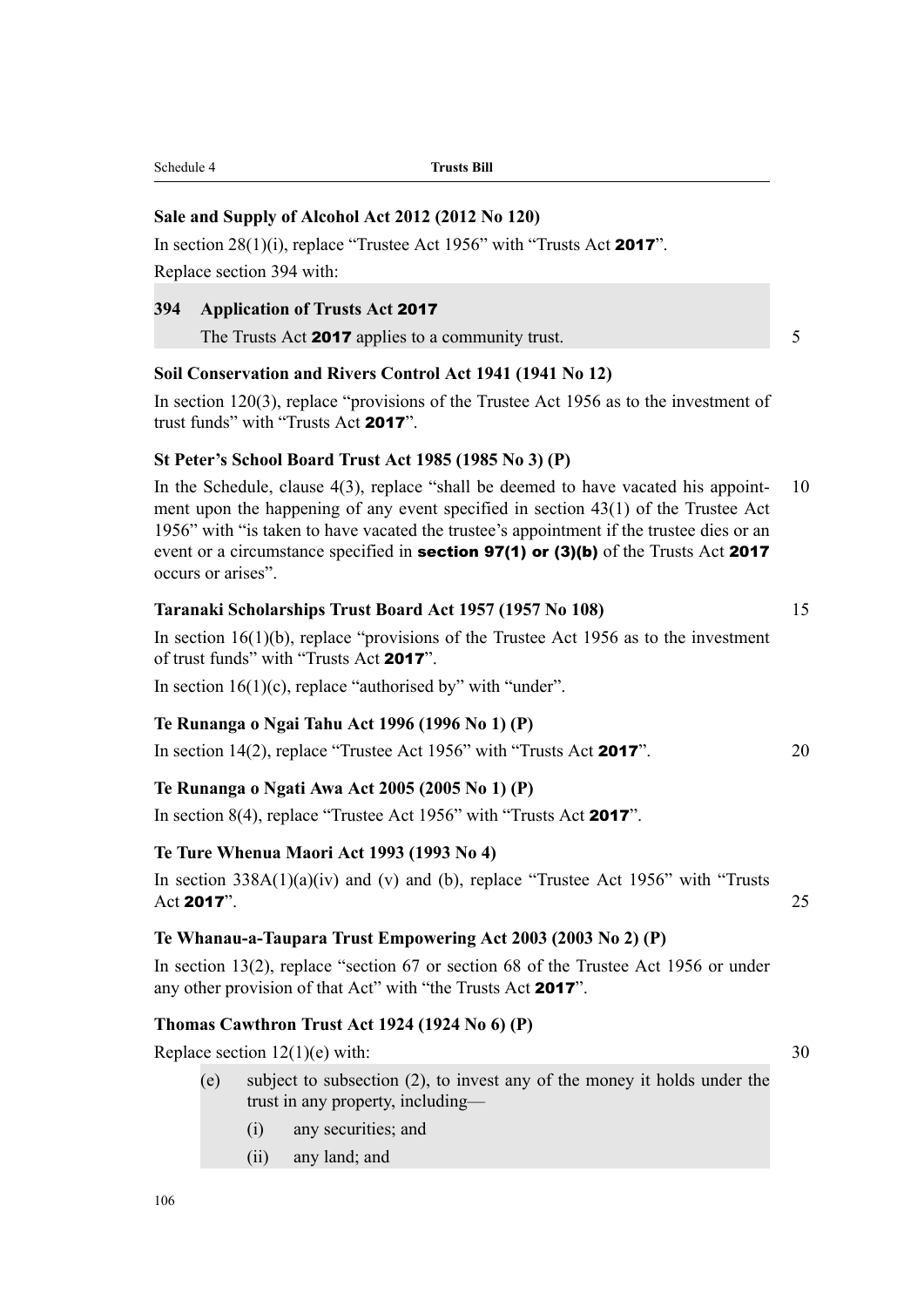**Sale and Supply of Alcohol Act 2012 (2012 No 120)**

In section 28(1)(i), replace "Trustee Act 1956" with "Trusts Act **2017**".

Replace section 394 with:

> **394 Application of Trusts Act 2017**
>
> The Trusts Act **2017** applies to a community trust.

**Soil Conservation and Rivers Control Act 1941 (1941 No 12)**

In section 120(3), replace "provisions of the Trustee Act 1956 as to the investment of trust funds" with "Trusts Act **2017**".

**St Peter's School Board Trust Act 1985 (1985 No 3) (P)**

In the Schedule, clause 4(3), replace "shall be deemed to have vacated his appointment upon the happening of any event specified in section 43(1) of the Trustee Act 1956" with "is taken to have vacated the trustee's appointment if the trustee dies or an event or a circumstance specified in **section 97(1) or (3)(b)** of the Trusts Act **2017** occurs or arises".

**Taranaki Scholarships Trust Board Act 1957 (1957 No 108)**

In section 16(1)(b), replace "provisions of the Trustee Act 1956 as to the investment of trust funds" with "Trusts Act **2017**".

In section 16(1)(c), replace "authorised by" with "under".

**Te Runanga o Ngai Tahu Act 1996 (1996 No 1) (P)**

In section 14(2), replace "Trustee Act 1956" with "Trusts Act **2017**".

**Te Runanga o Ngati Awa Act 2005 (2005 No 1) (P)**

In section 8(4), replace "Trustee Act 1956" with "Trusts Act **2017**".

**Te Ture Whenua Maori Act 1993 (1993 No 4)**

In section 338A(1)(a)(iv) and (v) and (b), replace "Trustee Act 1956" with "Trusts Act **2017**".

**Te Whanau-a-Taupara Trust Empowering Act 2003 (2003 No 2) (P)**

In section 13(2), replace "section 67 or section 68 of the Trustee Act 1956 or under any other provision of that Act" with "the Trusts Act **2017**".

**Thomas Cawthron Trust Act 1924 (1924 No 6) (P)**

Replace section 12(1)(e) with:

> (e) subject to subsection (2), to invest any of the money it holds under the trust in any property, including—
>
> (i) any securities; and
>
> (ii) any land; and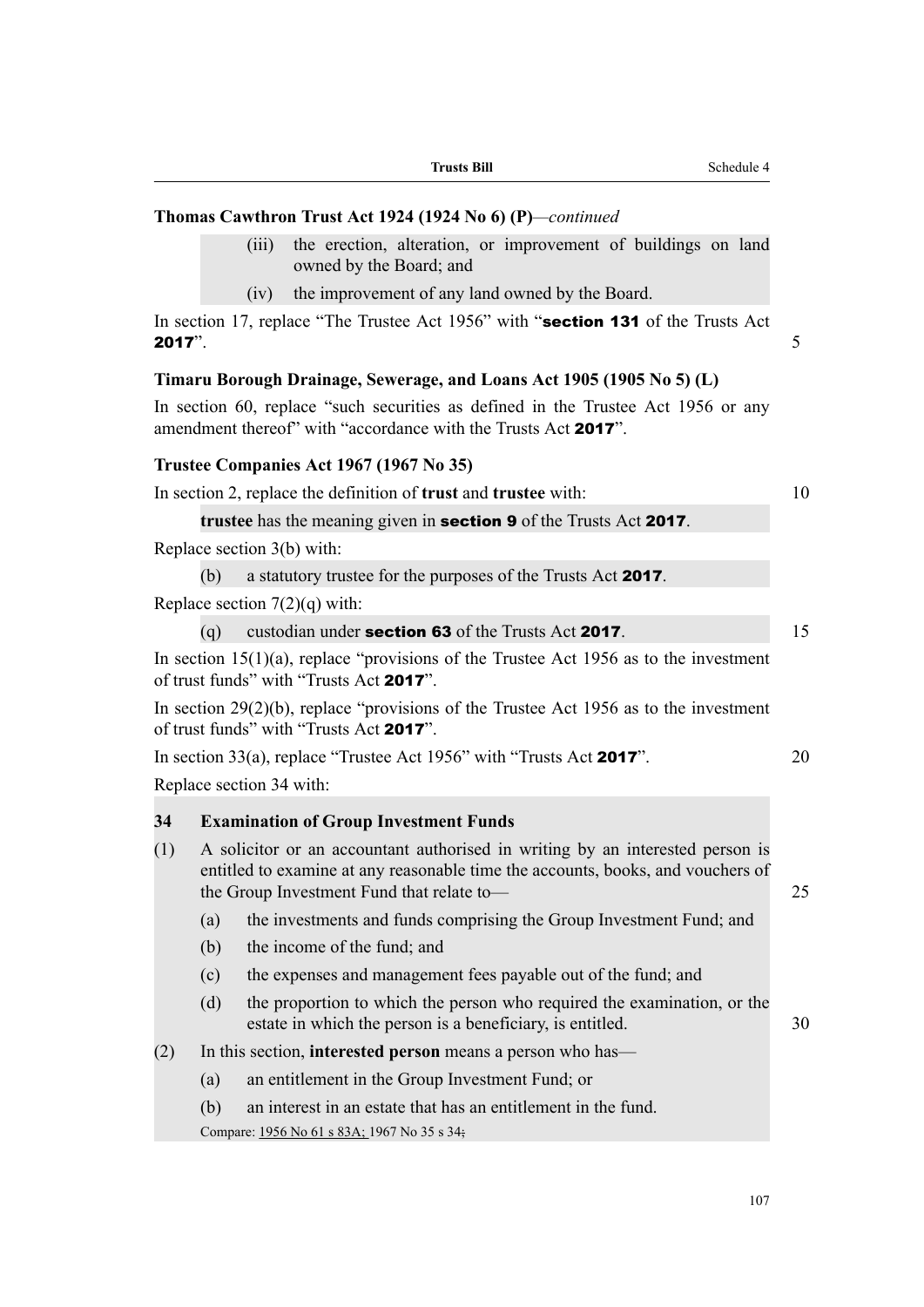**Thomas Cawthron Trust Act 1924 (1924 No 6) (P)**—*continued*

(iii) the erection, alteration, or improvement of buildings on land owned by the Board; and

(iv) the improvement of any land owned by the Board.

In section 17, replace "The Trustee Act 1956" with "**section 131** of the Trusts Act **2017**".

**Timaru Borough Drainage, Sewerage, and Loans Act 1905 (1905 No 5) (L)**

In section 60, replace "such securities as defined in the Trustee Act 1956 or any amendment thereof" with "accordance with the Trusts Act **2017**".

**Trustee Companies Act 1967 (1967 No 35)**

In section 2, replace the definition of **trust** and **trustee** with:

**trustee** has the meaning given in **section 9** of the Trusts Act **2017**.

Replace section 3(b) with:

(b) a statutory trustee for the purposes of the Trusts Act **2017**.

Replace section 7(2)(q) with:

(q) custodian under **section 63** of the Trusts Act **2017**.

In section 15(1)(a), replace "provisions of the Trustee Act 1956 as to the investment of trust funds" with "Trusts Act **2017**".

In section 29(2)(b), replace "provisions of the Trustee Act 1956 as to the investment of trust funds" with "Trusts Act **2017**".

In section 33(a), replace "Trustee Act 1956" with "Trusts Act **2017**".

Replace section 34 with:

**34 Examination of Group Investment Funds**

(1) A solicitor or an accountant authorised in writing by an interested person is entitled to examine at any reasonable time the accounts, books, and vouchers of the Group Investment Fund that relate to—

(a) the investments and funds comprising the Group Investment Fund; and

(b) the income of the fund; and

(c) the expenses and management fees payable out of the fund; and

(d) the proportion to which the person who required the examination, or the estate in which the person is a beneficiary, is entitled.

(2) In this section, **interested person** means a person who has—

(a) an entitlement in the Group Investment Fund; or

(b) an interest in an estate that has an entitlement in the fund.

Compare: 1956 No 61 s 83A; 1967 No 35 s 34;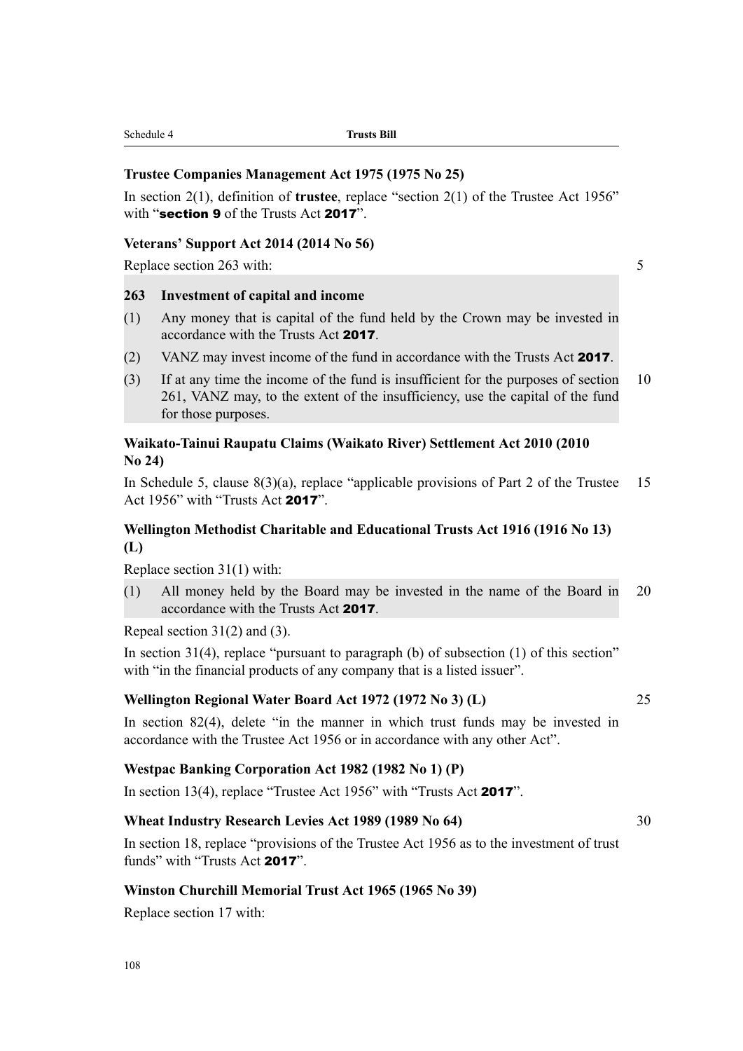**Trustee Companies Management Act 1975 (1975 No 25)**

In section 2(1), definition of **trustee**, replace "section 2(1) of the Trustee Act 1956" with "**section 9** of the Trusts Act **2017**".

**Veterans' Support Act 2014 (2014 No 56)**

Replace section 263 with:

> **263 Investment of capital and income**
>
> (1) Any money that is capital of the fund held by the Crown may be invested in accordance with the Trusts Act **2017**.
>
> (2) VANZ may invest income of the fund in accordance with the Trusts Act **2017**.
>
> (3) If at any time the income of the fund is insufficient for the purposes of section 261, VANZ may, to the extent of the insufficiency, use the capital of the fund for those purposes.

**Waikato-Tainui Raupatu Claims (Waikato River) Settlement Act 2010 (2010 No 24)**

In Schedule 5, clause 8(3)(a), replace "applicable provisions of Part 2 of the Trustee Act 1956" with "Trusts Act **2017**".

**Wellington Methodist Charitable and Educational Trusts Act 1916 (1916 No 13) (L)**

Replace section 31(1) with:

> (1) All money held by the Board may be invested in the name of the Board in accordance with the Trusts Act **2017**.

Repeal section 31(2) and (3).

In section 31(4), replace "pursuant to paragraph (b) of subsection (1) of this section" with "in the financial products of any company that is a listed issuer".

**Wellington Regional Water Board Act 1972 (1972 No 3) (L)**

In section 82(4), delete "in the manner in which trust funds may be invested in accordance with the Trustee Act 1956 or in accordance with any other Act".

**Westpac Banking Corporation Act 1982 (1982 No 1) (P)**

In section 13(4), replace "Trustee Act 1956" with "Trusts Act **2017**".

**Wheat Industry Research Levies Act 1989 (1989 No 64)**

In section 18, replace "provisions of the Trustee Act 1956 as to the investment of trust funds" with "Trusts Act **2017**".

**Winston Churchill Memorial Trust Act 1965 (1965 No 39)**

Replace section 17 with: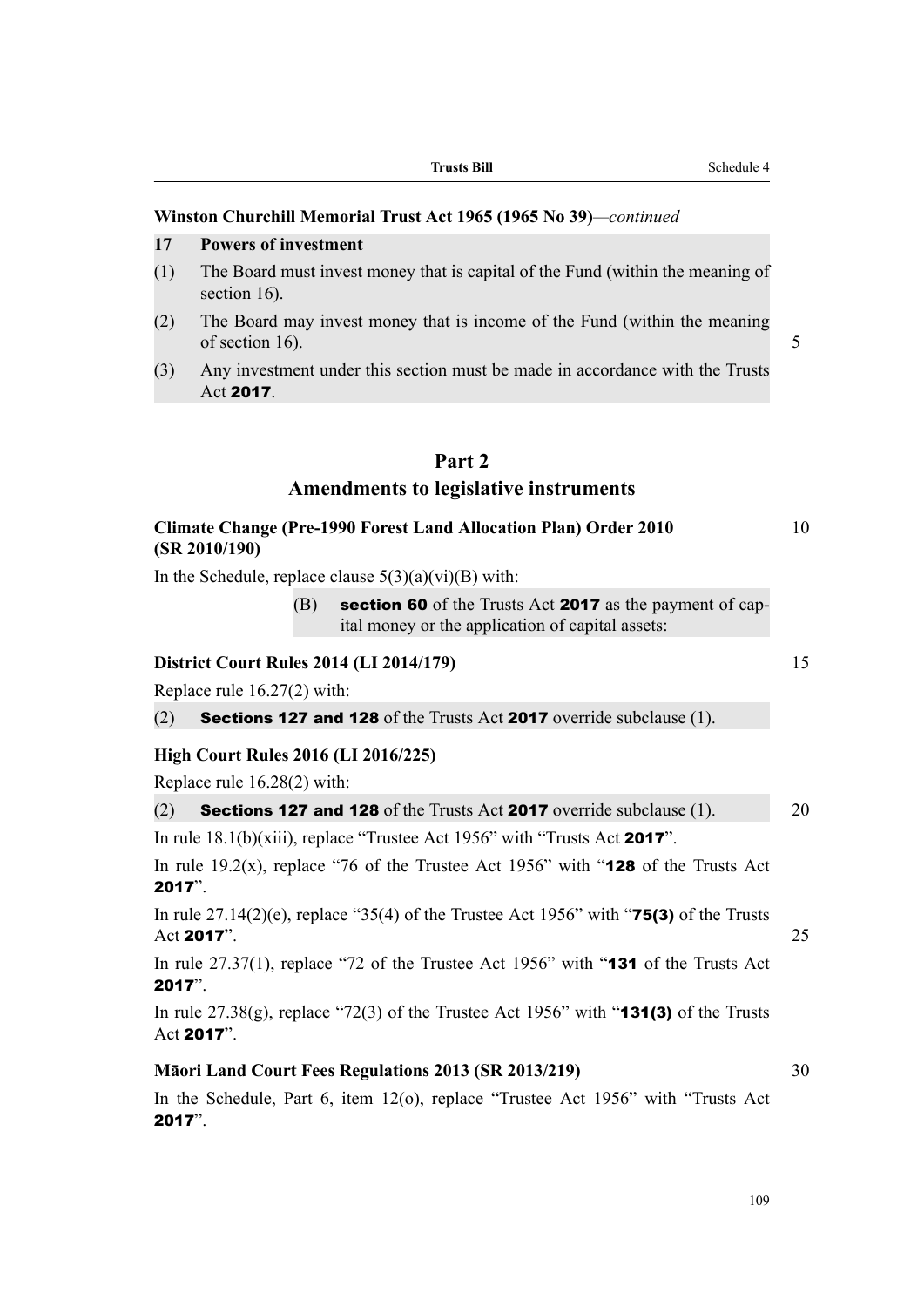**Winston Churchill Memorial Trust Act 1965 (1965 No 39)**—*continued*

**17 Powers of investment**

(1) The Board must invest money that is capital of the Fund (within the meaning of section 16).

(2) The Board may invest money that is income of the Fund (within the meaning of section 16).

(3) Any investment under this section must be made in accordance with the Trusts Act **2017**.

## Part 2
## Amendments to legislative instruments

**Climate Change (Pre-1990 Forest Land Allocation Plan) Order 2010 (SR 2010/190)**

In the Schedule, replace clause 5(3)(a)(vi)(B) with:

(B) **section 60** of the Trusts Act **2017** as the payment of capital money or the application of capital assets:

**District Court Rules 2014 (LI 2014/179)**

Replace rule 16.27(2) with:

(2) **Sections 127 and 128** of the Trusts Act **2017** override subclause (1).

**High Court Rules 2016 (LI 2016/225)**

Replace rule 16.28(2) with:

(2) **Sections 127 and 128** of the Trusts Act **2017** override subclause (1).

In rule 18.1(b)(xiii), replace "Trustee Act 1956" with "Trusts Act **2017**".

In rule 19.2(x), replace "76 of the Trustee Act 1956" with "**128** of the Trusts Act **2017**".

In rule 27.14(2)(e), replace "35(4) of the Trustee Act 1956" with "**75(3)** of the Trusts Act **2017**".

In rule 27.37(1), replace "72 of the Trustee Act 1956" with "**131** of the Trusts Act **2017**".

In rule 27.38(g), replace "72(3) of the Trustee Act 1956" with "**131(3)** of the Trusts Act **2017**".

**Māori Land Court Fees Regulations 2013 (SR 2013/219)**

In the Schedule, Part 6, item 12(o), replace "Trustee Act 1956" with "Trusts Act **2017**".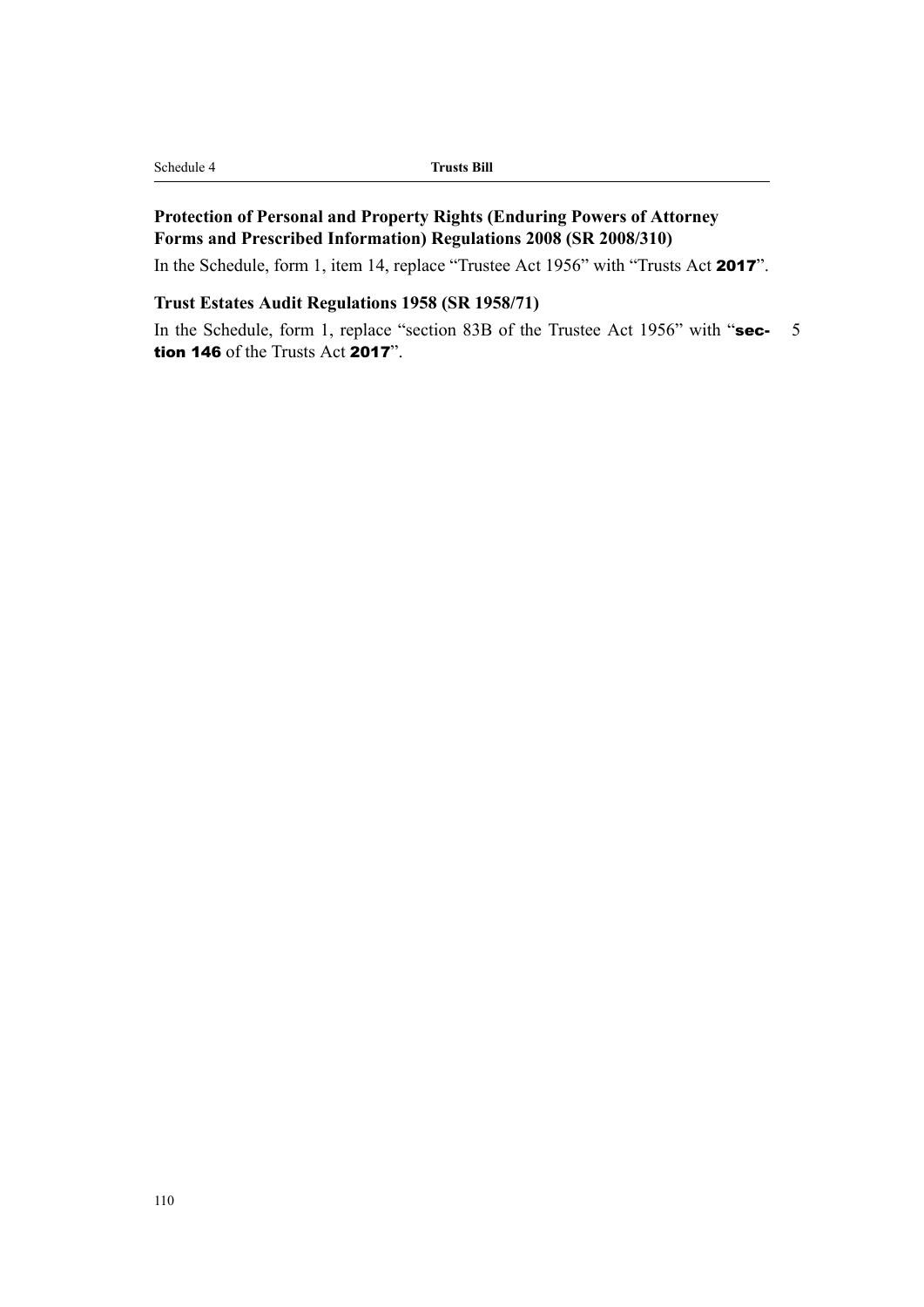### Protection of Personal and Property Rights (Enduring Powers of Attorney Forms and Prescribed Information) Regulations 2008 (SR 2008/310)

In the Schedule, form 1, item 14, replace "Trustee Act 1956" with "Trusts Act **2017**".

### Trust Estates Audit Regulations 1958 (SR 1958/71)

In the Schedule, form 1, replace "section 83B of the Trustee Act 1956" with "**section 146** of the Trusts Act **2017**".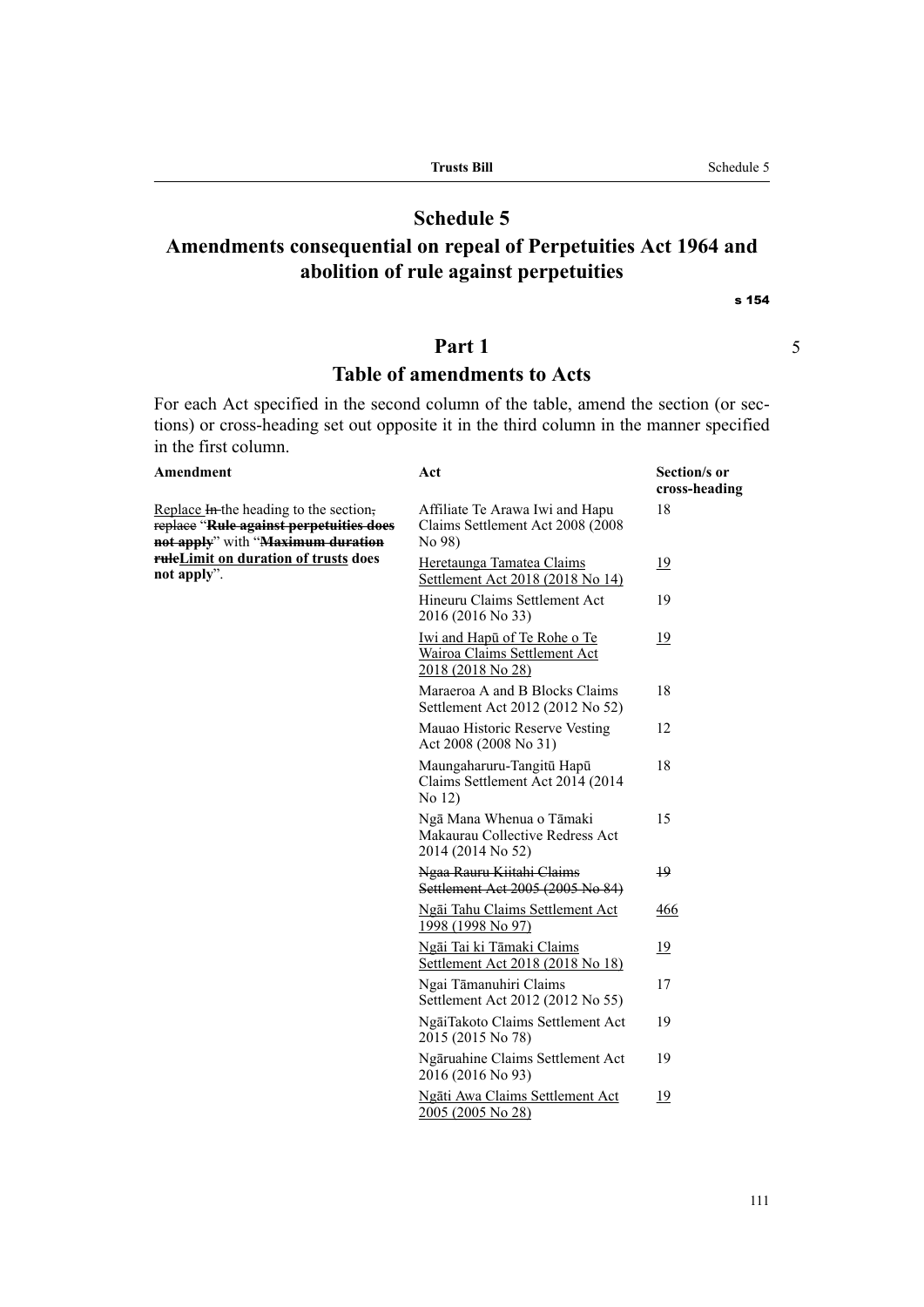# Schedule 5

## Amendments consequential on repeal of Perpetuities Act 1964 and abolition of rule against perpetuities

s 154

### Part 1

### Table of amendments to Acts

For each Act specified in the second column of the table, amend the section (or sections) or cross-heading set out opposite it in the third column in the manner specified in the first column.

| Amendment | Act | Section/s or cross-heading |
| --- | --- | --- |
| Replace ~~In~~ the heading to the section~~, replace~~ "~~**Rule against perpetuities does not apply**~~" with "~~**Maximum duration rule**~~**Limit on duration of trusts does not apply**". | Affiliate Te Arawa Iwi and Hapu Claims Settlement Act 2008 (2008 No 98) | 18 |
| | Heretaunga Tamatea Claims Settlement Act 2018 (2018 No 14) | 19 |
| | Hineuru Claims Settlement Act 2016 (2016 No 33) | 19 |
| | Iwi and Hapū of Te Rohe o Te Wairoa Claims Settlement Act 2018 (2018 No 28) | 19 |
| | Maraeroa A and B Blocks Claims Settlement Act 2012 (2012 No 52) | 18 |
| | Mauao Historic Reserve Vesting Act 2008 (2008 No 31) | 12 |
| | Maungaharuru-Tangitū Hapū Claims Settlement Act 2014 (2014 No 12) | 18 |
| | Ngā Mana Whenua o Tāmaki Makaurau Collective Redress Act 2014 (2014 No 52) | 15 |
| | ~~Ngaa Rauru Kiitahi Claims Settlement Act 2005 (2005 No 84)~~ | ~~19~~ |
| | Ngāi Tahu Claims Settlement Act 1998 (1998 No 97) | 466 |
| | Ngāi Tai ki Tāmaki Claims Settlement Act 2018 (2018 No 18) | 19 |
| | Ngai Tāmanuhiri Claims Settlement Act 2012 (2012 No 55) | 17 |
| | NgāiTakoto Claims Settlement Act 2015 (2015 No 78) | 19 |
| | Ngāruahine Claims Settlement Act 2016 (2016 No 93) | 19 |
| | Ngāti Awa Claims Settlement Act 2005 (2005 No 28) | 19 |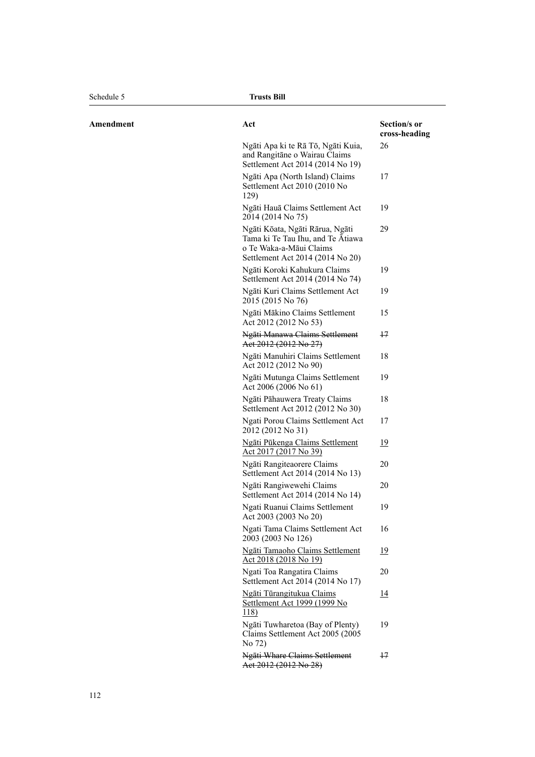| Amendment | Act | Section/s or cross-heading |
|---|---|---|
| | Ngāti Apa ki te Rā Tō, Ngāti Kuia, and Rangitāne o Wairau Claims Settlement Act 2014 (2014 No 19) | 26 |
| | Ngāti Apa (North Island) Claims Settlement Act 2010 (2010 No 129) | 17 |
| | Ngāti Hauā Claims Settlement Act 2014 (2014 No 75) | 19 |
| | Ngāti Kōata, Ngāti Rārua, Ngāti Tama ki Te Tau Ihu, and Te Ātiawa o Te Waka-a-Māui Claims Settlement Act 2014 (2014 No 20) | 29 |
| | Ngāti Koroki Kahukura Claims Settlement Act 2014 (2014 No 74) | 19 |
| | Ngāti Kuri Claims Settlement Act 2015 (2015 No 76) | 19 |
| | Ngāti Mākino Claims Settlement Act 2012 (2012 No 53) | 15 |
| | ~~Ngāti Manawa Claims Settlement Act 2012 (2012 No 27)~~ | ~~17~~ |
| | Ngāti Manuhiri Claims Settlement Act 2012 (2012 No 90) | 18 |
| | Ngāti Mutunga Claims Settlement Act 2006 (2006 No 61) | 19 |
| | Ngāti Pāhauwera Treaty Claims Settlement Act 2012 (2012 No 30) | 18 |
| | Ngati Porou Claims Settlement Act 2012 (2012 No 31) | 17 |
| | <u>Ngāti Pūkenga Claims Settlement Act 2017 (2017 No 39)</u> | <u>19</u> |
| | Ngāti Rangiteaorere Claims Settlement Act 2014 (2014 No 13) | 20 |
| | Ngāti Rangiwewehi Claims Settlement Act 2014 (2014 No 14) | 20 |
| | Ngati Ruanui Claims Settlement Act 2003 (2003 No 20) | 19 |
| | Ngati Tama Claims Settlement Act 2003 (2003 No 126) | 16 |
| | <u>Ngāti Tamaoho Claims Settlement Act 2018 (2018 No 19)</u> | <u>19</u> |
| | Ngati Toa Rangatira Claims Settlement Act 2014 (2014 No 17) | 20 |
| | <u>Ngāti Tūrangitukua Claims Settlement Act 1999 (1999 No 118)</u> | <u>14</u> |
| | Ngāti Tuwharetoa (Bay of Plenty) Claims Settlement Act 2005 (2005 No 72) | 19 |
| | ~~Ngāti Whare Claims Settlement Act 2012 (2012 No 28)~~ | ~~17~~ |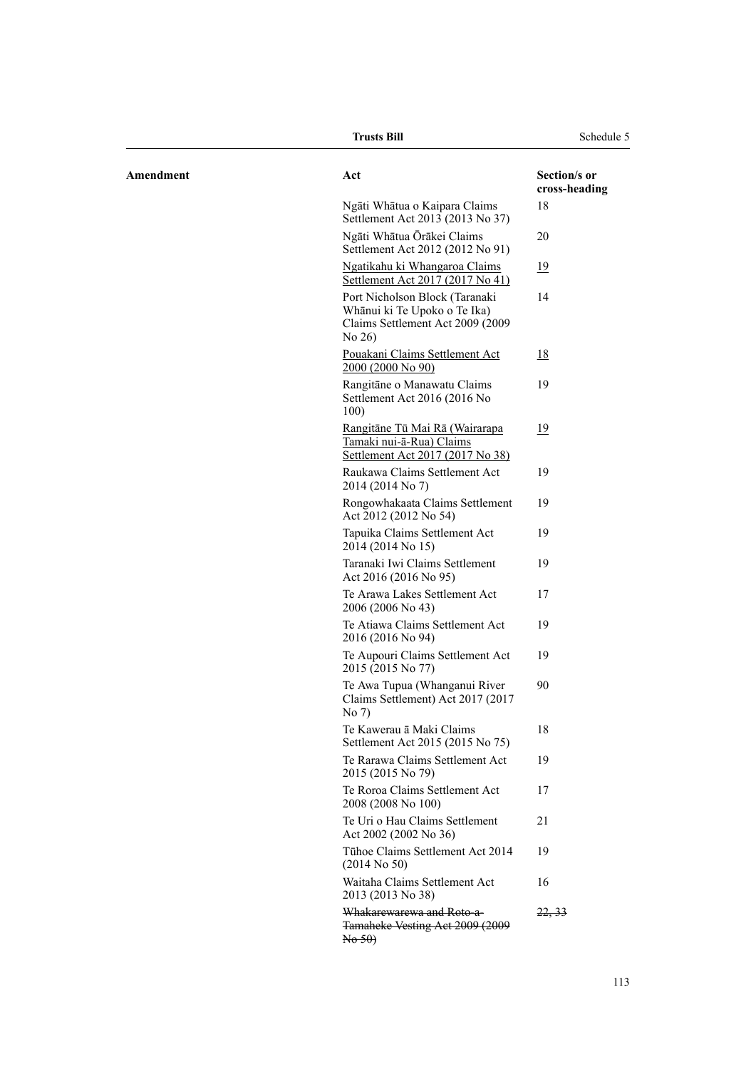| Amendment | Act | Section/s or cross-heading |
|---|---|---|
| | Ngāti Whātua o Kaipara Claims Settlement Act 2013 (2013 No 37) | 18 |
| | Ngāti Whātua Ōrākei Claims Settlement Act 2012 (2012 No 91) | 20 |
| | <u>Ngatikahu ki Whangaroa Claims Settlement Act 2017 (2017 No 41)</u> | <u>19</u> |
| | Port Nicholson Block (Taranaki Whānui ki Te Upoko o Te Ika) Claims Settlement Act 2009 (2009 No 26) | 14 |
| | <u>Pouakani Claims Settlement Act 2000 (2000 No 90)</u> | <u>18</u> |
| | Rangitāne o Manawatu Claims Settlement Act 2016 (2016 No 100) | 19 |
| | <u>Rangitāne Tū Mai Rā (Wairarapa Tamaki nui-ā-Rua) Claims Settlement Act 2017 (2017 No 38)</u> | <u>19</u> |
| | Raukawa Claims Settlement Act 2014 (2014 No 7) | 19 |
| | Rongowhakaata Claims Settlement Act 2012 (2012 No 54) | 19 |
| | Tapuika Claims Settlement Act 2014 (2014 No 15) | 19 |
| | Taranaki Iwi Claims Settlement Act 2016 (2016 No 95) | 19 |
| | Te Arawa Lakes Settlement Act 2006 (2006 No 43) | 17 |
| | Te Atiawa Claims Settlement Act 2016 (2016 No 94) | 19 |
| | Te Aupouri Claims Settlement Act 2015 (2015 No 77) | 19 |
| | Te Awa Tupua (Whanganui River Claims Settlement) Act 2017 (2017 No 7) | 90 |
| | Te Kawerau ā Maki Claims Settlement Act 2015 (2015 No 75) | 18 |
| | Te Rarawa Claims Settlement Act 2015 (2015 No 79) | 19 |
| | Te Roroa Claims Settlement Act 2008 (2008 No 100) | 17 |
| | Te Uri o Hau Claims Settlement Act 2002 (2002 No 36) | 21 |
| | Tūhoe Claims Settlement Act 2014 (2014 No 50) | 19 |
| | Waitaha Claims Settlement Act 2013 (2013 No 38) | 16 |
| | ~~Whakarewarewa and Roto-a-Tamaheke Vesting Act 2009 (2009 No 50)~~ | ~~22, 33~~ |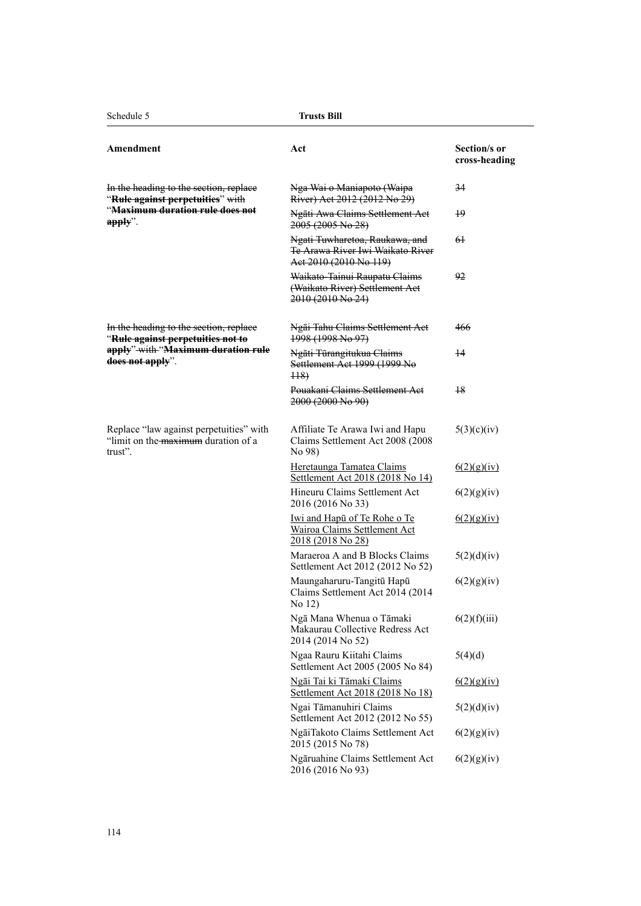| Amendment | Act | Section/s or cross-heading |
|---|---|---|
| ~~In the heading to the section, replace "**Rule against perpetuities**" with "**Maximum duration rule does not apply**".~~ | ~~Nga Wai o Maniapoto (Waipa River) Act 2012 (2012 No 29)~~ | ~~34~~ |
| | ~~Ngāti Awa Claims Settlement Act 2005 (2005 No 28)~~ | ~~19~~ |
| | ~~Ngati Tuwharetoa, Raukawa, and Te Arawa River Iwi Waikato River Act 2010 (2010 No 119)~~ | ~~61~~ |
| | ~~Waikato-Tainui Raupatu Claims (Waikato River) Settlement Act 2010 (2010 No 24)~~ | ~~92~~ |
| ~~In the heading to the section, replace "**Rule against perpetuities not to apply**" with "**Maximum duration rule does not apply**".~~ | ~~Ngāi Tahu Claims Settlement Act 1998 (1998 No 97)~~ | ~~466~~ |
| | ~~Ngāti Tūrangitukua Claims Settlement Act 1999 (1999 No 118)~~ | ~~14~~ |
| | ~~Pouakani Claims Settlement Act 2000 (2000 No 90)~~ | ~~18~~ |
| Replace "law against perpetuities" with "limit on the ~~maximum~~ duration of a trust". | Affiliate Te Arawa Iwi and Hapu Claims Settlement Act 2008 (2008 No 98) | 5(3)(c)(iv) |
| | <u>Heretaunga Tamatea Claims Settlement Act 2018 (2018 No 14)</u> | <u>6(2)(g)(iv)</u> |
| | Hineuru Claims Settlement Act 2016 (2016 No 33) | 6(2)(g)(iv) |
| | <u>Iwi and Hapū of Te Rohe o Te Wairoa Claims Settlement Act 2018 (2018 No 28)</u> | <u>6(2)(g)(iv)</u> |
| | Maraeroa A and B Blocks Claims Settlement Act 2012 (2012 No 52) | 5(2)(d)(iv) |
| | Maungaharuru-Tangitū Hapū Claims Settlement Act 2014 (2014 No 12) | 6(2)(g)(iv) |
| | Ngā Mana Whenua o Tāmaki Makaurau Collective Redress Act 2014 (2014 No 52) | 6(2)(f)(iii) |
| | Ngaa Rauru Kiitahi Claims Settlement Act 2005 (2005 No 84) | 5(4)(d) |
| | <u>Ngāi Tai ki Tāmaki Claims Settlement Act 2018 (2018 No 18)</u> | <u>6(2)(g)(iv)</u> |
| | Ngai Tāmanuhiri Claims Settlement Act 2012 (2012 No 55) | 5(2)(d)(iv) |
| | NgāiTakoto Claims Settlement Act 2015 (2015 No 78) | 6(2)(g)(iv) |
| | Ngāruahine Claims Settlement Act 2016 (2016 No 93) | 6(2)(g)(iv) |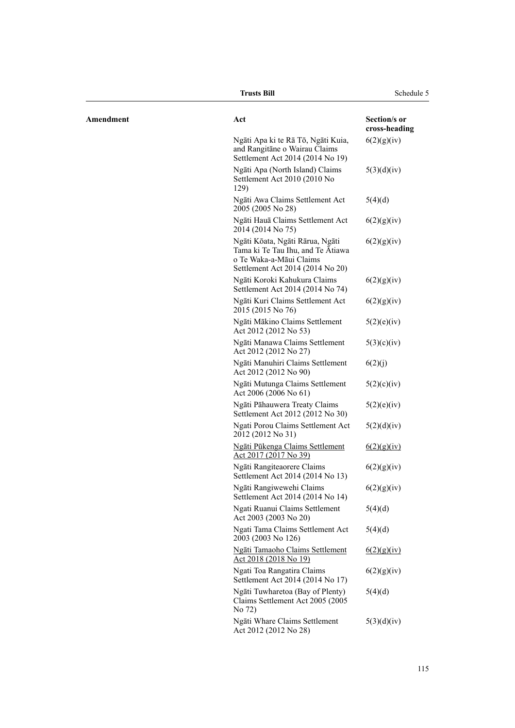| Amendment | Act | Section/s or cross-heading |
|---|---|---|
| | Ngāti Apa ki te Rā Tō, Ngāti Kuia, and Rangitāne o Wairau Claims Settlement Act 2014 (2014 No 19) | 6(2)(g)(iv) |
| | Ngāti Apa (North Island) Claims Settlement Act 2010 (2010 No 129) | 5(3)(d)(iv) |
| | Ngāti Awa Claims Settlement Act 2005 (2005 No 28) | 5(4)(d) |
| | Ngāti Hauā Claims Settlement Act 2014 (2014 No 75) | 6(2)(g)(iv) |
| | Ngāti Kōata, Ngāti Rārua, Ngāti Tama ki Te Tau Ihu, and Te Ātiawa o Te Waka-a-Māui Claims Settlement Act 2014 (2014 No 20) | 6(2)(g)(iv) |
| | Ngāti Koroki Kahukura Claims Settlement Act 2014 (2014 No 74) | 6(2)(g)(iv) |
| | Ngāti Kuri Claims Settlement Act 2015 (2015 No 76) | 6(2)(g)(iv) |
| | Ngāti Mākino Claims Settlement Act 2012 (2012 No 53) | 5(2)(e)(iv) |
| | Ngāti Manawa Claims Settlement Act 2012 (2012 No 27) | 5(3)(c)(iv) |
| | Ngāti Manuhiri Claims Settlement Act 2012 (2012 No 90) | 6(2)(j) |
| | Ngāti Mutunga Claims Settlement Act 2006 (2006 No 61) | 5(2)(c)(iv) |
| | Ngāti Pāhauwera Treaty Claims Settlement Act 2012 (2012 No 30) | 5(2)(e)(iv) |
| | Ngati Porou Claims Settlement Act 2012 (2012 No 31) | 5(2)(d)(iv) |
| | Ngāti Pūkenga Claims Settlement Act 2017 (2017 No 39) | 6(2)(g)(iv) |
| | Ngāti Rangiteaorere Claims Settlement Act 2014 (2014 No 13) | 6(2)(g)(iv) |
| | Ngāti Rangiwewehi Claims Settlement Act 2014 (2014 No 14) | 6(2)(g)(iv) |
| | Ngati Ruanui Claims Settlement Act 2003 (2003 No 20) | 5(4)(d) |
| | Ngati Tama Claims Settlement Act 2003 (2003 No 126) | 5(4)(d) |
| | Ngāti Tamaoho Claims Settlement Act 2018 (2018 No 19) | 6(2)(g)(iv) |
| | Ngati Toa Rangatira Claims Settlement Act 2014 (2014 No 17) | 6(2)(g)(iv) |
| | Ngāti Tuwharetoa (Bay of Plenty) Claims Settlement Act 2005 (2005 No 72) | 5(4)(d) |
| | Ngāti Whare Claims Settlement Act 2012 (2012 No 28) | 5(3)(d)(iv) |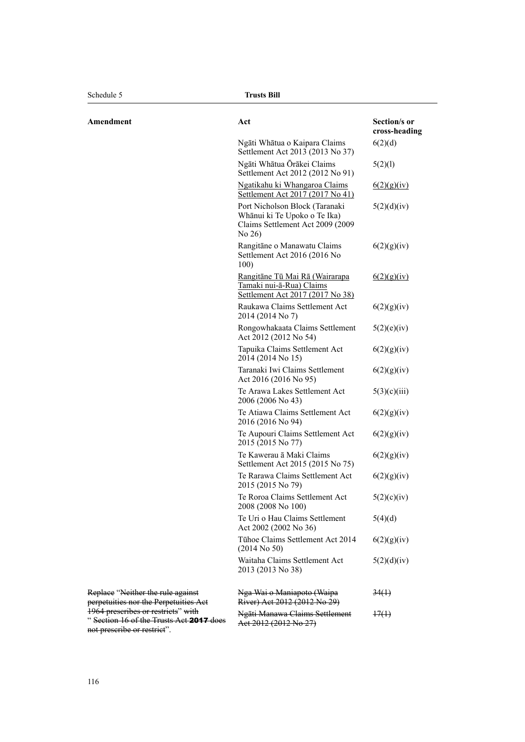| Amendment | Act | Section/s or cross-heading |
|---|---|---|
| | Ngāti Whātua o Kaipara Claims Settlement Act 2013 (2013 No 37) | 6(2)(d) |
| | Ngāti Whātua Ōrākei Claims Settlement Act 2012 (2012 No 91) | 5(2)(l) |
| | Ngatikahu ki Whangaroa Claims Settlement Act 2017 (2017 No 41) | 6(2)(g)(iv) |
| | Port Nicholson Block (Taranaki Whānui ki Te Upoko o Te Ika) Claims Settlement Act 2009 (2009 No 26) | 5(2)(d)(iv) |
| | Rangitāne o Manawatu Claims Settlement Act 2016 (2016 No 100) | 6(2)(g)(iv) |
| | Rangitāne Tū Mai Rā (Wairarapa Tamaki nui-ā-Rua) Claims Settlement Act 2017 (2017 No 38) | 6(2)(g)(iv) |
| | Raukawa Claims Settlement Act 2014 (2014 No 7) | 6(2)(g)(iv) |
| | Rongowhakaata Claims Settlement Act 2012 (2012 No 54) | 5(2)(e)(iv) |
| | Tapuika Claims Settlement Act 2014 (2014 No 15) | 6(2)(g)(iv) |
| | Taranaki Iwi Claims Settlement Act 2016 (2016 No 95) | 6(2)(g)(iv) |
| | Te Arawa Lakes Settlement Act 2006 (2006 No 43) | 5(3)(c)(iii) |
| | Te Atiawa Claims Settlement Act 2016 (2016 No 94) | 6(2)(g)(iv) |
| | Te Aupouri Claims Settlement Act 2015 (2015 No 77) | 6(2)(g)(iv) |
| | Te Kawerau ā Maki Claims Settlement Act 2015 (2015 No 75) | 6(2)(g)(iv) |
| | Te Rarawa Claims Settlement Act 2015 (2015 No 79) | 6(2)(g)(iv) |
| | Te Roroa Claims Settlement Act 2008 (2008 No 100) | 5(2)(c)(iv) |
| | Te Uri o Hau Claims Settlement Act 2002 (2002 No 36) | 5(4)(d) |
| | Tūhoe Claims Settlement Act 2014 (2014 No 50) | 6(2)(g)(iv) |
| | Waitaha Claims Settlement Act 2013 (2013 No 38) | 5(2)(d)(iv) |
| ~~Replace "Neither the rule against perpetuities nor the Perpetuities Act 1964 prescribes or restricts" with " Section 16 of the Trusts Act 2017 does not prescribe or restrict".~~ | ~~Nga Wai o Maniapoto (Waipa River) Act 2012 (2012 No 29)~~ | ~~34(1)~~ |
| | ~~Ngāti Manawa Claims Settlement Act 2012 (2012 No 27)~~ | ~~17(1)~~ |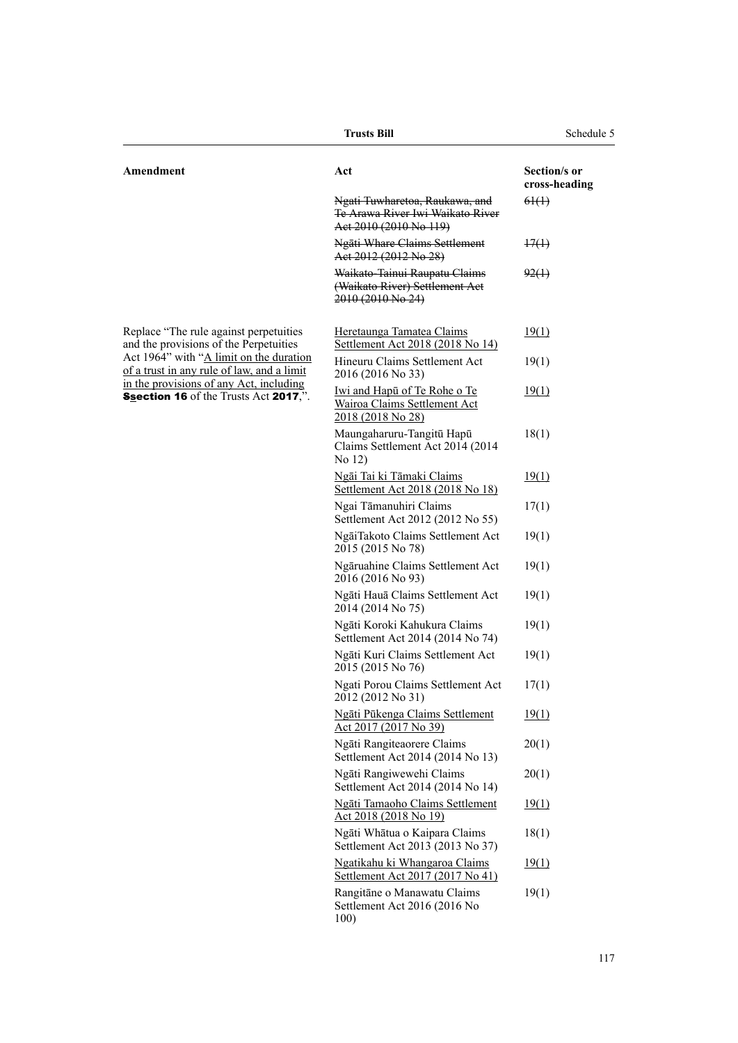| Amendment | Act | Section/s or cross-heading |
|---|---|---|
| | ~~Ngati Tuwharetoa, Raukawa, and Te Arawa River Iwi Waikato River Act 2010 (2010 No 119)~~ | ~~61(1)~~ |
| | ~~Ngāti Whare Claims Settlement Act 2012 (2012 No 28)~~ | ~~17(1)~~ |
| | ~~Waikato-Tainui Raupatu Claims (Waikato River) Settlement Act 2010 (2010 No 24)~~ | ~~92(1)~~ |
| Replace "The rule against perpetuities and the provisions of the Perpetuities Act 1964" with "<u>A limit on the duration of a trust in any rule of law, and a limit in the provisions of any Act, including</u> ~~**S**~~<u>**s**</u>**ection 16** of the Trusts Act **2017**,". | <u>Heretaunga Tamatea Claims Settlement Act 2018 (2018 No 14)</u> | <u>19(1)</u> |
| | Hineuru Claims Settlement Act 2016 (2016 No 33) | 19(1) |
| | <u>Iwi and Hapū of Te Rohe o Te Wairoa Claims Settlement Act 2018 (2018 No 28)</u> | <u>19(1)</u> |
| | Maungaharuru-Tangitū Hapū Claims Settlement Act 2014 (2014 No 12) | 18(1) |
| | <u>Ngāi Tai ki Tāmaki Claims Settlement Act 2018 (2018 No 18)</u> | <u>19(1)</u> |
| | Ngai Tāmanuhiri Claims Settlement Act 2012 (2012 No 55) | 17(1) |
| | NgāiTakoto Claims Settlement Act 2015 (2015 No 78) | 19(1) |
| | Ngāruahine Claims Settlement Act 2016 (2016 No 93) | 19(1) |
| | Ngāti Hauā Claims Settlement Act 2014 (2014 No 75) | 19(1) |
| | Ngāti Koroki Kahukura Claims Settlement Act 2014 (2014 No 74) | 19(1) |
| | Ngāti Kuri Claims Settlement Act 2015 (2015 No 76) | 19(1) |
| | Ngati Porou Claims Settlement Act 2012 (2012 No 31) | 17(1) |
| | <u>Ngāti Pūkenga Claims Settlement Act 2017 (2017 No 39)</u> | <u>19(1)</u> |
| | Ngāti Rangiteaorere Claims Settlement Act 2014 (2014 No 13) | 20(1) |
| | Ngāti Rangiwewehi Claims Settlement Act 2014 (2014 No 14) | 20(1) |
| | <u>Ngāti Tamaoho Claims Settlement Act 2018 (2018 No 19)</u> | <u>19(1)</u> |
| | Ngāti Whātua o Kaipara Claims Settlement Act 2013 (2013 No 37) | 18(1) |
| | <u>Ngatikahu ki Whangaroa Claims Settlement Act 2017 (2017 No 41)</u> | <u>19(1)</u> |
| | Rangitāne o Manawatu Claims Settlement Act 2016 (2016 No 100) | 19(1) |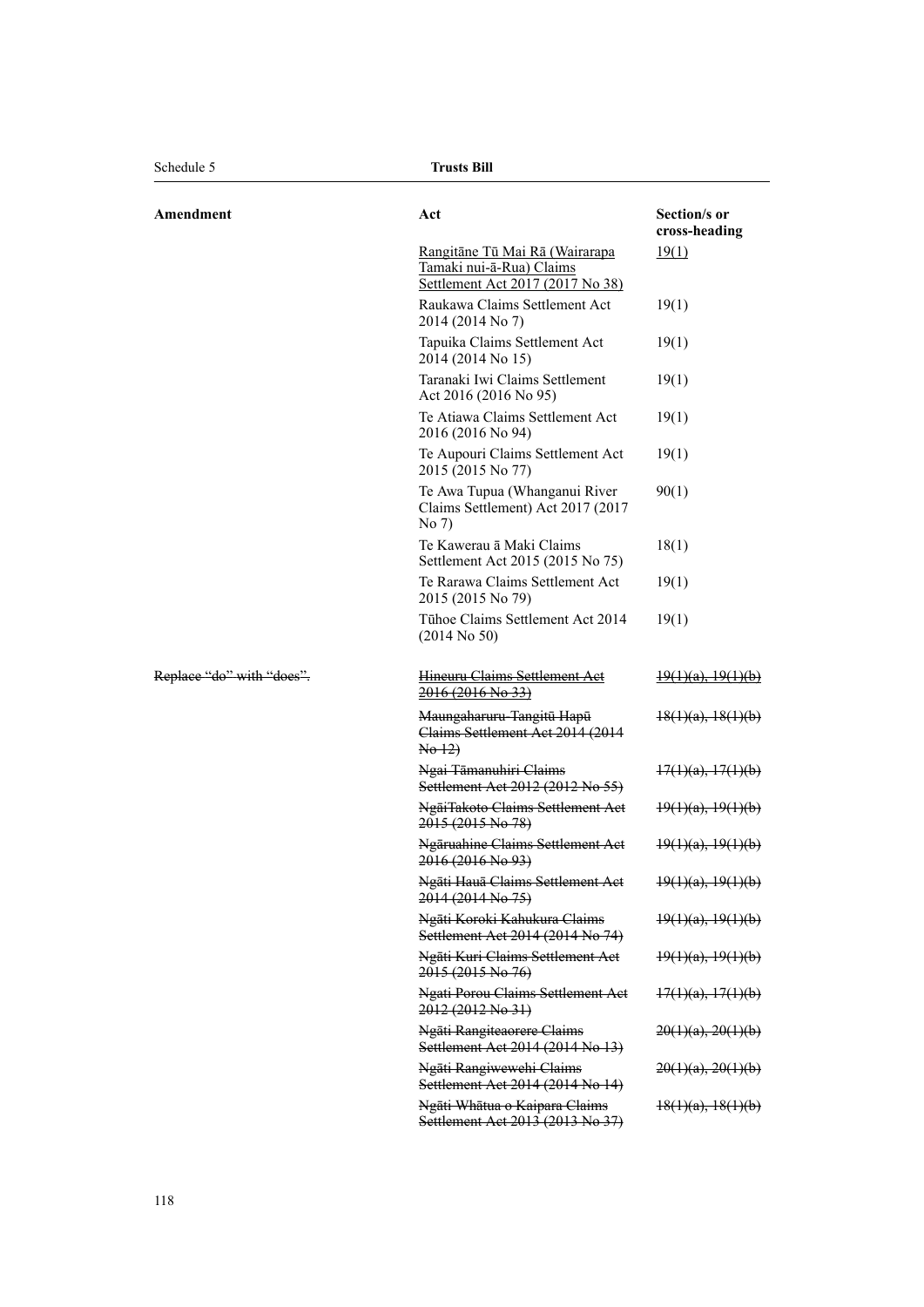| Amendment | Act | Section/s or cross-heading |
|---|---|---|
| | <u>Rangitāne Tū Mai Rā (Wairarapa Tamaki nui-ā-Rua) Claims Settlement Act 2017 (2017 No 38)</u> | <u>19(1)</u> |
| | Raukawa Claims Settlement Act 2014 (2014 No 7) | 19(1) |
| | Tapuika Claims Settlement Act 2014 (2014 No 15) | 19(1) |
| | Taranaki Iwi Claims Settlement Act 2016 (2016 No 95) | 19(1) |
| | Te Atiawa Claims Settlement Act 2016 (2016 No 94) | 19(1) |
| | Te Aupouri Claims Settlement Act 2015 (2015 No 77) | 19(1) |
| | Te Awa Tupua (Whanganui River Claims Settlement) Act 2017 (2017 No 7) | 90(1) |
| | Te Kawerau ā Maki Claims Settlement Act 2015 (2015 No 75) | 18(1) |
| | Te Rarawa Claims Settlement Act 2015 (2015 No 79) | 19(1) |
| | Tūhoe Claims Settlement Act 2014 (2014 No 50) | 19(1) |
| ~~Replace "do" with "does".~~ | ~~Hineuru Claims Settlement Act 2016 (2016 No 33)~~ | ~~19(1)(a), 19(1)(b)~~ |
| | ~~Maungaharuru-Tangitū Hapū Claims Settlement Act 2014 (2014 No 12)~~ | ~~18(1)(a), 18(1)(b)~~ |
| | ~~Ngai Tāmanuhiri Claims Settlement Act 2012 (2012 No 55)~~ | ~~17(1)(a), 17(1)(b)~~ |
| | ~~NgāiTakoto Claims Settlement Act 2015 (2015 No 78)~~ | ~~19(1)(a), 19(1)(b)~~ |
| | ~~Ngāruahine Claims Settlement Act 2016 (2016 No 93)~~ | ~~19(1)(a), 19(1)(b)~~ |
| | ~~Ngāti Hauā Claims Settlement Act 2014 (2014 No 75)~~ | ~~19(1)(a), 19(1)(b)~~ |
| | ~~Ngāti Koroki Kahukura Claims Settlement Act 2014 (2014 No 74)~~ | ~~19(1)(a), 19(1)(b)~~ |
| | ~~Ngāti Kuri Claims Settlement Act 2015 (2015 No 76)~~ | ~~19(1)(a), 19(1)(b)~~ |
| | ~~Ngati Porou Claims Settlement Act 2012 (2012 No 31)~~ | ~~17(1)(a), 17(1)(b)~~ |
| | ~~Ngāti Rangiteaorere Claims Settlement Act 2014 (2014 No 13)~~ | ~~20(1)(a), 20(1)(b)~~ |
| | ~~Ngāti Rangiwewehi Claims Settlement Act 2014 (2014 No 14)~~ | ~~20(1)(a), 20(1)(b)~~ |
| | ~~Ngāti Whātua o Kaipara Claims Settlement Act 2013 (2013 No 37)~~ | ~~18(1)(a), 18(1)(b)~~ |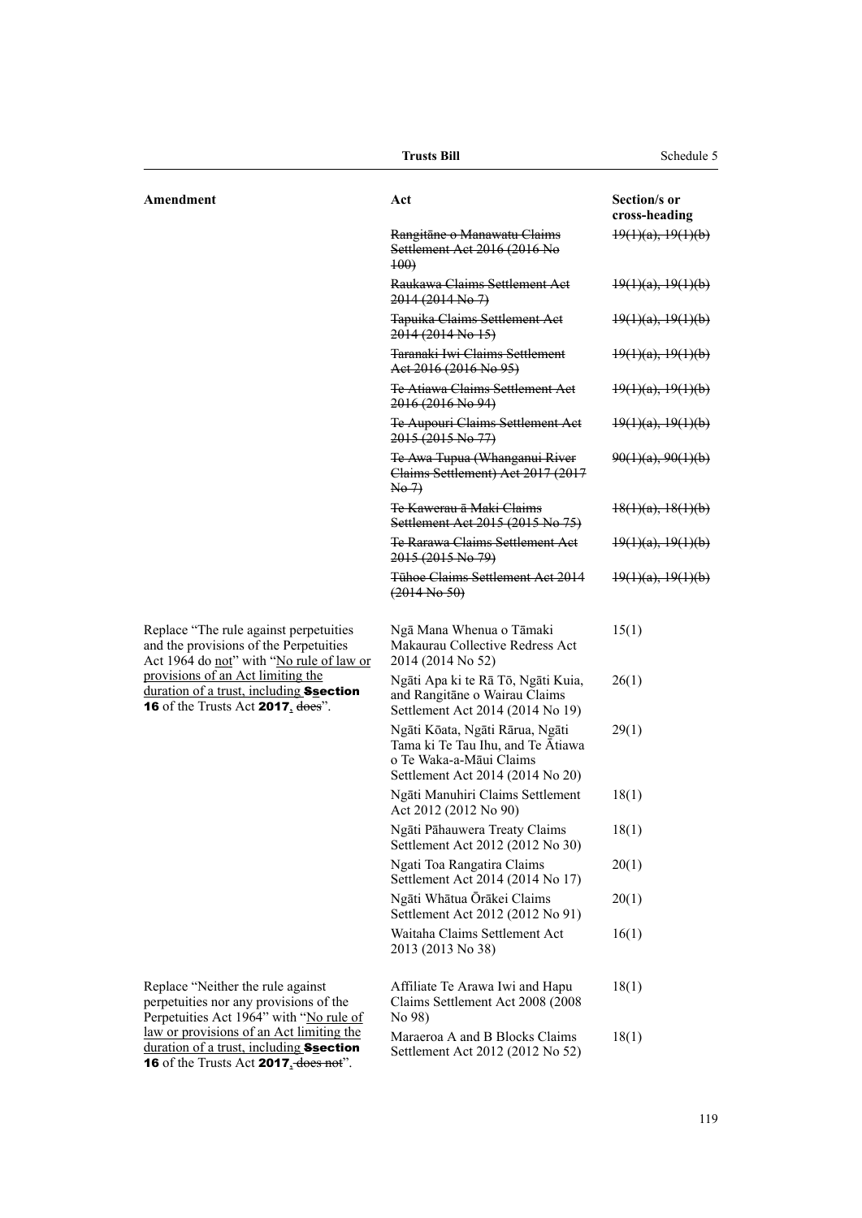| Amendment | Act | Section/s or cross-heading |
|---|---|---|
| | ~~Rangitāne o Manawatu Claims Settlement Act 2016 (2016 No 100)~~ | ~~19(1)(a), 19(1)(b)~~ |
| | ~~Raukawa Claims Settlement Act 2014 (2014 No 7)~~ | ~~19(1)(a), 19(1)(b)~~ |
| | ~~Tapuika Claims Settlement Act 2014 (2014 No 15)~~ | ~~19(1)(a), 19(1)(b)~~ |
| | ~~Taranaki Iwi Claims Settlement Act 2016 (2016 No 95)~~ | ~~19(1)(a), 19(1)(b)~~ |
| | ~~Te Atiawa Claims Settlement Act 2016 (2016 No 94)~~ | ~~19(1)(a), 19(1)(b)~~ |
| | ~~Te Aupouri Claims Settlement Act 2015 (2015 No 77)~~ | ~~19(1)(a), 19(1)(b)~~ |
| | ~~Te Awa Tupua (Whanganui River Claims Settlement) Act 2017 (2017 No 7)~~ | ~~90(1)(a), 90(1)(b)~~ |
| | ~~Te Kawerau ā Maki Claims Settlement Act 2015 (2015 No 75)~~ | ~~18(1)(a), 18(1)(b)~~ |
| | ~~Te Rarawa Claims Settlement Act 2015 (2015 No 79)~~ | ~~19(1)(a), 19(1)(b)~~ |
| | ~~Tūhoe Claims Settlement Act 2014 (2014 No 50)~~ | ~~19(1)(a), 19(1)(b)~~ |
| Replace "The rule against perpetuities and the provisions of the Perpetuities Act 1964 do <u>not</u>" with "<u>No rule of law or provisions of an Act limiting the duration of a trust, including</u> ~~**S**~~<u>s</u>**ection 16** of the Trusts Act **2017**<u>,</u> ~~does~~". | Ngā Mana Whenua o Tāmaki Makaurau Collective Redress Act 2014 (2014 No 52) | 15(1) |
| | Ngāti Apa ki te Rā Tō, Ngāti Kuia, and Rangitāne o Wairau Claims Settlement Act 2014 (2014 No 19) | 26(1) |
| | Ngāti Kōata, Ngāti Rārua, Ngāti Tama ki Te Tau Ihu, and Te Ātiawa o Te Waka-a-Māui Claims Settlement Act 2014 (2014 No 20) | 29(1) |
| | Ngāti Manuhiri Claims Settlement Act 2012 (2012 No 90) | 18(1) |
| | Ngāti Pāhauwera Treaty Claims Settlement Act 2012 (2012 No 30) | 18(1) |
| | Ngati Toa Rangatira Claims Settlement Act 2014 (2014 No 17) | 20(1) |
| | Ngāti Whātua Ōrākei Claims Settlement Act 2012 (2012 No 91) | 20(1) |
| | Waitaha Claims Settlement Act 2013 (2013 No 38) | 16(1) |
| Replace "Neither the rule against perpetuities nor any provisions of the Perpetuities Act 1964" with "<u>No rule of law or provisions of an Act limiting the duration of a trust, including</u> ~~**S**~~<u>s</u>**ection 16** of the Trusts Act **2017**<u>,</u> ~~does not~~". | Affiliate Te Arawa Iwi and Hapu Claims Settlement Act 2008 (2008 No 98) | 18(1) |
| | Maraeroa A and B Blocks Claims Settlement Act 2012 (2012 No 52) | 18(1) |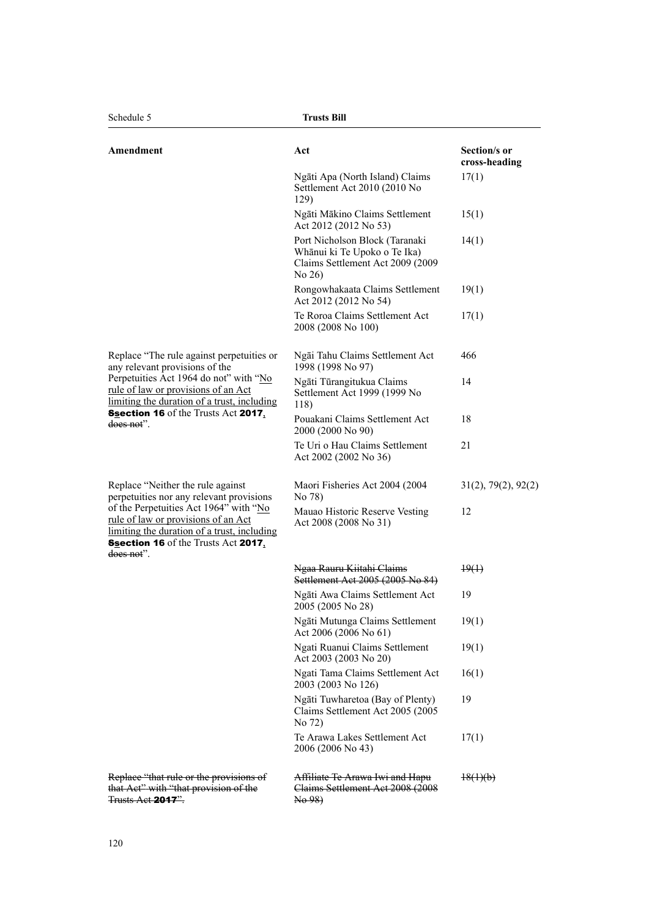| Amendment | Act | Section/s or cross-heading |
|---|---|---|
| | Ngāti Apa (North Island) Claims Settlement Act 2010 (2010 No 129) | 17(1) |
| | Ngāti Mākino Claims Settlement Act 2012 (2012 No 53) | 15(1) |
| | Port Nicholson Block (Taranaki Whānui ki Te Upoko o Te Ika) Claims Settlement Act 2009 (2009 No 26) | 14(1) |
| | Rongowhakaata Claims Settlement Act 2012 (2012 No 54) | 19(1) |
| | Te Roroa Claims Settlement Act 2008 (2008 No 100) | 17(1) |
| Replace "The rule against perpetuities or any relevant provisions of the Perpetuities Act 1964 do not" with "No rule of law or provisions of an Act limiting the duration of a trust, including ~~S~~section **16** of the Trusts Act **2017**, ~~does not~~". | Ngāi Tahu Claims Settlement Act 1998 (1998 No 97) | 466 |
| | Ngāti Tūrangitukua Claims Settlement Act 1999 (1999 No 118) | 14 |
| | Pouakani Claims Settlement Act 2000 (2000 No 90) | 18 |
| | Te Uri o Hau Claims Settlement Act 2002 (2002 No 36) | 21 |
| Replace "Neither the rule against perpetuities nor any relevant provisions of the Perpetuities Act 1964" with "No rule of law or provisions of an Act limiting the duration of a trust, including ~~S~~section **16** of the Trusts Act **2017**, ~~does not~~". | Maori Fisheries Act 2004 (2004 No 78) | 31(2), 79(2), 92(2) |
| | Mauao Historic Reserve Vesting Act 2008 (2008 No 31) | 12 |
| | ~~Ngaa Rauru Kiitahi Claims Settlement Act 2005 (2005 No 84)~~ | ~~19(1)~~ |
| | Ngāti Awa Claims Settlement Act 2005 (2005 No 28) | 19 |
| | Ngāti Mutunga Claims Settlement Act 2006 (2006 No 61) | 19(1) |
| | Ngati Ruanui Claims Settlement Act 2003 (2003 No 20) | 19(1) |
| | Ngati Tama Claims Settlement Act 2003 (2003 No 126) | 16(1) |
| | Ngāti Tuwharetoa (Bay of Plenty) Claims Settlement Act 2005 (2005 No 72) | 19 |
| | Te Arawa Lakes Settlement Act 2006 (2006 No 43) | 17(1) |
| ~~Replace "that rule or the provisions of that Act" with "that provision of the Trusts Act **2017**".~~ | ~~Affiliate Te Arawa Iwi and Hapu Claims Settlement Act 2008 (2008 No 98)~~ | ~~18(1)(b)~~ |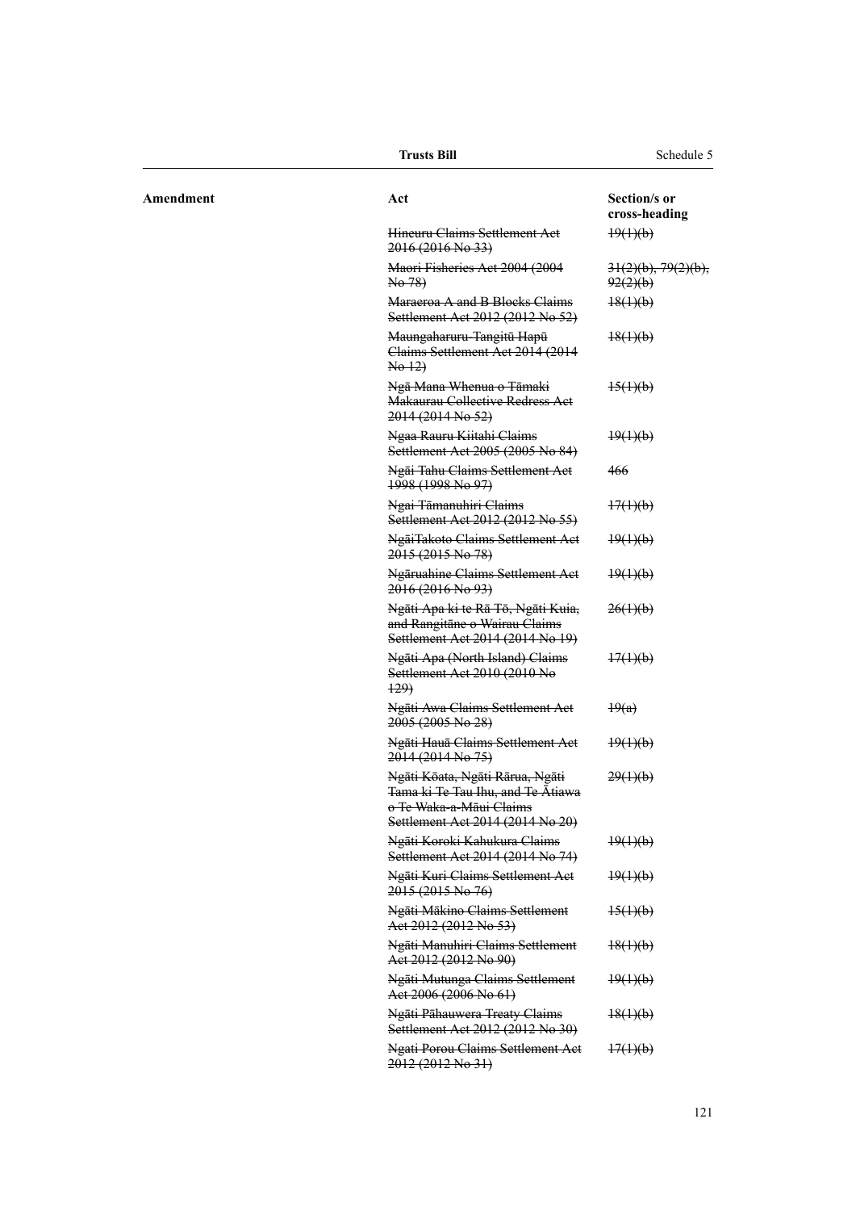| Amendment | Act | Section/s or cross-heading |
|---|---|---|
| | ~~Hineuru Claims Settlement Act 2016 (2016 No 33)~~ | ~~19(1)(b)~~ |
| | ~~Maori Fisheries Act 2004 (2004 No 78)~~ | ~~31(2)(b), 79(2)(b), 92(2)(b)~~ |
| | ~~Maraeroa A and B Blocks Claims Settlement Act 2012 (2012 No 52)~~ | ~~18(1)(b)~~ |
| | ~~Maungaharuru-Tangitū Hapū Claims Settlement Act 2014 (2014 No 12)~~ | ~~18(1)(b)~~ |
| | ~~Ngā Mana Whenua o Tāmaki Makaurau Collective Redress Act 2014 (2014 No 52)~~ | ~~15(1)(b)~~ |
| | ~~Ngaa Rauru Kiitahi Claims Settlement Act 2005 (2005 No 84)~~ | ~~19(1)(b)~~ |
| | ~~Ngāi Tahu Claims Settlement Act 1998 (1998 No 97)~~ | ~~466~~ |
| | ~~Ngai Tāmanuhiri Claims Settlement Act 2012 (2012 No 55)~~ | ~~17(1)(b)~~ |
| | ~~NgāiTakoto Claims Settlement Act 2015 (2015 No 78)~~ | ~~19(1)(b)~~ |
| | ~~Ngāruahine Claims Settlement Act 2016 (2016 No 93)~~ | ~~19(1)(b)~~ |
| | ~~Ngāti Apa ki te Rā Tō, Ngāti Kuia, and Rangitāne o Wairau Claims Settlement Act 2014 (2014 No 19)~~ | ~~26(1)(b)~~ |
| | ~~Ngāti Apa (North Island) Claims Settlement Act 2010 (2010 No 129)~~ | ~~17(1)(b)~~ |
| | ~~Ngāti Awa Claims Settlement Act 2005 (2005 No 28)~~ | ~~19(a)~~ |
| | ~~Ngāti Hauā Claims Settlement Act 2014 (2014 No 75)~~ | ~~19(1)(b)~~ |
| | ~~Ngāti Kōata, Ngāti Rārua, Ngāti Tama ki Te Tau Ihu, and Te Ātiawa o Te Waka-a-Māui Claims Settlement Act 2014 (2014 No 20)~~ | ~~29(1)(b)~~ |
| | ~~Ngāti Koroki Kahukura Claims Settlement Act 2014 (2014 No 74)~~ | ~~19(1)(b)~~ |
| | ~~Ngāti Kuri Claims Settlement Act 2015 (2015 No 76)~~ | ~~19(1)(b)~~ |
| | ~~Ngāti Mākino Claims Settlement Act 2012 (2012 No 53)~~ | ~~15(1)(b)~~ |
| | ~~Ngāti Manuhiri Claims Settlement Act 2012 (2012 No 90)~~ | ~~18(1)(b)~~ |
| | ~~Ngāti Mutunga Claims Settlement Act 2006 (2006 No 61)~~ | ~~19(1)(b)~~ |
| | ~~Ngāti Pāhauwera Treaty Claims Settlement Act 2012 (2012 No 30)~~ | ~~18(1)(b)~~ |
| | ~~Ngati Porou Claims Settlement Act 2012 (2012 No 31)~~ | ~~17(1)(b)~~ |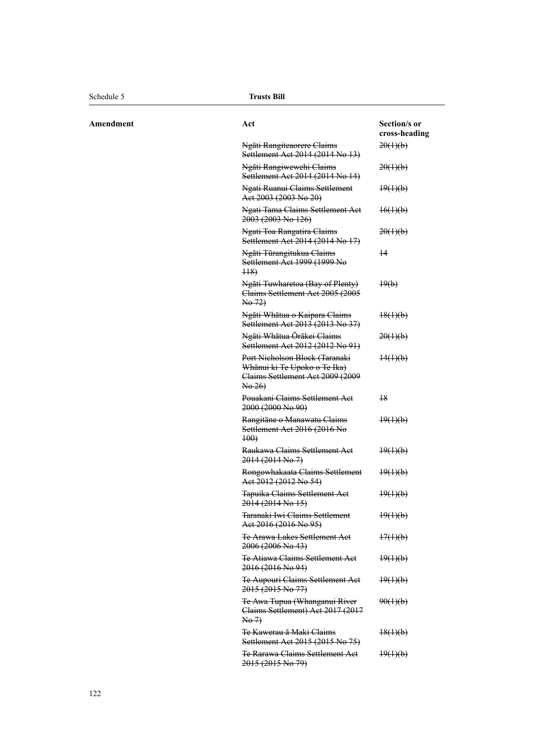| Amendment | Act | Section/s or cross-heading |
|---|---|---|
| | ~~Ngāti Rangiteaorere Claims Settlement Act 2014 (2014 No 13)~~ | ~~20(1)(b)~~ |
| | ~~Ngāti Rangiwewehi Claims Settlement Act 2014 (2014 No 14)~~ | ~~20(1)(b)~~ |
| | ~~Ngati Ruanui Claims Settlement Act 2003 (2003 No 20)~~ | ~~19(1)(b)~~ |
| | ~~Ngati Tama Claims Settlement Act 2003 (2003 No 126)~~ | ~~16(1)(b)~~ |
| | ~~Ngati Toa Rangatira Claims Settlement Act 2014 (2014 No 17)~~ | ~~20(1)(b)~~ |
| | ~~Ngāti Tūrangitukua Claims Settlement Act 1999 (1999 No 118)~~ | ~~14~~ |
| | ~~Ngāti Tuwharetoa (Bay of Plenty) Claims Settlement Act 2005 (2005 No 72)~~ | ~~19(b)~~ |
| | ~~Ngāti Whātua o Kaipara Claims Settlement Act 2013 (2013 No 37)~~ | ~~18(1)(b)~~ |
| | ~~Ngāti Whātua Ōrākei Claims Settlement Act 2012 (2012 No 91)~~ | ~~20(1)(b)~~ |
| | ~~Port Nicholson Block (Taranaki Whānui ki Te Upoko o Te Ika) Claims Settlement Act 2009 (2009 No 26)~~ | ~~14(1)(b)~~ |
| | ~~Pouakani Claims Settlement Act 2000 (2000 No 90)~~ | ~~18~~ |
| | ~~Rangitāne o Manawatu Claims Settlement Act 2016 (2016 No 100)~~ | ~~19(1)(b)~~ |
| | ~~Raukawa Claims Settlement Act 2014 (2014 No 7)~~ | ~~19(1)(b)~~ |
| | ~~Rongowhakaata Claims Settlement Act 2012 (2012 No 54)~~ | ~~19(1)(b)~~ |
| | ~~Tapuika Claims Settlement Act 2014 (2014 No 15)~~ | ~~19(1)(b)~~ |
| | ~~Taranaki Iwi Claims Settlement Act 2016 (2016 No 95)~~ | ~~19(1)(b)~~ |
| | ~~Te Arawa Lakes Settlement Act 2006 (2006 No 43)~~ | ~~17(1)(b)~~ |
| | ~~Te Atiawa Claims Settlement Act 2016 (2016 No 94)~~ | ~~19(1)(b)~~ |
| | ~~Te Aupouri Claims Settlement Act 2015 (2015 No 77)~~ | ~~19(1)(b)~~ |
| | ~~Te Awa Tupua (Whanganui River Claims Settlement) Act 2017 (2017 No 7)~~ | ~~90(1)(b)~~ |
| | ~~Te Kawerau ā Maki Claims Settlement Act 2015 (2015 No 75)~~ | ~~18(1)(b)~~ |
| | ~~Te Rarawa Claims Settlement Act 2015 (2015 No 79)~~ | ~~19(1)(b)~~ |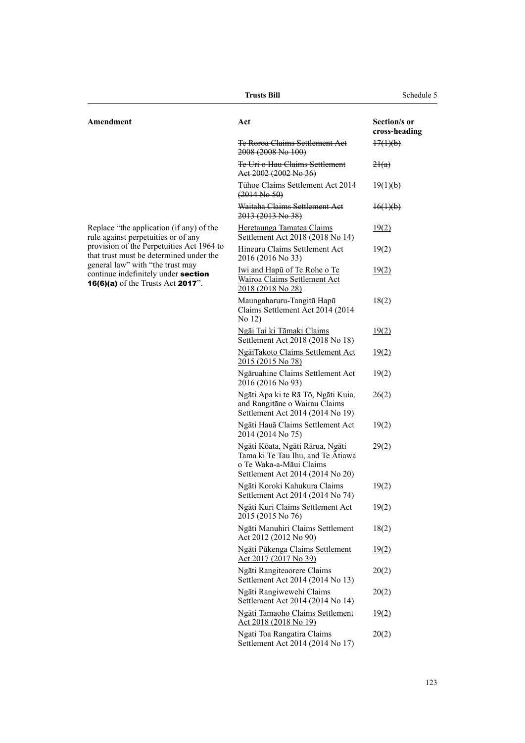| Amendment | Act | Section/s or cross-heading |
|---|---|---|
| | ~~Te Roroa Claims Settlement Act 2008 (2008 No 100)~~ | ~~17(1)(b)~~ |
| | ~~Te Uri o Hau Claims Settlement Act 2002 (2002 No 36)~~ | ~~21(a)~~ |
| | ~~Tūhoe Claims Settlement Act 2014 (2014 No 50)~~ | ~~19(1)(b)~~ |
| | ~~Waitaha Claims Settlement Act 2013 (2013 No 38)~~ | ~~16(1)(b)~~ |
| Replace "the application (if any) of the rule against perpetuities or of any provision of the Perpetuities Act 1964 to that trust must be determined under the general law" with "the trust may continue indefinitely under **section 16(6)(a)** of the Trusts Act **2017**". | <u>Heretaunga Tamatea Claims Settlement Act 2018 (2018 No 14)</u> | <u>19(2)</u> |
| | Hineuru Claims Settlement Act 2016 (2016 No 33) | 19(2) |
| | <u>Iwi and Hapū of Te Rohe o Te Wairoa Claims Settlement Act 2018 (2018 No 28)</u> | <u>19(2)</u> |
| | Maungaharuru-Tangitū Hapū Claims Settlement Act 2014 (2014 No 12) | 18(2) |
| | <u>Ngāi Tai ki Tāmaki Claims Settlement Act 2018 (2018 No 18)</u> | <u>19(2)</u> |
| | <u>NgāiTakoto Claims Settlement Act 2015 (2015 No 78)</u> | <u>19(2)</u> |
| | Ngāruahine Claims Settlement Act 2016 (2016 No 93) | 19(2) |
| | Ngāti Apa ki te Rā Tō, Ngāti Kuia, and Rangitāne o Wairau Claims Settlement Act 2014 (2014 No 19) | 26(2) |
| | Ngāti Hauā Claims Settlement Act 2014 (2014 No 75) | 19(2) |
| | Ngāti Kōata, Ngāti Rārua, Ngāti Tama ki Te Tau Ihu, and Te Ātiawa o Te Waka-a-Māui Claims Settlement Act 2014 (2014 No 20) | 29(2) |
| | Ngāti Koroki Kahukura Claims Settlement Act 2014 (2014 No 74) | 19(2) |
| | Ngāti Kuri Claims Settlement Act 2015 (2015 No 76) | 19(2) |
| | Ngāti Manuhiri Claims Settlement Act 2012 (2012 No 90) | 18(2) |
| | <u>Ngāti Pūkenga Claims Settlement Act 2017 (2017 No 39)</u> | <u>19(2)</u> |
| | Ngāti Rangiteaorere Claims Settlement Act 2014 (2014 No 13) | 20(2) |
| | Ngāti Rangiwewehi Claims Settlement Act 2014 (2014 No 14) | 20(2) |
| | <u>Ngāti Tamaoho Claims Settlement Act 2018 (2018 No 19)</u> | <u>19(2)</u> |
| | Ngati Toa Rangatira Claims Settlement Act 2014 (2014 No 17) | 20(2) |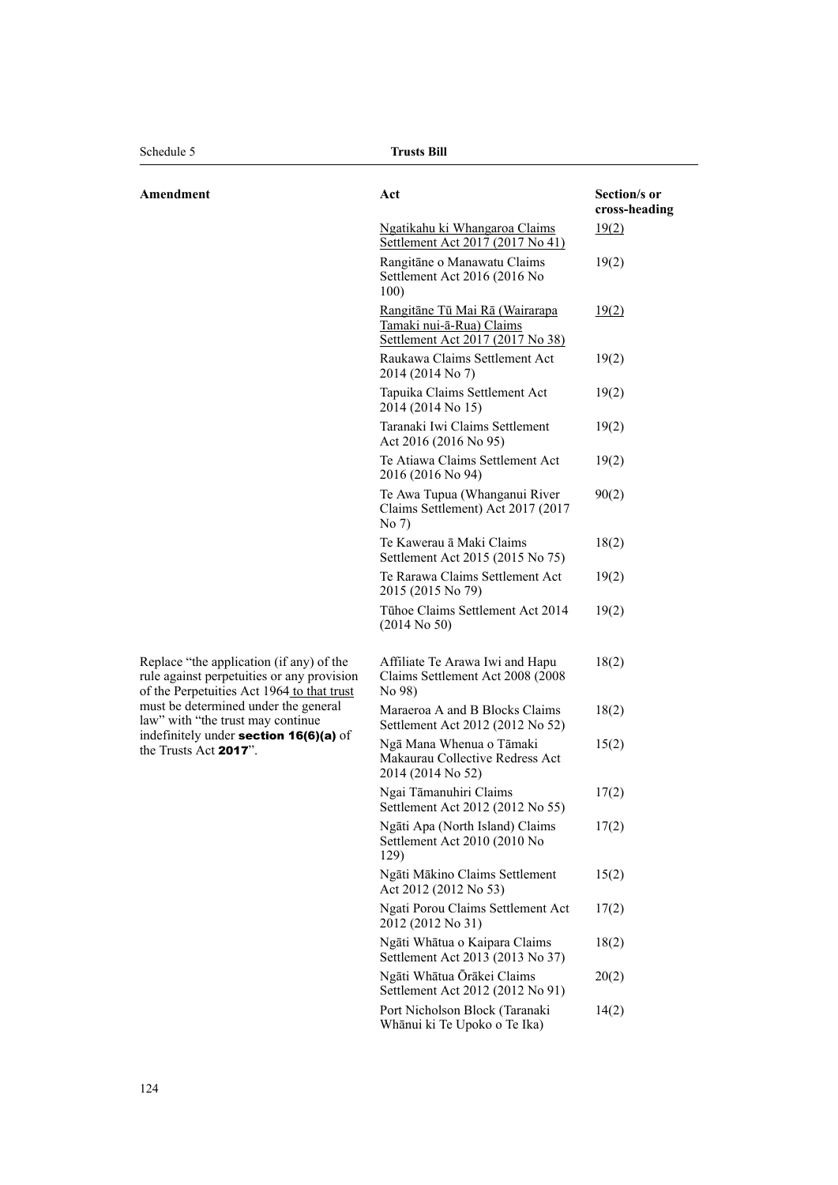| Amendment | Act | Section/s or cross-heading |
|---|---|---|
| | Ngatikahu ki Whangaroa Claims Settlement Act 2017 (2017 No 41) | 19(2) |
| | Rangitāne o Manawatu Claims Settlement Act 2016 (2016 No 100) | 19(2) |
| | Rangitāne Tū Mai Rā (Wairarapa Tamaki nui-ā-Rua) Claims Settlement Act 2017 (2017 No 38) | 19(2) |
| | Raukawa Claims Settlement Act 2014 (2014 No 7) | 19(2) |
| | Tapuika Claims Settlement Act 2014 (2014 No 15) | 19(2) |
| | Taranaki Iwi Claims Settlement Act 2016 (2016 No 95) | 19(2) |
| | Te Atiawa Claims Settlement Act 2016 (2016 No 94) | 19(2) |
| | Te Awa Tupua (Whanganui River Claims Settlement) Act 2017 (2017 No 7) | 90(2) |
| | Te Kawerau ā Maki Claims Settlement Act 2015 (2015 No 75) | 18(2) |
| | Te Rarawa Claims Settlement Act 2015 (2015 No 79) | 19(2) |
| | Tūhoe Claims Settlement Act 2014 (2014 No 50) | 19(2) |
| Replace "the application (if any) of the rule against perpetuities or any provision of the Perpetuities Act 1964 to that trust must be determined under the general law" with "the trust may continue indefinitely under **section 16(6)(a)** of the Trusts Act **2017**". | Affiliate Te Arawa Iwi and Hapu Claims Settlement Act 2008 (2008 No 98) | 18(2) |
| | Maraeroa A and B Blocks Claims Settlement Act 2012 (2012 No 52) | 18(2) |
| | Ngā Mana Whenua o Tāmaki Makaurau Collective Redress Act 2014 (2014 No 52) | 15(2) |
| | Ngai Tāmanuhiri Claims Settlement Act 2012 (2012 No 55) | 17(2) |
| | Ngāti Apa (North Island) Claims Settlement Act 2010 (2010 No 129) | 17(2) |
| | Ngāti Mākino Claims Settlement Act 2012 (2012 No 53) | 15(2) |
| | Ngati Porou Claims Settlement Act 2012 (2012 No 31) | 17(2) |
| | Ngāti Whātua o Kaipara Claims Settlement Act 2013 (2013 No 37) | 18(2) |
| | Ngāti Whātua Ōrākei Claims Settlement Act 2012 (2012 No 91) | 20(2) |
| | Port Nicholson Block (Taranaki Whānui ki Te Upoko o Te Ika) | 14(2) |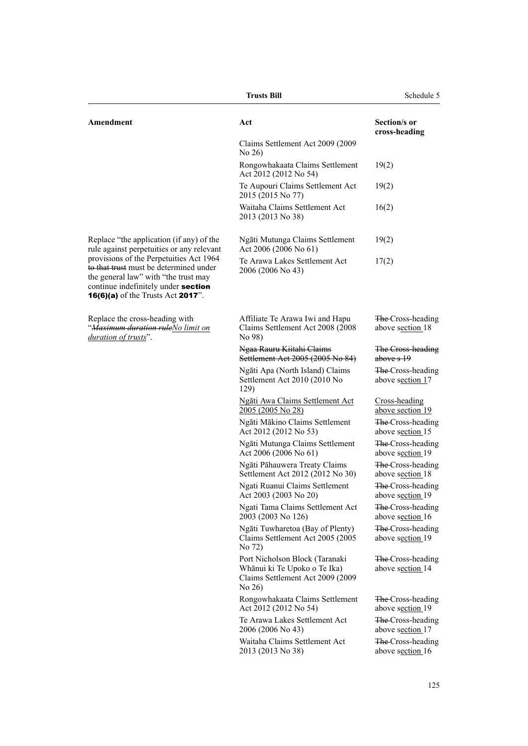| Amendment | Act | Section/s or cross-heading |
|---|---|---|
| | Claims Settlement Act 2009 (2009 No 26) | |
| | Rongowhakaata Claims Settlement Act 2012 (2012 No 54) | 19(2) |
| | Te Aupouri Claims Settlement Act 2015 (2015 No 77) | 19(2) |
| | Waitaha Claims Settlement Act 2013 (2013 No 38) | 16(2) |
| Replace "the application (if any) of the rule against perpetuities or any relevant provisions of the Perpetuities Act 1964 ~~to that trust~~ must be determined under the general law" with "the trust may continue indefinitely under **section 16(6)(a)** of the Trusts Act **2017**". | Ngāti Mutunga Claims Settlement Act 2006 (2006 No 61) | 19(2) |
| | Te Arawa Lakes Settlement Act 2006 (2006 No 43) | 17(2) |
| Replace the cross-heading with "~~*Maximum duration rule*~~<u>*No limit on duration of trusts*</u>". | Affiliate Te Arawa Iwi and Hapu Claims Settlement Act 2008 (2008 No 98) | ~~The~~ Cross-heading above s<u>ection</u> 18 |
| | ~~Ngaa Rauru Kiitahi Claims Settlement Act 2005 (2005 No 84)~~ | ~~The Cross-heading above s 19~~ |
| | Ngāti Apa (North Island) Claims Settlement Act 2010 (2010 No 129) | ~~The~~ Cross-heading above s<u>ection</u> 17 |
| | <u>Ngāti Awa Claims Settlement Act 2005 (2005 No 28)</u> | <u>Cross-heading above section 19</u> |
| | Ngāti Mākino Claims Settlement Act 2012 (2012 No 53) | ~~The~~ Cross-heading above s<u>ection</u> 15 |
| | Ngāti Mutunga Claims Settlement Act 2006 (2006 No 61) | ~~The~~ Cross-heading above s<u>ection</u> 19 |
| | Ngāti Pāhauwera Treaty Claims Settlement Act 2012 (2012 No 30) | ~~The~~ Cross-heading above s<u>ection</u> 18 |
| | Ngati Ruanui Claims Settlement Act 2003 (2003 No 20) | ~~The~~ Cross-heading above s<u>ection</u> 19 |
| | Ngati Tama Claims Settlement Act 2003 (2003 No 126) | ~~The~~ Cross-heading above s<u>ection</u> 16 |
| | Ngāti Tuwharetoa (Bay of Plenty) Claims Settlement Act 2005 (2005 No 72) | ~~The~~ Cross-heading above s<u>ection</u> 19 |
| | Port Nicholson Block (Taranaki Whānui ki Te Upoko o Te Ika) Claims Settlement Act 2009 (2009 No 26) | ~~The~~ Cross-heading above s<u>ection</u> 14 |
| | Rongowhakaata Claims Settlement Act 2012 (2012 No 54) | ~~The~~ Cross-heading above s<u>ection</u> 19 |
| | Te Arawa Lakes Settlement Act 2006 (2006 No 43) | ~~The~~ Cross-heading above s<u>ection</u> 17 |
| | Waitaha Claims Settlement Act 2013 (2013 No 38) | ~~The~~ Cross-heading above s<u>ection</u> 16 |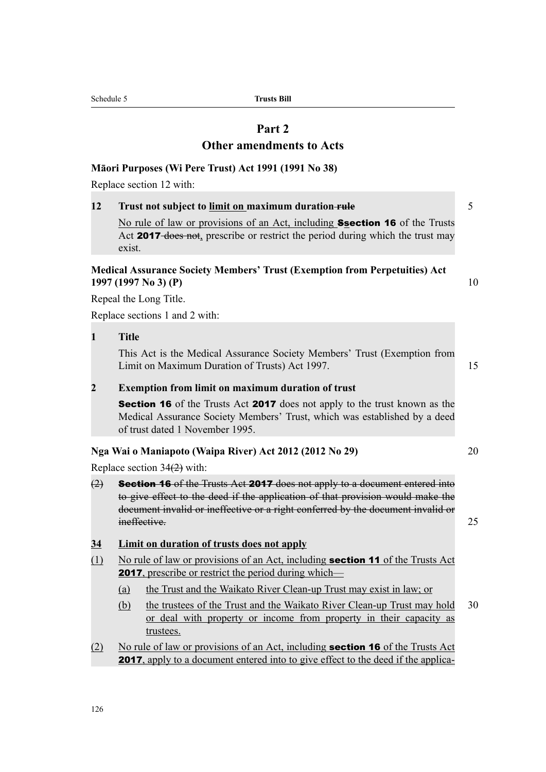## Part 2
## Other amendments to Acts

**Māori Purposes (Wi Pere Trust) Act 1991 (1991 No 38)**

Replace section 12 with:

**12 Trust not subject to ~~limit on~~ maximum duration ~~rule~~**

No rule of law or provisions of an Act, including ~~S~~section 16 of the Trusts Act 2017 ~~does not~~, prescribe or restrict the period during which the trust may exist.

**Medical Assurance Society Members' Trust (Exemption from Perpetuities) Act 1997 (1997 No 3) (P)**

Repeal the Long Title.

Replace sections 1 and 2 with:

**1 Title**

This Act is the Medical Assurance Society Members' Trust (Exemption from Limit on Maximum Duration of Trusts) Act 1997.

**2 Exemption from limit on maximum duration of trust**

**Section 16** of the Trusts Act **2017** does not apply to the trust known as the Medical Assurance Society Members' Trust, which was established by a deed of trust dated 1 November 1995.

**Nga Wai o Maniapoto (Waipa River) Act 2012 (2012 No 29)**

Replace section 34~~(2)~~ with:

~~(2) **Section 16** of the Trusts Act **2017** does not apply to a document entered into to give effect to the deed if the application of that provision would make the document invalid or ineffective or a right conferred by the document invalid or ineffective.~~

**34 Limit on duration of trusts does not apply**

(1) No rule of law or provisions of an Act, including **section 11** of the Trusts Act **2017**, prescribe or restrict the period during which—

- (a) the Trust and the Waikato River Clean-up Trust may exist in law; or
- (b) the trustees of the Trust and the Waikato River Clean-up Trust may hold or deal with property or income from property in their capacity as trustees.

(2) No rule of law or provisions of an Act, including **section 16** of the Trusts Act **2017**, apply to a document entered into to give effect to the deed if the applica-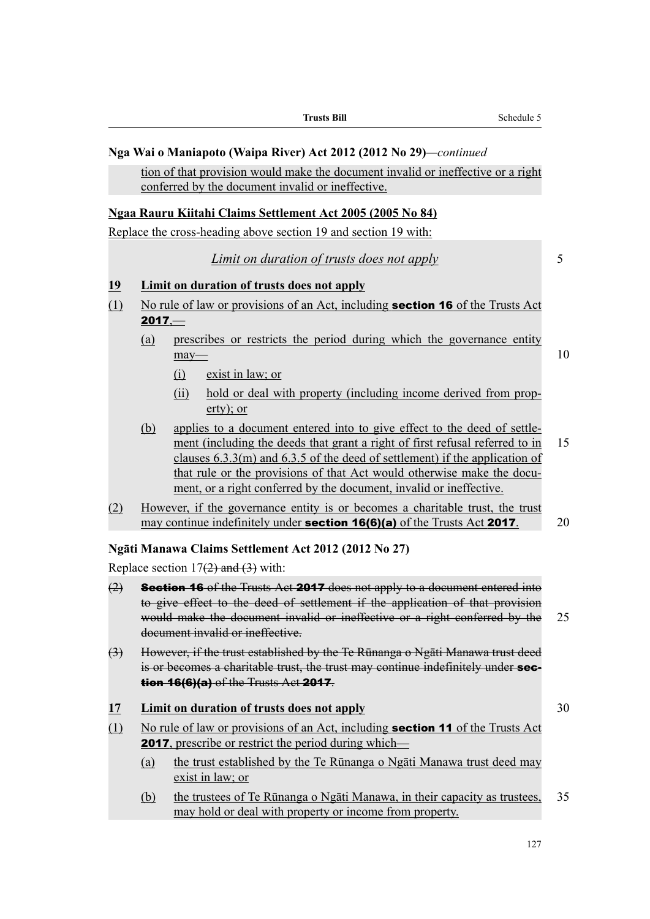**Nga Wai o Maniapoto (Waipa River) Act 2012 (2012 No 29)**—*continued*

tion of that provision would make the document invalid or ineffective or a right conferred by the document invalid or ineffective.

**Ngaa Rauru Kiitahi Claims Settlement Act 2005 (2005 No 84)**

Replace the cross-heading above section 19 and section 19 with:

*Limit on duration of trusts does not apply*

**19 Limit on duration of trusts does not apply**

(1) No rule of law or provisions of an Act, including **section 16** of the Trusts Act **2017**,—

- (a) prescribes or restricts the period during which the governance entity may—
  - (i) exist in law; or
  - (ii) hold or deal with property (including income derived from property); or
- (b) applies to a document entered into to give effect to the deed of settlement (including the deeds that grant a right of first refusal referred to in clauses 6.3.3(m) and 6.3.5 of the deed of settlement) if the application of that rule or the provisions of that Act would otherwise make the document, or a right conferred by the document, invalid or ineffective.

(2) However, if the governance entity is or becomes a charitable trust, the trust may continue indefinitely under **section 16(6)(a)** of the Trusts Act **2017**.

**Ngāti Manawa Claims Settlement Act 2012 (2012 No 27)**

Replace section 17~~(2) and (3)~~ with:

~~(2) **Section 16** of the Trusts Act **2017** does not apply to a document entered into to give effect to the deed of settlement if the application of that provision would make the document invalid or ineffective or a right conferred by the document invalid or ineffective.~~

~~(3) However, if the trust established by the Te Rūnanga o Ngāti Manawa trust deed is or becomes a charitable trust, the trust may continue indefinitely under **section 16(6)(a)** of the Trusts Act **2017**.~~

**17 Limit on duration of trusts does not apply**

(1) No rule of law or provisions of an Act, including **section 11** of the Trusts Act **2017**, prescribe or restrict the period during which—

- (a) the trust established by the Te Rūnanga o Ngāti Manawa trust deed may exist in law; or
- (b) the trustees of Te Rūnanga o Ngāti Manawa, in their capacity as trustees, may hold or deal with property or income from property.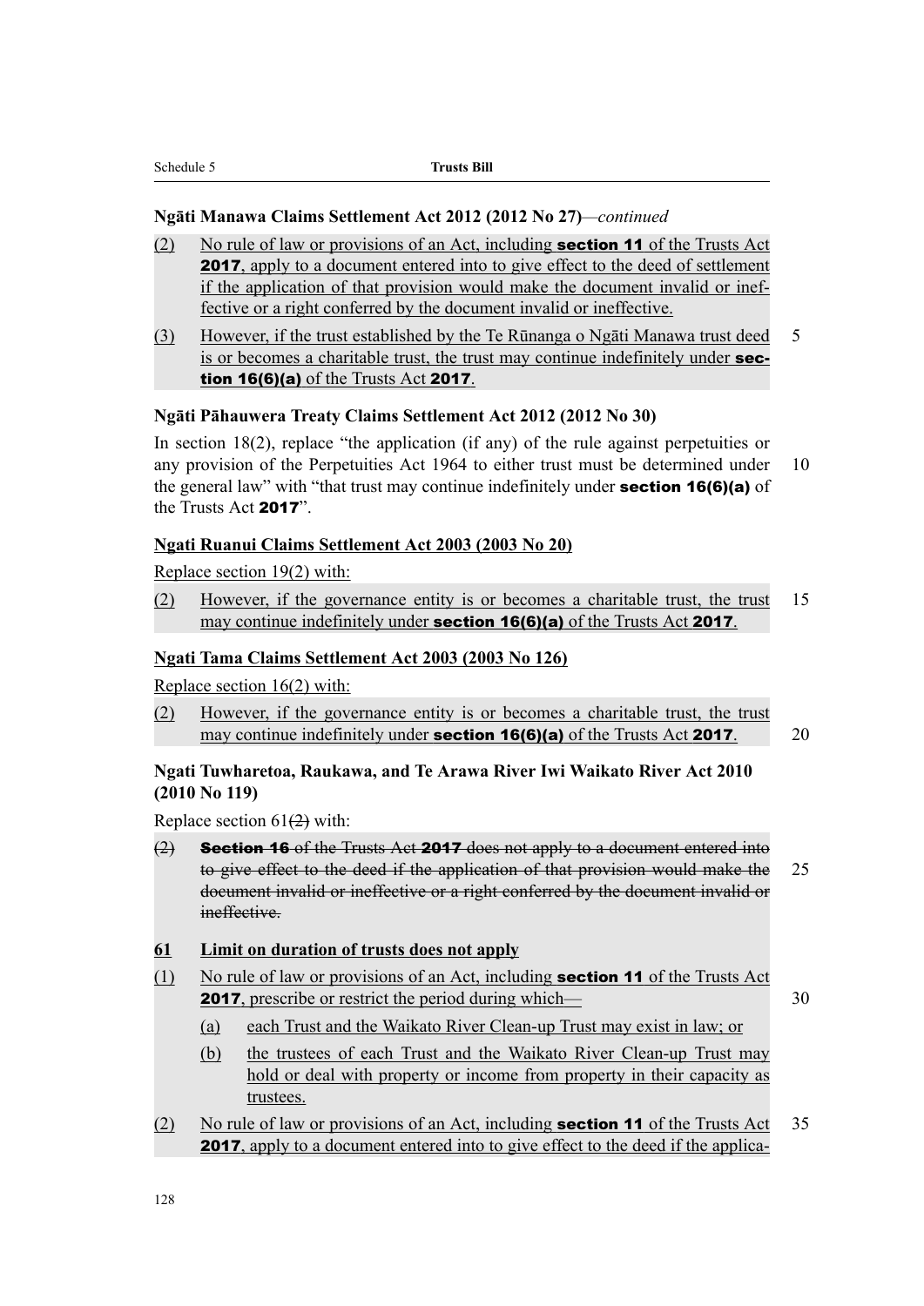**Ngāti Manawa Claims Settlement Act 2012 (2012 No 27)**—*continued*

(2) No rule of law or provisions of an Act, including **section 11** of the Trusts Act **2017**, apply to a document entered into to give effect to the deed of settlement if the application of that provision would make the document invalid or ineffective or a right conferred by the document invalid or ineffective.

(3) However, if the trust established by the Te Rūnanga o Ngāti Manawa trust deed is or becomes a charitable trust, the trust may continue indefinitely under **section 16(6)(a)** of the Trusts Act **2017**.

**Ngāti Pāhauwera Treaty Claims Settlement Act 2012 (2012 No 30)**

In section 18(2), replace "the application (if any) of the rule against perpetuities or any provision of the Perpetuities Act 1964 to either trust must be determined under the general law" with "that trust may continue indefinitely under **section 16(6)(a)** of the Trusts Act **2017**".

**Ngati Ruanui Claims Settlement Act 2003 (2003 No 20)**

Replace section 19(2) with:

(2) However, if the governance entity is or becomes a charitable trust, the trust may continue indefinitely under **section 16(6)(a)** of the Trusts Act **2017**.

**Ngati Tama Claims Settlement Act 2003 (2003 No 126)**

Replace section 16(2) with:

(2) However, if the governance entity is or becomes a charitable trust, the trust may continue indefinitely under **section 16(6)(a)** of the Trusts Act **2017**.

**Ngati Tuwharetoa, Raukawa, and Te Arawa River Iwi Waikato River Act 2010 (2010 No 119)**

Replace section 61~~(2)~~ with:

~~(2) **Section 16** of the Trusts Act **2017** does not apply to a document entered into to give effect to the deed if the application of that provision would make the document invalid or ineffective or a right conferred by the document invalid or ineffective.~~

**61 Limit on duration of trusts does not apply**

(1) No rule of law or provisions of an Act, including **section 11** of the Trusts Act **2017**, prescribe or restrict the period during which—

(a) each Trust and the Waikato River Clean-up Trust may exist in law; or

(b) the trustees of each Trust and the Waikato River Clean-up Trust may hold or deal with property or income from property in their capacity as trustees.

(2) No rule of law or provisions of an Act, including **section 11** of the Trusts Act **2017**, apply to a document entered into to give effect to the deed if the applica-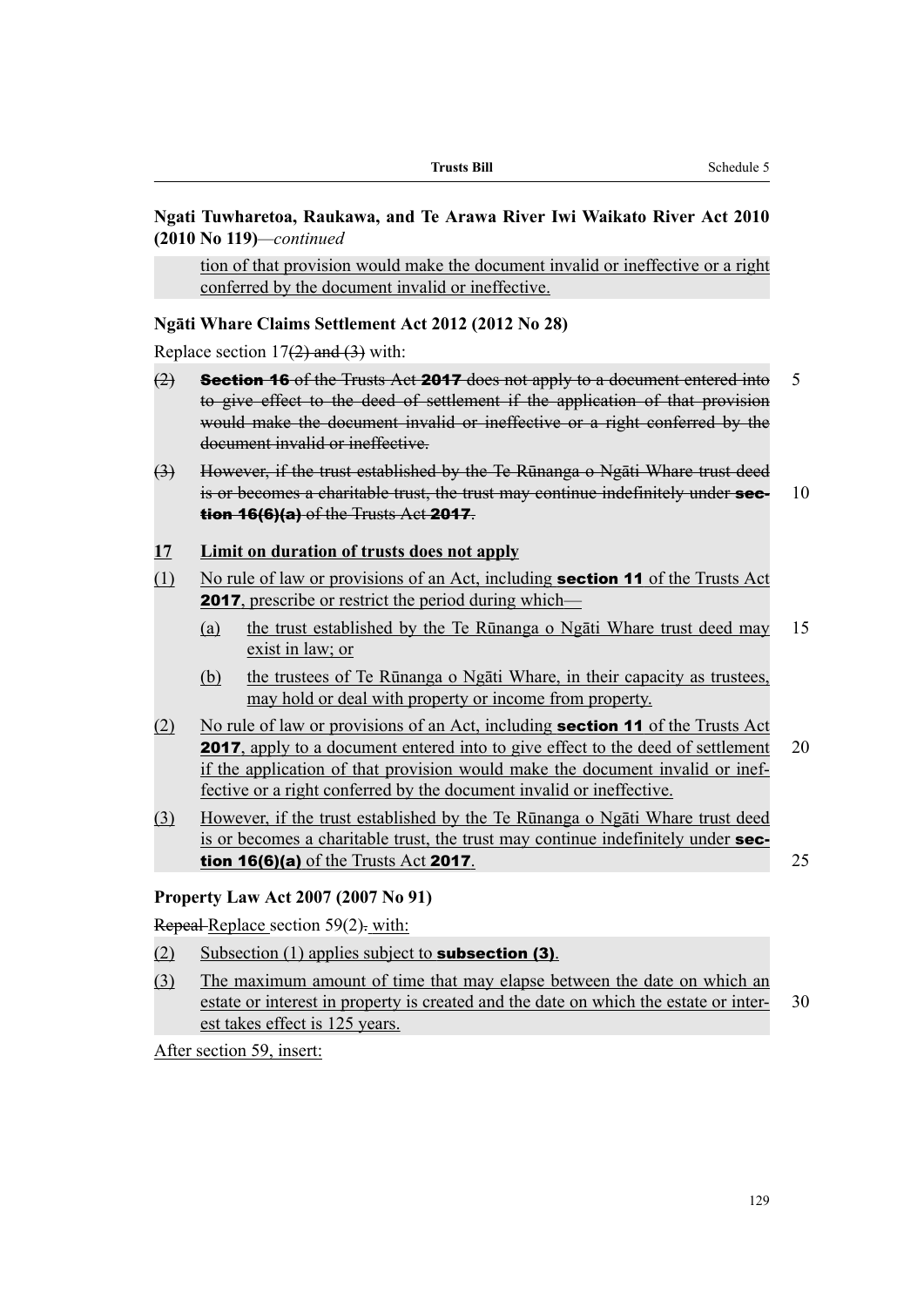**Ngati Tuwharetoa, Raukawa, and Te Arawa River Iwi Waikato River Act 2010 (2010 No 119)**—*continued*

tion of that provision would make the document invalid or ineffective or a right conferred by the document invalid or ineffective.

**Ngāti Whare Claims Settlement Act 2012 (2012 No 28)**

Replace section 17~~(2) and (3)~~ with:

~~(2) **Section 16** of the Trusts Act **2017** does not apply to a document entered into to give effect to the deed of settlement if the application of that provision would make the document invalid or ineffective or a right conferred by the document invalid or ineffective.~~

~~(3) However, if the trust established by the Te Rūnanga o Ngāti Whare trust deed is or becomes a charitable trust, the trust may continue indefinitely under **section 16(6)(a)** of the Trusts Act **2017**.~~

**17 Limit on duration of trusts does not apply**

(1) No rule of law or provisions of an Act, including **section 11** of the Trusts Act **2017**, prescribe or restrict the period during which—

(a) the trust established by the Te Rūnanga o Ngāti Whare trust deed may exist in law; or

(b) the trustees of Te Rūnanga o Ngāti Whare, in their capacity as trustees, may hold or deal with property or income from property.

(2) No rule of law or provisions of an Act, including **section 11** of the Trusts Act **2017**, apply to a document entered into to give effect to the deed of settlement if the application of that provision would make the document invalid or ineffective or a right conferred by the document invalid or ineffective.

(3) However, if the trust established by the Te Rūnanga o Ngāti Whare trust deed is or becomes a charitable trust, the trust may continue indefinitely under **section 16(6)(a)** of the Trusts Act **2017**.

**Property Law Act 2007 (2007 No 91)**

~~Repeal~~ Replace section 59(2)~~.~~ with:

(2) Subsection (1) applies subject to **subsection (3)**.

(3) The maximum amount of time that may elapse between the date on which an estate or interest in property is created and the date on which the estate or interest takes effect is 125 years.

After section 59, insert: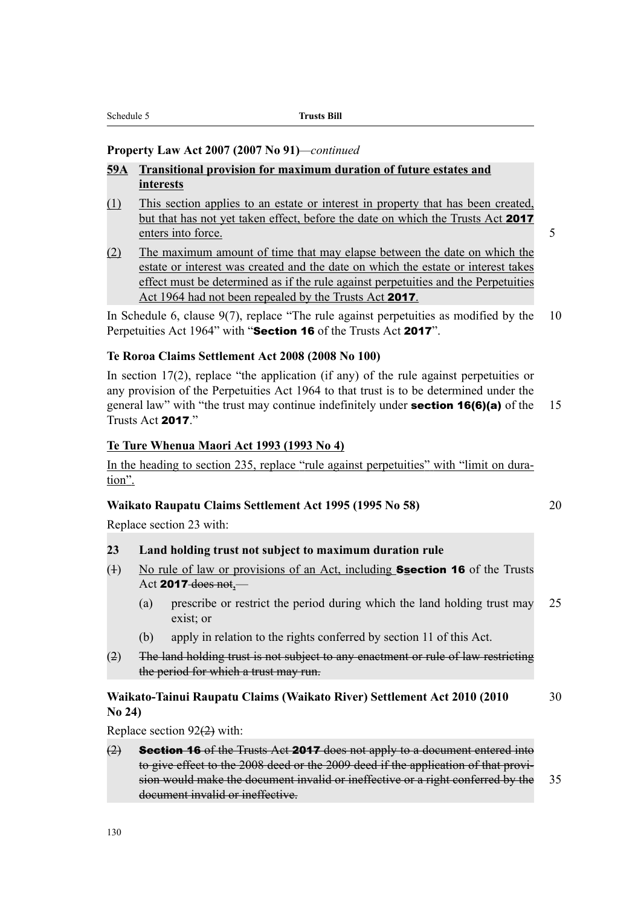**Property Law Act 2007 (2007 No 91)**—*continued*

**59A Transitional provision for maximum duration of future estates and interests**

(1) This section applies to an estate or interest in property that has been created, but that has not yet taken effect, before the date on which the Trusts Act **2017** enters into force.

(2) The maximum amount of time that may elapse between the date on which the estate or interest was created and the date on which the estate or interest takes effect must be determined as if the rule against perpetuities and the Perpetuities Act 1964 had not been repealed by the Trusts Act **2017**.

In Schedule 6, clause 9(7), replace "The rule against perpetuities as modified by the Perpetuities Act 1964" with "**Section 16** of the Trusts Act **2017**".

**Te Roroa Claims Settlement Act 2008 (2008 No 100)**

In section 17(2), replace "the application (if any) of the rule against perpetuities or any provision of the Perpetuities Act 1964 to that trust is to be determined under the general law" with "the trust may continue indefinitely under **section 16(6)(a)** of the Trusts Act **2017**."

**Te Ture Whenua Maori Act 1993 (1993 No 4)**

In the heading to section 235, replace "rule against perpetuities" with "limit on duration".

**Waikato Raupatu Claims Settlement Act 1995 (1995 No 58)**

Replace section 23 with:

**23 Land holding trust not subject to maximum duration rule**

(~~1~~) No rule of law or provisions of an Act, including ~~S~~**section 16** of the Trusts Act **2017** ~~does not~~,—

(a) prescribe or restrict the period during which the land holding trust may exist; or

(b) apply in relation to the rights conferred by section 11 of this Act.

~~(2) The land holding trust is not subject to any enactment or rule of law restricting the period for which a trust may run.~~

**Waikato-Tainui Raupatu Claims (Waikato River) Settlement Act 2010 (2010 No 24)**

Replace section 92~~(2)~~ with:

~~(2) **Section 16** of the Trusts Act **2017** does not apply to a document entered into to give effect to the 2008 deed or the 2009 deed if the application of that provision would make the document invalid or ineffective or a right conferred by the document invalid or ineffective.~~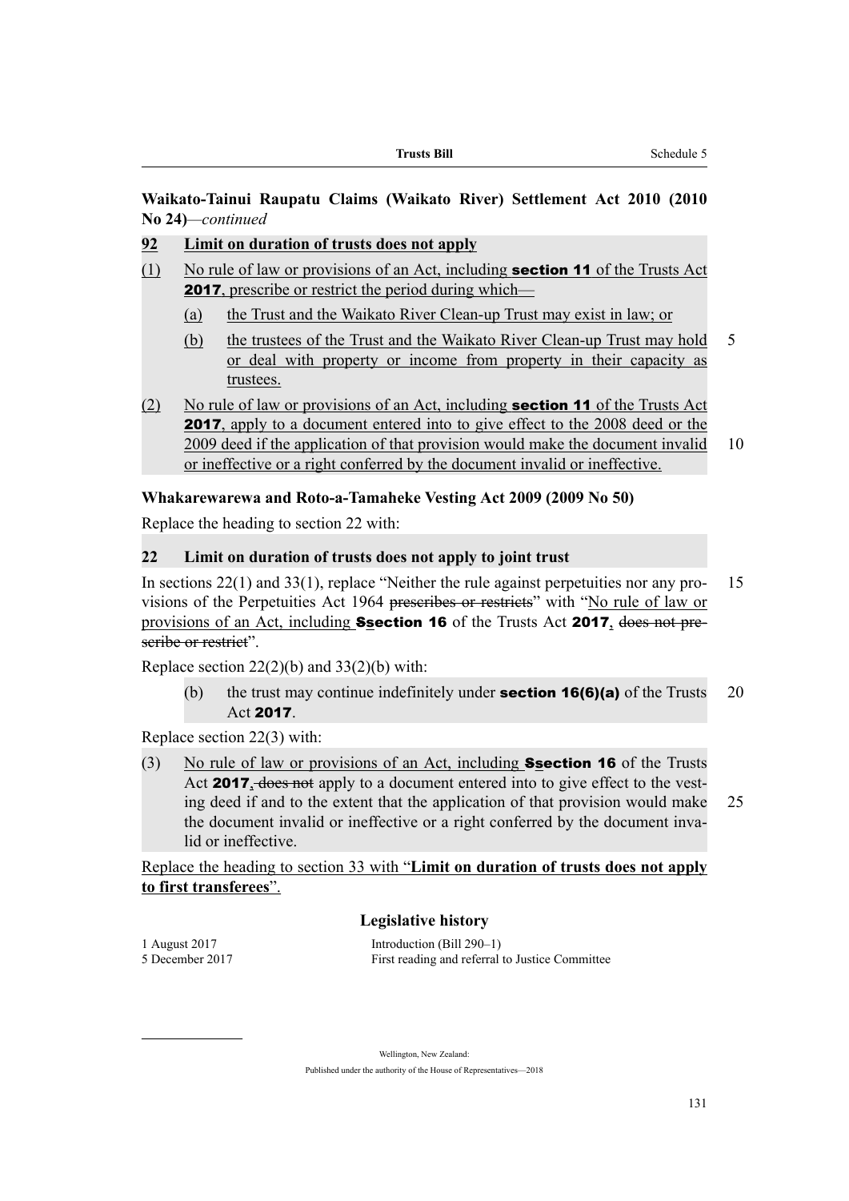**Waikato-Tainui Raupatu Claims (Waikato River) Settlement Act 2010 (2010 No 24)**—*continued*

**92 Limit on duration of trusts does not apply**

(1) No rule of law or provisions of an Act, including **section 11** of the Trusts Act **2017**, prescribe or restrict the period during which—

(a) the Trust and the Waikato River Clean-up Trust may exist in law; or

(b) the trustees of the Trust and the Waikato River Clean-up Trust may hold or deal with property or income from property in their capacity as trustees.

(2) No rule of law or provisions of an Act, including **section 11** of the Trusts Act **2017**, apply to a document entered into to give effect to the 2008 deed or the 2009 deed if the application of that provision would make the document invalid or ineffective or a right conferred by the document invalid or ineffective.

**Whakarewarewa and Roto-a-Tamaheke Vesting Act 2009 (2009 No 50)**

Replace the heading to section 22 with:

**22 Limit on duration of trusts does not apply to joint trust**

In sections 22(1) and 33(1), replace "Neither the rule against perpetuities nor any provisions of the Perpetuities Act 1964 ~~prescribes or restricts~~" with "No rule of law or provisions of an Act, including **Ssection 16** of the Trusts Act **2017**, ~~does not prescribe or restrict~~".

Replace section 22(2)(b) and 33(2)(b) with:

(b) the trust may continue indefinitely under **section 16(6)(a)** of the Trusts Act **2017**.

Replace section 22(3) with:

(3) No rule of law or provisions of an Act, including **Ssection 16** of the Trusts Act **2017**, ~~does not~~ apply to a document entered into to give effect to the vesting deed if and to the extent that the application of that provision would make the document invalid or ineffective or a right conferred by the document invalid or ineffective.

Replace the heading to section 33 with "**Limit on duration of trusts does not apply to first transferees**".

## Legislative history

| | |
|---|---|
| 1 August 2017 | Introduction (Bill 290–1) |
| 5 December 2017 | First reading and referral to Justice Committee |

Wellington, New Zealand:

Published under the authority of the House of Representatives—2018